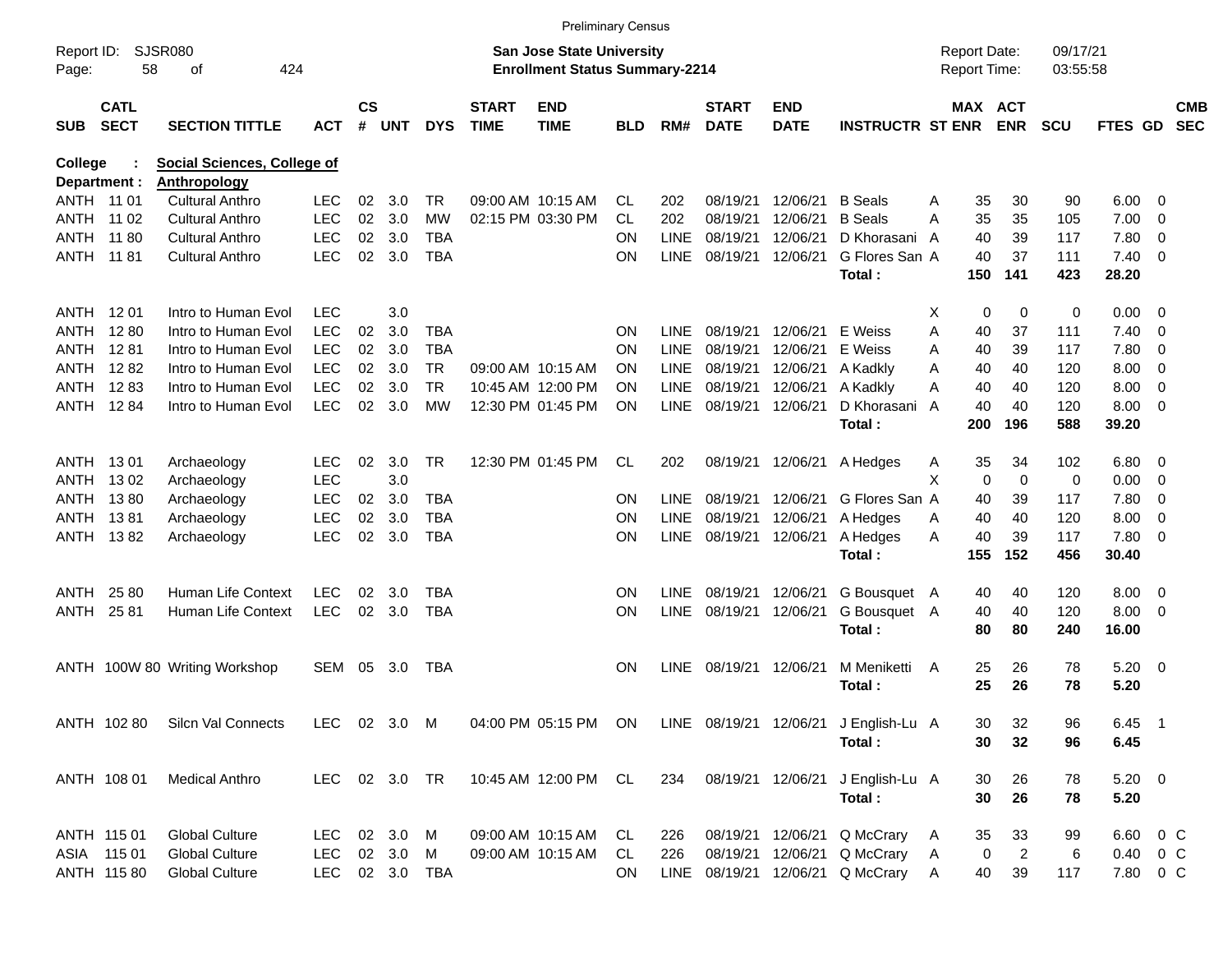Preliminary Census

Report ID: SJSR080
Page: 58 of 424

**San Jose State University**
**Enrollment Status Summary-2214**

Report Date: 09/17/21
Report Time: 03:55:58

**College : Social Sciences, College of**
**Department : Anthropology**

| SUB | CATL SECT | SECTION TITTLE | ACT | CS # | UNT | DYS | START TIME | END TIME | BLD | RM# | START DATE | END DATE | INSTRUCTR | ST | MAX ENR | ACT ENR | SCU | FTES | GD | CMB SEC |
|---|---|---|---|---|---|---|---|---|---|---|---|---|---|---|---|---|---|---|---|---|
| ANTH | 11 01 | Cultural Anthro | LEC | 02 | 3.0 | TR | 09:00 AM | 10:15 AM | CL | 202 | 08/19/21 | 12/06/21 | B Seals | A | 35 | 30 | 90 | 6.00 | 0 | |
| ANTH | 11 02 | Cultural Anthro | LEC | 02 | 3.0 | MW | 02:15 PM | 03:30 PM | CL | 202 | 08/19/21 | 12/06/21 | B Seals | A | 35 | 35 | 105 | 7.00 | 0 | |
| ANTH | 11 80 | Cultural Anthro | LEC | 02 | 3.0 | TBA | | | ON | LINE | 08/19/21 | 12/06/21 | D Khorasani | A | 40 | 39 | 117 | 7.80 | 0 | |
| ANTH | 11 81 | Cultural Anthro | LEC | 02 | 3.0 | TBA | | | ON | LINE | 08/19/21 | 12/06/21 | G Flores San | A | 40 | 37 | 111 | 7.40 | 0 | |
| | | | | | | | | | | | | | **Total :** | | **150** | **141** | **423** | **28.20** | | |
| ANTH | 12 01 | Intro to Human Evol | LEC | | 3.0 | | | | | | | | | X | 0 | 0 | 0 | 0.00 | 0 | |
| ANTH | 12 80 | Intro to Human Evol | LEC | 02 | 3.0 | TBA | | | ON | LINE | 08/19/21 | 12/06/21 | E Weiss | A | 40 | 37 | 111 | 7.40 | 0 | |
| ANTH | 12 81 | Intro to Human Evol | LEC | 02 | 3.0 | TBA | | | ON | LINE | 08/19/21 | 12/06/21 | E Weiss | A | 40 | 39 | 117 | 7.80 | 0 | |
| ANTH | 12 82 | Intro to Human Evol | LEC | 02 | 3.0 | TR | 09:00 AM | 10:15 AM | ON | LINE | 08/19/21 | 12/06/21 | A Kadkly | A | 40 | 40 | 120 | 8.00 | 0 | |
| ANTH | 12 83 | Intro to Human Evol | LEC | 02 | 3.0 | TR | 10:45 AM | 12:00 PM | ON | LINE | 08/19/21 | 12/06/21 | A Kadkly | A | 40 | 40 | 120 | 8.00 | 0 | |
| ANTH | 12 84 | Intro to Human Evol | LEC | 02 | 3.0 | MW | 12:30 PM | 01:45 PM | ON | LINE | 08/19/21 | 12/06/21 | D Khorasani | A | 40 | 40 | 120 | 8.00 | 0 | |
| | | | | | | | | | | | | | **Total :** | | **200** | **196** | **588** | **39.20** | | |
| ANTH | 13 01 | Archaeology | LEC | 02 | 3.0 | TR | 12:30 PM | 01:45 PM | CL | 202 | 08/19/21 | 12/06/21 | A Hedges | A | 35 | 34 | 102 | 6.80 | 0 | |
| ANTH | 13 02 | Archaeology | LEC | | 3.0 | | | | | | | | | X | 0 | 0 | 0 | 0.00 | 0 | |
| ANTH | 13 80 | Archaeology | LEC | 02 | 3.0 | TBA | | | ON | LINE | 08/19/21 | 12/06/21 | G Flores San | A | 40 | 39 | 117 | 7.80 | 0 | |
| ANTH | 13 81 | Archaeology | LEC | 02 | 3.0 | TBA | | | ON | LINE | 08/19/21 | 12/06/21 | A Hedges | A | 40 | 40 | 120 | 8.00 | 0 | |
| ANTH | 13 82 | Archaeology | LEC | 02 | 3.0 | TBA | | | ON | LINE | 08/19/21 | 12/06/21 | A Hedges | A | 40 | 39 | 117 | 7.80 | 0 | |
| | | | | | | | | | | | | | **Total :** | | **155** | **152** | **456** | **30.40** | | |
| ANTH | 25 80 | Human Life Context | LEC | 02 | 3.0 | TBA | | | ON | LINE | 08/19/21 | 12/06/21 | G Bousquet | A | 40 | 40 | 120 | 8.00 | 0 | |
| ANTH | 25 81 | Human Life Context | LEC | 02 | 3.0 | TBA | | | ON | LINE | 08/19/21 | 12/06/21 | G Bousquet | A | 40 | 40 | 120 | 8.00 | 0 | |
| | | | | | | | | | | | | | **Total :** | | **80** | **80** | **240** | **16.00** | | |
| ANTH | 100W 80 | Writing Workshop | SEM | 05 | 3.0 | TBA | | | ON | LINE | 08/19/21 | 12/06/21 | M Meniketti | A | 25 | 26 | 78 | 5.20 | 0 | |
| | | | | | | | | | | | | | **Total :** | | **25** | **26** | **78** | **5.20** | | |
| ANTH | 102 80 | Silcn Val Connects | LEC | 02 | 3.0 | M | 04:00 PM | 05:15 PM | ON | LINE | 08/19/21 | 12/06/21 | J English-Lu | A | 30 | 32 | 96 | 6.45 | 1 | |
| | | | | | | | | | | | | | **Total :** | | **30** | **32** | **96** | **6.45** | | |
| ANTH | 108 01 | Medical Anthro | LEC | 02 | 3.0 | TR | 10:45 AM | 12:00 PM | CL | 234 | 08/19/21 | 12/06/21 | J English-Lu | A | 30 | 26 | 78 | 5.20 | 0 | |
| | | | | | | | | | | | | | **Total :** | | **30** | **26** | **78** | **5.20** | | |
| ANTH | 115 01 | Global Culture | LEC | 02 | 3.0 | M | 09:00 AM | 10:15 AM | CL | 226 | 08/19/21 | 12/06/21 | Q McCrary | A | 35 | 33 | 99 | 6.60 | 0 | C |
| ASIA | 115 01 | Global Culture | LEC | 02 | 3.0 | M | 09:00 AM | 10:15 AM | CL | 226 | 08/19/21 | 12/06/21 | Q McCrary | A | 0 | 2 | 6 | 0.40 | 0 | C |
| ANTH | 115 80 | Global Culture | LEC | 02 | 3.0 | TBA | | | ON | LINE | 08/19/21 | 12/06/21 | Q McCrary | A | 40 | 39 | 117 | 7.80 | 0 | C |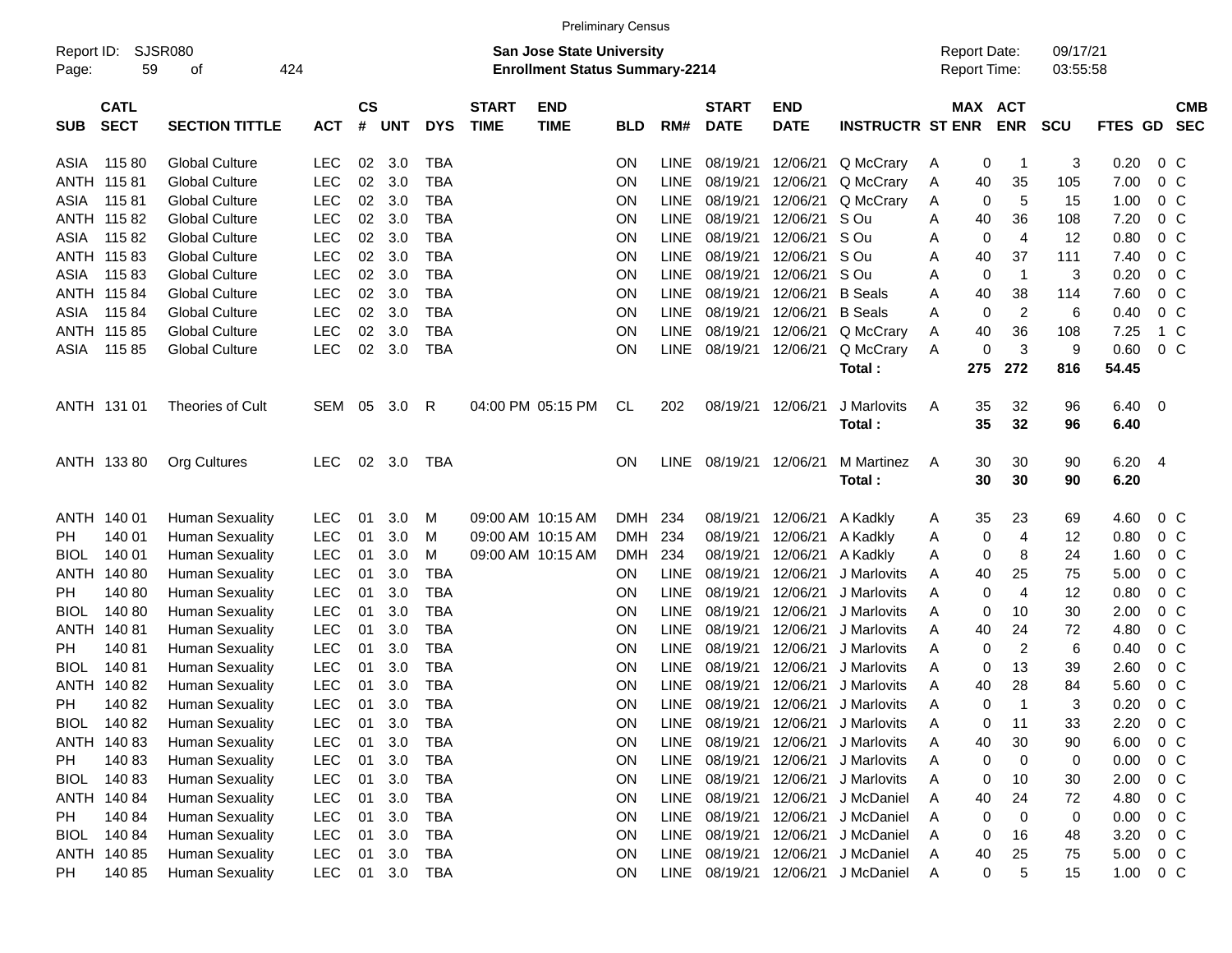Preliminary Census

Report ID: SJSR080

**San Jose State University**
**Enrollment Status Summary-2214**

Report Date: 09/17/21
Report Time: 03:55:58

| SUB | CATL SECT | SECTION TITTLE | ACT | CS # | UNT | DYS | START TIME | END TIME | BLD | RM# | START DATE | END DATE | INSTRUCTR | ST | MAX ENR | ACT ENR | SCU | FTES | GD | CMB SEC |
|---|---|---|---|---|---|---|---|---|---|---|---|---|---|---|---|---|---|---|---|---|
| ASIA | 115 80 | Global Culture | LEC | 02 | 3.0 | TBA | | | ON | LINE | 08/19/21 | 12/06/21 | Q McCrary | A | 0 | 1 | 3 | 0.20 | 0 | C |
| ANTH | 115 81 | Global Culture | LEC | 02 | 3.0 | TBA | | | ON | LINE | 08/19/21 | 12/06/21 | Q McCrary | A | 40 | 35 | 105 | 7.00 | 0 | C |
| ASIA | 115 81 | Global Culture | LEC | 02 | 3.0 | TBA | | | ON | LINE | 08/19/21 | 12/06/21 | Q McCrary | A | 0 | 5 | 15 | 1.00 | 0 | C |
| ANTH | 115 82 | Global Culture | LEC | 02 | 3.0 | TBA | | | ON | LINE | 08/19/21 | 12/06/21 | S Ou | A | 40 | 36 | 108 | 7.20 | 0 | C |
| ASIA | 115 82 | Global Culture | LEC | 02 | 3.0 | TBA | | | ON | LINE | 08/19/21 | 12/06/21 | S Ou | A | 0 | 4 | 12 | 0.80 | 0 | C |
| ANTH | 115 83 | Global Culture | LEC | 02 | 3.0 | TBA | | | ON | LINE | 08/19/21 | 12/06/21 | S Ou | A | 40 | 37 | 111 | 7.40 | 0 | C |
| ASIA | 115 83 | Global Culture | LEC | 02 | 3.0 | TBA | | | ON | LINE | 08/19/21 | 12/06/21 | S Ou | A | 0 | 1 | 3 | 0.20 | 0 | C |
| ANTH | 115 84 | Global Culture | LEC | 02 | 3.0 | TBA | | | ON | LINE | 08/19/21 | 12/06/21 | B Seals | A | 40 | 38 | 114 | 7.60 | 0 | C |
| ASIA | 115 84 | Global Culture | LEC | 02 | 3.0 | TBA | | | ON | LINE | 08/19/21 | 12/06/21 | B Seals | A | 0 | 2 | 6 | 0.40 | 0 | C |
| ANTH | 115 85 | Global Culture | LEC | 02 | 3.0 | TBA | | | ON | LINE | 08/19/21 | 12/06/21 | Q McCrary | A | 40 | 36 | 108 | 7.25 | 1 | C |
| ASIA | 115 85 | Global Culture | LEC | 02 | 3.0 | TBA | | | ON | LINE | 08/19/21 | 12/06/21 | Q McCrary | A | 0 | 3 | 9 | 0.60 | 0 | C |
| | | | | | | | | | | | | | **Total :** | | **275** | **272** | **816** | **54.45** | | |
| ANTH | 131 01 | Theories of Cult | SEM | 05 | 3.0 | R | 04:00 PM | 05:15 PM | CL | 202 | 08/19/21 | 12/06/21 | J Marlovits | A | 35 | 32 | 96 | 6.40 | 0 | |
| | | | | | | | | | | | | | **Total :** | | **35** | **32** | **96** | **6.40** | | |
| ANTH | 133 80 | Org Cultures | LEC | 02 | 3.0 | TBA | | | ON | LINE | 08/19/21 | 12/06/21 | M Martinez | A | 30 | 30 | 90 | 6.20 | 4 | |
| | | | | | | | | | | | | | **Total :** | | **30** | **30** | **90** | **6.20** | | |
| ANTH | 140 01 | Human Sexuality | LEC | 01 | 3.0 | M | 09:00 AM | 10:15 AM | DMH | 234 | 08/19/21 | 12/06/21 | A Kadkly | A | 35 | 23 | 69 | 4.60 | 0 | C |
| PH | 140 01 | Human Sexuality | LEC | 01 | 3.0 | M | 09:00 AM | 10:15 AM | DMH | 234 | 08/19/21 | 12/06/21 | A Kadkly | A | 0 | 4 | 12 | 0.80 | 0 | C |
| BIOL | 140 01 | Human Sexuality | LEC | 01 | 3.0 | M | 09:00 AM | 10:15 AM | DMH | 234 | 08/19/21 | 12/06/21 | A Kadkly | A | 0 | 8 | 24 | 1.60 | 0 | C |
| ANTH | 140 80 | Human Sexuality | LEC | 01 | 3.0 | TBA | | | ON | LINE | 08/19/21 | 12/06/21 | J Marlovits | A | 40 | 25 | 75 | 5.00 | 0 | C |
| PH | 140 80 | Human Sexuality | LEC | 01 | 3.0 | TBA | | | ON | LINE | 08/19/21 | 12/06/21 | J Marlovits | A | 0 | 4 | 12 | 0.80 | 0 | C |
| BIOL | 140 80 | Human Sexuality | LEC | 01 | 3.0 | TBA | | | ON | LINE | 08/19/21 | 12/06/21 | J Marlovits | A | 0 | 10 | 30 | 2.00 | 0 | C |
| ANTH | 140 81 | Human Sexuality | LEC | 01 | 3.0 | TBA | | | ON | LINE | 08/19/21 | 12/06/21 | J Marlovits | A | 40 | 24 | 72 | 4.80 | 0 | C |
| PH | 140 81 | Human Sexuality | LEC | 01 | 3.0 | TBA | | | ON | LINE | 08/19/21 | 12/06/21 | J Marlovits | A | 0 | 2 | 6 | 0.40 | 0 | C |
| BIOL | 140 81 | Human Sexuality | LEC | 01 | 3.0 | TBA | | | ON | LINE | 08/19/21 | 12/06/21 | J Marlovits | A | 0 | 13 | 39 | 2.60 | 0 | C |
| ANTH | 140 82 | Human Sexuality | LEC | 01 | 3.0 | TBA | | | ON | LINE | 08/19/21 | 12/06/21 | J Marlovits | A | 40 | 28 | 84 | 5.60 | 0 | C |
| PH | 140 82 | Human Sexuality | LEC | 01 | 3.0 | TBA | | | ON | LINE | 08/19/21 | 12/06/21 | J Marlovits | A | 0 | 1 | 3 | 0.20 | 0 | C |
| BIOL | 140 82 | Human Sexuality | LEC | 01 | 3.0 | TBA | | | ON | LINE | 08/19/21 | 12/06/21 | J Marlovits | A | 0 | 11 | 33 | 2.20 | 0 | C |
| ANTH | 140 83 | Human Sexuality | LEC | 01 | 3.0 | TBA | | | ON | LINE | 08/19/21 | 12/06/21 | J Marlovits | A | 40 | 30 | 90 | 6.00 | 0 | C |
| PH | 140 83 | Human Sexuality | LEC | 01 | 3.0 | TBA | | | ON | LINE | 08/19/21 | 12/06/21 | J Marlovits | A | 0 | 0 | 0 | 0.00 | 0 | C |
| BIOL | 140 83 | Human Sexuality | LEC | 01 | 3.0 | TBA | | | ON | LINE | 08/19/21 | 12/06/21 | J Marlovits | A | 0 | 10 | 30 | 2.00 | 0 | C |
| ANTH | 140 84 | Human Sexuality | LEC | 01 | 3.0 | TBA | | | ON | LINE | 08/19/21 | 12/06/21 | J McDaniel | A | 40 | 24 | 72 | 4.80 | 0 | C |
| PH | 140 84 | Human Sexuality | LEC | 01 | 3.0 | TBA | | | ON | LINE | 08/19/21 | 12/06/21 | J McDaniel | A | 0 | 0 | 0 | 0.00 | 0 | C |
| BIOL | 140 84 | Human Sexuality | LEC | 01 | 3.0 | TBA | | | ON | LINE | 08/19/21 | 12/06/21 | J McDaniel | A | 0 | 16 | 48 | 3.20 | 0 | C |
| ANTH | 140 85 | Human Sexuality | LEC | 01 | 3.0 | TBA | | | ON | LINE | 08/19/21 | 12/06/21 | J McDaniel | A | 40 | 25 | 75 | 5.00 | 0 | C |
| PH | 140 85 | Human Sexuality | LEC | 01 | 3.0 | TBA | | | ON | LINE | 08/19/21 | 12/06/21 | J McDaniel | A | 0 | 5 | 15 | 1.00 | 0 | C |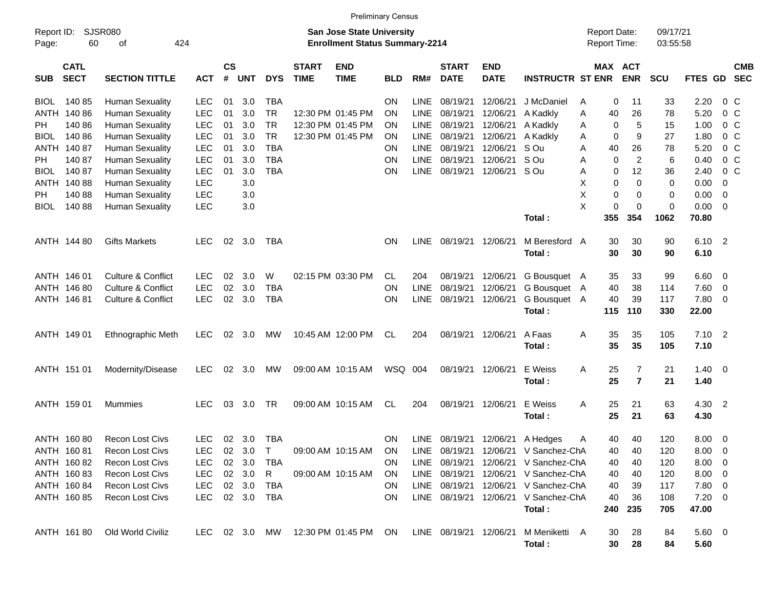Preliminary Census

Report ID: SJSR080

**San Jose State University**
**Enrollment Status Summary-2214**

Report Date: 09/17/21
Report Time: 03:55:58

| SUB | CATL SECT | SECTION TITTLE | ACT | CS # | UNT | DYS | START TIME | END TIME | BLD | RM# | START DATE | END DATE | INSTRUCTR | ST | MAX ENR | ACT ENR | SCU | FTES | GD | CMB SEC |
|---|---|---|---|---|---|---|---|---|---|---|---|---|---|---|---|---|---|---|---|---|
| BIOL | 140 85 | Human Sexuality | LEC | 01 | 3.0 | TBA | | | ON | LINE | 08/19/21 | 12/06/21 | J McDaniel | A | 0 | 11 | 33 | 2.20 | 0 | C |
| ANTH | 140 86 | Human Sexuality | LEC | 01 | 3.0 | TR | 12:30 PM | 01:45 PM | ON | LINE | 08/19/21 | 12/06/21 | A Kadkly | A | 40 | 26 | 78 | 5.20 | 0 | C |
| PH | 140 86 | Human Sexuality | LEC | 01 | 3.0 | TR | 12:30 PM | 01:45 PM | ON | LINE | 08/19/21 | 12/06/21 | A Kadkly | A | 0 | 5 | 15 | 1.00 | 0 | C |
| BIOL | 140 86 | Human Sexuality | LEC | 01 | 3.0 | TR | 12:30 PM | 01:45 PM | ON | LINE | 08/19/21 | 12/06/21 | A Kadkly | A | 0 | 9 | 27 | 1.80 | 0 | C |
| ANTH | 140 87 | Human Sexuality | LEC | 01 | 3.0 | TBA | | | ON | LINE | 08/19/21 | 12/06/21 | S Ou | A | 40 | 26 | 78 | 5.20 | 0 | C |
| PH | 140 87 | Human Sexuality | LEC | 01 | 3.0 | TBA | | | ON | LINE | 08/19/21 | 12/06/21 | S Ou | A | 0 | 2 | 6 | 0.40 | 0 | C |
| BIOL | 140 87 | Human Sexuality | LEC | 01 | 3.0 | TBA | | | ON | LINE | 08/19/21 | 12/06/21 | S Ou | A | 0 | 12 | 36 | 2.40 | 0 | C |
| ANTH | 140 88 | Human Sexuality | LEC | | 3.0 | | | | | | | | | X | 0 | 0 | 0 | 0.00 | 0 | |
| PH | 140 88 | Human Sexuality | LEC | | 3.0 | | | | | | | | | X | 0 | 0 | 0 | 0.00 | 0 | |
| BIOL | 140 88 | Human Sexuality | LEC | | 3.0 | | | | | | | | | X | 0 | 0 | 0 | 0.00 | 0 | |
| | | | | | | | | | | | | | **Total :** | | **355** | **354** | **1062** | **70.80** | | |
| ANTH | 144 80 | Gifts Markets | LEC | 02 | 3.0 | TBA | | | ON | LINE | 08/19/21 | 12/06/21 | M Beresford | A | 30 | 30 | 90 | 6.10 | 2 | |
| | | | | | | | | | | | | | **Total :** | | **30** | **30** | **90** | **6.10** | | |
| ANTH | 146 01 | Culture & Conflict | LEC | 02 | 3.0 | W | 02:15 PM | 03:30 PM | CL | 204 | 08/19/21 | 12/06/21 | G Bousquet | A | 35 | 33 | 99 | 6.60 | 0 | |
| ANTH | 146 80 | Culture & Conflict | LEC | 02 | 3.0 | TBA | | | ON | LINE | 08/19/21 | 12/06/21 | G Bousquet | A | 40 | 38 | 114 | 7.60 | 0 | |
| ANTH | 146 81 | Culture & Conflict | LEC | 02 | 3.0 | TBA | | | ON | LINE | 08/19/21 | 12/06/21 | G Bousquet | A | 40 | 39 | 117 | 7.80 | 0 | |
| | | | | | | | | | | | | | **Total :** | | **115** | **110** | **330** | **22.00** | | |
| ANTH | 149 01 | Ethnographic Meth | LEC | 02 | 3.0 | MW | 10:45 AM | 12:00 PM | CL | 204 | 08/19/21 | 12/06/21 | A Faas | A | 35 | 35 | 105 | 7.10 | 2 | |
| | | | | | | | | | | | | | **Total :** | | **35** | **35** | **105** | **7.10** | | |
| ANTH | 151 01 | Modernity/Disease | LEC | 02 | 3.0 | MW | 09:00 AM | 10:15 AM | WSQ | 004 | 08/19/21 | 12/06/21 | E Weiss | A | 25 | 7 | 21 | 1.40 | 0 | |
| | | | | | | | | | | | | | **Total :** | | **25** | **7** | **21** | **1.40** | | |
| ANTH | 159 01 | Mummies | LEC | 03 | 3.0 | TR | 09:00 AM | 10:15 AM | CL | 204 | 08/19/21 | 12/06/21 | E Weiss | A | 25 | 21 | 63 | 4.30 | 2 | |
| | | | | | | | | | | | | | **Total :** | | **25** | **21** | **63** | **4.30** | | |
| ANTH | 160 80 | Recon Lost Civs | LEC | 02 | 3.0 | TBA | | | ON | LINE | 08/19/21 | 12/06/21 | A Hedges | A | 40 | 40 | 120 | 8.00 | 0 | |
| ANTH | 160 81 | Recon Lost Civs | LEC | 02 | 3.0 | T | 09:00 AM | 10:15 AM | ON | LINE | 08/19/21 | 12/06/21 | V Sanchez-Ch | A | 40 | 40 | 120 | 8.00 | 0 | |
| ANTH | 160 82 | Recon Lost Civs | LEC | 02 | 3.0 | TBA | | | ON | LINE | 08/19/21 | 12/06/21 | V Sanchez-Ch | A | 40 | 40 | 120 | 8.00 | 0 | |
| ANTH | 160 83 | Recon Lost Civs | LEC | 02 | 3.0 | R | 09:00 AM | 10:15 AM | ON | LINE | 08/19/21 | 12/06/21 | V Sanchez-Ch | A | 40 | 40 | 120 | 8.00 | 0 | |
| ANTH | 160 84 | Recon Lost Civs | LEC | 02 | 3.0 | TBA | | | ON | LINE | 08/19/21 | 12/06/21 | V Sanchez-Ch | A | 40 | 39 | 117 | 7.80 | 0 | |
| ANTH | 160 85 | Recon Lost Civs | LEC | 02 | 3.0 | TBA | | | ON | LINE | 08/19/21 | 12/06/21 | V Sanchez-Ch | A | 40 | 36 | 108 | 7.20 | 0 | |
| | | | | | | | | | | | | | **Total :** | | **240** | **235** | **705** | **47.00** | | |
| ANTH | 161 80 | Old World Civiliz | LEC | 02 | 3.0 | MW | 12:30 PM | 01:45 PM | ON | LINE | 08/19/21 | 12/06/21 | M Meniketti | A | 30 | 28 | 84 | 5.60 | 0 | |
| | | | | | | | | | | | | | **Total :** | | **30** | **28** | **84** | **5.60** | | |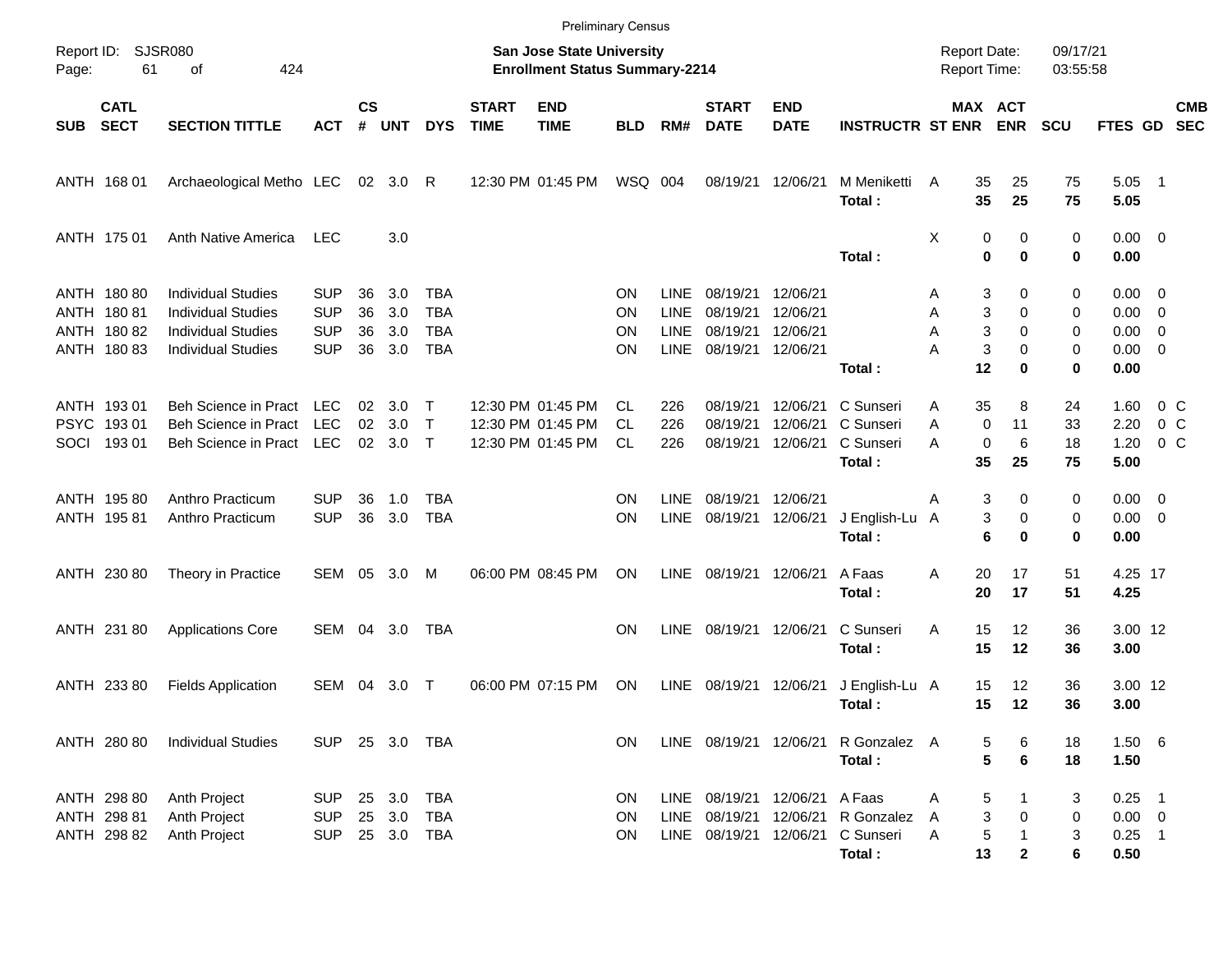Preliminary Census

Report ID: SJSR080

**San Jose State University**
**Enrollment Status Summary-2214**

Report Date: 09/17/21
Report Time: 03:55:58

| SUB | CATL SECT | SECTION TITTLE | ACT | CS # | UNT | DYS | START TIME | END TIME | BLD | RM# | START DATE | END DATE | INSTRUCTR | ST | MAX ENR | ACT ENR | SCU | FTES | GD | CMB SEC |
|---|---|---|---|---|---|---|---|---|---|---|---|---|---|---|---|---|---|---|---|---|
| ANTH | 168 01 | Archaeological Metho | LEC | 02 | 3.0 | R | 12:30 PM | 01:45 PM | WSQ | 004 | 08/19/21 | 12/06/21 | M Meniketti | A | 35 | 25 | 75 | 5.05 | 1 | |
| | | | | | | | | | | | | | **Total :** | | **35** | **25** | **75** | **5.05** | | |
| ANTH | 175 01 | Anth Native America | LEC | | 3.0 | | | | | | | | | X | 0 | 0 | 0 | 0.00 | 0 | |
| | | | | | | | | | | | | | **Total :** | | **0** | **0** | **0** | **0.00** | | |
| ANTH | 180 80 | Individual Studies | SUP | 36 | 3.0 | TBA | | | ON | LINE | 08/19/21 | 12/06/21 | | A | 3 | 0 | 0 | 0.00 | 0 | |
| ANTH | 180 81 | Individual Studies | SUP | 36 | 3.0 | TBA | | | ON | LINE | 08/19/21 | 12/06/21 | | A | 3 | 0 | 0 | 0.00 | 0 | |
| ANTH | 180 82 | Individual Studies | SUP | 36 | 3.0 | TBA | | | ON | LINE | 08/19/21 | 12/06/21 | | A | 3 | 0 | 0 | 0.00 | 0 | |
| ANTH | 180 83 | Individual Studies | SUP | 36 | 3.0 | TBA | | | ON | LINE | 08/19/21 | 12/06/21 | | A | 3 | 0 | 0 | 0.00 | 0 | |
| | | | | | | | | | | | | | **Total :** | | **12** | **0** | **0** | **0.00** | | |
| ANTH | 193 01 | Beh Science in Pract | LEC | 02 | 3.0 | T | 12:30 PM | 01:45 PM | CL | 226 | 08/19/21 | 12/06/21 | C Sunseri | A | 35 | 8 | 24 | 1.60 | 0 | C |
| PSYC | 193 01 | Beh Science in Pract | LEC | 02 | 3.0 | T | 12:30 PM | 01:45 PM | CL | 226 | 08/19/21 | 12/06/21 | C Sunseri | A | 0 | 11 | 33 | 2.20 | 0 | C |
| SOCI | 193 01 | Beh Science in Pract | LEC | 02 | 3.0 | T | 12:30 PM | 01:45 PM | CL | 226 | 08/19/21 | 12/06/21 | C Sunseri | A | 0 | 6 | 18 | 1.20 | 0 | C |
| | | | | | | | | | | | | | **Total :** | | **35** | **25** | **75** | **5.00** | | |
| ANTH | 195 80 | Anthro Practicum | SUP | 36 | 1.0 | TBA | | | ON | LINE | 08/19/21 | 12/06/21 | | A | 3 | 0 | 0 | 0.00 | 0 | |
| ANTH | 195 81 | Anthro Practicum | SUP | 36 | 3.0 | TBA | | | ON | LINE | 08/19/21 | 12/06/21 | J English-Lu | A | 3 | 0 | 0 | 0.00 | 0 | |
| | | | | | | | | | | | | | **Total :** | | **6** | **0** | **0** | **0.00** | | |
| ANTH | 230 80 | Theory in Practice | SEM | 05 | 3.0 | M | 06:00 PM | 08:45 PM | ON | LINE | 08/19/21 | 12/06/21 | A Faas | A | 20 | 17 | 51 | 4.25 | 17 | |
| | | | | | | | | | | | | | **Total :** | | **20** | **17** | **51** | **4.25** | | |
| ANTH | 231 80 | Applications Core | SEM | 04 | 3.0 | TBA | | | ON | LINE | 08/19/21 | 12/06/21 | C Sunseri | A | 15 | 12 | 36 | 3.00 | 12 | |
| | | | | | | | | | | | | | **Total :** | | **15** | **12** | **36** | **3.00** | | |
| ANTH | 233 80 | Fields Application | SEM | 04 | 3.0 | T | 06:00 PM | 07:15 PM | ON | LINE | 08/19/21 | 12/06/21 | J English-Lu | A | 15 | 12 | 36 | 3.00 | 12 | |
| | | | | | | | | | | | | | **Total :** | | **15** | **12** | **36** | **3.00** | | |
| ANTH | 280 80 | Individual Studies | SUP | 25 | 3.0 | TBA | | | ON | LINE | 08/19/21 | 12/06/21 | R Gonzalez | A | 5 | 6 | 18 | 1.50 | 6 | |
| | | | | | | | | | | | | | **Total :** | | **5** | **6** | **18** | **1.50** | | |
| ANTH | 298 80 | Anth Project | SUP | 25 | 3.0 | TBA | | | ON | LINE | 08/19/21 | 12/06/21 | A Faas | A | 5 | 1 | 3 | 0.25 | 1 | |
| ANTH | 298 81 | Anth Project | SUP | 25 | 3.0 | TBA | | | ON | LINE | 08/19/21 | 12/06/21 | R Gonzalez | A | 3 | 0 | 0 | 0.00 | 0 | |
| ANTH | 298 82 | Anth Project | SUP | 25 | 3.0 | TBA | | | ON | LINE | 08/19/21 | 12/06/21 | C Sunseri | A | 5 | 1 | 3 | 0.25 | 1 | |
| | | | | | | | | | | | | | **Total :** | | **13** | **2** | **6** | **0.50** | | |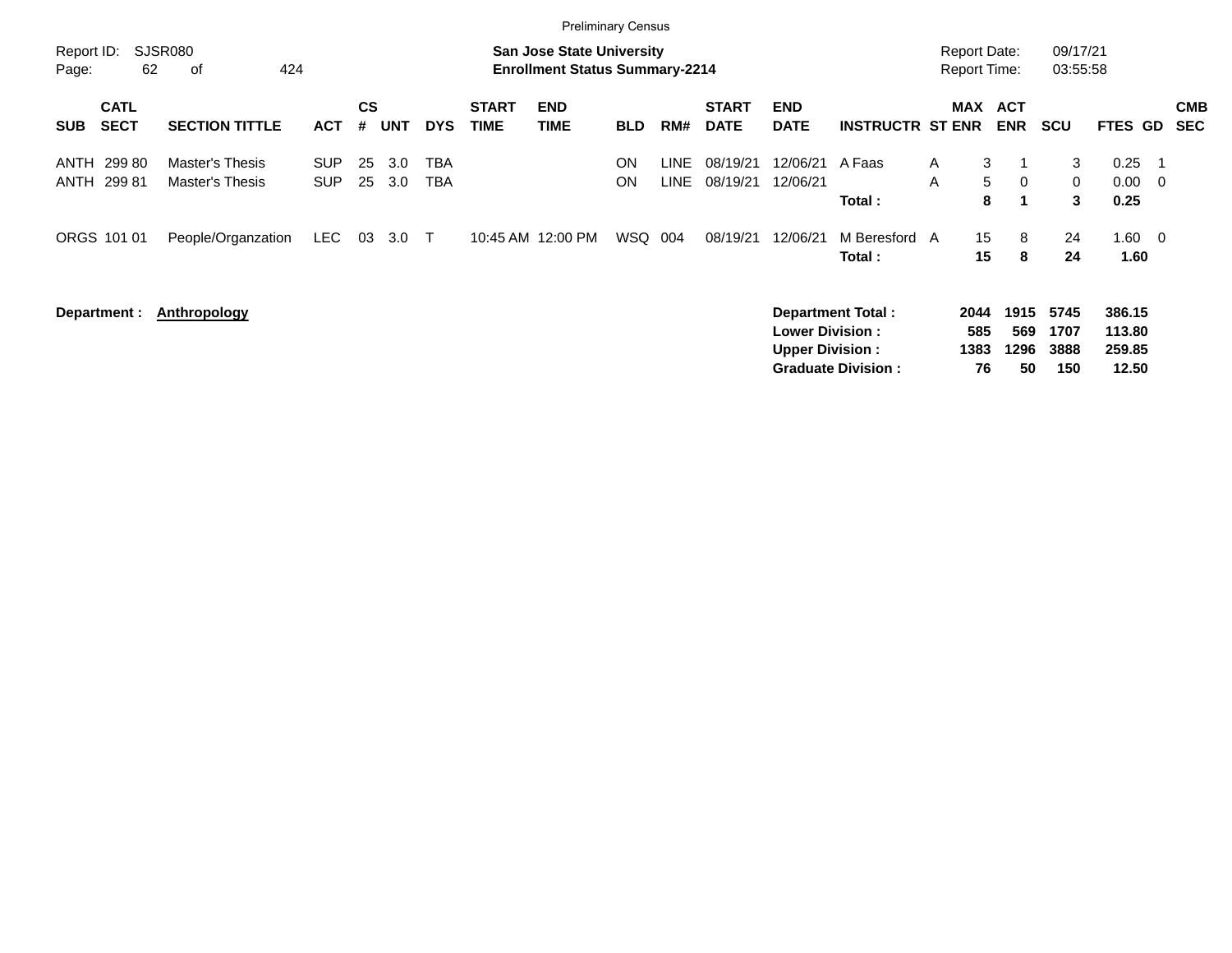Preliminary Census

Report ID: SJSR080

**San Jose State University**
**Enrollment Status Summary-2214**

Report Date: 09/17/21
Report Time: 03:55:58

| SUB | CATL SECT | SECTION TITTLE | ACT | CS # | UNT | DYS | START TIME | END TIME | BLD | RM# | START DATE | END DATE | INSTRUCTR | ST | MAX ENR | ACT ENR | SCU | FTES | GD | CMB SEC |
|---|---|---|---|---|---|---|---|---|---|---|---|---|---|---|---|---|---|---|---|---|
| ANTH | 299 80 | Master's Thesis | SUP | 25 | 3.0 | TBA | | | ON | LINE | 08/19/21 | 12/06/21 | A Faas | A | 3 | 1 | 3 | 0.25 | 1 | |
| ANTH | 299 81 | Master's Thesis | SUP | 25 | 3.0 | TBA | | | ON | LINE | 08/19/21 | 12/06/21 | | A | 5 | 0 | 0 | 0.00 | 0 | |
| | | | | | | | | | | | | | **Total :** | | **8** | **1** | **3** | **0.25** | | |
| ORGS | 101 01 | People/Organzation | LEC | 03 | 3.0 | T | 10:45 AM | 12:00 PM | WSQ | 004 | 08/19/21 | 12/06/21 | M Beresford | A | 15 | 8 | 24 | 1.60 | 0 | |
| | | | | | | | | | | | | | **Total :** | | **15** | **8** | **24** | **1.60** | | |

**Department :** **Anthropology**

| | MAX ENR | ACT ENR | SCU | FTES |
|---|---|---|---|---|
| **Department Total :** | **2044** | **1915** | **5745** | **386.15** |
| **Lower Division :** | **585** | **569** | **1707** | **113.80** |
| **Upper Division :** | **1383** | **1296** | **3888** | **259.85** |
| **Graduate Division :** | **76** | **50** | **150** | **12.50** |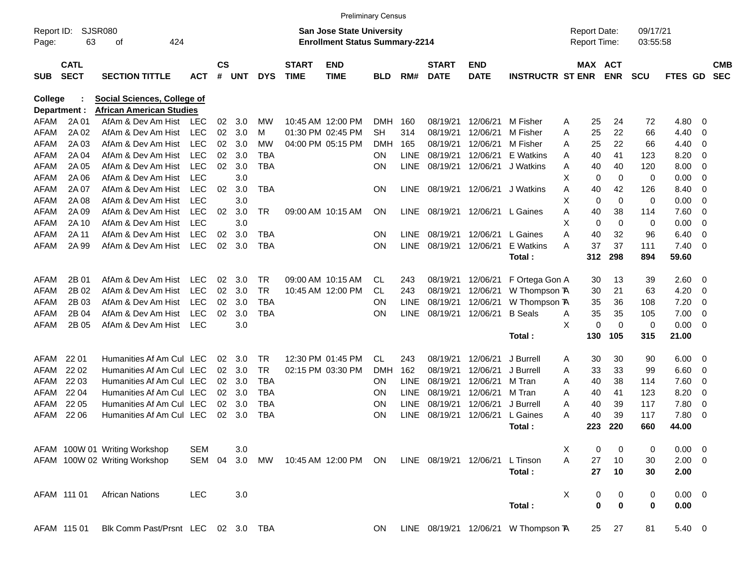Preliminary Census

Report ID: SJSR080
Page: 63 of 424

**San Jose State University**
**Enrollment Status Summary-2214**

Report Date: 09/17/21
Report Time: 03:55:58

**College : Social Sciences, College of**
**Department : African American Studies**

| SUB | CATL SECT | SECTION TITTLE | ACT | CS # | UNT | DYS | START TIME | END TIME | BLD | RM# | START DATE | END DATE | INSTRUCTR | ST | MAX ENR | ACT ENR | SCU | FTES | GD | CMB SEC |
|---|---|---|---|---|---|---|---|---|---|---|---|---|---|---|---|---|---|---|---|---|
| AFAM | 2A 01 | AfAm & Dev Am Hist | LEC | 02 | 3.0 | MW | 10:45 AM | 12:00 PM | DMH | 160 | 08/19/21 | 12/06/21 | M Fisher | A | 25 | 24 | 72 | 4.80 | 0 | |
| AFAM | 2A 02 | AfAm & Dev Am Hist | LEC | 02 | 3.0 | M | 01:30 PM | 02:45 PM | SH | 314 | 08/19/21 | 12/06/21 | M Fisher | A | 25 | 22 | 66 | 4.40 | 0 | |
| AFAM | 2A 03 | AfAm & Dev Am Hist | LEC | 02 | 3.0 | MW | 04:00 PM | 05:15 PM | DMH | 165 | 08/19/21 | 12/06/21 | M Fisher | A | 25 | 22 | 66 | 4.40 | 0 | |
| AFAM | 2A 04 | AfAm & Dev Am Hist | LEC | 02 | 3.0 | TBA | | | ON | LINE | 08/19/21 | 12/06/21 | E Watkins | A | 40 | 41 | 123 | 8.20 | 0 | |
| AFAM | 2A 05 | AfAm & Dev Am Hist | LEC | 02 | 3.0 | TBA | | | ON | LINE | 08/19/21 | 12/06/21 | J Watkins | A | 40 | 40 | 120 | 8.00 | 0 | |
| AFAM | 2A 06 | AfAm & Dev Am Hist | LEC | | 3.0 | | | | | | | | | X | 0 | 0 | 0 | 0.00 | 0 | |
| AFAM | 2A 07 | AfAm & Dev Am Hist | LEC | 02 | 3.0 | TBA | | | ON | LINE | 08/19/21 | 12/06/21 | J Watkins | A | 40 | 42 | 126 | 8.40 | 0 | |
| AFAM | 2A 08 | AfAm & Dev Am Hist | LEC | | 3.0 | | | | | | | | | X | 0 | 0 | 0 | 0.00 | 0 | |
| AFAM | 2A 09 | AfAm & Dev Am Hist | LEC | 02 | 3.0 | TR | 09:00 AM | 10:15 AM | ON | LINE | 08/19/21 | 12/06/21 | L Gaines | A | 40 | 38 | 114 | 7.60 | 0 | |
| AFAM | 2A 10 | AfAm & Dev Am Hist | LEC | | 3.0 | | | | | | | | | X | 0 | 0 | 0 | 0.00 | 0 | |
| AFAM | 2A 11 | AfAm & Dev Am Hist | LEC | 02 | 3.0 | TBA | | | ON | LINE | 08/19/21 | 12/06/21 | L Gaines | A | 40 | 32 | 96 | 6.40 | 0 | |
| AFAM | 2A 99 | AfAm & Dev Am Hist | LEC | 02 | 3.0 | TBA | | | ON | LINE | 08/19/21 | 12/06/21 | E Watkins | A | 37 | 37 | 111 | 7.40 | 0 | |
| | | | | | | | | | | | | | **Total :** | | **312** | **298** | **894** | **59.60** | | |
| AFAM | 2B 01 | AfAm & Dev Am Hist | LEC | 02 | 3.0 | TR | 09:00 AM | 10:15 AM | CL | 243 | 08/19/21 | 12/06/21 | F Ortega Gon | A | 30 | 13 | 39 | 2.60 | 0 | |
| AFAM | 2B 02 | AfAm & Dev Am Hist | LEC | 02 | 3.0 | TR | 10:45 AM | 12:00 PM | CL | 243 | 08/19/21 | 12/06/21 | W Thompson T | A | 30 | 21 | 63 | 4.20 | 0 | |
| AFAM | 2B 03 | AfAm & Dev Am Hist | LEC | 02 | 3.0 | TBA | | | ON | LINE | 08/19/21 | 12/06/21 | W Thompson T | A | 35 | 36 | 108 | 7.20 | 0 | |
| AFAM | 2B 04 | AfAm & Dev Am Hist | LEC | 02 | 3.0 | TBA | | | ON | LINE | 08/19/21 | 12/06/21 | B Seals | A | 35 | 35 | 105 | 7.00 | 0 | |
| AFAM | 2B 05 | AfAm & Dev Am Hist | LEC | | 3.0 | | | | | | | | | X | 0 | 0 | 0 | 0.00 | 0 | |
| | | | | | | | | | | | | | **Total :** | | **130** | **105** | **315** | **21.00** | | |
| AFAM | 22 01 | Humanities Af Am Cul | LEC | 02 | 3.0 | TR | 12:30 PM | 01:45 PM | CL | 243 | 08/19/21 | 12/06/21 | J Burrell | A | 30 | 30 | 90 | 6.00 | 0 | |
| AFAM | 22 02 | Humanities Af Am Cul | LEC | 02 | 3.0 | TR | 02:15 PM | 03:30 PM | DMH | 162 | 08/19/21 | 12/06/21 | J Burrell | A | 33 | 33 | 99 | 6.60 | 0 | |
| AFAM | 22 03 | Humanities Af Am Cul | LEC | 02 | 3.0 | TBA | | | ON | LINE | 08/19/21 | 12/06/21 | M Tran | A | 40 | 38 | 114 | 7.60 | 0 | |
| AFAM | 22 04 | Humanities Af Am Cul | LEC | 02 | 3.0 | TBA | | | ON | LINE | 08/19/21 | 12/06/21 | M Tran | A | 40 | 41 | 123 | 8.20 | 0 | |
| AFAM | 22 05 | Humanities Af Am Cul | LEC | 02 | 3.0 | TBA | | | ON | LINE | 08/19/21 | 12/06/21 | J Burrell | A | 40 | 39 | 117 | 7.80 | 0 | |
| AFAM | 22 06 | Humanities Af Am Cul | LEC | 02 | 3.0 | TBA | | | ON | LINE | 08/19/21 | 12/06/21 | L Gaines | A | 40 | 39 | 117 | 7.80 | 0 | |
| | | | | | | | | | | | | | **Total :** | | **223** | **220** | **660** | **44.00** | | |
| AFAM | 100W 01 | Writing Workshop | SEM | | 3.0 | | | | | | | | | X | 0 | 0 | 0 | 0.00 | 0 | |
| AFAM | 100W 02 | Writing Workshop | SEM | 04 | 3.0 | MW | 10:45 AM | 12:00 PM | ON | LINE | 08/19/21 | 12/06/21 | L Tinson | A | 27 | 10 | 30 | 2.00 | 0 | |
| | | | | | | | | | | | | | **Total :** | | **27** | **10** | **30** | **2.00** | | |
| AFAM | 111 01 | African Nations | LEC | | 3.0 | | | | | | | | | X | 0 | 0 | 0 | 0.00 | 0 | |
| | | | | | | | | | | | | | **Total :** | | **0** | **0** | **0** | **0.00** | | |
| AFAM | 115 01 | Blk Comm Past/Prsnt | LEC | 02 | 3.0 | TBA | | | ON | LINE | 08/19/21 | 12/06/21 | W Thompson T | A | 25 | 27 | 81 | 5.40 | 0 | |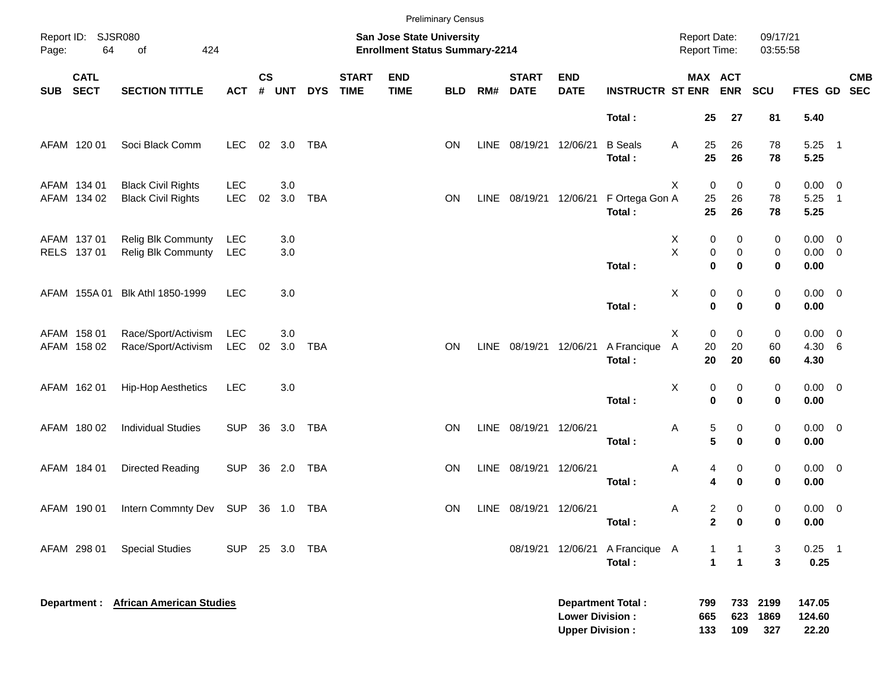Preliminary Census

Report ID: SJSR080

**San Jose State University**
**Enrollment Status Summary-2214**

Report Date: 09/17/21
Report Time: 03:55:58

| SUB | CATL SECT | SECTION TITTLE | ACT | CS # | UNT | DYS | START TIME | END TIME | BLD | RM# | START DATE | END DATE | INSTRUCTR | ST | MAX ENR | ACT ENR | SCU | FTES | GD | CMB SEC |
|---|---|---|---|---|---|---|---|---|---|---|---|---|---|---|---|---|---|---|---|---|
| | | | | | | | | | | | | | **Total :** | | **25** | **27** | **81** | **5.40** | | |
| AFAM | 120 01 | Soci Black Comm | LEC | 02 | 3.0 | TBA | | | ON | LINE | 08/19/21 | 12/06/21 | B Seals | A | 25 | 26 | 78 | 5.25 | 1 | |
| | | | | | | | | | | | | | **Total :** | | **25** | **26** | **78** | **5.25** | | |
| AFAM | 134 01 | Black Civil Rights | LEC | | 3.0 | | | | | | | | | X | 0 | 0 | 0 | 0.00 | 0 | |
| AFAM | 134 02 | Black Civil Rights | LEC | 02 | 3.0 | TBA | | | ON | LINE | 08/19/21 | 12/06/21 | F Ortega Gon | A | 25 | 26 | 78 | 5.25 | 1 | |
| | | | | | | | | | | | | | **Total :** | | **25** | **26** | **78** | **5.25** | | |
| AFAM | 137 01 | Relig Blk Communty | LEC | | 3.0 | | | | | | | | | X | 0 | 0 | 0 | 0.00 | 0 | |
| RELS | 137 01 | Relig Blk Communty | LEC | | 3.0 | | | | | | | | | X | 0 | 0 | 0 | 0.00 | 0 | |
| | | | | | | | | | | | | | **Total :** | | **0** | **0** | **0** | **0.00** | | |
| AFAM | 155A 01 | Blk Athl 1850-1999 | LEC | | 3.0 | | | | | | | | | X | 0 | 0 | 0 | 0.00 | 0 | |
| | | | | | | | | | | | | | **Total :** | | **0** | **0** | **0** | **0.00** | | |
| AFAM | 158 01 | Race/Sport/Activism | LEC | | 3.0 | | | | | | | | | X | 0 | 0 | 0 | 0.00 | 0 | |
| AFAM | 158 02 | Race/Sport/Activism | LEC | 02 | 3.0 | TBA | | | ON | LINE | 08/19/21 | 12/06/21 | A Francique | A | 20 | 20 | 60 | 4.30 | 6 | |
| | | | | | | | | | | | | | **Total :** | | **20** | **20** | **60** | **4.30** | | |
| AFAM | 162 01 | Hip-Hop Aesthetics | LEC | | 3.0 | | | | | | | | | X | 0 | 0 | 0 | 0.00 | 0 | |
| | | | | | | | | | | | | | **Total :** | | **0** | **0** | **0** | **0.00** | | |
| AFAM | 180 02 | Individual Studies | SUP | 36 | 3.0 | TBA | | | ON | LINE | 08/19/21 | 12/06/21 | | A | 5 | 0 | 0 | 0.00 | 0 | |
| | | | | | | | | | | | | | **Total :** | | **5** | **0** | **0** | **0.00** | | |
| AFAM | 184 01 | Directed Reading | SUP | 36 | 2.0 | TBA | | | ON | LINE | 08/19/21 | 12/06/21 | | A | 4 | 0 | 0 | 0.00 | 0 | |
| | | | | | | | | | | | | | **Total :** | | **4** | **0** | **0** | **0.00** | | |
| AFAM | 190 01 | Intern Commnty Dev | SUP | 36 | 1.0 | TBA | | | ON | LINE | 08/19/21 | 12/06/21 | | A | 2 | 0 | 0 | 0.00 | 0 | |
| | | | | | | | | | | | | | **Total :** | | **2** | **0** | **0** | **0.00** | | |
| AFAM | 298 01 | Special Studies | SUP | 25 | 3.0 | TBA | | | | | 08/19/21 | 12/06/21 | A Francique | A | 1 | 1 | 3 | 0.25 | 1 | |
| | | | | | | | | | | | | | **Total :** | | **1** | **1** | **3** | **0.25** | | |

**Department : African American Studies**

| | MAX ENR | ACT ENR | SCU | FTES |
|---|---|---|---|---|
| **Department Total :** | **799** | **733** | **2199** | **147.05** |
| **Lower Division :** | **665** | **623** | **1869** | **124.60** |
| **Upper Division :** | **133** | **109** | **327** | **22.20** |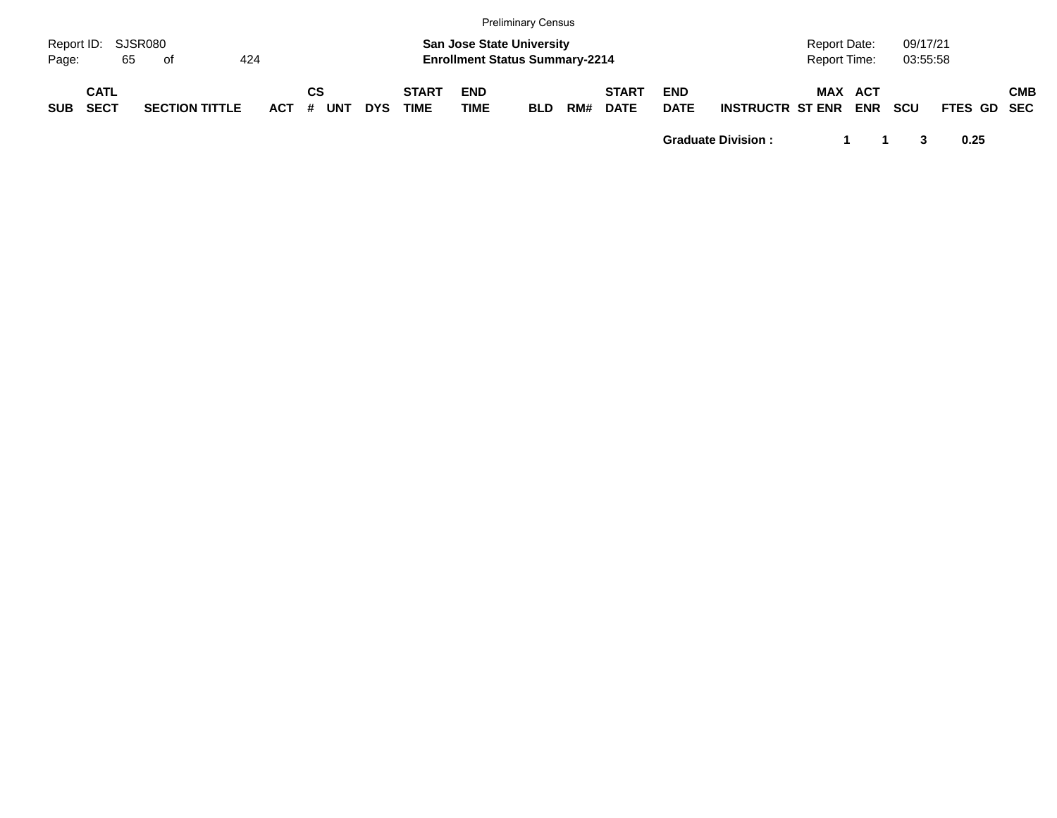Preliminary Census

| | | |
|---|---|---|
| Report ID: SJSR080 | **San Jose State University** | Report Date: 09/17/21 |
| Page: 65 of 424 | **Enrollment Status Summary-2214** | Report Time: 03:55:58 |

| SUB | CATL SECT | SECTION TITTLE | ACT | CS # | UNT | DYS | START TIME | END TIME | BLD | RM# | START DATE | END DATE | INSTRUCTR | ST | MAX ENR | ACT ENR | SCU | FTES | GD | CMB SEC |
|---|---|---|---|---|---|---|---|---|---|---|---|---|---|---|---|---|---|---|---|---|
| | | | | | | | | | | | | **Graduate Division :** | | | **1** | **1** | **3** | **0.25** | | |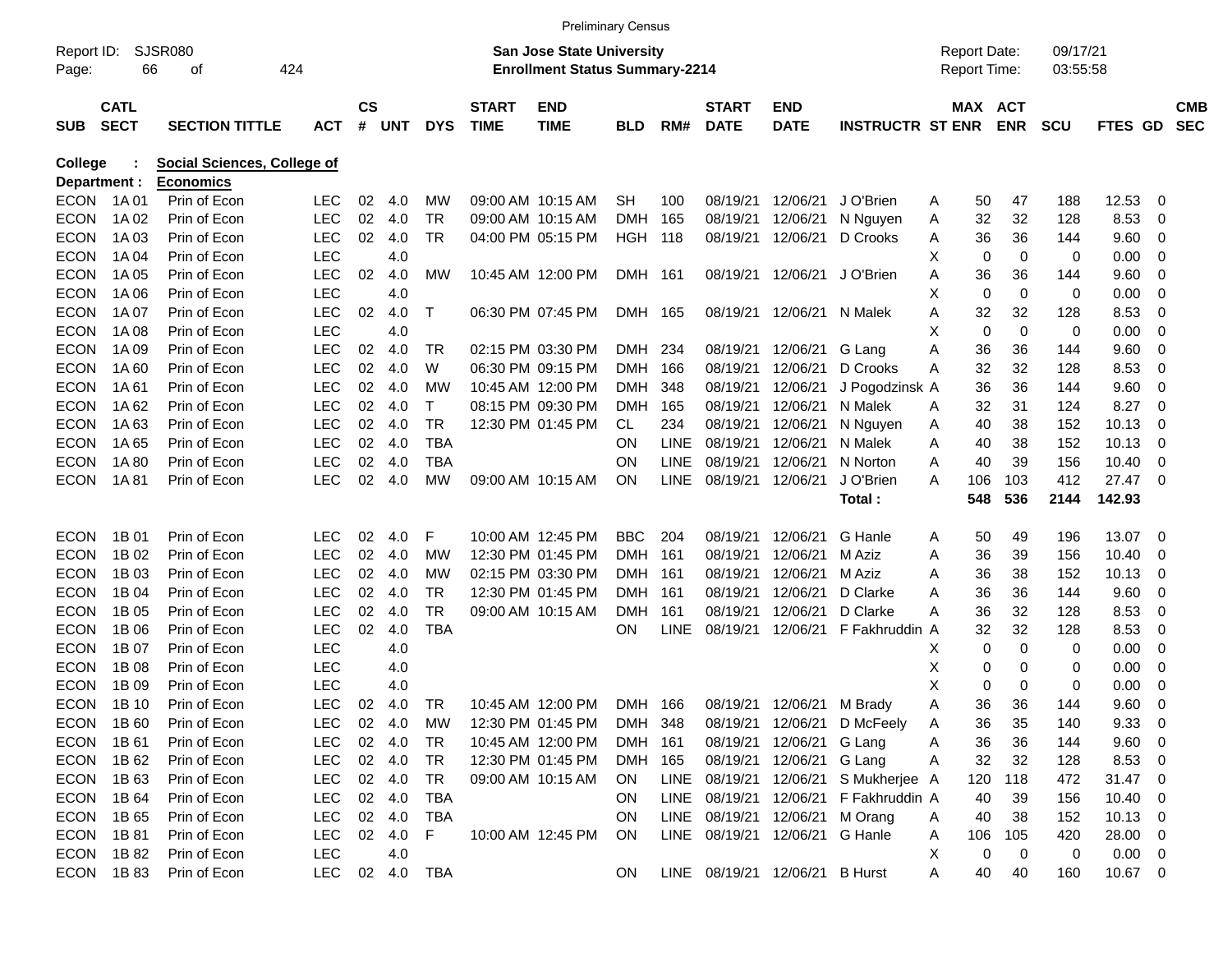Preliminary Census

Report ID: SJSR080

**San Jose State University**
**Enrollment Status Summary-2214**

Report Date: 09/17/21
Report Time: 03:55:58

**College : Social Sciences, College of**
**Department : Economics**

| SUB | CATL SECT | SECTION TITTLE | ACT | CS # | UNT | DYS | START TIME | END TIME | BLD | RM# | START DATE | END DATE | INSTRUCTR | ST | MAX ENR | ACT ENR | SCU | FTES | GD | CMB SEC |
|---|---|---|---|---|---|---|---|---|---|---|---|---|---|---|---|---|---|---|---|---|
| ECON | 1A 01 | Prin of Econ | LEC | 02 | 4.0 | MW | 09:00 AM | 10:15 AM | SH | 100 | 08/19/21 | 12/06/21 | J O'Brien | A | 50 | 47 | 188 | 12.53 | 0 | |
| ECON | 1A 02 | Prin of Econ | LEC | 02 | 4.0 | TR | 09:00 AM | 10:15 AM | DMH | 165 | 08/19/21 | 12/06/21 | N Nguyen | A | 32 | 32 | 128 | 8.53 | 0 | |
| ECON | 1A 03 | Prin of Econ | LEC | 02 | 4.0 | TR | 04:00 PM | 05:15 PM | HGH | 118 | 08/19/21 | 12/06/21 | D Crooks | A | 36 | 36 | 144 | 9.60 | 0 | |
| ECON | 1A 04 | Prin of Econ | LEC | | 4.0 | | | | | | | | | X | 0 | 0 | 0 | 0.00 | 0 | |
| ECON | 1A 05 | Prin of Econ | LEC | 02 | 4.0 | MW | 10:45 AM | 12:00 PM | DMH | 161 | 08/19/21 | 12/06/21 | J O'Brien | A | 36 | 36 | 144 | 9.60 | 0 | |
| ECON | 1A 06 | Prin of Econ | LEC | | 4.0 | | | | | | | | | X | 0 | 0 | 0 | 0.00 | 0 | |
| ECON | 1A 07 | Prin of Econ | LEC | 02 | 4.0 | T | 06:30 PM | 07:45 PM | DMH | 165 | 08/19/21 | 12/06/21 | N Malek | A | 32 | 32 | 128 | 8.53 | 0 | |
| ECON | 1A 08 | Prin of Econ | LEC | | 4.0 | | | | | | | | | X | 0 | 0 | 0 | 0.00 | 0 | |
| ECON | 1A 09 | Prin of Econ | LEC | 02 | 4.0 | TR | 02:15 PM | 03:30 PM | DMH | 234 | 08/19/21 | 12/06/21 | G Lang | A | 36 | 36 | 144 | 9.60 | 0 | |
| ECON | 1A 60 | Prin of Econ | LEC | 02 | 4.0 | W | 06:30 PM | 09:15 PM | DMH | 166 | 08/19/21 | 12/06/21 | D Crooks | A | 32 | 32 | 128 | 8.53 | 0 | |
| ECON | 1A 61 | Prin of Econ | LEC | 02 | 4.0 | MW | 10:45 AM | 12:00 PM | DMH | 348 | 08/19/21 | 12/06/21 | J Pogodzinsk | A | 36 | 36 | 144 | 9.60 | 0 | |
| ECON | 1A 62 | Prin of Econ | LEC | 02 | 4.0 | T | 08:15 PM | 09:30 PM | DMH | 165 | 08/19/21 | 12/06/21 | N Malek | A | 32 | 31 | 124 | 8.27 | 0 | |
| ECON | 1A 63 | Prin of Econ | LEC | 02 | 4.0 | TR | 12:30 PM | 01:45 PM | CL | 234 | 08/19/21 | 12/06/21 | N Nguyen | A | 40 | 38 | 152 | 10.13 | 0 | |
| ECON | 1A 65 | Prin of Econ | LEC | 02 | 4.0 | TBA | | | ON | LINE | 08/19/21 | 12/06/21 | N Malek | A | 40 | 38 | 152 | 10.13 | 0 | |
| ECON | 1A 80 | Prin of Econ | LEC | 02 | 4.0 | TBA | | | ON | LINE | 08/19/21 | 12/06/21 | N Norton | A | 40 | 39 | 156 | 10.40 | 0 | |
| ECON | 1A 81 | Prin of Econ | LEC | 02 | 4.0 | MW | 09:00 AM | 10:15 AM | ON | LINE | 08/19/21 | 12/06/21 | J O'Brien | A | 106 | 103 | 412 | 27.47 | 0 | |
| | | | | | | | | | | | | | **Total :** | | **548** | **536** | **2144** | **142.93** | | |
| ECON | 1B 01 | Prin of Econ | LEC | 02 | 4.0 | F | 10:00 AM | 12:45 PM | BBC | 204 | 08/19/21 | 12/06/21 | G Hanle | A | 50 | 49 | 196 | 13.07 | 0 | |
| ECON | 1B 02 | Prin of Econ | LEC | 02 | 4.0 | MW | 12:30 PM | 01:45 PM | DMH | 161 | 08/19/21 | 12/06/21 | M Aziz | A | 36 | 39 | 156 | 10.40 | 0 | |
| ECON | 1B 03 | Prin of Econ | LEC | 02 | 4.0 | MW | 02:15 PM | 03:30 PM | DMH | 161 | 08/19/21 | 12/06/21 | M Aziz | A | 36 | 38 | 152 | 10.13 | 0 | |
| ECON | 1B 04 | Prin of Econ | LEC | 02 | 4.0 | TR | 12:30 PM | 01:45 PM | DMH | 161 | 08/19/21 | 12/06/21 | D Clarke | A | 36 | 36 | 144 | 9.60 | 0 | |
| ECON | 1B 05 | Prin of Econ | LEC | 02 | 4.0 | TR | 09:00 AM | 10:15 AM | DMH | 161 | 08/19/21 | 12/06/21 | D Clarke | A | 36 | 32 | 128 | 8.53 | 0 | |
| ECON | 1B 06 | Prin of Econ | LEC | 02 | 4.0 | TBA | | | ON | LINE | 08/19/21 | 12/06/21 | F Fakhruddin | A | 32 | 32 | 128 | 8.53 | 0 | |
| ECON | 1B 07 | Prin of Econ | LEC | | 4.0 | | | | | | | | | X | 0 | 0 | 0 | 0.00 | 0 | |
| ECON | 1B 08 | Prin of Econ | LEC | | 4.0 | | | | | | | | | X | 0 | 0 | 0 | 0.00 | 0 | |
| ECON | 1B 09 | Prin of Econ | LEC | | 4.0 | | | | | | | | | X | 0 | 0 | 0 | 0.00 | 0 | |
| ECON | 1B 10 | Prin of Econ | LEC | 02 | 4.0 | TR | 10:45 AM | 12:00 PM | DMH | 166 | 08/19/21 | 12/06/21 | M Brady | A | 36 | 36 | 144 | 9.60 | 0 | |
| ECON | 1B 60 | Prin of Econ | LEC | 02 | 4.0 | MW | 12:30 PM | 01:45 PM | DMH | 348 | 08/19/21 | 12/06/21 | D McFeely | A | 36 | 35 | 140 | 9.33 | 0 | |
| ECON | 1B 61 | Prin of Econ | LEC | 02 | 4.0 | TR | 10:45 AM | 12:00 PM | DMH | 161 | 08/19/21 | 12/06/21 | G Lang | A | 36 | 36 | 144 | 9.60 | 0 | |
| ECON | 1B 62 | Prin of Econ | LEC | 02 | 4.0 | TR | 12:30 PM | 01:45 PM | DMH | 165 | 08/19/21 | 12/06/21 | G Lang | A | 32 | 32 | 128 | 8.53 | 0 | |
| ECON | 1B 63 | Prin of Econ | LEC | 02 | 4.0 | TR | 09:00 AM | 10:15 AM | ON | LINE | 08/19/21 | 12/06/21 | S Mukherjee | A | 120 | 118 | 472 | 31.47 | 0 | |
| ECON | 1B 64 | Prin of Econ | LEC | 02 | 4.0 | TBA | | | ON | LINE | 08/19/21 | 12/06/21 | F Fakhruddin | A | 40 | 39 | 156 | 10.40 | 0 | |
| ECON | 1B 65 | Prin of Econ | LEC | 02 | 4.0 | TBA | | | ON | LINE | 08/19/21 | 12/06/21 | M Orang | A | 40 | 38 | 152 | 10.13 | 0 | |
| ECON | 1B 81 | Prin of Econ | LEC | 02 | 4.0 | F | 10:00 AM | 12:45 PM | ON | LINE | 08/19/21 | 12/06/21 | G Hanle | A | 106 | 105 | 420 | 28.00 | 0 | |
| ECON | 1B 82 | Prin of Econ | LEC | | 4.0 | | | | | | | | | X | 0 | 0 | 0 | 0.00 | 0 | |
| ECON | 1B 83 | Prin of Econ | LEC | 02 | 4.0 | TBA | | | ON | LINE | 08/19/21 | 12/06/21 | B Hurst | A | 40 | 40 | 160 | 10.67 | 0 | |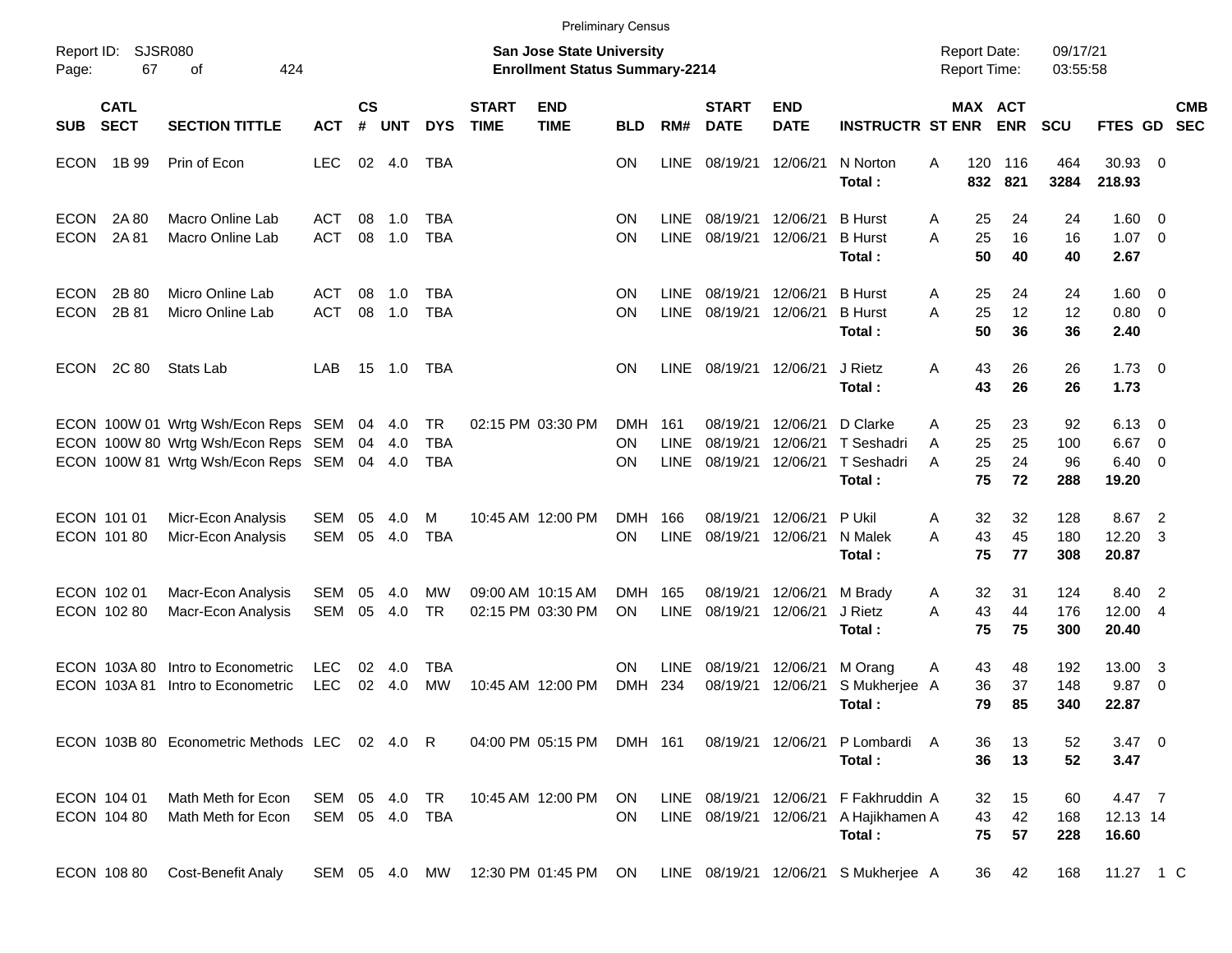Preliminary Census

Report ID: SJSR080

**San Jose State University**
**Enrollment Status Summary-2214**

Report Date: 09/17/21
Report Time: 03:55:58

| SUB | CATL SECT | SECTION TITTLE | ACT | CS # | UNT | DYS | START TIME | END TIME | BLD | RM# | START DATE | END DATE | INSTRUCTR | ST | MAX ENR | ACT ENR | SCU | FTES | GD | CMB SEC |
|---|---|---|---|---|---|---|---|---|---|---|---|---|---|---|---|---|---|---|---|---|
| ECON | 1B 99 | Prin of Econ | LEC | 02 | 4.0 | TBA | | | ON | LINE | 08/19/21 | 12/06/21 | N Norton | A | 120 | 116 | 464 | 30.93 | 0 | |
| | | | | | | | | | | | | | **Total :** | | **832** | **821** | **3284** | **218.93** | | |
| ECON | 2A 80 | Macro Online Lab | ACT | 08 | 1.0 | TBA | | | ON | LINE | 08/19/21 | 12/06/21 | B Hurst | A | 25 | 24 | 24 | 1.60 | 0 | |
| ECON | 2A 81 | Macro Online Lab | ACT | 08 | 1.0 | TBA | | | ON | LINE | 08/19/21 | 12/06/21 | B Hurst | A | 25 | 16 | 16 | 1.07 | 0 | |
| | | | | | | | | | | | | | **Total :** | | **50** | **40** | **40** | **2.67** | | |
| ECON | 2B 80 | Micro Online Lab | ACT | 08 | 1.0 | TBA | | | ON | LINE | 08/19/21 | 12/06/21 | B Hurst | A | 25 | 24 | 24 | 1.60 | 0 | |
| ECON | 2B 81 | Micro Online Lab | ACT | 08 | 1.0 | TBA | | | ON | LINE | 08/19/21 | 12/06/21 | B Hurst | A | 25 | 12 | 12 | 0.80 | 0 | |
| | | | | | | | | | | | | | **Total :** | | **50** | **36** | **36** | **2.40** | | |
| ECON | 2C 80 | Stats Lab | LAB | 15 | 1.0 | TBA | | | ON | LINE | 08/19/21 | 12/06/21 | J Rietz | A | 43 | 26 | 26 | 1.73 | 0 | |
| | | | | | | | | | | | | | **Total :** | | **43** | **26** | **26** | **1.73** | | |
| ECON | 100W 01 | Wrtg Wsh/Econ Reps | SEM | 04 | 4.0 | TR | 02:15 PM | 03:30 PM | DMH | 161 | 08/19/21 | 12/06/21 | D Clarke | A | 25 | 23 | 92 | 6.13 | 0 | |
| ECON | 100W 80 | Wrtg Wsh/Econ Reps | SEM | 04 | 4.0 | TBA | | | ON | LINE | 08/19/21 | 12/06/21 | T Seshadri | A | 25 | 25 | 100 | 6.67 | 0 | |
| ECON | 100W 81 | Wrtg Wsh/Econ Reps | SEM | 04 | 4.0 | TBA | | | ON | LINE | 08/19/21 | 12/06/21 | T Seshadri | A | 25 | 24 | 96 | 6.40 | 0 | |
| | | | | | | | | | | | | | **Total :** | | **75** | **72** | **288** | **19.20** | | |
| ECON | 101 01 | Micr-Econ Analysis | SEM | 05 | 4.0 | M | 10:45 AM | 12:00 PM | DMH | 166 | 08/19/21 | 12/06/21 | P Ukil | A | 32 | 32 | 128 | 8.67 | 2 | |
| ECON | 101 80 | Micr-Econ Analysis | SEM | 05 | 4.0 | TBA | | | ON | LINE | 08/19/21 | 12/06/21 | N Malek | A | 43 | 45 | 180 | 12.20 | 3 | |
| | | | | | | | | | | | | | **Total :** | | **75** | **77** | **308** | **20.87** | | |
| ECON | 102 01 | Macr-Econ Analysis | SEM | 05 | 4.0 | MW | 09:00 AM | 10:15 AM | DMH | 165 | 08/19/21 | 12/06/21 | M Brady | A | 32 | 31 | 124 | 8.40 | 2 | |
| ECON | 102 80 | Macr-Econ Analysis | SEM | 05 | 4.0 | TR | 02:15 PM | 03:30 PM | ON | LINE | 08/19/21 | 12/06/21 | J Rietz | A | 43 | 44 | 176 | 12.00 | 4 | |
| | | | | | | | | | | | | | **Total :** | | **75** | **75** | **300** | **20.40** | | |
| ECON | 103A 80 | Intro to Econometric | LEC | 02 | 4.0 | TBA | | | ON | LINE | 08/19/21 | 12/06/21 | M Orang | A | 43 | 48 | 192 | 13.00 | 3 | |
| ECON | 103A 81 | Intro to Econometric | LEC | 02 | 4.0 | MW | 10:45 AM | 12:00 PM | DMH | 234 | 08/19/21 | 12/06/21 | S Mukherjee | A | 36 | 37 | 148 | 9.87 | 0 | |
| | | | | | | | | | | | | | **Total :** | | **79** | **85** | **340** | **22.87** | | |
| ECON | 103B 80 | Econometric Methods | LEC | 02 | 4.0 | R | 04:00 PM | 05:15 PM | DMH | 161 | 08/19/21 | 12/06/21 | P Lombardi | A | 36 | 13 | 52 | 3.47 | 0 | |
| | | | | | | | | | | | | | **Total :** | | **36** | **13** | **52** | **3.47** | | |
| ECON | 104 01 | Math Meth for Econ | SEM | 05 | 4.0 | TR | 10:45 AM | 12:00 PM | ON | LINE | 08/19/21 | 12/06/21 | F Fakhruddin | A | 32 | 15 | 60 | 4.47 | 7 | |
| ECON | 104 80 | Math Meth for Econ | SEM | 05 | 4.0 | TBA | | | ON | LINE | 08/19/21 | 12/06/21 | A Hajikhamen | A | 43 | 42 | 168 | 12.13 | 14 | |
| | | | | | | | | | | | | | **Total :** | | **75** | **57** | **228** | **16.60** | | |
| ECON | 108 80 | Cost-Benefit Analy | SEM | 05 | 4.0 | MW | 12:30 PM | 01:45 PM | ON | LINE | 08/19/21 | 12/06/21 | S Mukherjee | A | 36 | 42 | 168 | 11.27 | 1 | C |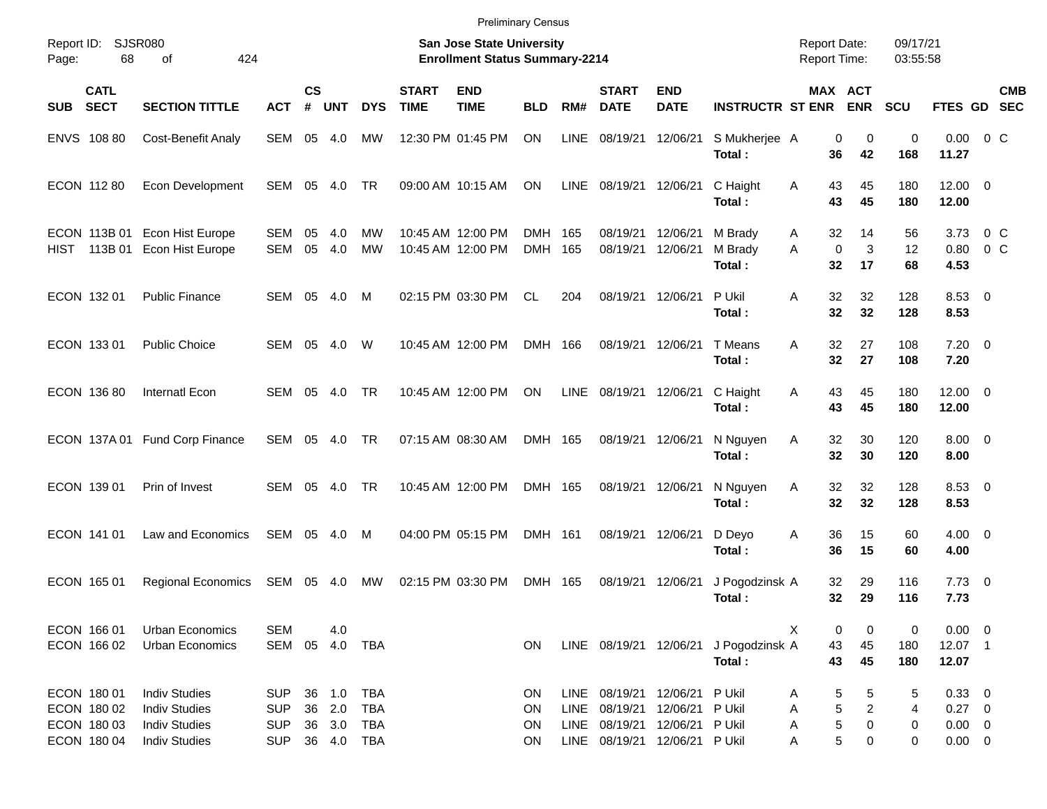Preliminary Census

Report ID: SJSR080

**San Jose State University**
**Enrollment Status Summary-2214**

Report Date: 09/17/21
Report Time: 03:55:58

| SUB | CATL SECT | SECTION TITTLE | ACT | CS # | UNT | DYS | START TIME | END TIME | BLD | RM# | START DATE | END DATE | INSTRUCTR | ST | MAX ENR | ACT ENR | SCU | FTES | GD | CMB SEC |
|---|---|---|---|---|---|---|---|---|---|---|---|---|---|---|---|---|---|---|---|---|
| ENVS | 108 80 | Cost-Benefit Analy | SEM | 05 | 4.0 | MW | 12:30 PM | 01:45 PM | ON | LINE | 08/19/21 | 12/06/21 | S Mukherjee | A | 0 | 0 | 0 | 0.00 | 0 | C |
| | | | | | | | | | | | | | **Total :** | | **36** | **42** | **168** | **11.27** | | |
| ECON | 112 80 | Econ Development | SEM | 05 | 4.0 | TR | 09:00 AM | 10:15 AM | ON | LINE | 08/19/21 | 12/06/21 | C Haight | A | 43 | 45 | 180 | 12.00 | 0 | |
| | | | | | | | | | | | | | **Total :** | | **43** | **45** | **180** | **12.00** | | |
| ECON | 113B 01 | Econ Hist Europe | SEM | 05 | 4.0 | MW | 10:45 AM | 12:00 PM | DMH | 165 | 08/19/21 | 12/06/21 | M Brady | A | 32 | 14 | 56 | 3.73 | 0 | C |
| HIST | 113B 01 | Econ Hist Europe | SEM | 05 | 4.0 | MW | 10:45 AM | 12:00 PM | DMH | 165 | 08/19/21 | 12/06/21 | M Brady | A | 0 | 3 | 12 | 0.80 | 0 | C |
| | | | | | | | | | | | | | **Total :** | | **32** | **17** | **68** | **4.53** | | |
| ECON | 132 01 | Public Finance | SEM | 05 | 4.0 | M | 02:15 PM | 03:30 PM | CL | 204 | 08/19/21 | 12/06/21 | P Ukil | A | 32 | 32 | 128 | 8.53 | 0 | |
| | | | | | | | | | | | | | **Total :** | | **32** | **32** | **128** | **8.53** | | |
| ECON | 133 01 | Public Choice | SEM | 05 | 4.0 | W | 10:45 AM | 12:00 PM | DMH | 166 | 08/19/21 | 12/06/21 | T Means | A | 32 | 27 | 108 | 7.20 | 0 | |
| | | | | | | | | | | | | | **Total :** | | **32** | **27** | **108** | **7.20** | | |
| ECON | 136 80 | Internatl Econ | SEM | 05 | 4.0 | TR | 10:45 AM | 12:00 PM | ON | LINE | 08/19/21 | 12/06/21 | C Haight | A | 43 | 45 | 180 | 12.00 | 0 | |
| | | | | | | | | | | | | | **Total :** | | **43** | **45** | **180** | **12.00** | | |
| ECON | 137A 01 | Fund Corp Finance | SEM | 05 | 4.0 | TR | 07:15 AM | 08:30 AM | DMH | 165 | 08/19/21 | 12/06/21 | N Nguyen | A | 32 | 30 | 120 | 8.00 | 0 | |
| | | | | | | | | | | | | | **Total :** | | **32** | **30** | **120** | **8.00** | | |
| ECON | 139 01 | Prin of Invest | SEM | 05 | 4.0 | TR | 10:45 AM | 12:00 PM | DMH | 165 | 08/19/21 | 12/06/21 | N Nguyen | A | 32 | 32 | 128 | 8.53 | 0 | |
| | | | | | | | | | | | | | **Total :** | | **32** | **32** | **128** | **8.53** | | |
| ECON | 141 01 | Law and Economics | SEM | 05 | 4.0 | M | 04:00 PM | 05:15 PM | DMH | 161 | 08/19/21 | 12/06/21 | D Deyo | A | 36 | 15 | 60 | 4.00 | 0 | |
| | | | | | | | | | | | | | **Total :** | | **36** | **15** | **60** | **4.00** | | |
| ECON | 165 01 | Regional Economics | SEM | 05 | 4.0 | MW | 02:15 PM | 03:30 PM | DMH | 165 | 08/19/21 | 12/06/21 | J Pogodzinsk | A | 32 | 29 | 116 | 7.73 | 0 | |
| | | | | | | | | | | | | | **Total :** | | **32** | **29** | **116** | **7.73** | | |
| ECON | 166 01 | Urban Economics | SEM | | 4.0 | | | | | | | | | X | 0 | 0 | 0 | 0.00 | 0 | |
| ECON | 166 02 | Urban Economics | SEM | 05 | 4.0 | TBA | | | ON | LINE | 08/19/21 | 12/06/21 | J Pogodzinsk | A | 43 | 45 | 180 | 12.07 | 1 | |
| | | | | | | | | | | | | | **Total :** | | **43** | **45** | **180** | **12.07** | | |
| ECON | 180 01 | Indiv Studies | SUP | 36 | 1.0 | TBA | | | ON | LINE | 08/19/21 | 12/06/21 | P Ukil | A | 5 | 5 | 5 | 0.33 | 0 | |
| ECON | 180 02 | Indiv Studies | SUP | 36 | 2.0 | TBA | | | ON | LINE | 08/19/21 | 12/06/21 | P Ukil | A | 5 | 2 | 4 | 0.27 | 0 | |
| ECON | 180 03 | Indiv Studies | SUP | 36 | 3.0 | TBA | | | ON | LINE | 08/19/21 | 12/06/21 | P Ukil | A | 5 | 0 | 0 | 0.00 | 0 | |
| ECON | 180 04 | Indiv Studies | SUP | 36 | 4.0 | TBA | | | ON | LINE | 08/19/21 | 12/06/21 | P Ukil | A | 5 | 0 | 0 | 0.00 | 0 | |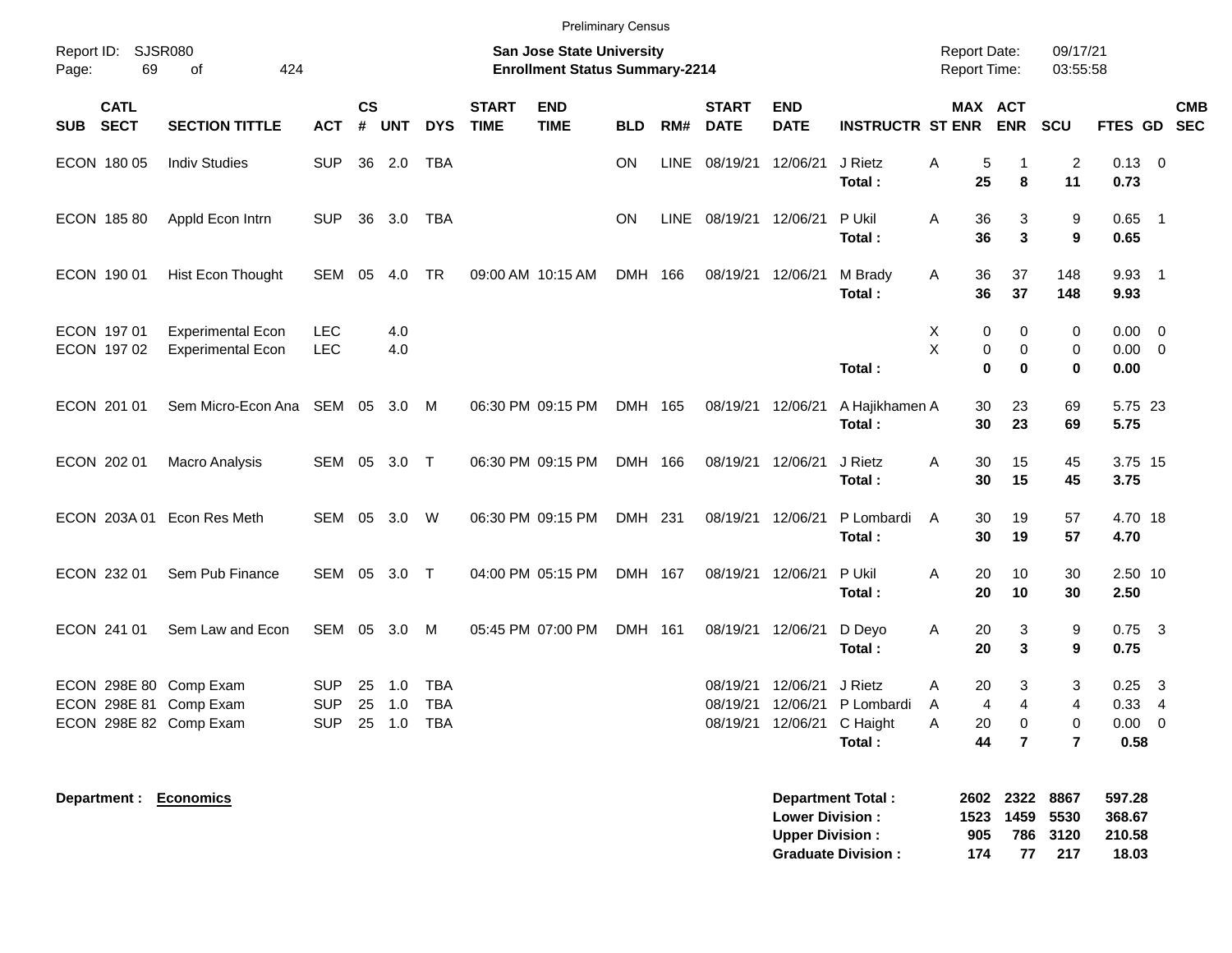Preliminary Census

Report ID: SJSR080

**San Jose State University**
**Enrollment Status Summary-2214**

Report Date: 09/17/21
Report Time: 03:55:58

| SUB | CATL SECT | SECTION TITTLE | ACT | CS # | UNT | DYS | START TIME | END TIME | BLD | RM# | START DATE | END DATE | INSTRUCTR | ST | MAX ENR | ACT ENR | SCU | FTES | GD | CMB SEC |
|---|---|---|---|---|---|---|---|---|---|---|---|---|---|---|---|---|---|---|---|---|
| ECON | 180 05 | Indiv Studies | SUP | 36 | 2.0 | TBA | | | ON | LINE | 08/19/21 | 12/06/21 | J Rietz | A | 5 | 1 | 2 | 0.13 | 0 | |
| | | | | | | | | | | | | | **Total :** | | **25** | **8** | **11** | **0.73** | | |
| ECON | 185 80 | Appld Econ Intrn | SUP | 36 | 3.0 | TBA | | | ON | LINE | 08/19/21 | 12/06/21 | P Ukil | A | 36 | 3 | 9 | 0.65 | 1 | |
| | | | | | | | | | | | | | **Total :** | | **36** | **3** | **9** | **0.65** | | |
| ECON | 190 01 | Hist Econ Thought | SEM | 05 | 4.0 | TR | 09:00 AM | 10:15 AM | DMH | 166 | 08/19/21 | 12/06/21 | M Brady | A | 36 | 37 | 148 | 9.93 | 1 | |
| | | | | | | | | | | | | | **Total :** | | **36** | **37** | **148** | **9.93** | | |
| ECON | 197 01 | Experimental Econ | LEC | | 4.0 | | | | | | | | | X | 0 | 0 | 0 | 0.00 | 0 | |
| ECON | 197 02 | Experimental Econ | LEC | | 4.0 | | | | | | | | | X | 0 | 0 | 0 | 0.00 | 0 | |
| | | | | | | | | | | | | | **Total :** | | **0** | **0** | **0** | **0.00** | | |
| ECON | 201 01 | Sem Micro-Econ Ana | SEM | 05 | 3.0 | M | 06:30 PM | 09:15 PM | DMH | 165 | 08/19/21 | 12/06/21 | A Hajikhamen | A | 30 | 23 | 69 | 5.75 | 23 | |
| | | | | | | | | | | | | | **Total :** | | **30** | **23** | **69** | **5.75** | | |
| ECON | 202 01 | Macro Analysis | SEM | 05 | 3.0 | T | 06:30 PM | 09:15 PM | DMH | 166 | 08/19/21 | 12/06/21 | J Rietz | A | 30 | 15 | 45 | 3.75 | 15 | |
| | | | | | | | | | | | | | **Total :** | | **30** | **15** | **45** | **3.75** | | |
| ECON | 203A 01 | Econ Res Meth | SEM | 05 | 3.0 | W | 06:30 PM | 09:15 PM | DMH | 231 | 08/19/21 | 12/06/21 | P Lombardi | A | 30 | 19 | 57 | 4.70 | 18 | |
| | | | | | | | | | | | | | **Total :** | | **30** | **19** | **57** | **4.70** | | |
| ECON | 232 01 | Sem Pub Finance | SEM | 05 | 3.0 | T | 04:00 PM | 05:15 PM | DMH | 167 | 08/19/21 | 12/06/21 | P Ukil | A | 20 | 10 | 30 | 2.50 | 10 | |
| | | | | | | | | | | | | | **Total :** | | **20** | **10** | **30** | **2.50** | | |
| ECON | 241 01 | Sem Law and Econ | SEM | 05 | 3.0 | M | 05:45 PM | 07:00 PM | DMH | 161 | 08/19/21 | 12/06/21 | D Deyo | A | 20 | 3 | 9 | 0.75 | 3 | |
| | | | | | | | | | | | | | **Total :** | | **20** | **3** | **9** | **0.75** | | |
| ECON | 298E 80 | Comp Exam | SUP | 25 | 1.0 | TBA | | | | | 08/19/21 | 12/06/21 | J Rietz | A | 20 | 3 | 3 | 0.25 | 3 | |
| ECON | 298E 81 | Comp Exam | SUP | 25 | 1.0 | TBA | | | | | 08/19/21 | 12/06/21 | P Lombardi | A | 4 | 4 | 4 | 0.33 | 4 | |
| ECON | 298E 82 | Comp Exam | SUP | 25 | 1.0 | TBA | | | | | 08/19/21 | 12/06/21 | C Haight | A | 20 | 0 | 0 | 0.00 | 0 | |
| | | | | | | | | | | | | | **Total :** | | **44** | **7** | **7** | **0.58** | | |

**Department : Economics**

| | MAX ENR | ACT ENR | SCU | FTES |
|---|---|---|---|---|
| **Department Total :** | **2602** | **2322** | **8867** | **597.28** |
| **Lower Division :** | **1523** | **1459** | **5530** | **368.67** |
| **Upper Division :** | **905** | **786** | **3120** | **210.58** |
| **Graduate Division :** | **174** | **77** | **217** | **18.03** |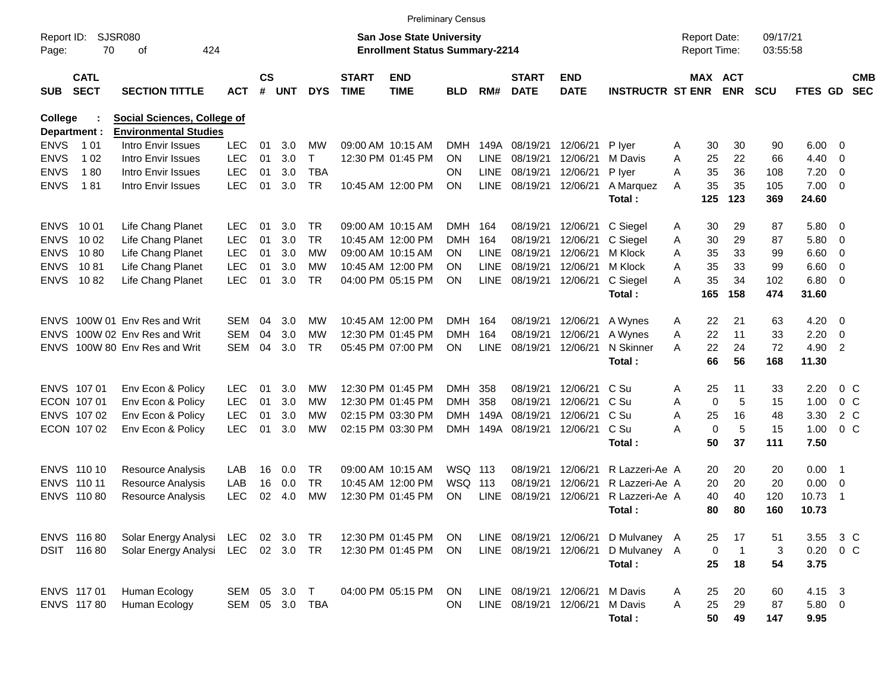Preliminary Census

Report ID: SJSR080
Page: 70 of 424

**San Jose State University**
**Enrollment Status Summary-2214**

Report Date: 09/17/21
Report Time: 03:55:58

**College : Social Sciences, College of**
**Department : Environmental Studies**

| SUB | CATL SECT | SECTION TITTLE | ACT | CS # | UNT | DYS | START TIME | END TIME | BLD | RM# | START DATE | END DATE | INSTRUCTR | ST | MAX ENR | ACT ENR | SCU | FTES | GD | CMB SEC |
|---|---|---|---|---|---|---|---|---|---|---|---|---|---|---|---|---|---|---|---|---|
| ENVS | 1 01 | Intro Envir Issues | LEC | 01 | 3.0 | MW | 09:00 AM | 10:15 AM | DMH | 149A | 08/19/21 | 12/06/21 | P Iyer | A | 30 | 30 | 90 | 6.00 | 0 | |
| ENVS | 1 02 | Intro Envir Issues | LEC | 01 | 3.0 | T | 12:30 PM | 01:45 PM | ON | LINE | 08/19/21 | 12/06/21 | M Davis | A | 25 | 22 | 66 | 4.40 | 0 | |
| ENVS | 1 80 | Intro Envir Issues | LEC | 01 | 3.0 | TBA | | | ON | LINE | 08/19/21 | 12/06/21 | P Iyer | A | 35 | 36 | 108 | 7.20 | 0 | |
| ENVS | 1 81 | Intro Envir Issues | LEC | 01 | 3.0 | TR | 10:45 AM | 12:00 PM | ON | LINE | 08/19/21 | 12/06/21 | A Marquez | A | 35 | 35 | 105 | 7.00 | 0 | |
| | | | | | | | | | | | | | **Total :** | | **125** | **123** | **369** | **24.60** | | |
| ENVS | 10 01 | Life Chang Planet | LEC | 01 | 3.0 | TR | 09:00 AM | 10:15 AM | DMH | 164 | 08/19/21 | 12/06/21 | C Siegel | A | 30 | 29 | 87 | 5.80 | 0 | |
| ENVS | 10 02 | Life Chang Planet | LEC | 01 | 3.0 | TR | 10:45 AM | 12:00 PM | DMH | 164 | 08/19/21 | 12/06/21 | C Siegel | A | 30 | 29 | 87 | 5.80 | 0 | |
| ENVS | 10 80 | Life Chang Planet | LEC | 01 | 3.0 | MW | 09:00 AM | 10:15 AM | ON | LINE | 08/19/21 | 12/06/21 | M Klock | A | 35 | 33 | 99 | 6.60 | 0 | |
| ENVS | 10 81 | Life Chang Planet | LEC | 01 | 3.0 | MW | 10:45 AM | 12:00 PM | ON | LINE | 08/19/21 | 12/06/21 | M Klock | A | 35 | 33 | 99 | 6.60 | 0 | |
| ENVS | 10 82 | Life Chang Planet | LEC | 01 | 3.0 | TR | 04:00 PM | 05:15 PM | ON | LINE | 08/19/21 | 12/06/21 | C Siegel | A | 35 | 34 | 102 | 6.80 | 0 | |
| | | | | | | | | | | | | | **Total :** | | **165** | **158** | **474** | **31.60** | | |
| ENVS | 100W 01 | Env Res and Writ | SEM | 04 | 3.0 | MW | 10:45 AM | 12:00 PM | DMH | 164 | 08/19/21 | 12/06/21 | A Wynes | A | 22 | 21 | 63 | 4.20 | 0 | |
| ENVS | 100W 02 | Env Res and Writ | SEM | 04 | 3.0 | MW | 12:30 PM | 01:45 PM | DMH | 164 | 08/19/21 | 12/06/21 | A Wynes | A | 22 | 11 | 33 | 2.20 | 0 | |
| ENVS | 100W 80 | Env Res and Writ | SEM | 04 | 3.0 | TR | 05:45 PM | 07:00 PM | ON | LINE | 08/19/21 | 12/06/21 | N Skinner | A | 22 | 24 | 72 | 4.90 | 2 | |
| | | | | | | | | | | | | | **Total :** | | **66** | **56** | **168** | **11.30** | | |
| ENVS | 107 01 | Env Econ & Policy | LEC | 01 | 3.0 | MW | 12:30 PM | 01:45 PM | DMH | 358 | 08/19/21 | 12/06/21 | C Su | A | 25 | 11 | 33 | 2.20 | 0 | C |
| ECON | 107 01 | Env Econ & Policy | LEC | 01 | 3.0 | MW | 12:30 PM | 01:45 PM | DMH | 358 | 08/19/21 | 12/06/21 | C Su | A | 0 | 5 | 15 | 1.00 | 0 | C |
| ENVS | 107 02 | Env Econ & Policy | LEC | 01 | 3.0 | MW | 02:15 PM | 03:30 PM | DMH | 149A | 08/19/21 | 12/06/21 | C Su | A | 25 | 16 | 48 | 3.30 | 2 | C |
| ECON | 107 02 | Env Econ & Policy | LEC | 01 | 3.0 | MW | 02:15 PM | 03:30 PM | DMH | 149A | 08/19/21 | 12/06/21 | C Su | A | 0 | 5 | 15 | 1.00 | 0 | C |
| | | | | | | | | | | | | | **Total :** | | **50** | **37** | **111** | **7.50** | | |
| ENVS | 110 10 | Resource Analysis | LAB | 16 | 0.0 | TR | 09:00 AM | 10:15 AM | WSQ | 113 | 08/19/21 | 12/06/21 | R Lazzeri-Ae | A | 20 | 20 | 20 | 0.00 | 1 | |
| ENVS | 110 11 | Resource Analysis | LAB | 16 | 0.0 | TR | 10:45 AM | 12:00 PM | WSQ | 113 | 08/19/21 | 12/06/21 | R Lazzeri-Ae | A | 20 | 20 | 20 | 0.00 | 0 | |
| ENVS | 110 80 | Resource Analysis | LEC | 02 | 4.0 | MW | 12:30 PM | 01:45 PM | ON | LINE | 08/19/21 | 12/06/21 | R Lazzeri-Ae | A | 40 | 40 | 120 | 10.73 | 1 | |
| | | | | | | | | | | | | | **Total :** | | **80** | **80** | **160** | **10.73** | | |
| ENVS | 116 80 | Solar Energy Analysi | LEC | 02 | 3.0 | TR | 12:30 PM | 01:45 PM | ON | LINE | 08/19/21 | 12/06/21 | D Mulvaney | A | 25 | 17 | 51 | 3.55 | 3 | C |
| DSIT | 116 80 | Solar Energy Analysi | LEC | 02 | 3.0 | TR | 12:30 PM | 01:45 PM | ON | LINE | 08/19/21 | 12/06/21 | D Mulvaney | A | 0 | 1 | 3 | 0.20 | 0 | C |
| | | | | | | | | | | | | | **Total :** | | **25** | **18** | **54** | **3.75** | | |
| ENVS | 117 01 | Human Ecology | SEM | 05 | 3.0 | T | 04:00 PM | 05:15 PM | ON | LINE | 08/19/21 | 12/06/21 | M Davis | A | 25 | 20 | 60 | 4.15 | 3 | |
| ENVS | 117 80 | Human Ecology | SEM | 05 | 3.0 | TBA | | | ON | LINE | 08/19/21 | 12/06/21 | M Davis | A | 25 | 29 | 87 | 5.80 | 0 | |
| | | | | | | | | | | | | | **Total :** | | **50** | **49** | **147** | **9.95** | | |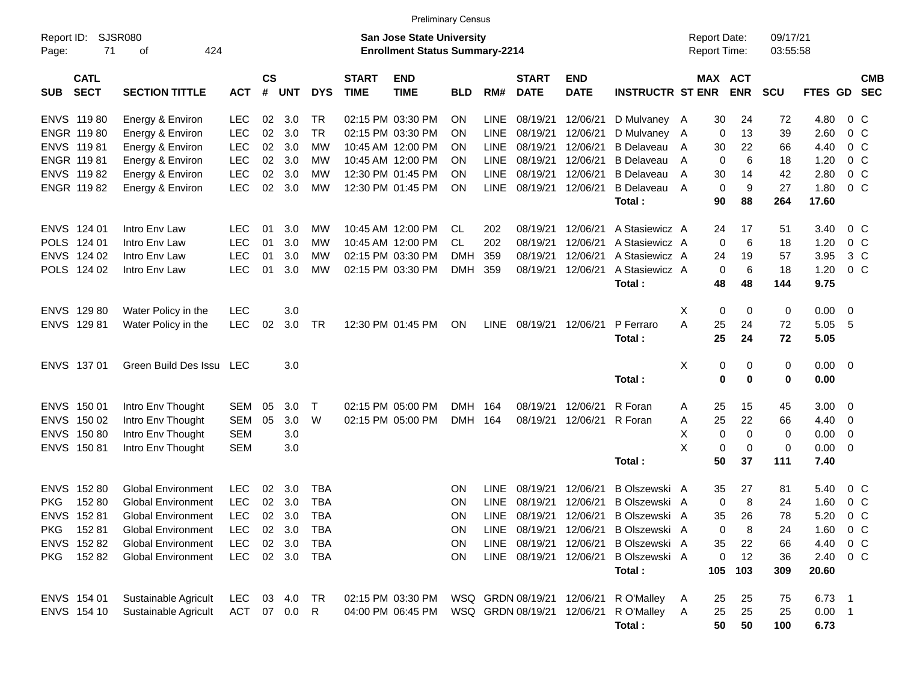Preliminary Census

Report ID: SJSR080
Page: 71 of 424

**San Jose State University**
**Enrollment Status Summary-2214**

Report Date: 09/17/21
Report Time: 03:55:58

| SUB | CATL SECT | SECTION TITTLE | ACT | CS # | UNT | DYS | START TIME | END TIME | BLD | RM# | START DATE | END DATE | INSTRUCTR | ST | MAX ENR | ACT ENR | SCU | FTES | GD | CMB SEC |
|---|---|---|---|---|---|---|---|---|---|---|---|---|---|---|---|---|---|---|---|---|
| ENVS | 119 80 | Energy & Environ | LEC | 02 | 3.0 | TR | 02:15 PM | 03:30 PM | ON | LINE | 08/19/21 | 12/06/21 | D Mulvaney | A | 30 | 24 | 72 | 4.80 | 0 | C |
| ENGR | 119 80 | Energy & Environ | LEC | 02 | 3.0 | TR | 02:15 PM | 03:30 PM | ON | LINE | 08/19/21 | 12/06/21 | D Mulvaney | A | 0 | 13 | 39 | 2.60 | 0 | C |
| ENVS | 119 81 | Energy & Environ | LEC | 02 | 3.0 | MW | 10:45 AM | 12:00 PM | ON | LINE | 08/19/21 | 12/06/21 | B Delaveau | A | 30 | 22 | 66 | 4.40 | 0 | C |
| ENGR | 119 81 | Energy & Environ | LEC | 02 | 3.0 | MW | 10:45 AM | 12:00 PM | ON | LINE | 08/19/21 | 12/06/21 | B Delaveau | A | 0 | 6 | 18 | 1.20 | 0 | C |
| ENVS | 119 82 | Energy & Environ | LEC | 02 | 3.0 | MW | 12:30 PM | 01:45 PM | ON | LINE | 08/19/21 | 12/06/21 | B Delaveau | A | 30 | 14 | 42 | 2.80 | 0 | C |
| ENGR | 119 82 | Energy & Environ | LEC | 02 | 3.0 | MW | 12:30 PM | 01:45 PM | ON | LINE | 08/19/21 | 12/06/21 | B Delaveau | A | 0 | 9 | 27 | 1.80 | 0 | C |
| | | | | | | | | | | | | | **Total :** | | **90** | **88** | **264** | **17.60** | | |
| ENVS | 124 01 | Intro Env Law | LEC | 01 | 3.0 | MW | 10:45 AM | 12:00 PM | CL | 202 | 08/19/21 | 12/06/21 | A Stasiewicz | A | 24 | 17 | 51 | 3.40 | 0 | C |
| POLS | 124 01 | Intro Env Law | LEC | 01 | 3.0 | MW | 10:45 AM | 12:00 PM | CL | 202 | 08/19/21 | 12/06/21 | A Stasiewicz | A | 0 | 6 | 18 | 1.20 | 0 | C |
| ENVS | 124 02 | Intro Env Law | LEC | 01 | 3.0 | MW | 02:15 PM | 03:30 PM | DMH | 359 | 08/19/21 | 12/06/21 | A Stasiewicz | A | 24 | 19 | 57 | 3.95 | 3 | C |
| POLS | 124 02 | Intro Env Law | LEC | 01 | 3.0 | MW | 02:15 PM | 03:30 PM | DMH | 359 | 08/19/21 | 12/06/21 | A Stasiewicz | A | 0 | 6 | 18 | 1.20 | 0 | C |
| | | | | | | | | | | | | | **Total :** | | **48** | **48** | **144** | **9.75** | | |
| ENVS | 129 80 | Water Policy in the | LEC | | 3.0 | | | | | | | | | X | 0 | 0 | 0 | 0.00 | 0 | |
| ENVS | 129 81 | Water Policy in the | LEC | 02 | 3.0 | TR | 12:30 PM | 01:45 PM | ON | LINE | 08/19/21 | 12/06/21 | P Ferraro | A | 25 | 24 | 72 | 5.05 | 5 | |
| | | | | | | | | | | | | | **Total :** | | **25** | **24** | **72** | **5.05** | | |
| ENVS | 137 01 | Green Build Des Issu | LEC | | 3.0 | | | | | | | | | X | 0 | 0 | 0 | 0.00 | 0 | |
| | | | | | | | | | | | | | **Total :** | | **0** | **0** | **0** | **0.00** | | |
| ENVS | 150 01 | Intro Env Thought | SEM | 05 | 3.0 | T | 02:15 PM | 05:00 PM | DMH | 164 | 08/19/21 | 12/06/21 | R Foran | A | 25 | 15 | 45 | 3.00 | 0 | |
| ENVS | 150 02 | Intro Env Thought | SEM | 05 | 3.0 | W | 02:15 PM | 05:00 PM | DMH | 164 | 08/19/21 | 12/06/21 | R Foran | A | 25 | 22 | 66 | 4.40 | 0 | |
| ENVS | 150 80 | Intro Env Thought | SEM | | 3.0 | | | | | | | | | X | 0 | 0 | 0 | 0.00 | 0 | |
| ENVS | 150 81 | Intro Env Thought | SEM | | 3.0 | | | | | | | | | X | 0 | 0 | 0 | 0.00 | 0 | |
| | | | | | | | | | | | | | **Total :** | | **50** | **37** | **111** | **7.40** | | |
| ENVS | 152 80 | Global Environment | LEC | 02 | 3.0 | TBA | | | ON | LINE | 08/19/21 | 12/06/21 | B Olszewski | A | 35 | 27 | 81 | 5.40 | 0 | C |
| PKG | 152 80 | Global Environment | LEC | 02 | 3.0 | TBA | | | ON | LINE | 08/19/21 | 12/06/21 | B Olszewski | A | 0 | 8 | 24 | 1.60 | 0 | C |
| ENVS | 152 81 | Global Environment | LEC | 02 | 3.0 | TBA | | | ON | LINE | 08/19/21 | 12/06/21 | B Olszewski | A | 35 | 26 | 78 | 5.20 | 0 | C |
| PKG | 152 81 | Global Environment | LEC | 02 | 3.0 | TBA | | | ON | LINE | 08/19/21 | 12/06/21 | B Olszewski | A | 0 | 8 | 24 | 1.60 | 0 | C |
| ENVS | 152 82 | Global Environment | LEC | 02 | 3.0 | TBA | | | ON | LINE | 08/19/21 | 12/06/21 | B Olszewski | A | 35 | 22 | 66 | 4.40 | 0 | C |
| PKG | 152 82 | Global Environment | LEC | 02 | 3.0 | TBA | | | ON | LINE | 08/19/21 | 12/06/21 | B Olszewski | A | 0 | 12 | 36 | 2.40 | 0 | C |
| | | | | | | | | | | | | | **Total :** | | **105** | **103** | **309** | **20.60** | | |
| ENVS | 154 01 | Sustainable Agricult | LEC | 03 | 4.0 | TR | 02:15 PM | 03:30 PM | WSQ | GRDN | 08/19/21 | 12/06/21 | R O'Malley | A | 25 | 25 | 75 | 6.73 | 1 | |
| ENVS | 154 10 | Sustainable Agricult | ACT | 07 | 0.0 | R | 04:00 PM | 06:45 PM | WSQ | GRDN | 08/19/21 | 12/06/21 | R O'Malley | A | 25 | 25 | 25 | 0.00 | 1 | |
| | | | | | | | | | | | | | **Total :** | | **50** | **50** | **100** | **6.73** | | |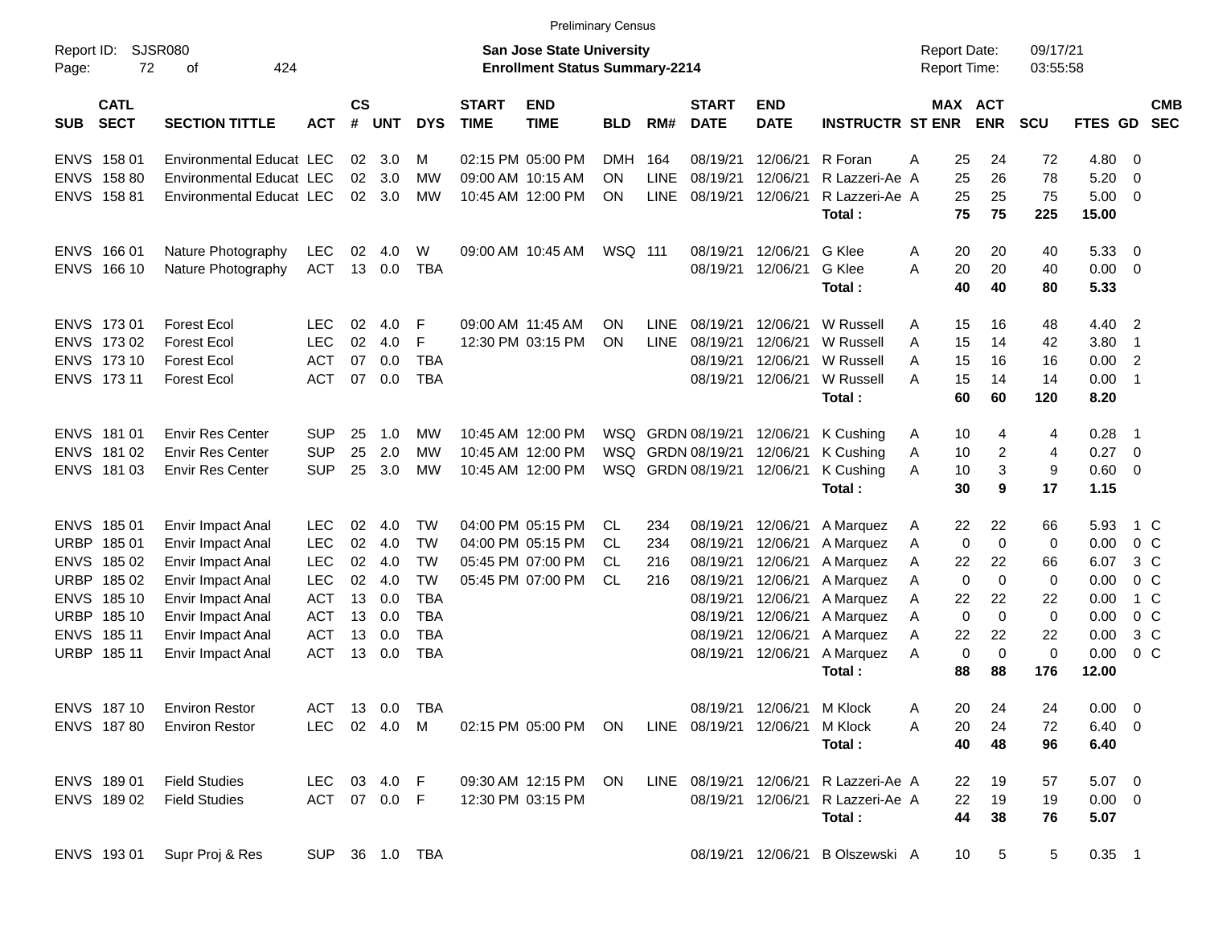Preliminary Census

Report ID: SJSR080
Page: 72 of 424

**San Jose State University**
**Enrollment Status Summary-2214**

Report Date: 09/17/21
Report Time: 03:55:58

| SUB | CATL SECT | SECTION TITTLE | ACT | CS # | UNT | DYS | START TIME | END TIME | BLD | RM# | START DATE | END DATE | INSTRUCTR | ST | MAX ENR | ACT ENR | SCU | FTES | GD | CMB SEC |
|---|---|---|---|---|---|---|---|---|---|---|---|---|---|---|---|---|---|---|---|---|
| ENVS | 158 01 | Environmental Educat | LEC | 02 | 3.0 | M | 02:15 PM | 05:00 PM | DMH | 164 | 08/19/21 | 12/06/21 | R Foran | A | 25 | 24 | 72 | 4.80 | 0 | |
| ENVS | 158 80 | Environmental Educat | LEC | 02 | 3.0 | MW | 09:00 AM | 10:15 AM | ON | LINE | 08/19/21 | 12/06/21 | R Lazzeri-Ae | A | 25 | 26 | 78 | 5.20 | 0 | |
| ENVS | 158 81 | Environmental Educat | LEC | 02 | 3.0 | MW | 10:45 AM | 12:00 PM | ON | LINE | 08/19/21 | 12/06/21 | R Lazzeri-Ae | A | 25 | 25 | 75 | 5.00 | 0 | |
| | | | | | | | | | | | | | **Total :** | | **75** | **75** | **225** | **15.00** | | |
| ENVS | 166 01 | Nature Photography | LEC | 02 | 4.0 | W | 09:00 AM | 10:45 AM | WSQ | 111 | 08/19/21 | 12/06/21 | G Klee | A | 20 | 20 | 40 | 5.33 | 0 | |
| ENVS | 166 10 | Nature Photography | ACT | 13 | 0.0 | TBA | | | | | 08/19/21 | 12/06/21 | G Klee | A | 20 | 20 | 40 | 0.00 | 0 | |
| | | | | | | | | | | | | | **Total :** | | **40** | **40** | **80** | **5.33** | | |
| ENVS | 173 01 | Forest Ecol | LEC | 02 | 4.0 | F | 09:00 AM | 11:45 AM | ON | LINE | 08/19/21 | 12/06/21 | W Russell | A | 15 | 16 | 48 | 4.40 | 2 | |
| ENVS | 173 02 | Forest Ecol | LEC | 02 | 4.0 | F | 12:30 PM | 03:15 PM | ON | LINE | 08/19/21 | 12/06/21 | W Russell | A | 15 | 14 | 42 | 3.80 | 1 | |
| ENVS | 173 10 | Forest Ecol | ACT | 07 | 0.0 | TBA | | | | | 08/19/21 | 12/06/21 | W Russell | A | 15 | 16 | 16 | 0.00 | 2 | |
| ENVS | 173 11 | Forest Ecol | ACT | 07 | 0.0 | TBA | | | | | 08/19/21 | 12/06/21 | W Russell | A | 15 | 14 | 14 | 0.00 | 1 | |
| | | | | | | | | | | | | | **Total :** | | **60** | **60** | **120** | **8.20** | | |
| ENVS | 181 01 | Envir Res Center | SUP | 25 | 1.0 | MW | 10:45 AM | 12:00 PM | WSQ | GRDN | 08/19/21 | 12/06/21 | K Cushing | A | 10 | 4 | 4 | 0.28 | 1 | |
| ENVS | 181 02 | Envir Res Center | SUP | 25 | 2.0 | MW | 10:45 AM | 12:00 PM | WSQ | GRDN | 08/19/21 | 12/06/21 | K Cushing | A | 10 | 2 | 4 | 0.27 | 0 | |
| ENVS | 181 03 | Envir Res Center | SUP | 25 | 3.0 | MW | 10:45 AM | 12:00 PM | WSQ | GRDN | 08/19/21 | 12/06/21 | K Cushing | A | 10 | 3 | 9 | 0.60 | 0 | |
| | | | | | | | | | | | | | **Total :** | | **30** | **9** | **17** | **1.15** | | |
| ENVS | 185 01 | Envir Impact Anal | LEC | 02 | 4.0 | TW | 04:00 PM | 05:15 PM | CL | 234 | 08/19/21 | 12/06/21 | A Marquez | A | 22 | 22 | 66 | 5.93 | 1 | C |
| URBP | 185 01 | Envir Impact Anal | LEC | 02 | 4.0 | TW | 04:00 PM | 05:15 PM | CL | 234 | 08/19/21 | 12/06/21 | A Marquez | A | 0 | 0 | 0 | 0.00 | 0 | C |
| ENVS | 185 02 | Envir Impact Anal | LEC | 02 | 4.0 | TW | 05:45 PM | 07:00 PM | CL | 216 | 08/19/21 | 12/06/21 | A Marquez | A | 22 | 22 | 66 | 6.07 | 3 | C |
| URBP | 185 02 | Envir Impact Anal | LEC | 02 | 4.0 | TW | 05:45 PM | 07:00 PM | CL | 216 | 08/19/21 | 12/06/21 | A Marquez | A | 0 | 0 | 0 | 0.00 | 0 | C |
| ENVS | 185 10 | Envir Impact Anal | ACT | 13 | 0.0 | TBA | | | | | 08/19/21 | 12/06/21 | A Marquez | A | 22 | 22 | 22 | 0.00 | 1 | C |
| URBP | 185 10 | Envir Impact Anal | ACT | 13 | 0.0 | TBA | | | | | 08/19/21 | 12/06/21 | A Marquez | A | 0 | 0 | 0 | 0.00 | 0 | C |
| ENVS | 185 11 | Envir Impact Anal | ACT | 13 | 0.0 | TBA | | | | | 08/19/21 | 12/06/21 | A Marquez | A | 22 | 22 | 22 | 0.00 | 3 | C |
| URBP | 185 11 | Envir Impact Anal | ACT | 13 | 0.0 | TBA | | | | | 08/19/21 | 12/06/21 | A Marquez | A | 0 | 0 | 0 | 0.00 | 0 | C |
| | | | | | | | | | | | | | **Total :** | | **88** | **88** | **176** | **12.00** | | |
| ENVS | 187 10 | Environ Restor | ACT | 13 | 0.0 | TBA | | | | | 08/19/21 | 12/06/21 | M Klock | A | 20 | 24 | 24 | 0.00 | 0 | |
| ENVS | 187 80 | Environ Restor | LEC | 02 | 4.0 | M | 02:15 PM | 05:00 PM | ON | LINE | 08/19/21 | 12/06/21 | M Klock | A | 20 | 24 | 72 | 6.40 | 0 | |
| | | | | | | | | | | | | | **Total :** | | **40** | **48** | **96** | **6.40** | | |
| ENVS | 189 01 | Field Studies | LEC | 03 | 4.0 | F | 09:30 AM | 12:15 PM | ON | LINE | 08/19/21 | 12/06/21 | R Lazzeri-Ae | A | 22 | 19 | 57 | 5.07 | 0 | |
| ENVS | 189 02 | Field Studies | ACT | 07 | 0.0 | F | 12:30 PM | 03:15 PM | | | 08/19/21 | 12/06/21 | R Lazzeri-Ae | A | 22 | 19 | 19 | 0.00 | 0 | |
| | | | | | | | | | | | | | **Total :** | | **44** | **38** | **76** | **5.07** | | |
| ENVS | 193 01 | Supr Proj & Res | SUP | 36 | 1.0 | TBA | | | | | 08/19/21 | 12/06/21 | B Olszewski | A | 10 | 5 | 5 | 0.35 | 1 | |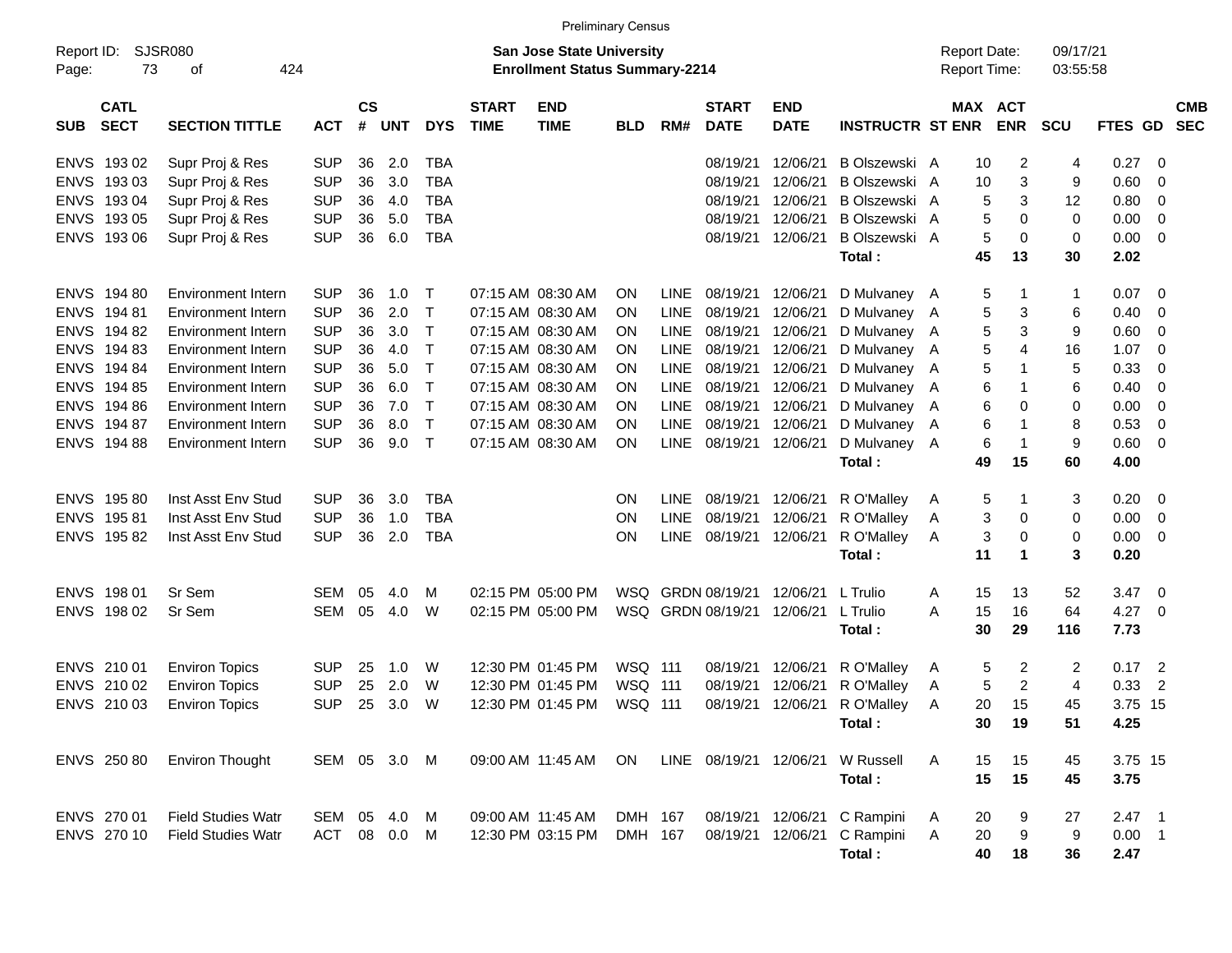Preliminary Census

Report ID: SJSR080

**San Jose State University**
**Enrollment Status Summary-2214**

Report Date: 09/17/21
Report Time: 03:55:58

| SUB | CATL SECT | SECTION TITTLE | ACT | CS # | UNT | DYS | START TIME | END TIME | BLD | RM# | START DATE | END DATE | INSTRUCTR | ST | MAX ENR | ACT ENR | SCU | FTES | GD | CMB SEC |
|---|---|---|---|---|---|---|---|---|---|---|---|---|---|---|---|---|---|---|---|---|
| ENVS | 193 02 | Supr Proj & Res | SUP | 36 | 2.0 | TBA | | | | | 08/19/21 | 12/06/21 | B Olszewski | A | 10 | 2 | 4 | 0.27 | 0 | |
| ENVS | 193 03 | Supr Proj & Res | SUP | 36 | 3.0 | TBA | | | | | 08/19/21 | 12/06/21 | B Olszewski | A | 10 | 3 | 9 | 0.60 | 0 | |
| ENVS | 193 04 | Supr Proj & Res | SUP | 36 | 4.0 | TBA | | | | | 08/19/21 | 12/06/21 | B Olszewski | A | 5 | 3 | 12 | 0.80 | 0 | |
| ENVS | 193 05 | Supr Proj & Res | SUP | 36 | 5.0 | TBA | | | | | 08/19/21 | 12/06/21 | B Olszewski | A | 5 | 0 | 0 | 0.00 | 0 | |
| ENVS | 193 06 | Supr Proj & Res | SUP | 36 | 6.0 | TBA | | | | | 08/19/21 | 12/06/21 | B Olszewski | A | 5 | 0 | 0 | 0.00 | 0 | |
| | | | | | | | | | | | | | **Total :** | | **45** | **13** | **30** | **2.02** | | |
| ENVS | 194 80 | Environment Intern | SUP | 36 | 1.0 | T | 07:15 AM | 08:30 AM | ON | LINE | 08/19/21 | 12/06/21 | D Mulvaney | A | 5 | 1 | 1 | 0.07 | 0 | |
| ENVS | 194 81 | Environment Intern | SUP | 36 | 2.0 | T | 07:15 AM | 08:30 AM | ON | LINE | 08/19/21 | 12/06/21 | D Mulvaney | A | 5 | 3 | 6 | 0.40 | 0 | |
| ENVS | 194 82 | Environment Intern | SUP | 36 | 3.0 | T | 07:15 AM | 08:30 AM | ON | LINE | 08/19/21 | 12/06/21 | D Mulvaney | A | 5 | 3 | 9 | 0.60 | 0 | |
| ENVS | 194 83 | Environment Intern | SUP | 36 | 4.0 | T | 07:15 AM | 08:30 AM | ON | LINE | 08/19/21 | 12/06/21 | D Mulvaney | A | 5 | 4 | 16 | 1.07 | 0 | |
| ENVS | 194 84 | Environment Intern | SUP | 36 | 5.0 | T | 07:15 AM | 08:30 AM | ON | LINE | 08/19/21 | 12/06/21 | D Mulvaney | A | 5 | 1 | 5 | 0.33 | 0 | |
| ENVS | 194 85 | Environment Intern | SUP | 36 | 6.0 | T | 07:15 AM | 08:30 AM | ON | LINE | 08/19/21 | 12/06/21 | D Mulvaney | A | 6 | 1 | 6 | 0.40 | 0 | |
| ENVS | 194 86 | Environment Intern | SUP | 36 | 7.0 | T | 07:15 AM | 08:30 AM | ON | LINE | 08/19/21 | 12/06/21 | D Mulvaney | A | 6 | 0 | 0 | 0.00 | 0 | |
| ENVS | 194 87 | Environment Intern | SUP | 36 | 8.0 | T | 07:15 AM | 08:30 AM | ON | LINE | 08/19/21 | 12/06/21 | D Mulvaney | A | 6 | 1 | 8 | 0.53 | 0 | |
| ENVS | 194 88 | Environment Intern | SUP | 36 | 9.0 | T | 07:15 AM | 08:30 AM | ON | LINE | 08/19/21 | 12/06/21 | D Mulvaney | A | 6 | 1 | 9 | 0.60 | 0 | |
| | | | | | | | | | | | | | **Total :** | | **49** | **15** | **60** | **4.00** | | |
| ENVS | 195 80 | Inst Asst Env Stud | SUP | 36 | 3.0 | TBA | | | ON | LINE | 08/19/21 | 12/06/21 | R O'Malley | A | 5 | 1 | 3 | 0.20 | 0 | |
| ENVS | 195 81 | Inst Asst Env Stud | SUP | 36 | 1.0 | TBA | | | ON | LINE | 08/19/21 | 12/06/21 | R O'Malley | A | 3 | 0 | 0 | 0.00 | 0 | |
| ENVS | 195 82 | Inst Asst Env Stud | SUP | 36 | 2.0 | TBA | | | ON | LINE | 08/19/21 | 12/06/21 | R O'Malley | A | 3 | 0 | 0 | 0.00 | 0 | |
| | | | | | | | | | | | | | **Total :** | | **11** | **1** | **3** | **0.20** | | |
| ENVS | 198 01 | Sr Sem | SEM | 05 | 4.0 | M | 02:15 PM | 05:00 PM | WSQ | GRDN | 08/19/21 | 12/06/21 | L Trulio | A | 15 | 13 | 52 | 3.47 | 0 | |
| ENVS | 198 02 | Sr Sem | SEM | 05 | 4.0 | W | 02:15 PM | 05:00 PM | WSQ | GRDN | 08/19/21 | 12/06/21 | L Trulio | A | 15 | 16 | 64 | 4.27 | 0 | |
| | | | | | | | | | | | | | **Total :** | | **30** | **29** | **116** | **7.73** | | |
| ENVS | 210 01 | Environ Topics | SUP | 25 | 1.0 | W | 12:30 PM | 01:45 PM | WSQ | 111 | 08/19/21 | 12/06/21 | R O'Malley | A | 5 | 2 | 2 | 0.17 | 2 | |
| ENVS | 210 02 | Environ Topics | SUP | 25 | 2.0 | W | 12:30 PM | 01:45 PM | WSQ | 111 | 08/19/21 | 12/06/21 | R O'Malley | A | 5 | 2 | 4 | 0.33 | 2 | |
| ENVS | 210 03 | Environ Topics | SUP | 25 | 3.0 | W | 12:30 PM | 01:45 PM | WSQ | 111 | 08/19/21 | 12/06/21 | R O'Malley | A | 20 | 15 | 45 | 3.75 | 15 | |
| | | | | | | | | | | | | | **Total :** | | **30** | **19** | **51** | **4.25** | | |
| ENVS | 250 80 | Environ Thought | SEM | 05 | 3.0 | M | 09:00 AM | 11:45 AM | ON | LINE | 08/19/21 | 12/06/21 | W Russell | A | 15 | 15 | 45 | 3.75 | 15 | |
| | | | | | | | | | | | | | **Total :** | | **15** | **15** | **45** | **3.75** | | |
| ENVS | 270 01 | Field Studies Watr | SEM | 05 | 4.0 | M | 09:00 AM | 11:45 AM | DMH | 167 | 08/19/21 | 12/06/21 | C Rampini | A | 20 | 9 | 27 | 2.47 | 1 | |
| ENVS | 270 10 | Field Studies Watr | ACT | 08 | 0.0 | M | 12:30 PM | 03:15 PM | DMH | 167 | 08/19/21 | 12/06/21 | C Rampini | A | 20 | 9 | 9 | 0.00 | 1 | |
| | | | | | | | | | | | | | **Total :** | | **40** | **18** | **36** | **2.47** | | |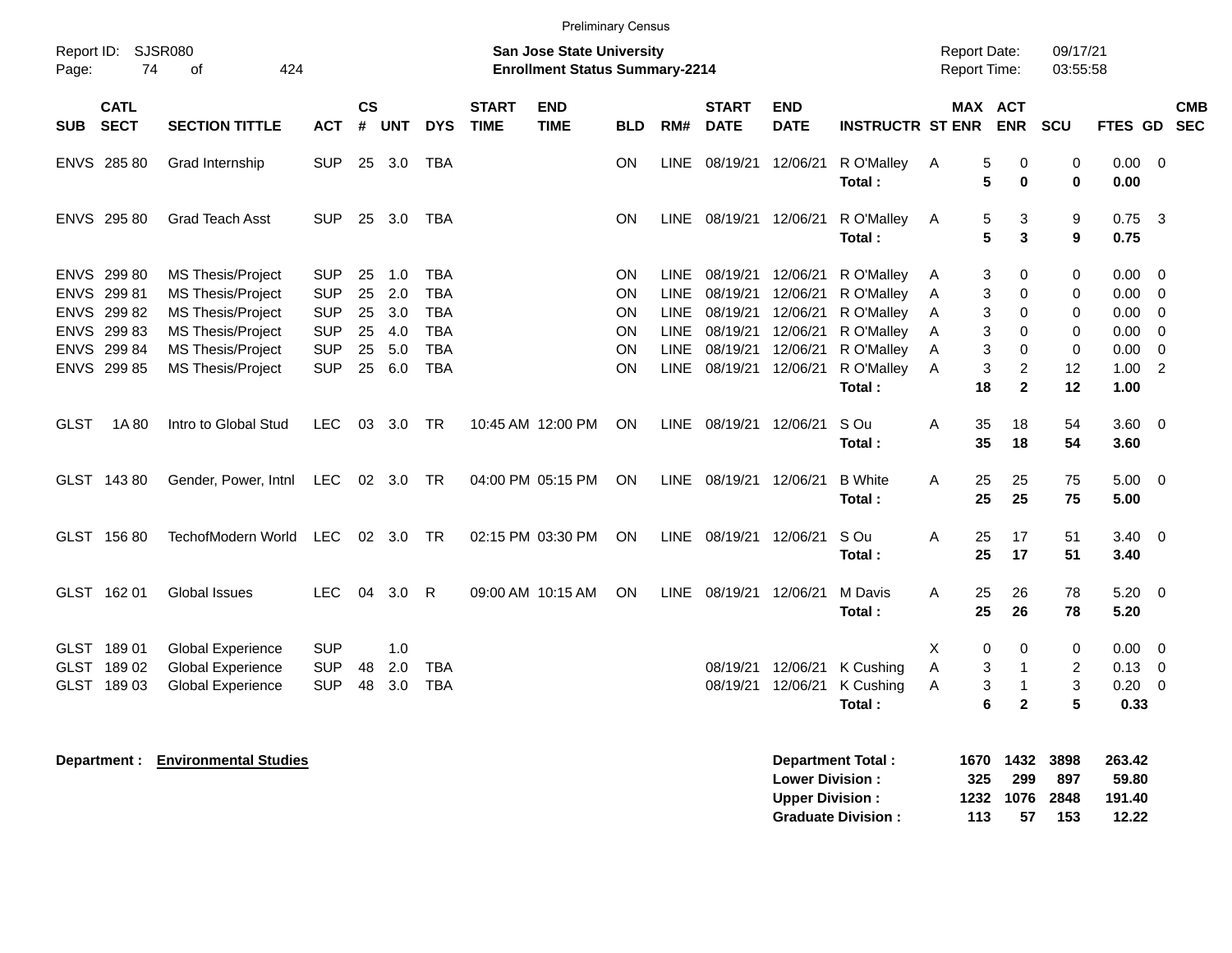Preliminary Census

Report ID: SJSR080

**San Jose State University**
**Enrollment Status Summary-2214**

Report Date: 09/17/21
Report Time: 03:55:58

| SUB | CATL SECT | SECTION TITTLE | ACT | CS # | UNT | DYS | START TIME | END TIME | BLD | RM# | START DATE | END DATE | INSTRUCTR | ST | MAX ENR | ACT ENR | SCU | FTES | GD | CMB SEC |
|---|---|---|---|---|---|---|---|---|---|---|---|---|---|---|---|---|---|---|---|---|
| ENVS | 285 80 | Grad Internship | SUP | 25 | 3.0 | TBA | | | ON | LINE | 08/19/21 | 12/06/21 | R O'Malley | A | 5 | 0 | 0 | 0.00 | 0 | |
| | | | | | | | | | | | | | **Total :** | | **5** | **0** | **0** | **0.00** | | |
| ENVS | 295 80 | Grad Teach Asst | SUP | 25 | 3.0 | TBA | | | ON | LINE | 08/19/21 | 12/06/21 | R O'Malley | A | 5 | 3 | 9 | 0.75 | 3 | |
| | | | | | | | | | | | | | **Total :** | | **5** | **3** | **9** | **0.75** | | |
| ENVS | 299 80 | MS Thesis/Project | SUP | 25 | 1.0 | TBA | | | ON | LINE | 08/19/21 | 12/06/21 | R O'Malley | A | 3 | 0 | 0 | 0.00 | 0 | |
| ENVS | 299 81 | MS Thesis/Project | SUP | 25 | 2.0 | TBA | | | ON | LINE | 08/19/21 | 12/06/21 | R O'Malley | A | 3 | 0 | 0 | 0.00 | 0 | |
| ENVS | 299 82 | MS Thesis/Project | SUP | 25 | 3.0 | TBA | | | ON | LINE | 08/19/21 | 12/06/21 | R O'Malley | A | 3 | 0 | 0 | 0.00 | 0 | |
| ENVS | 299 83 | MS Thesis/Project | SUP | 25 | 4.0 | TBA | | | ON | LINE | 08/19/21 | 12/06/21 | R O'Malley | A | 3 | 0 | 0 | 0.00 | 0 | |
| ENVS | 299 84 | MS Thesis/Project | SUP | 25 | 5.0 | TBA | | | ON | LINE | 08/19/21 | 12/06/21 | R O'Malley | A | 3 | 0 | 0 | 0.00 | 0 | |
| ENVS | 299 85 | MS Thesis/Project | SUP | 25 | 6.0 | TBA | | | ON | LINE | 08/19/21 | 12/06/21 | R O'Malley | A | 3 | 2 | 12 | 1.00 | 2 | |
| | | | | | | | | | | | | | **Total :** | | **18** | **2** | **12** | **1.00** | | |
| GLST | 1A 80 | Intro to Global Stud | LEC | 03 | 3.0 | TR | 10:45 AM | 12:00 PM | ON | LINE | 08/19/21 | 12/06/21 | S Ou | A | 35 | 18 | 54 | 3.60 | 0 | |
| | | | | | | | | | | | | | **Total :** | | **35** | **18** | **54** | **3.60** | | |
| GLST | 143 80 | Gender, Power, Intnl | LEC | 02 | 3.0 | TR | 04:00 PM | 05:15 PM | ON | LINE | 08/19/21 | 12/06/21 | B White | A | 25 | 25 | 75 | 5.00 | 0 | |
| | | | | | | | | | | | | | **Total :** | | **25** | **25** | **75** | **5.00** | | |
| GLST | 156 80 | TechofModern World | LEC | 02 | 3.0 | TR | 02:15 PM | 03:30 PM | ON | LINE | 08/19/21 | 12/06/21 | S Ou | A | 25 | 17 | 51 | 3.40 | 0 | |
| | | | | | | | | | | | | | **Total :** | | **25** | **17** | **51** | **3.40** | | |
| GLST | 162 01 | Global Issues | LEC | 04 | 3.0 | R | 09:00 AM | 10:15 AM | ON | LINE | 08/19/21 | 12/06/21 | M Davis | A | 25 | 26 | 78 | 5.20 | 0 | |
| | | | | | | | | | | | | | **Total :** | | **25** | **26** | **78** | **5.20** | | |
| GLST | 189 01 | Global Experience | SUP | | 1.0 | | | | | | | | | X | 0 | 0 | 0 | 0.00 | 0 | |
| GLST | 189 02 | Global Experience | SUP | 48 | 2.0 | TBA | | | | | 08/19/21 | 12/06/21 | K Cushing | A | 3 | 1 | 2 | 0.13 | 0 | |
| GLST | 189 03 | Global Experience | SUP | 48 | 3.0 | TBA | | | | | 08/19/21 | 12/06/21 | K Cushing | A | 3 | 1 | 3 | 0.20 | 0 | |
| | | | | | | | | | | | | | **Total :** | | **6** | **2** | **5** | **0.33** | | |

**Department : Environmental Studies**

| | MAX ENR | ACT ENR | SCU | FTES |
|---|---|---|---|---|
| **Department Total :** | **1670** | **1432** | **3898** | **263.42** |
| **Lower Division :** | **325** | **299** | **897** | **59.80** |
| **Upper Division :** | **1232** | **1076** | **2848** | **191.40** |
| **Graduate Division :** | **113** | **57** | **153** | **12.22** |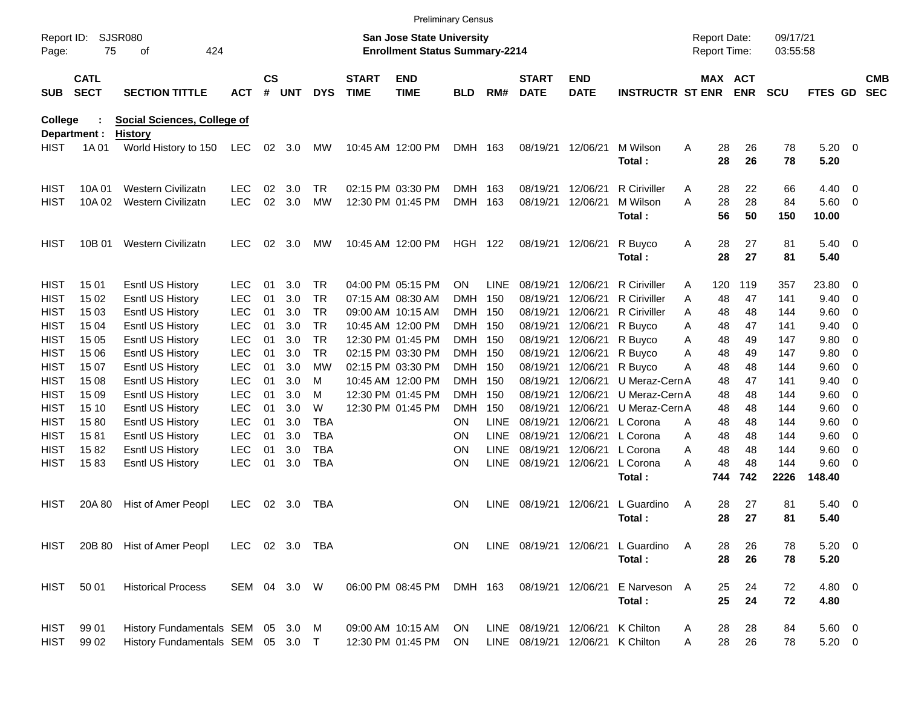Preliminary Census

Report ID: SJSR080
Page: 75 of 424

**San Jose State University**
**Enrollment Status Summary-2214**

Report Date: 09/17/21
Report Time: 03:55:58

**College : Social Sciences, College of**
**Department : History**

| SUB | CATL SECT | SECTION TITTLE | ACT | CS # | UNT | DYS | START TIME | END TIME | BLD | RM# | START DATE | END DATE | INSTRUCTR | ST | MAX ENR | ACT ENR | SCU | FTES | GD | CMB SEC |
|---|---|---|---|---|---|---|---|---|---|---|---|---|---|---|---|---|---|---|---|---|
| HIST | 1A 01 | World History to 150 | LEC | 02 | 3.0 | MW | 10:45 AM | 12:00 PM | DMH | 163 | 08/19/21 | 12/06/21 | M Wilson | A | 28 | 26 | 78 | 5.20 | 0 | |
| | | | | | | | | | | | | | **Total :** | | **28** | **26** | **78** | **5.20** | | |
| HIST | 10A 01 | Western Civilizatn | LEC | 02 | 3.0 | TR | 02:15 PM | 03:30 PM | DMH | 163 | 08/19/21 | 12/06/21 | R Ciriviller | A | 28 | 22 | 66 | 4.40 | 0 | |
| HIST | 10A 02 | Western Civilizatn | LEC | 02 | 3.0 | MW | 12:30 PM | 01:45 PM | DMH | 163 | 08/19/21 | 12/06/21 | M Wilson | A | 28 | 28 | 84 | 5.60 | 0 | |
| | | | | | | | | | | | | | **Total :** | | **56** | **50** | **150** | **10.00** | | |
| HIST | 10B 01 | Western Civilizatn | LEC | 02 | 3.0 | MW | 10:45 AM | 12:00 PM | HGH | 122 | 08/19/21 | 12/06/21 | R Buyco | A | 28 | 27 | 81 | 5.40 | 0 | |
| | | | | | | | | | | | | | **Total :** | | **28** | **27** | **81** | **5.40** | | |
| HIST | 15 01 | Esntl US History | LEC | 01 | 3.0 | TR | 04:00 PM | 05:15 PM | ON | LINE | 08/19/21 | 12/06/21 | R Ciriviller | A | 120 | 119 | 357 | 23.80 | 0 | |
| HIST | 15 02 | Esntl US History | LEC | 01 | 3.0 | TR | 07:15 AM | 08:30 AM | DMH | 150 | 08/19/21 | 12/06/21 | R Ciriviller | A | 48 | 47 | 141 | 9.40 | 0 | |
| HIST | 15 03 | Esntl US History | LEC | 01 | 3.0 | TR | 09:00 AM | 10:15 AM | DMH | 150 | 08/19/21 | 12/06/21 | R Ciriviller | A | 48 | 48 | 144 | 9.60 | 0 | |
| HIST | 15 04 | Esntl US History | LEC | 01 | 3.0 | TR | 10:45 AM | 12:00 PM | DMH | 150 | 08/19/21 | 12/06/21 | R Buyco | A | 48 | 47 | 141 | 9.40 | 0 | |
| HIST | 15 05 | Esntl US History | LEC | 01 | 3.0 | TR | 12:30 PM | 01:45 PM | DMH | 150 | 08/19/21 | 12/06/21 | R Buyco | A | 48 | 49 | 147 | 9.80 | 0 | |
| HIST | 15 06 | Esntl US History | LEC | 01 | 3.0 | TR | 02:15 PM | 03:30 PM | DMH | 150 | 08/19/21 | 12/06/21 | R Buyco | A | 48 | 49 | 147 | 9.80 | 0 | |
| HIST | 15 07 | Esntl US History | LEC | 01 | 3.0 | MW | 02:15 PM | 03:30 PM | DMH | 150 | 08/19/21 | 12/06/21 | R Buyco | A | 48 | 48 | 144 | 9.60 | 0 | |
| HIST | 15 08 | Esntl US History | LEC | 01 | 3.0 | M | 10:45 AM | 12:00 PM | DMH | 150 | 08/19/21 | 12/06/21 | U Meraz-Cern | A | 48 | 47 | 141 | 9.40 | 0 | |
| HIST | 15 09 | Esntl US History | LEC | 01 | 3.0 | M | 12:30 PM | 01:45 PM | DMH | 150 | 08/19/21 | 12/06/21 | U Meraz-Cern | A | 48 | 48 | 144 | 9.60 | 0 | |
| HIST | 15 10 | Esntl US History | LEC | 01 | 3.0 | W | 12:30 PM | 01:45 PM | DMH | 150 | 08/19/21 | 12/06/21 | U Meraz-Cern | A | 48 | 48 | 144 | 9.60 | 0 | |
| HIST | 15 80 | Esntl US History | LEC | 01 | 3.0 | TBA | | | ON | LINE | 08/19/21 | 12/06/21 | L Corona | A | 48 | 48 | 144 | 9.60 | 0 | |
| HIST | 15 81 | Esntl US History | LEC | 01 | 3.0 | TBA | | | ON | LINE | 08/19/21 | 12/06/21 | L Corona | A | 48 | 48 | 144 | 9.60 | 0 | |
| HIST | 15 82 | Esntl US History | LEC | 01 | 3.0 | TBA | | | ON | LINE | 08/19/21 | 12/06/21 | L Corona | A | 48 | 48 | 144 | 9.60 | 0 | |
| HIST | 15 83 | Esntl US History | LEC | 01 | 3.0 | TBA | | | ON | LINE | 08/19/21 | 12/06/21 | L Corona | A | 48 | 48 | 144 | 9.60 | 0 | |
| | | | | | | | | | | | | | **Total :** | | **744** | **742** | **2226** | **148.40** | | |
| HIST | 20A 80 | Hist of Amer Peopl | LEC | 02 | 3.0 | TBA | | | ON | LINE | 08/19/21 | 12/06/21 | L Guardino | A | 28 | 27 | 81 | 5.40 | 0 | |
| | | | | | | | | | | | | | **Total :** | | **28** | **27** | **81** | **5.40** | | |
| HIST | 20B 80 | Hist of Amer Peopl | LEC | 02 | 3.0 | TBA | | | ON | LINE | 08/19/21 | 12/06/21 | L Guardino | A | 28 | 26 | 78 | 5.20 | 0 | |
| | | | | | | | | | | | | | **Total :** | | **28** | **26** | **78** | **5.20** | | |
| HIST | 50 01 | Historical Process | SEM | 04 | 3.0 | W | 06:00 PM | 08:45 PM | DMH | 163 | 08/19/21 | 12/06/21 | E Narveson | A | 25 | 24 | 72 | 4.80 | 0 | |
| | | | | | | | | | | | | | **Total :** | | **25** | **24** | **72** | **4.80** | | |
| HIST | 99 01 | History Fundamentals | SEM | 05 | 3.0 | M | 09:00 AM | 10:15 AM | ON | LINE | 08/19/21 | 12/06/21 | K Chilton | A | 28 | 28 | 84 | 5.60 | 0 | |
| HIST | 99 02 | History Fundamentals | SEM | 05 | 3.0 | T | 12:30 PM | 01:45 PM | ON | LINE | 08/19/21 | 12/06/21 | K Chilton | A | 28 | 26 | 78 | 5.20 | 0 | |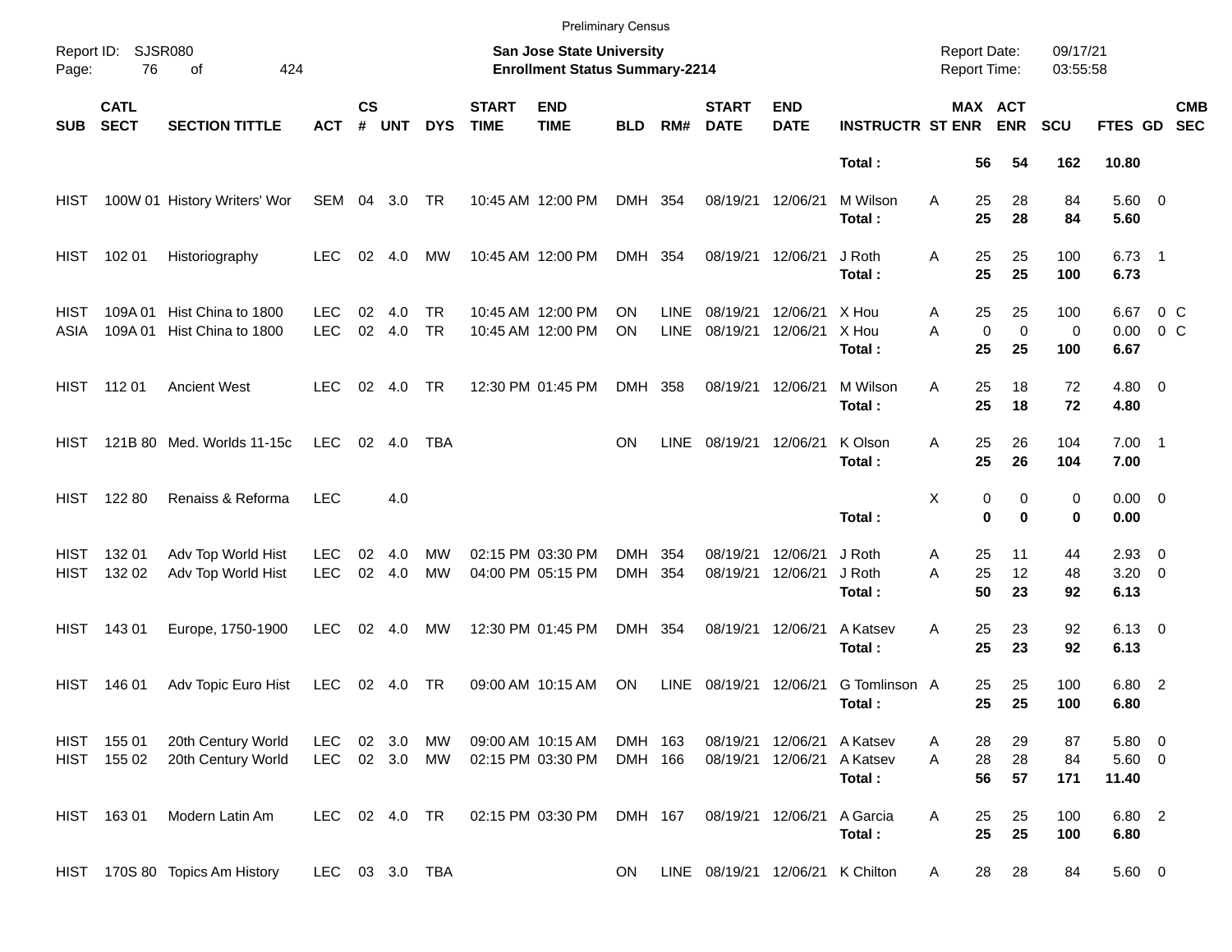Preliminary Census

Report ID: SJSR080

**San Jose State University**
**Enrollment Status Summary-2214**

Report Date: 09/17/21
Report Time: 03:55:58

| SUB | CATL SECT | SECTION TITTLE | ACT | CS # | UNT | DYS | START TIME | END TIME | BLD | RM# | START DATE | END DATE | INSTRUCTR | ST | MAX ENR | ACT ENR | SCU | FTES | GD | CMB SEC |
|---|---|---|---|---|---|---|---|---|---|---|---|---|---|---|---|---|---|---|---|---|
| | | | | | | | | | | | | | **Total :** | | **56** | **54** | **162** | **10.80** | | |
| HIST | 100W 01 | History Writers' Wor | SEM | 04 | 3.0 | TR | 10:45 AM | 12:00 PM | DMH | 354 | 08/19/21 | 12/06/21 | M Wilson | A | 25 | 28 | 84 | 5.60 | 0 | |
| | | | | | | | | | | | | | **Total :** | | **25** | **28** | **84** | **5.60** | | |
| HIST | 102 01 | Historiography | LEC | 02 | 4.0 | MW | 10:45 AM | 12:00 PM | DMH | 354 | 08/19/21 | 12/06/21 | J Roth | A | 25 | 25 | 100 | 6.73 | 1 | |
| | | | | | | | | | | | | | **Total :** | | **25** | **25** | **100** | **6.73** | | |
| HIST | 109A 01 | Hist China to 1800 | LEC | 02 | 4.0 | TR | 10:45 AM | 12:00 PM | ON | LINE | 08/19/21 | 12/06/21 | X Hou | A | 25 | 25 | 100 | 6.67 | 0 | C |
| ASIA | 109A 01 | Hist China to 1800 | LEC | 02 | 4.0 | TR | 10:45 AM | 12:00 PM | ON | LINE | 08/19/21 | 12/06/21 | X Hou | A | 0 | 0 | 0 | 0.00 | 0 | C |
| | | | | | | | | | | | | | **Total :** | | **25** | **25** | **100** | **6.67** | | |
| HIST | 112 01 | Ancient West | LEC | 02 | 4.0 | TR | 12:30 PM | 01:45 PM | DMH | 358 | 08/19/21 | 12/06/21 | M Wilson | A | 25 | 18 | 72 | 4.80 | 0 | |
| | | | | | | | | | | | | | **Total :** | | **25** | **18** | **72** | **4.80** | | |
| HIST | 121B 80 | Med. Worlds 11-15c | LEC | 02 | 4.0 | TBA | | | ON | LINE | 08/19/21 | 12/06/21 | K Olson | A | 25 | 26 | 104 | 7.00 | 1 | |
| | | | | | | | | | | | | | **Total :** | | **25** | **26** | **104** | **7.00** | | |
| HIST | 122 80 | Renaiss & Reforma | LEC | | 4.0 | | | | | | | | | X | 0 | 0 | 0 | 0.00 | 0 | |
| | | | | | | | | | | | | | **Total :** | | **0** | **0** | **0** | **0.00** | | |
| HIST | 132 01 | Adv Top World Hist | LEC | 02 | 4.0 | MW | 02:15 PM | 03:30 PM | DMH | 354 | 08/19/21 | 12/06/21 | J Roth | A | 25 | 11 | 44 | 2.93 | 0 | |
| HIST | 132 02 | Adv Top World Hist | LEC | 02 | 4.0 | MW | 04:00 PM | 05:15 PM | DMH | 354 | 08/19/21 | 12/06/21 | J Roth | A | 25 | 12 | 48 | 3.20 | 0 | |
| | | | | | | | | | | | | | **Total :** | | **50** | **23** | **92** | **6.13** | | |
| HIST | 143 01 | Europe, 1750-1900 | LEC | 02 | 4.0 | MW | 12:30 PM | 01:45 PM | DMH | 354 | 08/19/21 | 12/06/21 | A Katsev | A | 25 | 23 | 92 | 6.13 | 0 | |
| | | | | | | | | | | | | | **Total :** | | **25** | **23** | **92** | **6.13** | | |
| HIST | 146 01 | Adv Topic Euro Hist | LEC | 02 | 4.0 | TR | 09:00 AM | 10:15 AM | ON | LINE | 08/19/21 | 12/06/21 | G Tomlinson | A | 25 | 25 | 100 | 6.80 | 2 | |
| | | | | | | | | | | | | | **Total :** | | **25** | **25** | **100** | **6.80** | | |
| HIST | 155 01 | 20th Century World | LEC | 02 | 3.0 | MW | 09:00 AM | 10:15 AM | DMH | 163 | 08/19/21 | 12/06/21 | A Katsev | A | 28 | 29 | 87 | 5.80 | 0 | |
| HIST | 155 02 | 20th Century World | LEC | 02 | 3.0 | MW | 02:15 PM | 03:30 PM | DMH | 166 | 08/19/21 | 12/06/21 | A Katsev | A | 28 | 28 | 84 | 5.60 | 0 | |
| | | | | | | | | | | | | | **Total :** | | **56** | **57** | **171** | **11.40** | | |
| HIST | 163 01 | Modern Latin Am | LEC | 02 | 4.0 | TR | 02:15 PM | 03:30 PM | DMH | 167 | 08/19/21 | 12/06/21 | A Garcia | A | 25 | 25 | 100 | 6.80 | 2 | |
| | | | | | | | | | | | | | **Total :** | | **25** | **25** | **100** | **6.80** | | |
| HIST | 170S 80 | Topics Am History | LEC | 03 | 3.0 | TBA | | | ON | LINE | 08/19/21 | 12/06/21 | K Chilton | A | 28 | 28 | 84 | 5.60 | 0 | |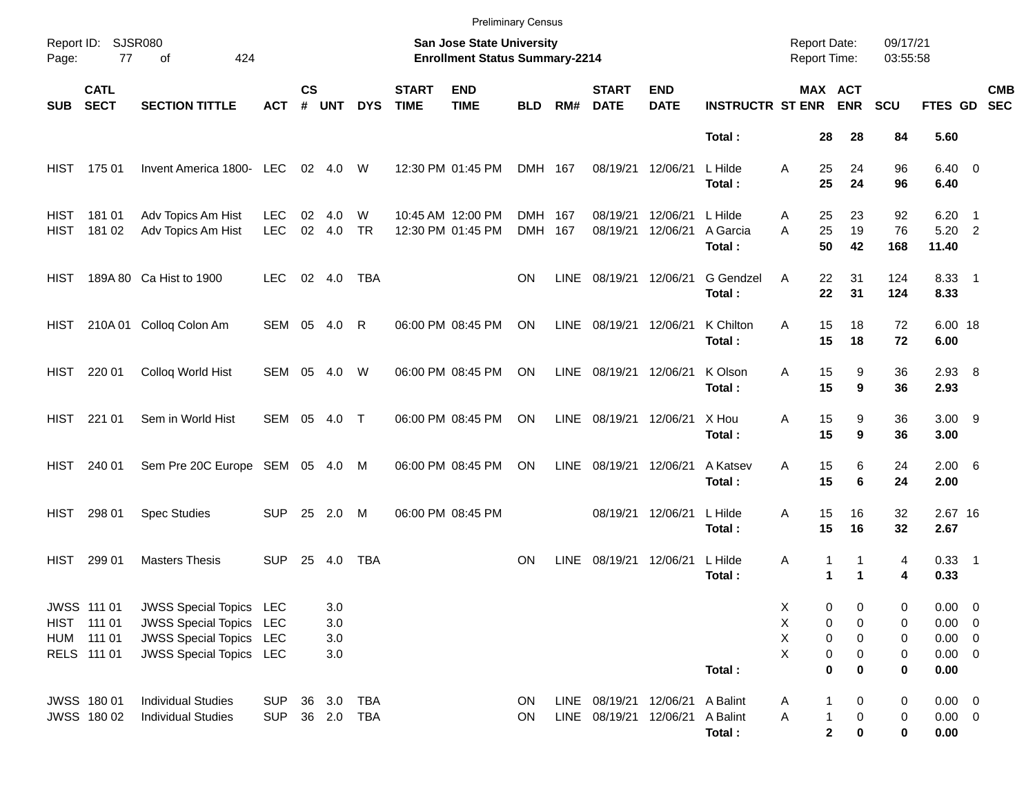Preliminary Census

Report ID: SJSR080
Page: 77 of 424

**San Jose State University**
**Enrollment Status Summary-2214**

Report Date: 09/17/21
Report Time: 03:55:58

| SUB | CATL SECT | SECTION TITTLE | ACT | CS # | UNT | DYS | START TIME | END TIME | BLD | RM# | START DATE | END DATE | INSTRUCTR | ST | MAX ENR | ACT ENR | SCU | FTES | GD | CMB SEC |
|---|---|---|---|---|---|---|---|---|---|---|---|---|---|---|---|---|---|---|---|---|
| | | | | | | | | | | | | | **Total :** | | **28** | **28** | **84** | **5.60** | | |
| HIST | 175 01 | Invent America 1800- | LEC | 02 | 4.0 | W | 12:30 PM | 01:45 PM | DMH | 167 | 08/19/21 | 12/06/21 | L Hilde | A | 25 | 24 | 96 | 6.40 | 0 | |
| | | | | | | | | | | | | | **Total :** | | **25** | **24** | **96** | **6.40** | | |
| HIST | 181 01 | Adv Topics Am Hist | LEC | 02 | 4.0 | W | 10:45 AM | 12:00 PM | DMH | 167 | 08/19/21 | 12/06/21 | L Hilde | A | 25 | 23 | 92 | 6.20 | 1 | |
| HIST | 181 02 | Adv Topics Am Hist | LEC | 02 | 4.0 | TR | 12:30 PM | 01:45 PM | DMH | 167 | 08/19/21 | 12/06/21 | A Garcia | A | 25 | 19 | 76 | 5.20 | 2 | |
| | | | | | | | | | | | | | **Total :** | | **50** | **42** | **168** | **11.40** | | |
| HIST | 189A 80 | Ca Hist to 1900 | LEC | 02 | 4.0 | TBA | | | ON | LINE | 08/19/21 | 12/06/21 | G Gendzel | A | 22 | 31 | 124 | 8.33 | 1 | |
| | | | | | | | | | | | | | **Total :** | | **22** | **31** | **124** | **8.33** | | |
| HIST | 210A 01 | Colloq Colon Am | SEM | 05 | 4.0 | R | 06:00 PM | 08:45 PM | ON | LINE | 08/19/21 | 12/06/21 | K Chilton | A | 15 | 18 | 72 | 6.00 | 18 | |
| | | | | | | | | | | | | | **Total :** | | **15** | **18** | **72** | **6.00** | | |
| HIST | 220 01 | Colloq World Hist | SEM | 05 | 4.0 | W | 06:00 PM | 08:45 PM | ON | LINE | 08/19/21 | 12/06/21 | K Olson | A | 15 | 9 | 36 | 2.93 | 8 | |
| | | | | | | | | | | | | | **Total :** | | **15** | **9** | **36** | **2.93** | | |
| HIST | 221 01 | Sem in World Hist | SEM | 05 | 4.0 | T | 06:00 PM | 08:45 PM | ON | LINE | 08/19/21 | 12/06/21 | X Hou | A | 15 | 9 | 36 | 3.00 | 9 | |
| | | | | | | | | | | | | | **Total :** | | **15** | **9** | **36** | **3.00** | | |
| HIST | 240 01 | Sem Pre 20C Europe | SEM | 05 | 4.0 | M | 06:00 PM | 08:45 PM | ON | LINE | 08/19/21 | 12/06/21 | A Katsev | A | 15 | 6 | 24 | 2.00 | 6 | |
| | | | | | | | | | | | | | **Total :** | | **15** | **6** | **24** | **2.00** | | |
| HIST | 298 01 | Spec Studies | SUP | 25 | 2.0 | M | 06:00 PM | 08:45 PM | | | 08/19/21 | 12/06/21 | L Hilde | A | 15 | 16 | 32 | 2.67 | 16 | |
| | | | | | | | | | | | | | **Total :** | | **15** | **16** | **32** | **2.67** | | |
| HIST | 299 01 | Masters Thesis | SUP | 25 | 4.0 | TBA | | | ON | LINE | 08/19/21 | 12/06/21 | L Hilde | A | 1 | 1 | 4 | 0.33 | 1 | |
| | | | | | | | | | | | | | **Total :** | | **1** | **1** | **4** | **0.33** | | |
| JWSS | 111 01 | JWSS Special Topics | LEC | | 3.0 | | | | | | | | | X | 0 | 0 | 0 | 0.00 | 0 | |
| HIST | 111 01 | JWSS Special Topics | LEC | | 3.0 | | | | | | | | | X | 0 | 0 | 0 | 0.00 | 0 | |
| HUM | 111 01 | JWSS Special Topics | LEC | | 3.0 | | | | | | | | | X | 0 | 0 | 0 | 0.00 | 0 | |
| RELS | 111 01 | JWSS Special Topics | LEC | | 3.0 | | | | | | | | | X | 0 | 0 | 0 | 0.00 | 0 | |
| | | | | | | | | | | | | | **Total :** | | **0** | **0** | **0** | **0.00** | | |
| JWSS | 180 01 | Individual Studies | SUP | 36 | 3.0 | TBA | | | ON | LINE | 08/19/21 | 12/06/21 | A Balint | A | 1 | 0 | 0 | 0.00 | 0 | |
| JWSS | 180 02 | Individual Studies | SUP | 36 | 2.0 | TBA | | | ON | LINE | 08/19/21 | 12/06/21 | A Balint | A | 1 | 0 | 0 | 0.00 | 0 | |
| | | | | | | | | | | | | | **Total :** | | **2** | **0** | **0** | **0.00** | | |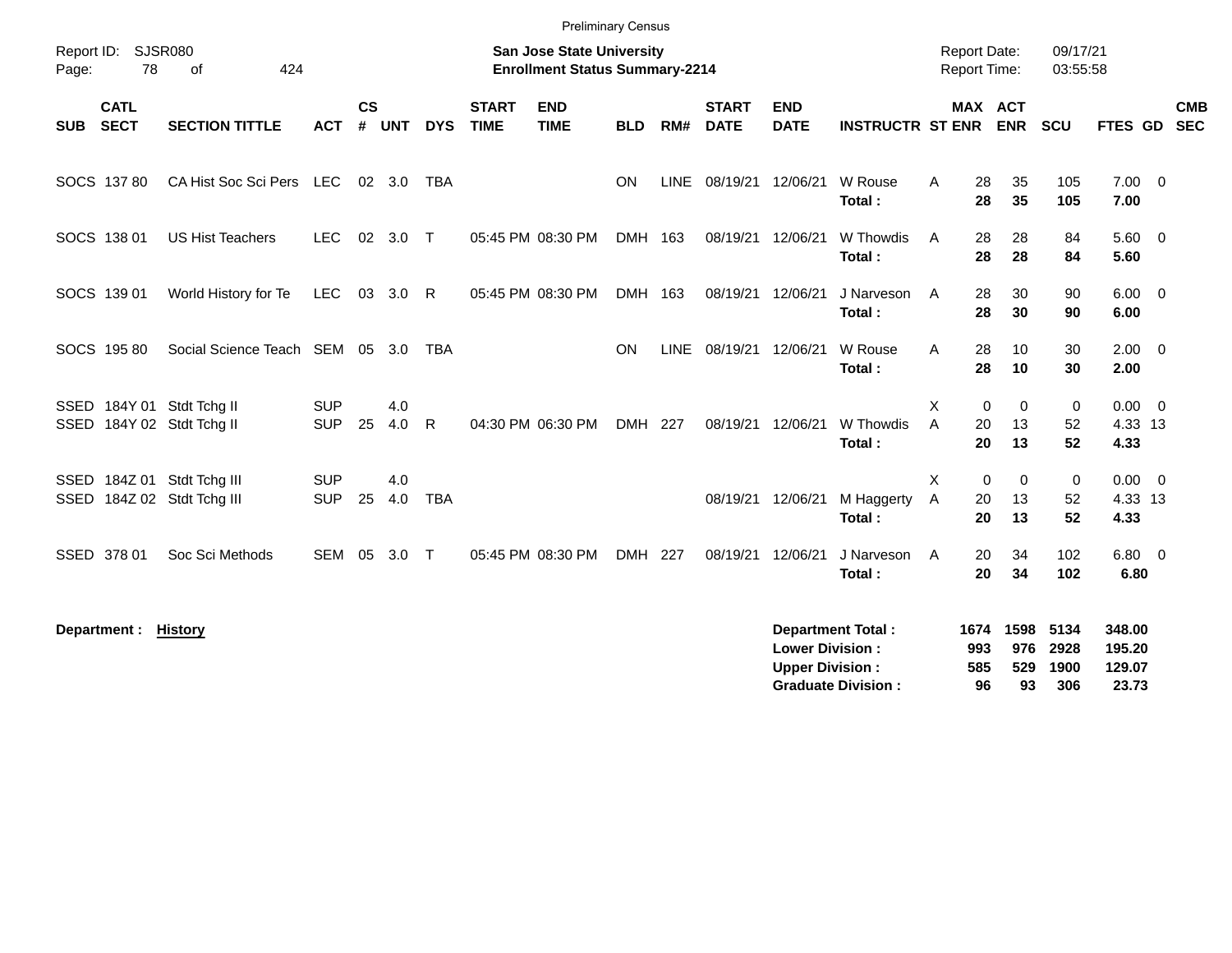Preliminary Census

Report ID: SJSR080

**San Jose State University**
**Enrollment Status Summary-2214**

Report Date: 09/17/21
Report Time: 03:55:58

| SUB | CATL SECT | SECTION TITTLE | ACT | CS # | UNT | DYS | START TIME | END TIME | BLD | RM# | START DATE | END DATE | INSTRUCTR | ST | MAX ENR | ACT ENR | SCU | FTES | GD | CMB SEC |
|---|---|---|---|---|---|---|---|---|---|---|---|---|---|---|---|---|---|---|---|---|
| SOCS | 137 80 | CA Hist Soc Sci Pers | LEC | 02 | 3.0 | TBA | | | ON | LINE | 08/19/21 | 12/06/21 | W Rouse | A | 28 | 35 | 105 | 7.00 | 0 | |
| | | | | | | | | | | | | | **Total :** | | **28** | **35** | **105** | **7.00** | | |
| SOCS | 138 01 | US Hist Teachers | LEC | 02 | 3.0 | T | 05:45 PM | 08:30 PM | DMH | 163 | 08/19/21 | 12/06/21 | W Thowdis | A | 28 | 28 | 84 | 5.60 | 0 | |
| | | | | | | | | | | | | | **Total :** | | **28** | **28** | **84** | **5.60** | | |
| SOCS | 139 01 | World History for Te | LEC | 03 | 3.0 | R | 05:45 PM | 08:30 PM | DMH | 163 | 08/19/21 | 12/06/21 | J Narveson | A | 28 | 30 | 90 | 6.00 | 0 | |
| | | | | | | | | | | | | | **Total :** | | **28** | **30** | **90** | **6.00** | | |
| SOCS | 195 80 | Social Science Teach | SEM | 05 | 3.0 | TBA | | | ON | LINE | 08/19/21 | 12/06/21 | W Rouse | A | 28 | 10 | 30 | 2.00 | 0 | |
| | | | | | | | | | | | | | **Total :** | | **28** | **10** | **30** | **2.00** | | |
| SSED | 184Y 01 | Stdt Tchg II | SUP | | 4.0 | | | | | | | | | X | 0 | 0 | 0 | 0.00 | 0 | |
| SSED | 184Y 02 | Stdt Tchg II | SUP | 25 | 4.0 | R | 04:30 PM | 06:30 PM | DMH | 227 | 08/19/21 | 12/06/21 | W Thowdis | A | 20 | 13 | 52 | 4.33 | 13 | |
| | | | | | | | | | | | | | **Total :** | | **20** | **13** | **52** | **4.33** | | |
| SSED | 184Z 01 | Stdt Tchg III | SUP | | 4.0 | | | | | | | | | X | 0 | 0 | 0 | 0.00 | 0 | |
| SSED | 184Z 02 | Stdt Tchg III | SUP | 25 | 4.0 | TBA | | | | | 08/19/21 | 12/06/21 | M Haggerty | A | 20 | 13 | 52 | 4.33 | 13 | |
| | | | | | | | | | | | | | **Total :** | | **20** | **13** | **52** | **4.33** | | |
| SSED | 378 01 | Soc Sci Methods | SEM | 05 | 3.0 | T | 05:45 PM | 08:30 PM | DMH | 227 | 08/19/21 | 12/06/21 | J Narveson | A | 20 | 34 | 102 | 6.80 | 0 | |
| | | | | | | | | | | | | | **Total :** | | **20** | **34** | **102** | **6.80** | | |

**Department : History**

| | MAX ENR | ACT ENR | SCU | FTES |
|---|---|---|---|---|
| **Department Total :** | **1674** | **1598** | **5134** | **348.00** |
| **Lower Division :** | **993** | **976** | **2928** | **195.20** |
| **Upper Division :** | **585** | **529** | **1900** | **129.07** |
| **Graduate Division :** | **96** | **93** | **306** | **23.73** |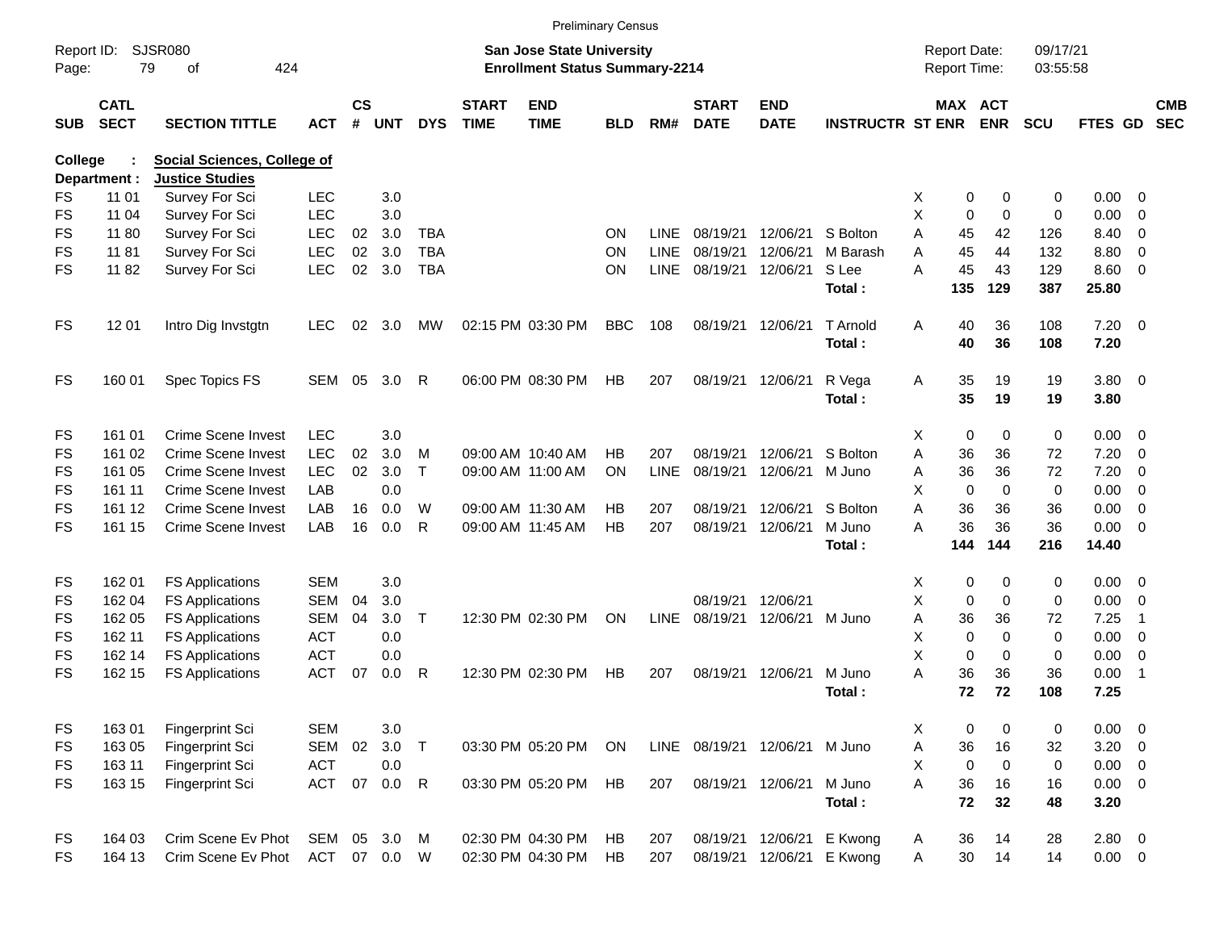Preliminary Census

Report ID: SJSR080
Page: 79 of 424

**San Jose State University**
**Enrollment Status Summary-2214**

Report Date: 09/17/21
Report Time: 03:55:58

| SUB | CATL SECT | SECTION TITTLE | ACT | CS # | UNT | DYS | START TIME | END TIME | BLD | RM# | START DATE | END DATE | INSTRUCTR | ST | MAX ENR | ACT ENR | SCU | FTES | GD | CMB SEC |
|---|---|---|---|---|---|---|---|---|---|---|---|---|---|---|---|---|---|---|---|---|
| **College :** | | **Social Sciences, College of** | | | | | | | | | | | | | | | | | | |
| **Department :** | | **Justice Studies** | | | | | | | | | | | | | | | | | | |
| FS | 11 01 | Survey For Sci | LEC | | 3.0 | | | | | | | | | X | 0 | 0 | 0 | 0.00 | 0 | |
| FS | 11 04 | Survey For Sci | LEC | | 3.0 | | | | | | | | | X | 0 | 0 | 0 | 0.00 | 0 | |
| FS | 11 80 | Survey For Sci | LEC | 02 | 3.0 | TBA | | | ON | LINE | 08/19/21 | 12/06/21 | S Bolton | A | 45 | 42 | 126 | 8.40 | 0 | |
| FS | 11 81 | Survey For Sci | LEC | 02 | 3.0 | TBA | | | ON | LINE | 08/19/21 | 12/06/21 | M Barash | A | 45 | 44 | 132 | 8.80 | 0 | |
| FS | 11 82 | Survey For Sci | LEC | 02 | 3.0 | TBA | | | ON | LINE | 08/19/21 | 12/06/21 | S Lee | A | 45 | 43 | 129 | 8.60 | 0 | |
| | | | | | | | | | | | | | **Total :** | | **135** | **129** | **387** | **25.80** | | |
| FS | 12 01 | Intro Dig Invstgtn | LEC | 02 | 3.0 | MW | 02:15 PM | 03:30 PM | BBC | 108 | 08/19/21 | 12/06/21 | T Arnold | A | 40 | 36 | 108 | 7.20 | 0 | |
| | | | | | | | | | | | | | **Total :** | | **40** | **36** | **108** | **7.20** | | |
| FS | 160 01 | Spec Topics FS | SEM | 05 | 3.0 | R | 06:00 PM | 08:30 PM | HB | 207 | 08/19/21 | 12/06/21 | R Vega | A | 35 | 19 | 19 | 3.80 | 0 | |
| | | | | | | | | | | | | | **Total :** | | **35** | **19** | **19** | **3.80** | | |
| FS | 161 01 | Crime Scene Invest | LEC | | 3.0 | | | | | | | | | X | 0 | 0 | 0 | 0.00 | 0 | |
| FS | 161 02 | Crime Scene Invest | LEC | 02 | 3.0 | M | 09:00 AM | 10:40 AM | HB | 207 | 08/19/21 | 12/06/21 | S Bolton | A | 36 | 36 | 72 | 7.20 | 0 | |
| FS | 161 05 | Crime Scene Invest | LEC | 02 | 3.0 | T | 09:00 AM | 11:00 AM | ON | LINE | 08/19/21 | 12/06/21 | M Juno | A | 36 | 36 | 72 | 7.20 | 0 | |
| FS | 161 11 | Crime Scene Invest | LAB | | 0.0 | | | | | | | | | X | 0 | 0 | 0 | 0.00 | 0 | |
| FS | 161 12 | Crime Scene Invest | LAB | 16 | 0.0 | W | 09:00 AM | 11:30 AM | HB | 207 | 08/19/21 | 12/06/21 | S Bolton | A | 36 | 36 | 36 | 0.00 | 0 | |
| FS | 161 15 | Crime Scene Invest | LAB | 16 | 0.0 | R | 09:00 AM | 11:45 AM | HB | 207 | 08/19/21 | 12/06/21 | M Juno | A | 36 | 36 | 36 | 0.00 | 0 | |
| | | | | | | | | | | | | | **Total :** | | **144** | **144** | **216** | **14.40** | | |
| FS | 162 01 | FS Applications | SEM | | 3.0 | | | | | | | | | X | 0 | 0 | 0 | 0.00 | 0 | |
| FS | 162 04 | FS Applications | SEM | 04 | 3.0 | | | | | | 08/19/21 | 12/06/21 | | X | 0 | 0 | 0 | 0.00 | 0 | |
| FS | 162 05 | FS Applications | SEM | 04 | 3.0 | T | 12:30 PM | 02:30 PM | ON | LINE | 08/19/21 | 12/06/21 | M Juno | A | 36 | 36 | 72 | 7.25 | 1 | |
| FS | 162 11 | FS Applications | ACT | | 0.0 | | | | | | | | | X | 0 | 0 | 0 | 0.00 | 0 | |
| FS | 162 14 | FS Applications | ACT | | 0.0 | | | | | | | | | X | 0 | 0 | 0 | 0.00 | 0 | |
| FS | 162 15 | FS Applications | ACT | 07 | 0.0 | R | 12:30 PM | 02:30 PM | HB | 207 | 08/19/21 | 12/06/21 | M Juno | A | 36 | 36 | 36 | 0.00 | 1 | |
| | | | | | | | | | | | | | **Total :** | | **72** | **72** | **108** | **7.25** | | |
| FS | 163 01 | Fingerprint Sci | SEM | | 3.0 | | | | | | | | | X | 0 | 0 | 0 | 0.00 | 0 | |
| FS | 163 05 | Fingerprint Sci | SEM | 02 | 3.0 | T | 03:30 PM | 05:20 PM | ON | LINE | 08/19/21 | 12/06/21 | M Juno | A | 36 | 16 | 32 | 3.20 | 0 | |
| FS | 163 11 | Fingerprint Sci | ACT | | 0.0 | | | | | | | | | X | 0 | 0 | 0 | 0.00 | 0 | |
| FS | 163 15 | Fingerprint Sci | ACT | 07 | 0.0 | R | 03:30 PM | 05:20 PM | HB | 207 | 08/19/21 | 12/06/21 | M Juno | A | 36 | 16 | 16 | 0.00 | 0 | |
| | | | | | | | | | | | | | **Total :** | | **72** | **32** | **48** | **3.20** | | |
| FS | 164 03 | Crim Scene Ev Phot | SEM | 05 | 3.0 | M | 02:30 PM | 04:30 PM | HB | 207 | 08/19/21 | 12/06/21 | E Kwong | A | 36 | 14 | 28 | 2.80 | 0 | |
| FS | 164 13 | Crim Scene Ev Phot | ACT | 07 | 0.0 | W | 02:30 PM | 04:30 PM | HB | 207 | 08/19/21 | 12/06/21 | E Kwong | A | 30 | 14 | 14 | 0.00 | 0 | |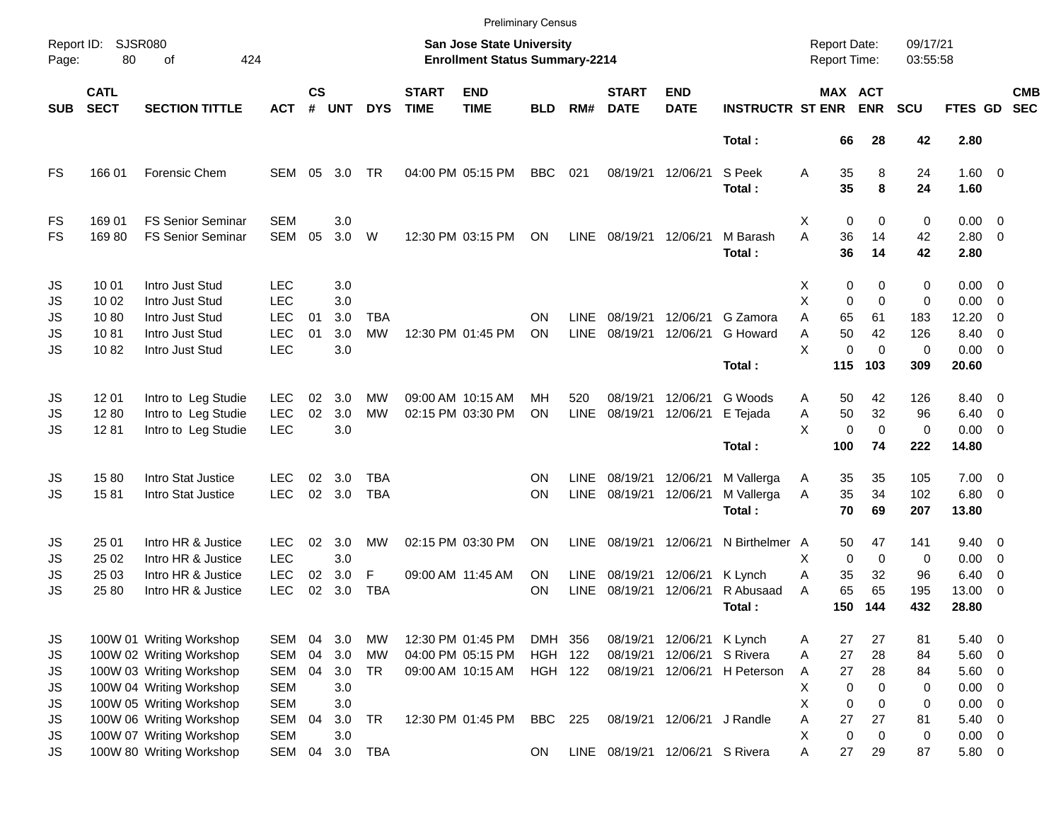Preliminary Census

Report ID: SJSR080
Page: 80 of 424

**San Jose State University**
**Enrollment Status Summary-2214**

Report Date: 09/17/21
Report Time: 03:55:58

| SUB | CATL SECT | SECTION TITTLE | ACT | CS # | UNT | DYS | START TIME | END TIME | BLD | RM# | START DATE | END DATE | INSTRUCTR | ST | MAX ENR | ACT ENR | SCU | FTES | GD | CMB SEC |
|---|---|---|---|---|---|---|---|---|---|---|---|---|---|---|---|---|---|---|---|---|
| | | | | | | | | | | | | | **Total :** | | **66** | **28** | **42** | **2.80** | | |
| FS | 166 01 | Forensic Chem | SEM | 05 | 3.0 | TR | 04:00 PM | 05:15 PM | BBC | 021 | 08/19/21 | 12/06/21 | S Peek | A | 35 | 8 | 24 | 1.60 | 0 | |
| | | | | | | | | | | | | | **Total :** | | **35** | **8** | **24** | **1.60** | | |
| FS | 169 01 | FS Senior Seminar | SEM | | 3.0 | | | | | | | | | X | 0 | 0 | 0 | 0.00 | 0 | |
| FS | 169 80 | FS Senior Seminar | SEM | 05 | 3.0 | W | 12:30 PM | 03:15 PM | ON | LINE | 08/19/21 | 12/06/21 | M Barash | A | 36 | 14 | 42 | 2.80 | 0 | |
| | | | | | | | | | | | | | **Total :** | | **36** | **14** | **42** | **2.80** | | |
| JS | 10 01 | Intro Just Stud | LEC | | 3.0 | | | | | | | | | X | 0 | 0 | 0 | 0.00 | 0 | |
| JS | 10 02 | Intro Just Stud | LEC | | 3.0 | | | | | | | | | X | 0 | 0 | 0 | 0.00 | 0 | |
| JS | 10 80 | Intro Just Stud | LEC | 01 | 3.0 | TBA | | | ON | LINE | 08/19/21 | 12/06/21 | G Zamora | A | 65 | 61 | 183 | 12.20 | 0 | |
| JS | 10 81 | Intro Just Stud | LEC | 01 | 3.0 | MW | 12:30 PM | 01:45 PM | ON | LINE | 08/19/21 | 12/06/21 | G Howard | A | 50 | 42 | 126 | 8.40 | 0 | |
| JS | 10 82 | Intro Just Stud | LEC | | 3.0 | | | | | | | | | X | 0 | 0 | 0 | 0.00 | 0 | |
| | | | | | | | | | | | | | **Total :** | | **115** | **103** | **309** | **20.60** | | |
| JS | 12 01 | Intro to Leg Studie | LEC | 02 | 3.0 | MW | 09:00 AM | 10:15 AM | MH | 520 | 08/19/21 | 12/06/21 | G Woods | A | 50 | 42 | 126 | 8.40 | 0 | |
| JS | 12 80 | Intro to Leg Studie | LEC | 02 | 3.0 | MW | 02:15 PM | 03:30 PM | ON | LINE | 08/19/21 | 12/06/21 | E Tejada | A | 50 | 32 | 96 | 6.40 | 0 | |
| JS | 12 81 | Intro to Leg Studie | LEC | | 3.0 | | | | | | | | | X | 0 | 0 | 0 | 0.00 | 0 | |
| | | | | | | | | | | | | | **Total :** | | **100** | **74** | **222** | **14.80** | | |
| JS | 15 80 | Intro Stat Justice | LEC | 02 | 3.0 | TBA | | | ON | LINE | 08/19/21 | 12/06/21 | M Vallerga | A | 35 | 35 | 105 | 7.00 | 0 | |
| JS | 15 81 | Intro Stat Justice | LEC | 02 | 3.0 | TBA | | | ON | LINE | 08/19/21 | 12/06/21 | M Vallerga | A | 35 | 34 | 102 | 6.80 | 0 | |
| | | | | | | | | | | | | | **Total :** | | **70** | **69** | **207** | **13.80** | | |
| JS | 25 01 | Intro HR & Justice | LEC | 02 | 3.0 | MW | 02:15 PM | 03:30 PM | ON | LINE | 08/19/21 | 12/06/21 | N Birthelmer | A | 50 | 47 | 141 | 9.40 | 0 | |
| JS | 25 02 | Intro HR & Justice | LEC | | 3.0 | | | | | | | | | X | 0 | 0 | 0 | 0.00 | 0 | |
| JS | 25 03 | Intro HR & Justice | LEC | 02 | 3.0 | F | 09:00 AM | 11:45 AM | ON | LINE | 08/19/21 | 12/06/21 | K Lynch | A | 35 | 32 | 96 | 6.40 | 0 | |
| JS | 25 80 | Intro HR & Justice | LEC | 02 | 3.0 | TBA | | | ON | LINE | 08/19/21 | 12/06/21 | R Abusaad | A | 65 | 65 | 195 | 13.00 | 0 | |
| | | | | | | | | | | | | | **Total :** | | **150** | **144** | **432** | **28.80** | | |
| JS | 100W 01 | Writing Workshop | SEM | 04 | 3.0 | MW | 12:30 PM | 01:45 PM | DMH | 356 | 08/19/21 | 12/06/21 | K Lynch | A | 27 | 27 | 81 | 5.40 | 0 | |
| JS | 100W 02 | Writing Workshop | SEM | 04 | 3.0 | MW | 04:00 PM | 05:15 PM | HGH | 122 | 08/19/21 | 12/06/21 | S Rivera | A | 27 | 28 | 84 | 5.60 | 0 | |
| JS | 100W 03 | Writing Workshop | SEM | 04 | 3.0 | TR | 09:00 AM | 10:15 AM | HGH | 122 | 08/19/21 | 12/06/21 | H Peterson | A | 27 | 28 | 84 | 5.60 | 0 | |
| JS | 100W 04 | Writing Workshop | SEM | | 3.0 | | | | | | | | | X | 0 | 0 | 0 | 0.00 | 0 | |
| JS | 100W 05 | Writing Workshop | SEM | | 3.0 | | | | | | | | | X | 0 | 0 | 0 | 0.00 | 0 | |
| JS | 100W 06 | Writing Workshop | SEM | 04 | 3.0 | TR | 12:30 PM | 01:45 PM | BBC | 225 | 08/19/21 | 12/06/21 | J Randle | A | 27 | 27 | 81 | 5.40 | 0 | |
| JS | 100W 07 | Writing Workshop | SEM | | 3.0 | | | | | | | | | X | 0 | 0 | 0 | 0.00 | 0 | |
| JS | 100W 80 | Writing Workshop | SEM | 04 | 3.0 | TBA | | | ON | LINE | 08/19/21 | 12/06/21 | S Rivera | A | 27 | 29 | 87 | 5.80 | 0 | |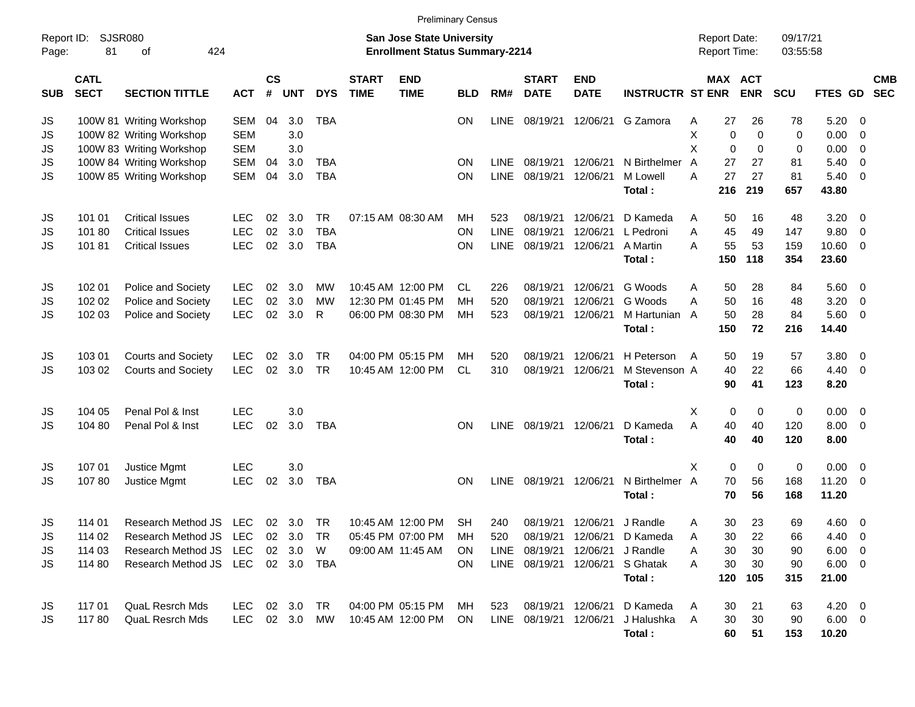Preliminary Census

Report ID: SJSR080

**San Jose State University**
**Enrollment Status Summary-2214**

Report Date: 09/17/21
Report Time: 03:55:58

| SUB | CATL SECT | SECTION TITTLE | ACT | CS # | UNT | DYS | START TIME | END TIME | BLD | RM# | START DATE | END DATE | INSTRUCTR | ST | MAX ENR | ACT ENR | SCU | FTES | GD | CMB SEC |
|---|---|---|---|---|---|---|---|---|---|---|---|---|---|---|---|---|---|---|---|---|
| JS | 100W 81 | Writing Workshop | SEM | 04 | 3.0 | TBA | | | ON | LINE | 08/19/21 | 12/06/21 | G Zamora | A | 27 | 26 | 78 | 5.20 | 0 | |
| JS | 100W 82 | Writing Workshop | SEM | | 3.0 | | | | | | | | | X | 0 | 0 | 0 | 0.00 | 0 | |
| JS | 100W 83 | Writing Workshop | SEM | | 3.0 | | | | | | | | | X | 0 | 0 | 0 | 0.00 | 0 | |
| JS | 100W 84 | Writing Workshop | SEM | 04 | 3.0 | TBA | | | ON | LINE | 08/19/21 | 12/06/21 | N Birthelmer | A | 27 | 27 | 81 | 5.40 | 0 | |
| JS | 100W 85 | Writing Workshop | SEM | 04 | 3.0 | TBA | | | ON | LINE | 08/19/21 | 12/06/21 | M Lowell | A | 27 | 27 | 81 | 5.40 | 0 | |
| | | | | | | | | | | | | | **Total :** | | **216** | **219** | **657** | **43.80** | | |
| JS | 101 01 | Critical Issues | LEC | 02 | 3.0 | TR | 07:15 AM | 08:30 AM | MH | 523 | 08/19/21 | 12/06/21 | D Kameda | A | 50 | 16 | 48 | 3.20 | 0 | |
| JS | 101 80 | Critical Issues | LEC | 02 | 3.0 | TBA | | | ON | LINE | 08/19/21 | 12/06/21 | L Pedroni | A | 45 | 49 | 147 | 9.80 | 0 | |
| JS | 101 81 | Critical Issues | LEC | 02 | 3.0 | TBA | | | ON | LINE | 08/19/21 | 12/06/21 | A Martin | A | 55 | 53 | 159 | 10.60 | 0 | |
| | | | | | | | | | | | | | **Total :** | | **150** | **118** | **354** | **23.60** | | |
| JS | 102 01 | Police and Society | LEC | 02 | 3.0 | MW | 10:45 AM | 12:00 PM | CL | 226 | 08/19/21 | 12/06/21 | G Woods | A | 50 | 28 | 84 | 5.60 | 0 | |
| JS | 102 02 | Police and Society | LEC | 02 | 3.0 | MW | 12:30 PM | 01:45 PM | MH | 520 | 08/19/21 | 12/06/21 | G Woods | A | 50 | 16 | 48 | 3.20 | 0 | |
| JS | 102 03 | Police and Society | LEC | 02 | 3.0 | R | 06:00 PM | 08:30 PM | MH | 523 | 08/19/21 | 12/06/21 | M Hartunian | A | 50 | 28 | 84 | 5.60 | 0 | |
| | | | | | | | | | | | | | **Total :** | | **150** | **72** | **216** | **14.40** | | |
| JS | 103 01 | Courts and Society | LEC | 02 | 3.0 | TR | 04:00 PM | 05:15 PM | MH | 520 | 08/19/21 | 12/06/21 | H Peterson | A | 50 | 19 | 57 | 3.80 | 0 | |
| JS | 103 02 | Courts and Society | LEC | 02 | 3.0 | TR | 10:45 AM | 12:00 PM | CL | 310 | 08/19/21 | 12/06/21 | M Stevenson | A | 40 | 22 | 66 | 4.40 | 0 | |
| | | | | | | | | | | | | | **Total :** | | **90** | **41** | **123** | **8.20** | | |
| JS | 104 05 | Penal Pol & Inst | LEC | | 3.0 | | | | | | | | | X | 0 | 0 | 0 | 0.00 | 0 | |
| JS | 104 80 | Penal Pol & Inst | LEC | 02 | 3.0 | TBA | | | ON | LINE | 08/19/21 | 12/06/21 | D Kameda | A | 40 | 40 | 120 | 8.00 | 0 | |
| | | | | | | | | | | | | | **Total :** | | **40** | **40** | **120** | **8.00** | | |
| JS | 107 01 | Justice Mgmt | LEC | | 3.0 | | | | | | | | | X | 0 | 0 | 0 | 0.00 | 0 | |
| JS | 107 80 | Justice Mgmt | LEC | 02 | 3.0 | TBA | | | ON | LINE | 08/19/21 | 12/06/21 | N Birthelmer | A | 70 | 56 | 168 | 11.20 | 0 | |
| | | | | | | | | | | | | | **Total :** | | **70** | **56** | **168** | **11.20** | | |
| JS | 114 01 | Research Method JS | LEC | 02 | 3.0 | TR | 10:45 AM | 12:00 PM | SH | 240 | 08/19/21 | 12/06/21 | J Randle | A | 30 | 23 | 69 | 4.60 | 0 | |
| JS | 114 02 | Research Method JS | LEC | 02 | 3.0 | TR | 05:45 PM | 07:00 PM | MH | 520 | 08/19/21 | 12/06/21 | D Kameda | A | 30 | 22 | 66 | 4.40 | 0 | |
| JS | 114 03 | Research Method JS | LEC | 02 | 3.0 | W | 09:00 AM | 11:45 AM | ON | LINE | 08/19/21 | 12/06/21 | J Randle | A | 30 | 30 | 90 | 6.00 | 0 | |
| JS | 114 80 | Research Method JS | LEC | 02 | 3.0 | TBA | | | ON | LINE | 08/19/21 | 12/06/21 | S Ghatak | A | 30 | 30 | 90 | 6.00 | 0 | |
| | | | | | | | | | | | | | **Total :** | | **120** | **105** | **315** | **21.00** | | |
| JS | 117 01 | QuaL Resrch Mds | LEC | 02 | 3.0 | TR | 04:00 PM | 05:15 PM | MH | 523 | 08/19/21 | 12/06/21 | D Kameda | A | 30 | 21 | 63 | 4.20 | 0 | |
| JS | 117 80 | QuaL Resrch Mds | LEC | 02 | 3.0 | MW | 10:45 AM | 12:00 PM | ON | LINE | 08/19/21 | 12/06/21 | J Halushka | A | 30 | 30 | 90 | 6.00 | 0 | |
| | | | | | | | | | | | | | **Total :** | | **60** | **51** | **153** | **10.20** | | |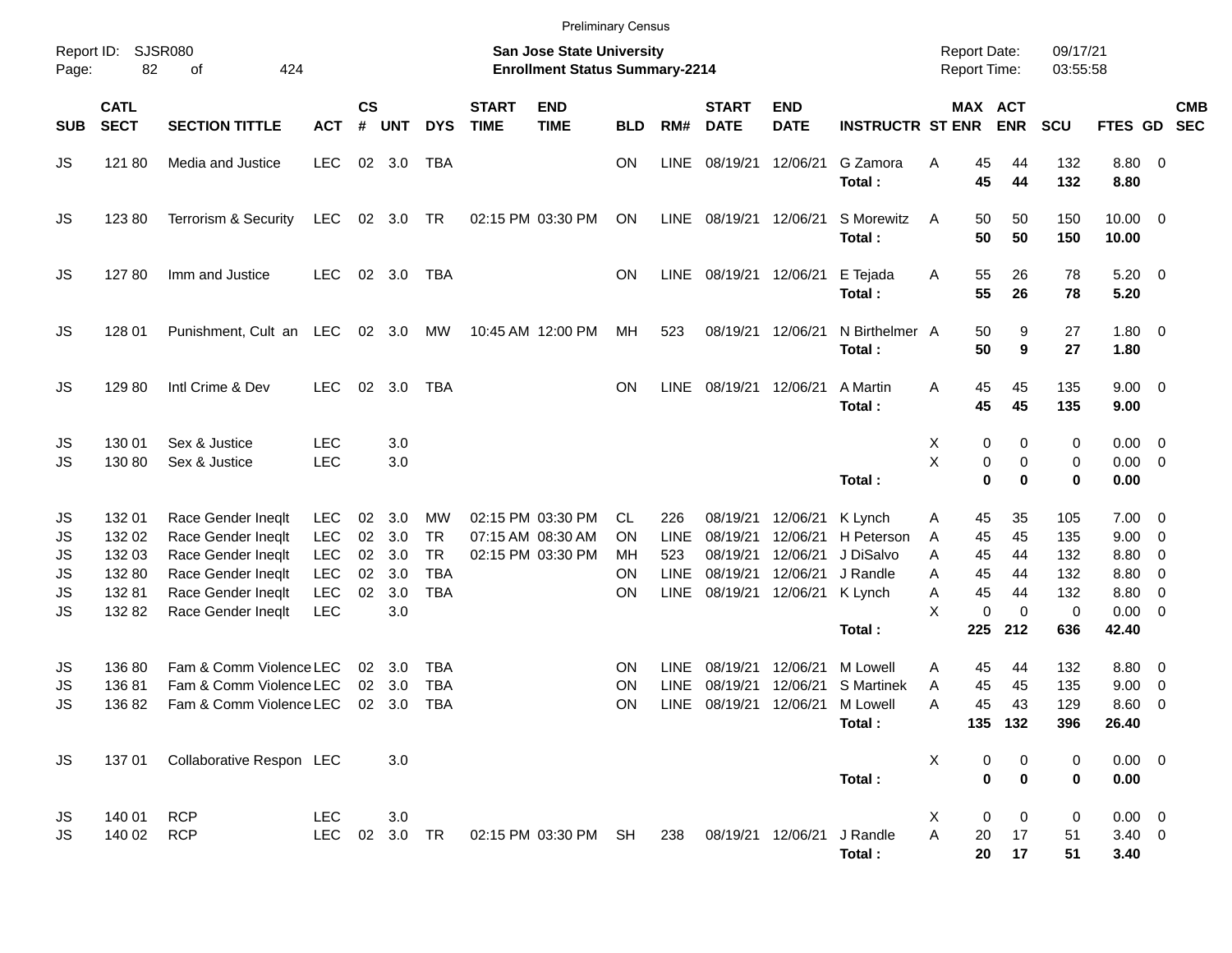Preliminary Census

Report ID: SJSR080

**San Jose State University**
**Enrollment Status Summary-2214**

Report Date: 09/17/21
Report Time: 03:55:58

| SUB | CATL SECT | SECTION TITTLE | ACT | CS # | UNT | DYS | START TIME | END TIME | BLD | RM# | START DATE | END DATE | INSTRUCTR | ST | MAX ENR | ACT ENR | SCU | FTES | GD | CMB SEC |
|---|---|---|---|---|---|---|---|---|---|---|---|---|---|---|---|---|---|---|---|---|
| JS | 121 80 | Media and Justice | LEC | 02 | 3.0 | TBA | | | ON | LINE | 08/19/21 | 12/06/21 | G Zamora | A | 45 | 44 | 132 | 8.80 | 0 | |
| | | | | | | | | | | | | | **Total :** | | **45** | **44** | **132** | **8.80** | | |
| JS | 123 80 | Terrorism & Security | LEC | 02 | 3.0 | TR | 02:15 PM | 03:30 PM | ON | LINE | 08/19/21 | 12/06/21 | S Morewitz | A | 50 | 50 | 150 | 10.00 | 0 | |
| | | | | | | | | | | | | | **Total :** | | **50** | **50** | **150** | **10.00** | | |
| JS | 127 80 | Imm and Justice | LEC | 02 | 3.0 | TBA | | | ON | LINE | 08/19/21 | 12/06/21 | E Tejada | A | 55 | 26 | 78 | 5.20 | 0 | |
| | | | | | | | | | | | | | **Total :** | | **55** | **26** | **78** | **5.20** | | |
| JS | 128 01 | Punishment, Cult an | LEC | 02 | 3.0 | MW | 10:45 AM | 12:00 PM | MH | 523 | 08/19/21 | 12/06/21 | N Birthelmer | A | 50 | 9 | 27 | 1.80 | 0 | |
| | | | | | | | | | | | | | **Total :** | | **50** | **9** | **27** | **1.80** | | |
| JS | 129 80 | Intl Crime & Dev | LEC | 02 | 3.0 | TBA | | | ON | LINE | 08/19/21 | 12/06/21 | A Martin | A | 45 | 45 | 135 | 9.00 | 0 | |
| | | | | | | | | | | | | | **Total :** | | **45** | **45** | **135** | **9.00** | | |
| JS | 130 01 | Sex & Justice | LEC | | 3.0 | | | | | | | | | X | 0 | 0 | 0 | 0.00 | 0 | |
| JS | 130 80 | Sex & Justice | LEC | | 3.0 | | | | | | | | | X | 0 | 0 | 0 | 0.00 | 0 | |
| | | | | | | | | | | | | | **Total :** | | **0** | **0** | **0** | **0.00** | | |
| JS | 132 01 | Race Gender Ineqlt | LEC | 02 | 3.0 | MW | 02:15 PM | 03:30 PM | CL | 226 | 08/19/21 | 12/06/21 | K Lynch | A | 45 | 35 | 105 | 7.00 | 0 | |
| JS | 132 02 | Race Gender Ineqlt | LEC | 02 | 3.0 | TR | 07:15 AM | 08:30 AM | ON | LINE | 08/19/21 | 12/06/21 | H Peterson | A | 45 | 45 | 135 | 9.00 | 0 | |
| JS | 132 03 | Race Gender Ineqlt | LEC | 02 | 3.0 | TR | 02:15 PM | 03:30 PM | MH | 523 | 08/19/21 | 12/06/21 | J DiSalvo | A | 45 | 44 | 132 | 8.80 | 0 | |
| JS | 132 80 | Race Gender Ineqlt | LEC | 02 | 3.0 | TBA | | | ON | LINE | 08/19/21 | 12/06/21 | J Randle | A | 45 | 44 | 132 | 8.80 | 0 | |
| JS | 132 81 | Race Gender Ineqlt | LEC | 02 | 3.0 | TBA | | | ON | LINE | 08/19/21 | 12/06/21 | K Lynch | A | 45 | 44 | 132 | 8.80 | 0 | |
| JS | 132 82 | Race Gender Ineqlt | LEC | | 3.0 | | | | | | | | | X | 0 | 0 | 0 | 0.00 | 0 | |
| | | | | | | | | | | | | | **Total :** | | **225** | **212** | **636** | **42.40** | | |
| JS | 136 80 | Fam & Comm Violence | LEC | 02 | 3.0 | TBA | | | ON | LINE | 08/19/21 | 12/06/21 | M Lowell | A | 45 | 44 | 132 | 8.80 | 0 | |
| JS | 136 81 | Fam & Comm Violence | LEC | 02 | 3.0 | TBA | | | ON | LINE | 08/19/21 | 12/06/21 | S Martinek | A | 45 | 45 | 135 | 9.00 | 0 | |
| JS | 136 82 | Fam & Comm Violence | LEC | 02 | 3.0 | TBA | | | ON | LINE | 08/19/21 | 12/06/21 | M Lowell | A | 45 | 43 | 129 | 8.60 | 0 | |
| | | | | | | | | | | | | | **Total :** | | **135** | **132** | **396** | **26.40** | | |
| JS | 137 01 | Collaborative Respon | LEC | | 3.0 | | | | | | | | | X | 0 | 0 | 0 | 0.00 | 0 | |
| | | | | | | | | | | | | | **Total :** | | **0** | **0** | **0** | **0.00** | | |
| JS | 140 01 | RCP | LEC | | 3.0 | | | | | | | | | X | 0 | 0 | 0 | 0.00 | 0 | |
| JS | 140 02 | RCP | LEC | 02 | 3.0 | TR | 02:15 PM | 03:30 PM | SH | 238 | 08/19/21 | 12/06/21 | J Randle | A | 20 | 17 | 51 | 3.40 | 0 | |
| | | | | | | | | | | | | | **Total :** | | **20** | **17** | **51** | **3.40** | | |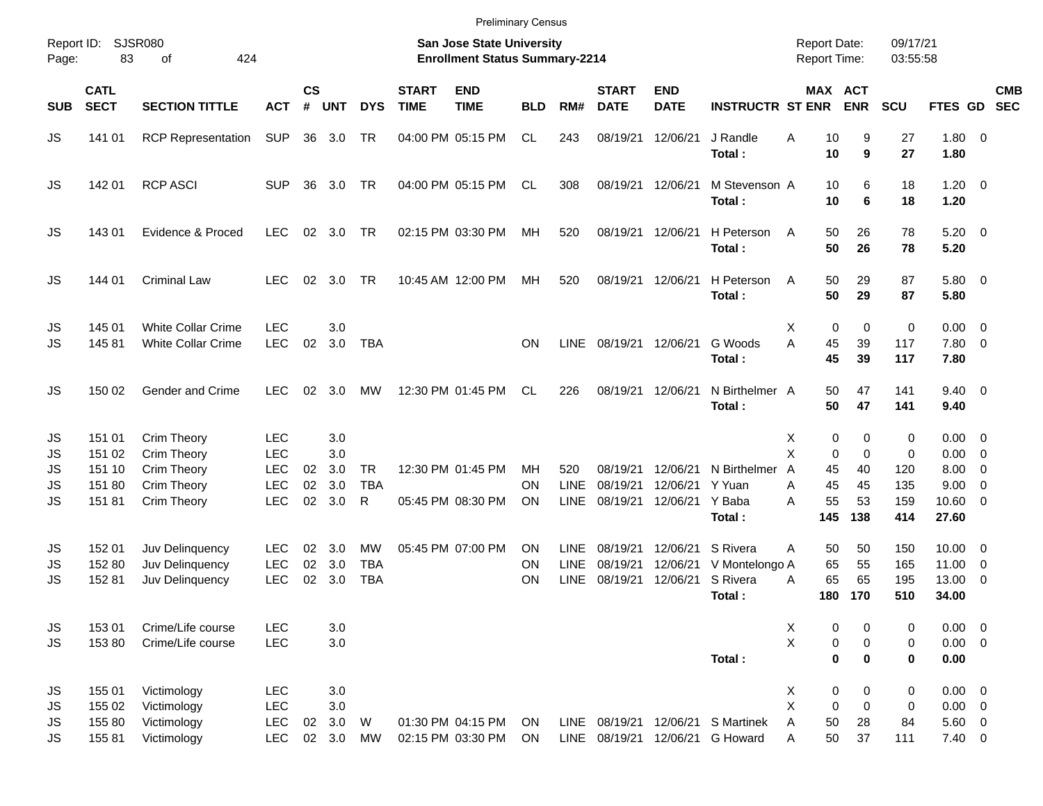Preliminary Census

Report ID: SJSR080

**San Jose State University**
**Enrollment Status Summary-2214**

Report Date: 09/17/21
Report Time: 03:55:58

| SUB | CATL SECT | SECTION TITTLE | ACT | CS # | UNT | DYS | START TIME | END TIME | BLD | RM# | START DATE | END DATE | INSTRUCTR | ST | MAX ENR | ACT ENR | SCU | FTES | GD | CMB SEC |
|---|---|---|---|---|---|---|---|---|---|---|---|---|---|---|---|---|---|---|---|---|
| JS | 141 01 | RCP Representation | SUP | 36 | 3.0 | TR | 04:00 PM | 05:15 PM | CL | 243 | 08/19/21 | 12/06/21 | J Randle | A | 10 | 9 | 27 | 1.80 | 0 | |
| | | | | | | | | | | | | | **Total :** | | **10** | **9** | **27** | **1.80** | | |
| JS | 142 01 | RCP ASCI | SUP | 36 | 3.0 | TR | 04:00 PM | 05:15 PM | CL | 308 | 08/19/21 | 12/06/21 | M Stevenson | A | 10 | 6 | 18 | 1.20 | 0 | |
| | | | | | | | | | | | | | **Total :** | | **10** | **6** | **18** | **1.20** | | |
| JS | 143 01 | Evidence & Proced | LEC | 02 | 3.0 | TR | 02:15 PM | 03:30 PM | MH | 520 | 08/19/21 | 12/06/21 | H Peterson | A | 50 | 26 | 78 | 5.20 | 0 | |
| | | | | | | | | | | | | | **Total :** | | **50** | **26** | **78** | **5.20** | | |
| JS | 144 01 | Criminal Law | LEC | 02 | 3.0 | TR | 10:45 AM | 12:00 PM | MH | 520 | 08/19/21 | 12/06/21 | H Peterson | A | 50 | 29 | 87 | 5.80 | 0 | |
| | | | | | | | | | | | | | **Total :** | | **50** | **29** | **87** | **5.80** | | |
| JS | 145 01 | White Collar Crime | LEC | | 3.0 | | | | | | | | | X | 0 | 0 | 0 | 0.00 | 0 | |
| JS | 145 81 | White Collar Crime | LEC | 02 | 3.0 | TBA | | | ON | LINE | 08/19/21 | 12/06/21 | G Woods | A | 45 | 39 | 117 | 7.80 | 0 | |
| | | | | | | | | | | | | | **Total :** | | **45** | **39** | **117** | **7.80** | | |
| JS | 150 02 | Gender and Crime | LEC | 02 | 3.0 | MW | 12:30 PM | 01:45 PM | CL | 226 | 08/19/21 | 12/06/21 | N Birthelmer | A | 50 | 47 | 141 | 9.40 | 0 | |
| | | | | | | | | | | | | | **Total :** | | **50** | **47** | **141** | **9.40** | | |
| JS | 151 01 | Crim Theory | LEC | | 3.0 | | | | | | | | | X | 0 | 0 | 0 | 0.00 | 0 | |
| JS | 151 02 | Crim Theory | LEC | | 3.0 | | | | | | | | | X | 0 | 0 | 0 | 0.00 | 0 | |
| JS | 151 10 | Crim Theory | LEC | 02 | 3.0 | TR | 12:30 PM | 01:45 PM | MH | 520 | 08/19/21 | 12/06/21 | N Birthelmer | A | 45 | 40 | 120 | 8.00 | 0 | |
| JS | 151 80 | Crim Theory | LEC | 02 | 3.0 | TBA | | | ON | LINE | 08/19/21 | 12/06/21 | Y Yuan | A | 45 | 45 | 135 | 9.00 | 0 | |
| JS | 151 81 | Crim Theory | LEC | 02 | 3.0 | R | 05:45 PM | 08:30 PM | ON | LINE | 08/19/21 | 12/06/21 | Y Baba | A | 55 | 53 | 159 | 10.60 | 0 | |
| | | | | | | | | | | | | | **Total :** | | **145** | **138** | **414** | **27.60** | | |
| JS | 152 01 | Juv Delinquency | LEC | 02 | 3.0 | MW | 05:45 PM | 07:00 PM | ON | LINE | 08/19/21 | 12/06/21 | S Rivera | A | 50 | 50 | 150 | 10.00 | 0 | |
| JS | 152 80 | Juv Delinquency | LEC | 02 | 3.0 | TBA | | | ON | LINE | 08/19/21 | 12/06/21 | V Montelongo | A | 65 | 55 | 165 | 11.00 | 0 | |
| JS | 152 81 | Juv Delinquency | LEC | 02 | 3.0 | TBA | | | ON | LINE | 08/19/21 | 12/06/21 | S Rivera | A | 65 | 65 | 195 | 13.00 | 0 | |
| | | | | | | | | | | | | | **Total :** | | **180** | **170** | **510** | **34.00** | | |
| JS | 153 01 | Crime/Life course | LEC | | 3.0 | | | | | | | | | X | 0 | 0 | 0 | 0.00 | 0 | |
| JS | 153 80 | Crime/Life course | LEC | | 3.0 | | | | | | | | | X | 0 | 0 | 0 | 0.00 | 0 | |
| | | | | | | | | | | | | | **Total :** | | **0** | **0** | **0** | **0.00** | | |
| JS | 155 01 | Victimology | LEC | | 3.0 | | | | | | | | | X | 0 | 0 | 0 | 0.00 | 0 | |
| JS | 155 02 | Victimology | LEC | | 3.0 | | | | | | | | | X | 0 | 0 | 0 | 0.00 | 0 | |
| JS | 155 80 | Victimology | LEC | 02 | 3.0 | W | 01:30 PM | 04:15 PM | ON | LINE | 08/19/21 | 12/06/21 | S Martinek | A | 50 | 28 | 84 | 5.60 | 0 | |
| JS | 155 81 | Victimology | LEC | 02 | 3.0 | MW | 02:15 PM | 03:30 PM | ON | LINE | 08/19/21 | 12/06/21 | G Howard | A | 50 | 37 | 111 | 7.40 | 0 | |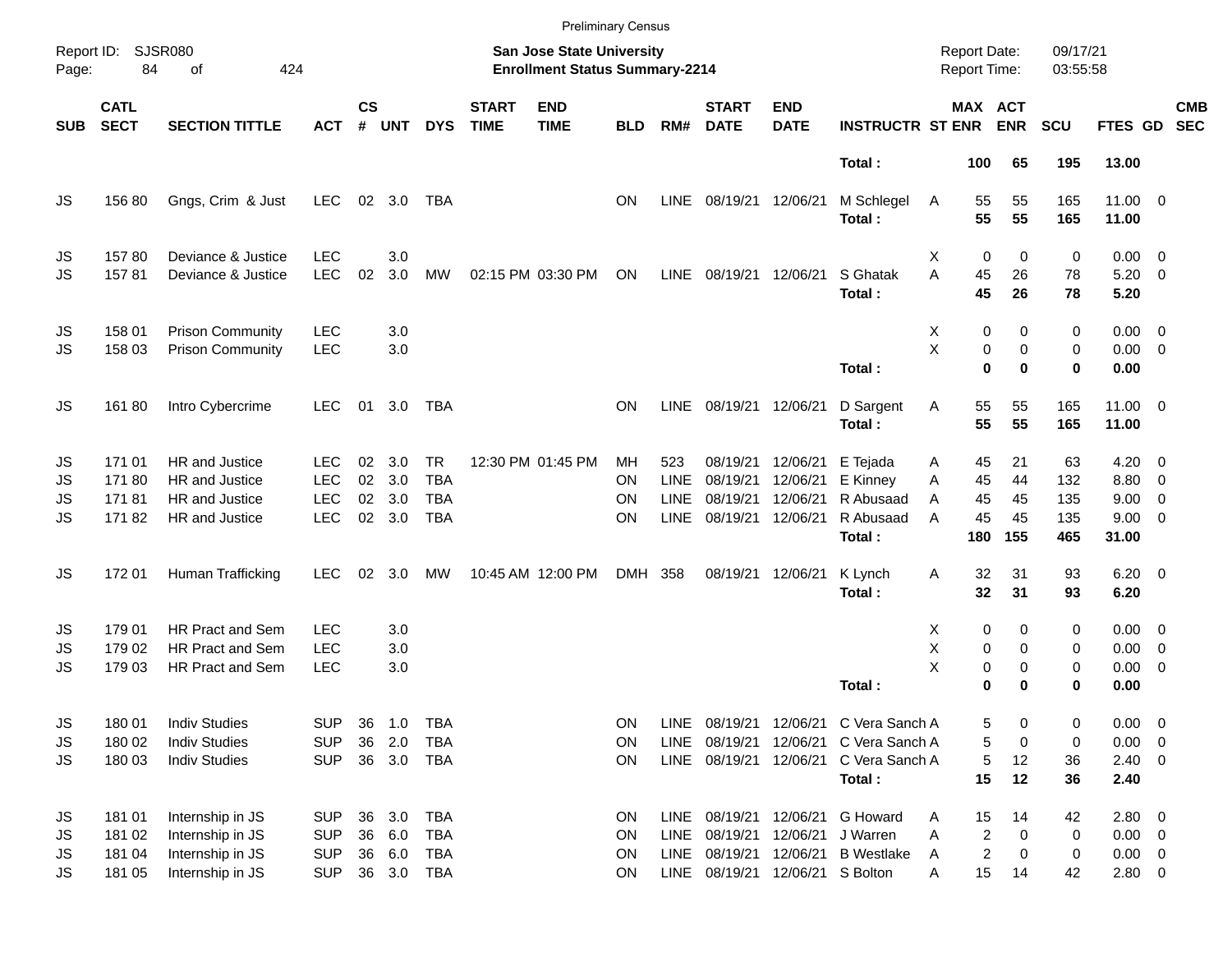Preliminary Census

Report ID: SJSR080
Page: 84 of 424

**San Jose State University**
**Enrollment Status Summary-2214**

Report Date: 09/17/21
Report Time: 03:55:58

| SUB | CATL SECT | SECTION TITTLE | ACT | CS # | UNT | DYS | START TIME | END TIME | BLD | RM# | START DATE | END DATE | INSTRUCTR | ST | MAX ENR | ACT ENR | SCU | FTES | GD | CMB SEC |
|---|---|---|---|---|---|---|---|---|---|---|---|---|---|---|---|---|---|---|---|---|
| | | | | | | | | | | | | | **Total :** | | **100** | **65** | **195** | **13.00** | | |
| JS | 156 80 | Gngs, Crim & Just | LEC | 02 | 3.0 | TBA | | | ON | LINE | 08/19/21 | 12/06/21 | M Schlegel | A | 55 | 55 | 165 | 11.00 | 0 | |
| | | | | | | | | | | | | | **Total :** | | **55** | **55** | **165** | **11.00** | | |
| JS | 157 80 | Deviance & Justice | LEC | | 3.0 | | | | | | | | | X | 0 | 0 | 0 | 0.00 | 0 | |
| JS | 157 81 | Deviance & Justice | LEC | 02 | 3.0 | MW | 02:15 PM | 03:30 PM | ON | LINE | 08/19/21 | 12/06/21 | S Ghatak | A | 45 | 26 | 78 | 5.20 | 0 | |
| | | | | | | | | | | | | | **Total :** | | **45** | **26** | **78** | **5.20** | | |
| JS | 158 01 | Prison Community | LEC | | 3.0 | | | | | | | | | X | 0 | 0 | 0 | 0.00 | 0 | |
| JS | 158 03 | Prison Community | LEC | | 3.0 | | | | | | | | | X | 0 | 0 | 0 | 0.00 | 0 | |
| | | | | | | | | | | | | | **Total :** | | **0** | **0** | **0** | **0.00** | | |
| JS | 161 80 | Intro Cybercrime | LEC | 01 | 3.0 | TBA | | | ON | LINE | 08/19/21 | 12/06/21 | D Sargent | A | 55 | 55 | 165 | 11.00 | 0 | |
| | | | | | | | | | | | | | **Total :** | | **55** | **55** | **165** | **11.00** | | |
| JS | 171 01 | HR and Justice | LEC | 02 | 3.0 | TR | 12:30 PM | 01:45 PM | MH | 523 | 08/19/21 | 12/06/21 | E Tejada | A | 45 | 21 | 63 | 4.20 | 0 | |
| JS | 171 80 | HR and Justice | LEC | 02 | 3.0 | TBA | | | ON | LINE | 08/19/21 | 12/06/21 | E Kinney | A | 45 | 44 | 132 | 8.80 | 0 | |
| JS | 171 81 | HR and Justice | LEC | 02 | 3.0 | TBA | | | ON | LINE | 08/19/21 | 12/06/21 | R Abusaad | A | 45 | 45 | 135 | 9.00 | 0 | |
| JS | 171 82 | HR and Justice | LEC | 02 | 3.0 | TBA | | | ON | LINE | 08/19/21 | 12/06/21 | R Abusaad | A | 45 | 45 | 135 | 9.00 | 0 | |
| | | | | | | | | | | | | | **Total :** | | **180** | **155** | **465** | **31.00** | | |
| JS | 172 01 | Human Trafficking | LEC | 02 | 3.0 | MW | 10:45 AM | 12:00 PM | DMH | 358 | 08/19/21 | 12/06/21 | K Lynch | A | 32 | 31 | 93 | 6.20 | 0 | |
| | | | | | | | | | | | | | **Total :** | | **32** | **31** | **93** | **6.20** | | |
| JS | 179 01 | HR Pract and Sem | LEC | | 3.0 | | | | | | | | | X | 0 | 0 | 0 | 0.00 | 0 | |
| JS | 179 02 | HR Pract and Sem | LEC | | 3.0 | | | | | | | | | X | 0 | 0 | 0 | 0.00 | 0 | |
| JS | 179 03 | HR Pract and Sem | LEC | | 3.0 | | | | | | | | | X | 0 | 0 | 0 | 0.00 | 0 | |
| | | | | | | | | | | | | | **Total :** | | **0** | **0** | **0** | **0.00** | | |
| JS | 180 01 | Indiv Studies | SUP | 36 | 1.0 | TBA | | | ON | LINE | 08/19/21 | 12/06/21 | C Vera Sanch | A | 5 | 0 | 0 | 0.00 | 0 | |
| JS | 180 02 | Indiv Studies | SUP | 36 | 2.0 | TBA | | | ON | LINE | 08/19/21 | 12/06/21 | C Vera Sanch | A | 5 | 0 | 0 | 0.00 | 0 | |
| JS | 180 03 | Indiv Studies | SUP | 36 | 3.0 | TBA | | | ON | LINE | 08/19/21 | 12/06/21 | C Vera Sanch | A | 5 | 12 | 36 | 2.40 | 0 | |
| | | | | | | | | | | | | | **Total :** | | **15** | **12** | **36** | **2.40** | | |
| JS | 181 01 | Internship in JS | SUP | 36 | 3.0 | TBA | | | ON | LINE | 08/19/21 | 12/06/21 | G Howard | A | 15 | 14 | 42 | 2.80 | 0 | |
| JS | 181 02 | Internship in JS | SUP | 36 | 6.0 | TBA | | | ON | LINE | 08/19/21 | 12/06/21 | J Warren | A | 2 | 0 | 0 | 0.00 | 0 | |
| JS | 181 04 | Internship in JS | SUP | 36 | 6.0 | TBA | | | ON | LINE | 08/19/21 | 12/06/21 | B Westlake | A | 2 | 0 | 0 | 0.00 | 0 | |
| JS | 181 05 | Internship in JS | SUP | 36 | 3.0 | TBA | | | ON | LINE | 08/19/21 | 12/06/21 | S Bolton | A | 15 | 14 | 42 | 2.80 | 0 | |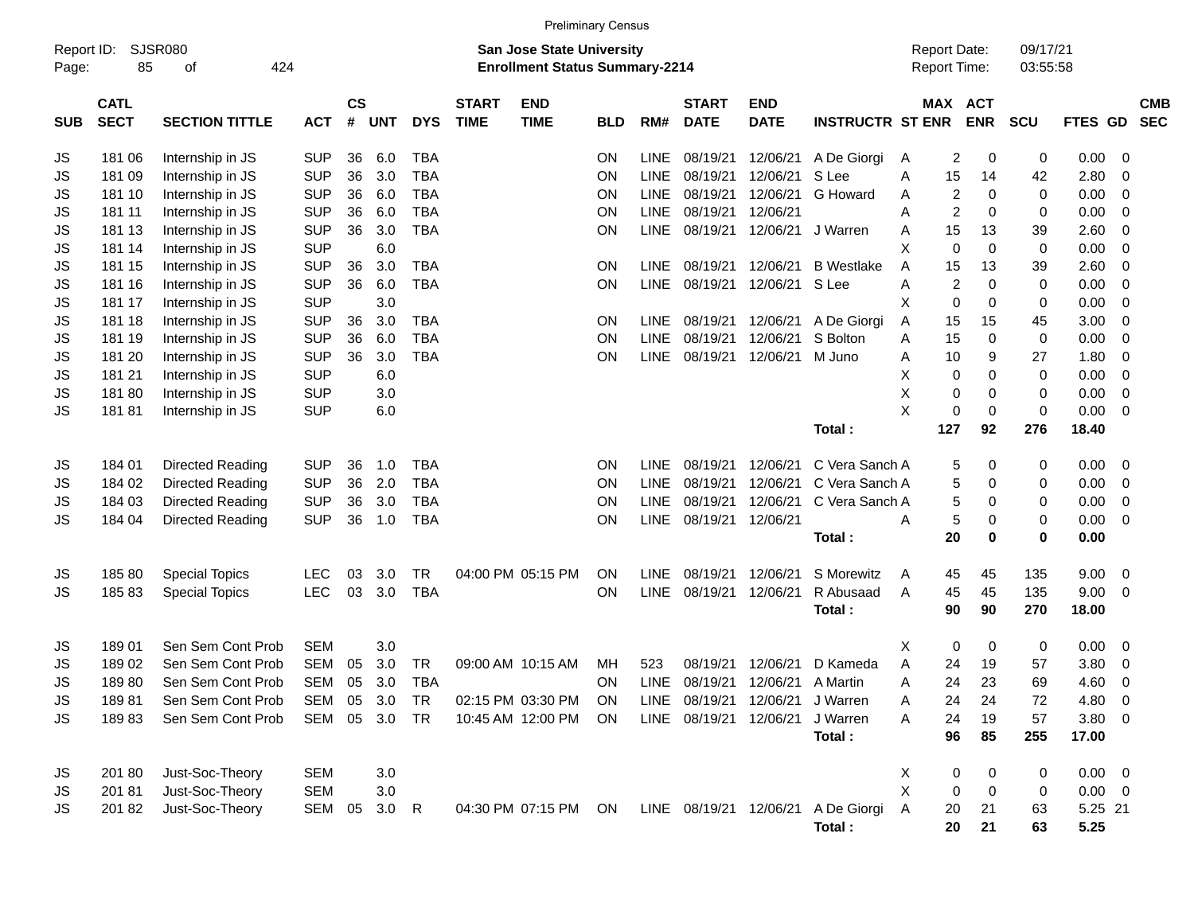Preliminary Census

Report ID: SJSR080

**San Jose State University**
**Enrollment Status Summary-2214**

Report Date: 09/17/21
Report Time: 03:55:58

| SUB | CATL SECT | SECTION TITTLE | ACT | CS # | UNT | DYS | START TIME | END TIME | BLD | RM# | START DATE | END DATE | INSTRUCTR | ST | MAX ENR | ACT ENR | SCU | FTES | GD | CMB SEC |
|---|---|---|---|---|---|---|---|---|---|---|---|---|---|---|---|---|---|---|---|---|
| JS | 181 06 | Internship in JS | SUP | 36 | 6.0 | TBA | | | ON | LINE | 08/19/21 | 12/06/21 | A De Giorgi | A | 2 | 0 | 0 | 0.00 | 0 | |
| JS | 181 09 | Internship in JS | SUP | 36 | 3.0 | TBA | | | ON | LINE | 08/19/21 | 12/06/21 | S Lee | A | 15 | 14 | 42 | 2.80 | 0 | |
| JS | 181 10 | Internship in JS | SUP | 36 | 6.0 | TBA | | | ON | LINE | 08/19/21 | 12/06/21 | G Howard | A | 2 | 0 | 0 | 0.00 | 0 | |
| JS | 181 11 | Internship in JS | SUP | 36 | 6.0 | TBA | | | ON | LINE | 08/19/21 | 12/06/21 | | A | 2 | 0 | 0 | 0.00 | 0 | |
| JS | 181 13 | Internship in JS | SUP | 36 | 3.0 | TBA | | | ON | LINE | 08/19/21 | 12/06/21 | J Warren | A | 15 | 13 | 39 | 2.60 | 0 | |
| JS | 181 14 | Internship in JS | SUP | | 6.0 | | | | | | | | | X | 0 | 0 | 0 | 0.00 | 0 | |
| JS | 181 15 | Internship in JS | SUP | 36 | 3.0 | TBA | | | ON | LINE | 08/19/21 | 12/06/21 | B Westlake | A | 15 | 13 | 39 | 2.60 | 0 | |
| JS | 181 16 | Internship in JS | SUP | 36 | 6.0 | TBA | | | ON | LINE | 08/19/21 | 12/06/21 | S Lee | A | 2 | 0 | 0 | 0.00 | 0 | |
| JS | 181 17 | Internship in JS | SUP | | 3.0 | | | | | | | | | X | 0 | 0 | 0 | 0.00 | 0 | |
| JS | 181 18 | Internship in JS | SUP | 36 | 3.0 | TBA | | | ON | LINE | 08/19/21 | 12/06/21 | A De Giorgi | A | 15 | 15 | 45 | 3.00 | 0 | |
| JS | 181 19 | Internship in JS | SUP | 36 | 6.0 | TBA | | | ON | LINE | 08/19/21 | 12/06/21 | S Bolton | A | 15 | 0 | 0 | 0.00 | 0 | |
| JS | 181 20 | Internship in JS | SUP | 36 | 3.0 | TBA | | | ON | LINE | 08/19/21 | 12/06/21 | M Juno | A | 10 | 9 | 27 | 1.80 | 0 | |
| JS | 181 21 | Internship in JS | SUP | | 6.0 | | | | | | | | | X | 0 | 0 | 0 | 0.00 | 0 | |
| JS | 181 80 | Internship in JS | SUP | | 3.0 | | | | | | | | | X | 0 | 0 | 0 | 0.00 | 0 | |
| JS | 181 81 | Internship in JS | SUP | | 6.0 | | | | | | | | | X | 0 | 0 | 0 | 0.00 | 0 | |
| | | | | | | | | | | | | | **Total :** | | **127** | **92** | **276** | **18.40** | | |
| JS | 184 01 | Directed Reading | SUP | 36 | 1.0 | TBA | | | ON | LINE | 08/19/21 | 12/06/21 | C Vera Sanch | A | 5 | 0 | 0 | 0.00 | 0 | |
| JS | 184 02 | Directed Reading | SUP | 36 | 2.0 | TBA | | | ON | LINE | 08/19/21 | 12/06/21 | C Vera Sanch | A | 5 | 0 | 0 | 0.00 | 0 | |
| JS | 184 03 | Directed Reading | SUP | 36 | 3.0 | TBA | | | ON | LINE | 08/19/21 | 12/06/21 | C Vera Sanch | A | 5 | 0 | 0 | 0.00 | 0 | |
| JS | 184 04 | Directed Reading | SUP | 36 | 1.0 | TBA | | | ON | LINE | 08/19/21 | 12/06/21 | | A | 5 | 0 | 0 | 0.00 | 0 | |
| | | | | | | | | | | | | | **Total :** | | **20** | **0** | **0** | **0.00** | | |
| JS | 185 80 | Special Topics | LEC | 03 | 3.0 | TR | 04:00 PM | 05:15 PM | ON | LINE | 08/19/21 | 12/06/21 | S Morewitz | A | 45 | 45 | 135 | 9.00 | 0 | |
| JS | 185 83 | Special Topics | LEC | 03 | 3.0 | TBA | | | ON | LINE | 08/19/21 | 12/06/21 | R Abusaad | A | 45 | 45 | 135 | 9.00 | 0 | |
| | | | | | | | | | | | | | **Total :** | | **90** | **90** | **270** | **18.00** | | |
| JS | 189 01 | Sen Sem Cont Prob | SEM | | 3.0 | | | | | | | | | X | 0 | 0 | 0 | 0.00 | 0 | |
| JS | 189 02 | Sen Sem Cont Prob | SEM | 05 | 3.0 | TR | 09:00 AM | 10:15 AM | MH | 523 | 08/19/21 | 12/06/21 | D Kameda | A | 24 | 19 | 57 | 3.80 | 0 | |
| JS | 189 80 | Sen Sem Cont Prob | SEM | 05 | 3.0 | TBA | | | ON | LINE | 08/19/21 | 12/06/21 | A Martin | A | 24 | 23 | 69 | 4.60 | 0 | |
| JS | 189 81 | Sen Sem Cont Prob | SEM | 05 | 3.0 | TR | 02:15 PM | 03:30 PM | ON | LINE | 08/19/21 | 12/06/21 | J Warren | A | 24 | 24 | 72 | 4.80 | 0 | |
| JS | 189 83 | Sen Sem Cont Prob | SEM | 05 | 3.0 | TR | 10:45 AM | 12:00 PM | ON | LINE | 08/19/21 | 12/06/21 | J Warren | A | 24 | 19 | 57 | 3.80 | 0 | |
| | | | | | | | | | | | | | **Total :** | | **96** | **85** | **255** | **17.00** | | |
| JS | 201 80 | Just-Soc-Theory | SEM | | 3.0 | | | | | | | | | X | 0 | 0 | 0 | 0.00 | 0 | |
| JS | 201 81 | Just-Soc-Theory | SEM | | 3.0 | | | | | | | | | X | 0 | 0 | 0 | 0.00 | 0 | |
| JS | 201 82 | Just-Soc-Theory | SEM | 05 | 3.0 | R | 04:30 PM | 07:15 PM | ON | LINE | 08/19/21 | 12/06/21 | A De Giorgi | A | 20 | 21 | 63 | 5.25 | 21 | |
| | | | | | | | | | | | | | **Total :** | | **20** | **21** | **63** | **5.25** | | |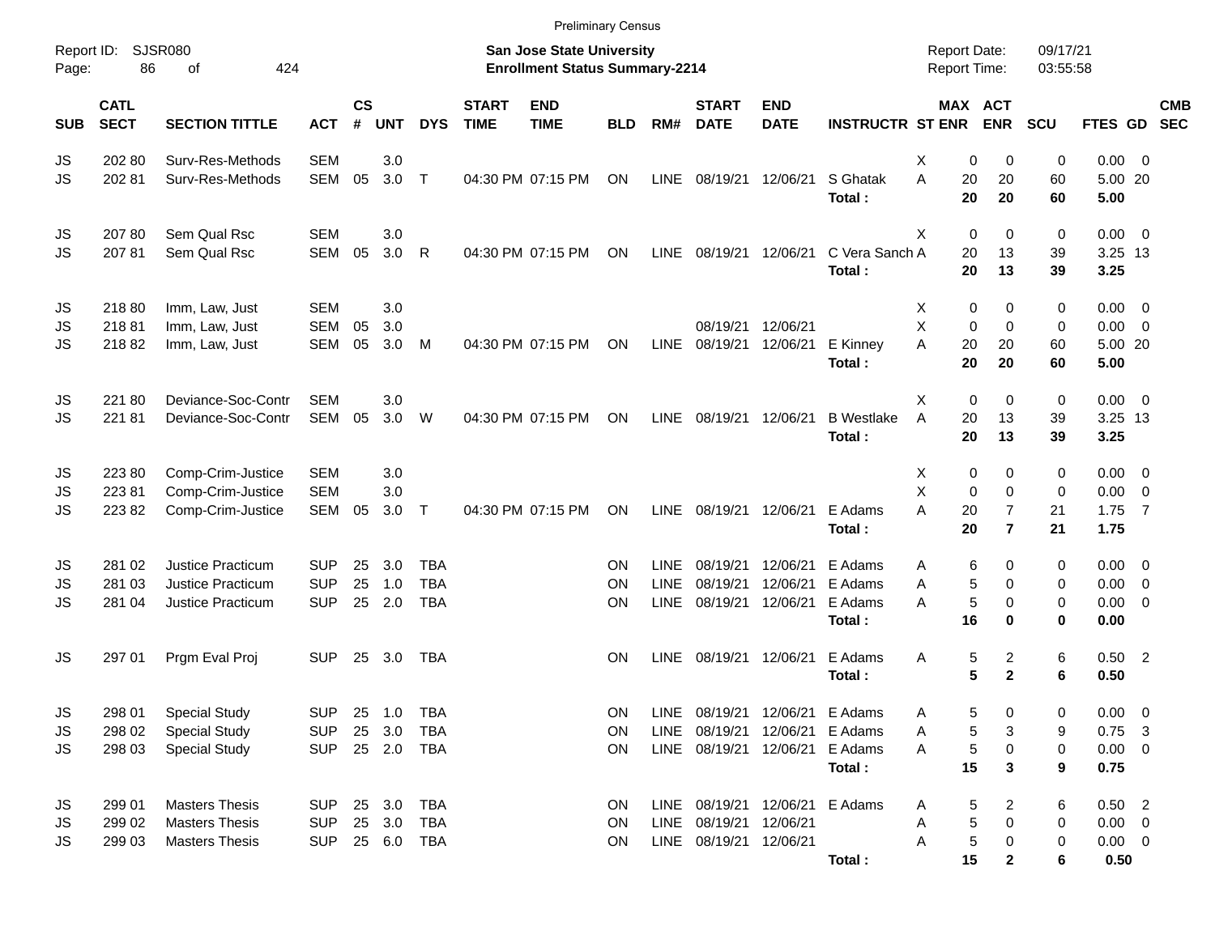Preliminary Census

Report ID: SJSR080

**San Jose State University**
**Enrollment Status Summary-2214**

Report Date: 09/17/21
Report Time: 03:55:58

| SUB | CATL SECT | SECTION TITTLE | ACT | CS # | UNT | DYS | START TIME | END TIME | BLD | RM# | START DATE | END DATE | INSTRUCTR | ST | MAX ENR | ACT ENR | SCU | FTES | GD | CMB SEC |
|---|---|---|---|---|---|---|---|---|---|---|---|---|---|---|---|---|---|---|---|---|
| JS | 202 80 | Surv-Res-Methods | SEM | | 3.0 | | | | | | | | | X | 0 | 0 | 0 | 0.00 | 0 | |
| JS | 202 81 | Surv-Res-Methods | SEM | 05 | 3.0 | T | 04:30 PM | 07:15 PM | ON | LINE | 08/19/21 | 12/06/21 | S Ghatak | A | 20 | 20 | 60 | 5.00 | 20 | |
| | | | | | | | | | | | | | **Total :** | | **20** | **20** | **60** | **5.00** | | |
| JS | 207 80 | Sem Qual Rsc | SEM | | 3.0 | | | | | | | | | X | 0 | 0 | 0 | 0.00 | 0 | |
| JS | 207 81 | Sem Qual Rsc | SEM | 05 | 3.0 | R | 04:30 PM | 07:15 PM | ON | LINE | 08/19/21 | 12/06/21 | C Vera Sanch | A | 20 | 13 | 39 | 3.25 | 13 | |
| | | | | | | | | | | | | | **Total :** | | **20** | **13** | **39** | **3.25** | | |
| JS | 218 80 | Imm, Law, Just | SEM | | 3.0 | | | | | | | | | X | 0 | 0 | 0 | 0.00 | 0 | |
| JS | 218 81 | Imm, Law, Just | SEM | 05 | 3.0 | | | | | | 08/19/21 | 12/06/21 | | X | 0 | 0 | 0 | 0.00 | 0 | |
| JS | 218 82 | Imm, Law, Just | SEM | 05 | 3.0 | M | 04:30 PM | 07:15 PM | ON | LINE | 08/19/21 | 12/06/21 | E Kinney | A | 20 | 20 | 60 | 5.00 | 20 | |
| | | | | | | | | | | | | | **Total :** | | **20** | **20** | **60** | **5.00** | | |
| JS | 221 80 | Deviance-Soc-Contr | SEM | | 3.0 | | | | | | | | | X | 0 | 0 | 0 | 0.00 | 0 | |
| JS | 221 81 | Deviance-Soc-Contr | SEM | 05 | 3.0 | W | 04:30 PM | 07:15 PM | ON | LINE | 08/19/21 | 12/06/21 | B Westlake | A | 20 | 13 | 39 | 3.25 | 13 | |
| | | | | | | | | | | | | | **Total :** | | **20** | **13** | **39** | **3.25** | | |
| JS | 223 80 | Comp-Crim-Justice | SEM | | 3.0 | | | | | | | | | X | 0 | 0 | 0 | 0.00 | 0 | |
| JS | 223 81 | Comp-Crim-Justice | SEM | | 3.0 | | | | | | | | | X | 0 | 0 | 0 | 0.00 | 0 | |
| JS | 223 82 | Comp-Crim-Justice | SEM | 05 | 3.0 | T | 04:30 PM | 07:15 PM | ON | LINE | 08/19/21 | 12/06/21 | E Adams | A | 20 | 7 | 21 | 1.75 | 7 | |
| | | | | | | | | | | | | | **Total :** | | **20** | **7** | **21** | **1.75** | | |
| JS | 281 02 | Justice Practicum | SUP | 25 | 3.0 | TBA | | | ON | LINE | 08/19/21 | 12/06/21 | E Adams | A | 6 | 0 | 0 | 0.00 | 0 | |
| JS | 281 03 | Justice Practicum | SUP | 25 | 1.0 | TBA | | | ON | LINE | 08/19/21 | 12/06/21 | E Adams | A | 5 | 0 | 0 | 0.00 | 0 | |
| JS | 281 04 | Justice Practicum | SUP | 25 | 2.0 | TBA | | | ON | LINE | 08/19/21 | 12/06/21 | E Adams | A | 5 | 0 | 0 | 0.00 | 0 | |
| | | | | | | | | | | | | | **Total :** | | **16** | **0** | **0** | **0.00** | | |
| JS | 297 01 | Prgm Eval Proj | SUP | 25 | 3.0 | TBA | | | ON | LINE | 08/19/21 | 12/06/21 | E Adams | A | 5 | 2 | 6 | 0.50 | 2 | |
| | | | | | | | | | | | | | **Total :** | | **5** | **2** | **6** | **0.50** | | |
| JS | 298 01 | Special Study | SUP | 25 | 1.0 | TBA | | | ON | LINE | 08/19/21 | 12/06/21 | E Adams | A | 5 | 0 | 0 | 0.00 | 0 | |
| JS | 298 02 | Special Study | SUP | 25 | 3.0 | TBA | | | ON | LINE | 08/19/21 | 12/06/21 | E Adams | A | 5 | 3 | 9 | 0.75 | 3 | |
| JS | 298 03 | Special Study | SUP | 25 | 2.0 | TBA | | | ON | LINE | 08/19/21 | 12/06/21 | E Adams | A | 5 | 0 | 0 | 0.00 | 0 | |
| | | | | | | | | | | | | | **Total :** | | **15** | **3** | **9** | **0.75** | | |
| JS | 299 01 | Masters Thesis | SUP | 25 | 3.0 | TBA | | | ON | LINE | 08/19/21 | 12/06/21 | E Adams | A | 5 | 2 | 6 | 0.50 | 2 | |
| JS | 299 02 | Masters Thesis | SUP | 25 | 3.0 | TBA | | | ON | LINE | 08/19/21 | 12/06/21 | | A | 5 | 0 | 0 | 0.00 | 0 | |
| JS | 299 03 | Masters Thesis | SUP | 25 | 6.0 | TBA | | | ON | LINE | 08/19/21 | 12/06/21 | | A | 5 | 0 | 0 | 0.00 | 0 | |
| | | | | | | | | | | | | | **Total :** | | **15** | **2** | **6** | **0.50** | | |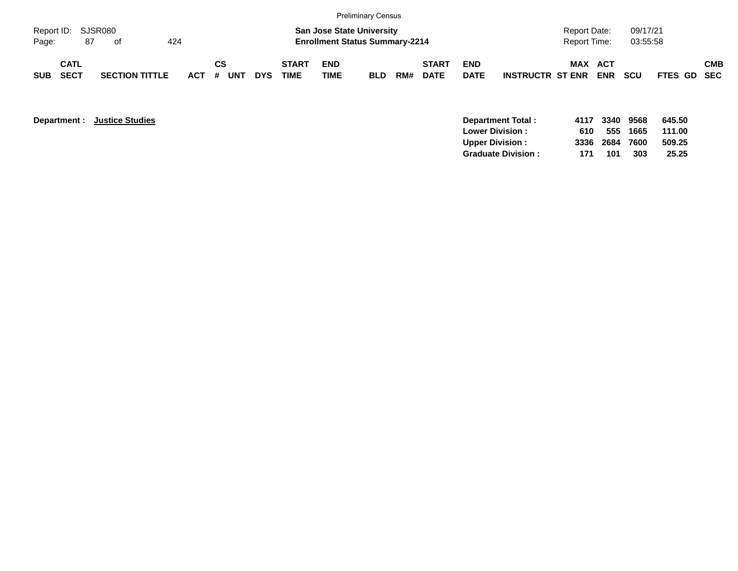Preliminary Census

Report ID: SJSR080

**San Jose State University**
**Enrollment Status Summary-2214**

Report Date: 09/17/21
Report Time: 03:55:58

| SUB | CATL SECT | SECTION TITTLE | ACT | CS # | UNT | DYS | START TIME | END TIME | BLD | RM# | START DATE | END DATE | INSTRUCTR | MAX ST ENR | ACT ENR | SCU | FTES | GD | CMB SEC |
|---|---|---|---|---|---|---|---|---|---|---|---|---|---|---|---|---|---|---|---|

**Department :** **Justice Studies**

| | MAX ST ENR | ACT ENR | SCU | FTES |
|---|---|---|---|---|
| **Department Total :** | **4117** | **3340** | **9568** | **645.50** |
| **Lower Division :** | **610** | **555** | **1665** | **111.00** |
| **Upper Division :** | **3336** | **2684** | **7600** | **509.25** |
| **Graduate Division :** | **171** | **101** | **303** | **25.25** |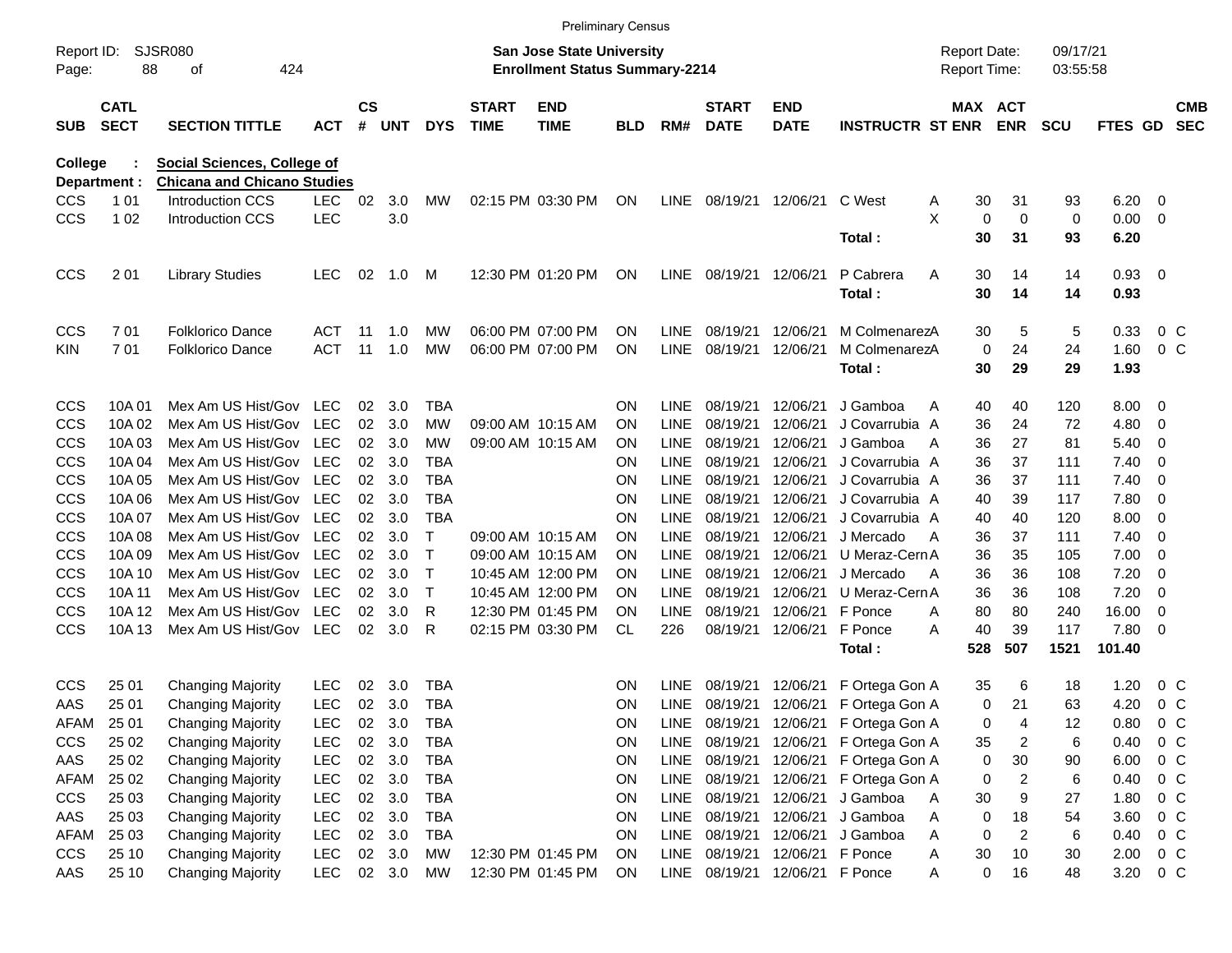Preliminary Census

Report ID: SJSR080

**San Jose State University**
**Enrollment Status Summary-2214**

Report Date: 09/17/21
Report Time: 03:55:58

**College : Social Sciences, College of**
**Department : Chicana and Chicano Studies**

| SUB | CATL SECT | SECTION TITTLE | ACT | CS # | UNT | DYS | START TIME | END TIME | BLD | RM# | START DATE | END DATE | INSTRUCTR | ST | MAX ENR | ACT ENR | SCU | FTES | GD | CMB SEC |
|---|---|---|---|---|---|---|---|---|---|---|---|---|---|---|---|---|---|---|---|---|
| CCS | 1 01 | Introduction CCS | LEC | 02 | 3.0 | MW | 02:15 PM | 03:30 PM | ON | LINE | 08/19/21 | 12/06/21 | C West | A | 30 | 31 | 93 | 6.20 | 0 | |
| CCS | 1 02 | Introduction CCS | LEC | | 3.0 | | | | | | | | | X | 0 | 0 | 0 | 0.00 | 0 | |
| | | | | | | | | | | | | | Total : | | 30 | 31 | 93 | 6.20 | | |
| CCS | 2 01 | Library Studies | LEC | 02 | 1.0 | M | 12:30 PM | 01:20 PM | ON | LINE | 08/19/21 | 12/06/21 | P Cabrera | A | 30 | 14 | 14 | 0.93 | 0 | |
| | | | | | | | | | | | | | Total : | | 30 | 14 | 14 | 0.93 | | |
| CCS | 7 01 | Folklorico Dance | ACT | 11 | 1.0 | MW | 06:00 PM | 07:00 PM | ON | LINE | 08/19/21 | 12/06/21 | M Colmenarez | A | 30 | 5 | 5 | 0.33 | 0 | C |
| KIN | 7 01 | Folklorico Dance | ACT | 11 | 1.0 | MW | 06:00 PM | 07:00 PM | ON | LINE | 08/19/21 | 12/06/21 | M Colmenarez | A | 0 | 24 | 24 | 1.60 | 0 | C |
| | | | | | | | | | | | | | Total : | | 30 | 29 | 29 | 1.93 | | |
| CCS | 10A 01 | Mex Am US Hist/Gov | LEC | 02 | 3.0 | TBA | | | ON | LINE | 08/19/21 | 12/06/21 | J Gamboa | A | 40 | 40 | 120 | 8.00 | 0 | |
| CCS | 10A 02 | Mex Am US Hist/Gov | LEC | 02 | 3.0 | MW | 09:00 AM | 10:15 AM | ON | LINE | 08/19/21 | 12/06/21 | J Covarrubia | A | 36 | 24 | 72 | 4.80 | 0 | |
| CCS | 10A 03 | Mex Am US Hist/Gov | LEC | 02 | 3.0 | MW | 09:00 AM | 10:15 AM | ON | LINE | 08/19/21 | 12/06/21 | J Gamboa | A | 36 | 27 | 81 | 5.40 | 0 | |
| CCS | 10A 04 | Mex Am US Hist/Gov | LEC | 02 | 3.0 | TBA | | | ON | LINE | 08/19/21 | 12/06/21 | J Covarrubia | A | 36 | 37 | 111 | 7.40 | 0 | |
| CCS | 10A 05 | Mex Am US Hist/Gov | LEC | 02 | 3.0 | TBA | | | ON | LINE | 08/19/21 | 12/06/21 | J Covarrubia | A | 36 | 37 | 111 | 7.40 | 0 | |
| CCS | 10A 06 | Mex Am US Hist/Gov | LEC | 02 | 3.0 | TBA | | | ON | LINE | 08/19/21 | 12/06/21 | J Covarrubia | A | 40 | 39 | 117 | 7.80 | 0 | |
| CCS | 10A 07 | Mex Am US Hist/Gov | LEC | 02 | 3.0 | TBA | | | ON | LINE | 08/19/21 | 12/06/21 | J Covarrubia | A | 40 | 40 | 120 | 8.00 | 0 | |
| CCS | 10A 08 | Mex Am US Hist/Gov | LEC | 02 | 3.0 | T | 09:00 AM | 10:15 AM | ON | LINE | 08/19/21 | 12/06/21 | J Mercado | A | 36 | 37 | 111 | 7.40 | 0 | |
| CCS | 10A 09 | Mex Am US Hist/Gov | LEC | 02 | 3.0 | T | 09:00 AM | 10:15 AM | ON | LINE | 08/19/21 | 12/06/21 | U Meraz-Cern | A | 36 | 35 | 105 | 7.00 | 0 | |
| CCS | 10A 10 | Mex Am US Hist/Gov | LEC | 02 | 3.0 | T | 10:45 AM | 12:00 PM | ON | LINE | 08/19/21 | 12/06/21 | J Mercado | A | 36 | 36 | 108 | 7.20 | 0 | |
| CCS | 10A 11 | Mex Am US Hist/Gov | LEC | 02 | 3.0 | T | 10:45 AM | 12:00 PM | ON | LINE | 08/19/21 | 12/06/21 | U Meraz-Cern | A | 36 | 36 | 108 | 7.20 | 0 | |
| CCS | 10A 12 | Mex Am US Hist/Gov | LEC | 02 | 3.0 | R | 12:30 PM | 01:45 PM | ON | LINE | 08/19/21 | 12/06/21 | F Ponce | A | 80 | 80 | 240 | 16.00 | 0 | |
| CCS | 10A 13 | Mex Am US Hist/Gov | LEC | 02 | 3.0 | R | 02:15 PM | 03:30 PM | CL | 226 | 08/19/21 | 12/06/21 | F Ponce | A | 40 | 39 | 117 | 7.80 | 0 | |
| | | | | | | | | | | | | | Total : | | 528 | 507 | 1521 | 101.40 | | |
| CCS | 25 01 | Changing Majority | LEC | 02 | 3.0 | TBA | | | ON | LINE | 08/19/21 | 12/06/21 | F Ortega Gon | A | 35 | 6 | 18 | 1.20 | 0 | C |
| AAS | 25 01 | Changing Majority | LEC | 02 | 3.0 | TBA | | | ON | LINE | 08/19/21 | 12/06/21 | F Ortega Gon | A | 0 | 21 | 63 | 4.20 | 0 | C |
| AFAM | 25 01 | Changing Majority | LEC | 02 | 3.0 | TBA | | | ON | LINE | 08/19/21 | 12/06/21 | F Ortega Gon | A | 0 | 4 | 12 | 0.80 | 0 | C |
| CCS | 25 02 | Changing Majority | LEC | 02 | 3.0 | TBA | | | ON | LINE | 08/19/21 | 12/06/21 | F Ortega Gon | A | 35 | 2 | 6 | 0.40 | 0 | C |
| AAS | 25 02 | Changing Majority | LEC | 02 | 3.0 | TBA | | | ON | LINE | 08/19/21 | 12/06/21 | F Ortega Gon | A | 0 | 30 | 90 | 6.00 | 0 | C |
| AFAM | 25 02 | Changing Majority | LEC | 02 | 3.0 | TBA | | | ON | LINE | 08/19/21 | 12/06/21 | F Ortega Gon | A | 0 | 2 | 6 | 0.40 | 0 | C |
| CCS | 25 03 | Changing Majority | LEC | 02 | 3.0 | TBA | | | ON | LINE | 08/19/21 | 12/06/21 | J Gamboa | A | 30 | 9 | 27 | 1.80 | 0 | C |
| AAS | 25 03 | Changing Majority | LEC | 02 | 3.0 | TBA | | | ON | LINE | 08/19/21 | 12/06/21 | J Gamboa | A | 0 | 18 | 54 | 3.60 | 0 | C |
| AFAM | 25 03 | Changing Majority | LEC | 02 | 3.0 | TBA | | | ON | LINE | 08/19/21 | 12/06/21 | J Gamboa | A | 0 | 2 | 6 | 0.40 | 0 | C |
| CCS | 25 10 | Changing Majority | LEC | 02 | 3.0 | MW | 12:30 PM | 01:45 PM | ON | LINE | 08/19/21 | 12/06/21 | F Ponce | A | 30 | 10 | 30 | 2.00 | 0 | C |
| AAS | 25 10 | Changing Majority | LEC | 02 | 3.0 | MW | 12:30 PM | 01:45 PM | ON | LINE | 08/19/21 | 12/06/21 | F Ponce | A | 0 | 16 | 48 | 3.20 | 0 | C |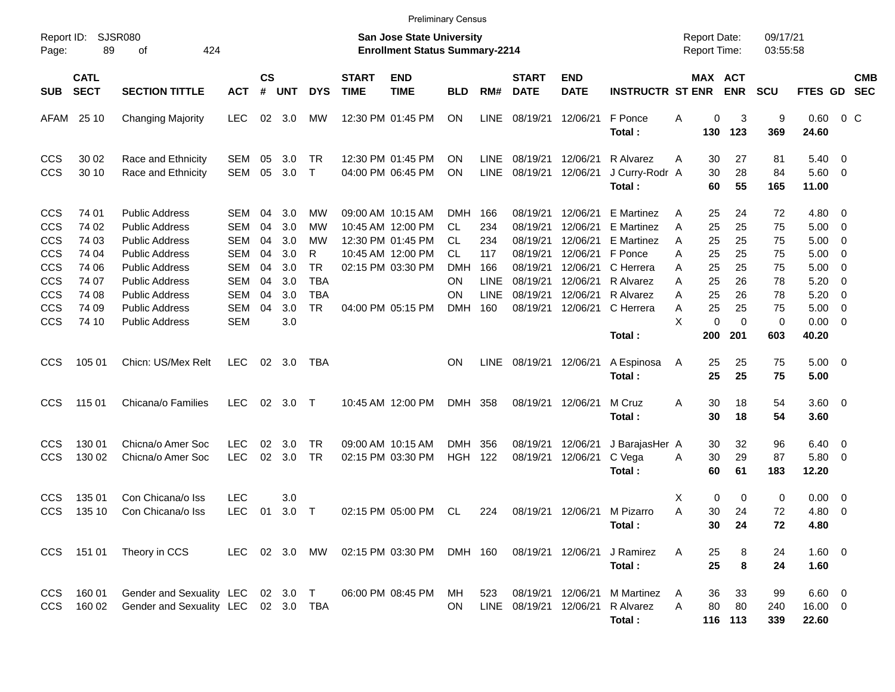Preliminary Census

Report ID: SJSR080

**San Jose State University**
**Enrollment Status Summary-2214**

Report Date: 09/17/21
Report Time: 03:55:58

| SUB | CATL SECT | SECTION TITTLE | ACT | CS # | UNT | DYS | START TIME | END TIME | BLD | RM# | START DATE | END DATE | INSTRUCTR | ST | MAX ENR | ACT ENR | SCU | FTES | GD | CMB SEC |
|---|---|---|---|---|---|---|---|---|---|---|---|---|---|---|---|---|---|---|---|---|
| AFAM | 25 10 | Changing Majority | LEC | 02 | 3.0 | MW | 12:30 PM | 01:45 PM | ON | LINE | 08/19/21 | 12/06/21 | F Ponce | A | 0 | 3 | 9 | 0.60 | 0 | C |
| | | | | | | | | | | | | | **Total :** | | **130** | **123** | **369** | **24.60** | | |
| CCS | 30 02 | Race and Ethnicity | SEM | 05 | 3.0 | TR | 12:30 PM | 01:45 PM | ON | LINE | 08/19/21 | 12/06/21 | R Alvarez | A | 30 | 27 | 81 | 5.40 | 0 | |
| CCS | 30 10 | Race and Ethnicity | SEM | 05 | 3.0 | T | 04:00 PM | 06:45 PM | ON | LINE | 08/19/21 | 12/06/21 | J Curry-Rodr | A | 30 | 28 | 84 | 5.60 | 0 | |
| | | | | | | | | | | | | | **Total :** | | **60** | **55** | **165** | **11.00** | | |
| CCS | 74 01 | Public Address | SEM | 04 | 3.0 | MW | 09:00 AM | 10:15 AM | DMH | 166 | 08/19/21 | 12/06/21 | E Martinez | A | 25 | 24 | 72 | 4.80 | 0 | |
| CCS | 74 02 | Public Address | SEM | 04 | 3.0 | MW | 10:45 AM | 12:00 PM | CL | 234 | 08/19/21 | 12/06/21 | E Martinez | A | 25 | 25 | 75 | 5.00 | 0 | |
| CCS | 74 03 | Public Address | SEM | 04 | 3.0 | MW | 12:30 PM | 01:45 PM | CL | 234 | 08/19/21 | 12/06/21 | E Martinez | A | 25 | 25 | 75 | 5.00 | 0 | |
| CCS | 74 04 | Public Address | SEM | 04 | 3.0 | R | 10:45 AM | 12:00 PM | CL | 117 | 08/19/21 | 12/06/21 | F Ponce | A | 25 | 25 | 75 | 5.00 | 0 | |
| CCS | 74 06 | Public Address | SEM | 04 | 3.0 | TR | 02:15 PM | 03:30 PM | DMH | 166 | 08/19/21 | 12/06/21 | C Herrera | A | 25 | 25 | 75 | 5.00 | 0 | |
| CCS | 74 07 | Public Address | SEM | 04 | 3.0 | TBA | | | ON | LINE | 08/19/21 | 12/06/21 | R Alvarez | A | 25 | 26 | 78 | 5.20 | 0 | |
| CCS | 74 08 | Public Address | SEM | 04 | 3.0 | TBA | | | ON | LINE | 08/19/21 | 12/06/21 | R Alvarez | A | 25 | 26 | 78 | 5.20 | 0 | |
| CCS | 74 09 | Public Address | SEM | 04 | 3.0 | TR | 04:00 PM | 05:15 PM | DMH | 160 | 08/19/21 | 12/06/21 | C Herrera | A | 25 | 25 | 75 | 5.00 | 0 | |
| CCS | 74 10 | Public Address | SEM | | 3.0 | | | | | | | | | X | 0 | 0 | 0 | 0.00 | 0 | |
| | | | | | | | | | | | | | **Total :** | | **200** | **201** | **603** | **40.20** | | |
| CCS | 105 01 | Chicn: US/Mex Relt | LEC | 02 | 3.0 | TBA | | | ON | LINE | 08/19/21 | 12/06/21 | A Espinosa | A | 25 | 25 | 75 | 5.00 | 0 | |
| | | | | | | | | | | | | | **Total :** | | **25** | **25** | **75** | **5.00** | | |
| CCS | 115 01 | Chicana/o Families | LEC | 02 | 3.0 | T | 10:45 AM | 12:00 PM | DMH | 358 | 08/19/21 | 12/06/21 | M Cruz | A | 30 | 18 | 54 | 3.60 | 0 | |
| | | | | | | | | | | | | | **Total :** | | **30** | **18** | **54** | **3.60** | | |
| CCS | 130 01 | Chicna/o Amer Soc | LEC | 02 | 3.0 | TR | 09:00 AM | 10:15 AM | DMH | 356 | 08/19/21 | 12/06/21 | J BarajasHer | A | 30 | 32 | 96 | 6.40 | 0 | |
| CCS | 130 02 | Chicna/o Amer Soc | LEC | 02 | 3.0 | TR | 02:15 PM | 03:30 PM | HGH | 122 | 08/19/21 | 12/06/21 | C Vega | A | 30 | 29 | 87 | 5.80 | 0 | |
| | | | | | | | | | | | | | **Total :** | | **60** | **61** | **183** | **12.20** | | |
| CCS | 135 01 | Con Chicana/o Iss | LEC | | 3.0 | | | | | | | | | X | 0 | 0 | 0 | 0.00 | 0 | |
| CCS | 135 10 | Con Chicana/o Iss | LEC | 01 | 3.0 | T | 02:15 PM | 05:00 PM | CL | 224 | 08/19/21 | 12/06/21 | M Pizarro | A | 30 | 24 | 72 | 4.80 | 0 | |
| | | | | | | | | | | | | | **Total :** | | **30** | **24** | **72** | **4.80** | | |
| CCS | 151 01 | Theory in CCS | LEC | 02 | 3.0 | MW | 02:15 PM | 03:30 PM | DMH | 160 | 08/19/21 | 12/06/21 | J Ramirez | A | 25 | 8 | 24 | 1.60 | 0 | |
| | | | | | | | | | | | | | **Total :** | | **25** | **8** | **24** | **1.60** | | |
| CCS | 160 01 | Gender and Sexuality | LEC | 02 | 3.0 | T | 06:00 PM | 08:45 PM | MH | 523 | 08/19/21 | 12/06/21 | M Martinez | A | 36 | 33 | 99 | 6.60 | 0 | |
| CCS | 160 02 | Gender and Sexuality | LEC | 02 | 3.0 | TBA | | | ON | LINE | 08/19/21 | 12/06/21 | R Alvarez | A | 80 | 80 | 240 | 16.00 | 0 | |
| | | | | | | | | | | | | | **Total :** | | **116** | **113** | **339** | **22.60** | | |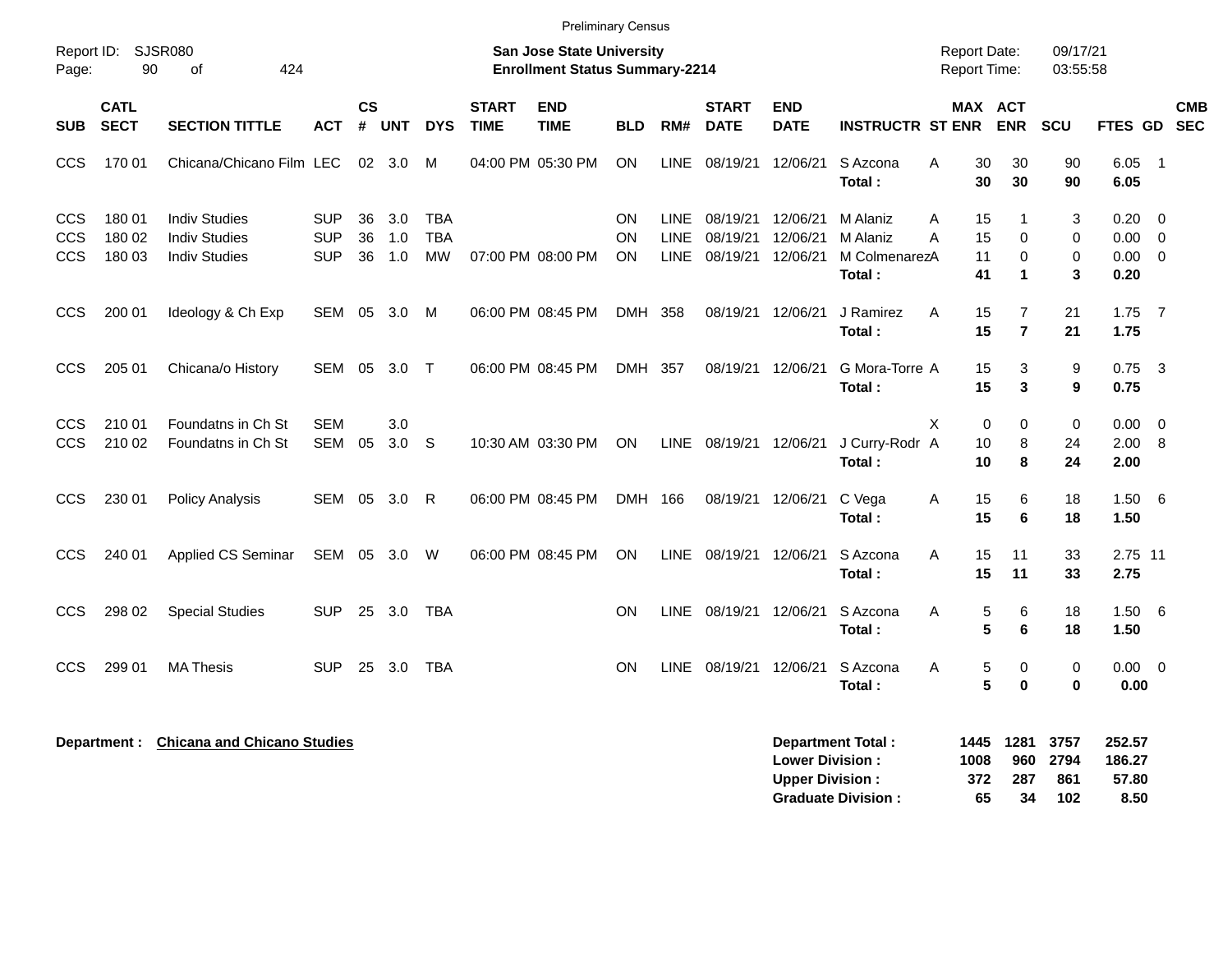Preliminary Census

Report ID: SJSR080

**San Jose State University**
**Enrollment Status Summary-2214**

Report Date: 09/17/21
Report Time: 03:55:58

| SUB | CATL SECT | SECTION TITTLE | ACT | CS # | UNT | DYS | START TIME | END TIME | BLD | RM# | START DATE | END DATE | INSTRUCTR | ST | MAX ENR | ACT ENR | SCU | FTES | GD | CMB SEC |
|---|---|---|---|---|---|---|---|---|---|---|---|---|---|---|---|---|---|---|---|---|
| CCS | 170 01 | Chicana/Chicano Film | LEC | 02 | 3.0 | M | 04:00 PM | 05:30 PM | ON | LINE | 08/19/21 | 12/06/21 | S Azcona | A | 30 | 30 | 90 | 6.05 | 1 | |
| | | | | | | | | | | | | | **Total :** | | **30** | **30** | **90** | **6.05** | | |
| CCS | 180 01 | Indiv Studies | SUP | 36 | 3.0 | TBA | | | ON | LINE | 08/19/21 | 12/06/21 | M Alaniz | A | 15 | 1 | 3 | 0.20 | 0 | |
| CCS | 180 02 | Indiv Studies | SUP | 36 | 1.0 | TBA | | | ON | LINE | 08/19/21 | 12/06/21 | M Alaniz | A | 15 | 0 | 0 | 0.00 | 0 | |
| CCS | 180 03 | Indiv Studies | SUP | 36 | 1.0 | MW | 07:00 PM | 08:00 PM | ON | LINE | 08/19/21 | 12/06/21 | M Colmenarez | A | 11 | 0 | 0 | 0.00 | 0 | |
| | | | | | | | | | | | | | **Total :** | | **41** | **1** | **3** | **0.20** | | |
| CCS | 200 01 | Ideology & Ch Exp | SEM | 05 | 3.0 | M | 06:00 PM | 08:45 PM | DMH | 358 | 08/19/21 | 12/06/21 | J Ramirez | A | 15 | 7 | 21 | 1.75 | 7 | |
| | | | | | | | | | | | | | **Total :** | | **15** | **7** | **21** | **1.75** | | |
| CCS | 205 01 | Chicana/o History | SEM | 05 | 3.0 | T | 06:00 PM | 08:45 PM | DMH | 357 | 08/19/21 | 12/06/21 | G Mora-Torre | A | 15 | 3 | 9 | 0.75 | 3 | |
| | | | | | | | | | | | | | **Total :** | | **15** | **3** | **9** | **0.75** | | |
| CCS | 210 01 | Foundatns in Ch St | SEM | | 3.0 | | | | | | | | | X | 0 | 0 | 0 | 0.00 | 0 | |
| CCS | 210 02 | Foundatns in Ch St | SEM | 05 | 3.0 | S | 10:30 AM | 03:30 PM | ON | LINE | 08/19/21 | 12/06/21 | J Curry-Rodr | A | 10 | 8 | 24 | 2.00 | 8 | |
| | | | | | | | | | | | | | **Total :** | | **10** | **8** | **24** | **2.00** | | |
| CCS | 230 01 | Policy Analysis | SEM | 05 | 3.0 | R | 06:00 PM | 08:45 PM | DMH | 166 | 08/19/21 | 12/06/21 | C Vega | A | 15 | 6 | 18 | 1.50 | 6 | |
| | | | | | | | | | | | | | **Total :** | | **15** | **6** | **18** | **1.50** | | |
| CCS | 240 01 | Applied CS Seminar | SEM | 05 | 3.0 | W | 06:00 PM | 08:45 PM | ON | LINE | 08/19/21 | 12/06/21 | S Azcona | A | 15 | 11 | 33 | 2.75 | 11 | |
| | | | | | | | | | | | | | **Total :** | | **15** | **11** | **33** | **2.75** | | |
| CCS | 298 02 | Special Studies | SUP | 25 | 3.0 | TBA | | | ON | LINE | 08/19/21 | 12/06/21 | S Azcona | A | 5 | 6 | 18 | 1.50 | 6 | |
| | | | | | | | | | | | | | **Total :** | | **5** | **6** | **18** | **1.50** | | |
| CCS | 299 01 | MA Thesis | SUP | 25 | 3.0 | TBA | | | ON | LINE | 08/19/21 | 12/06/21 | S Azcona | A | 5 | 0 | 0 | 0.00 | 0 | |
| | | | | | | | | | | | | | **Total :** | | **5** | **0** | **0** | **0.00** | | |

**Department : Chicana and Chicano Studies**

| | MAX ENR | ACT ENR | SCU | FTES |
|---|---|---|---|---|
| **Department Total :** | **1445** | **1281** | **3757** | **252.57** |
| **Lower Division :** | **1008** | **960** | **2794** | **186.27** |
| **Upper Division :** | **372** | **287** | **861** | **57.80** |
| **Graduate Division :** | **65** | **34** | **102** | **8.50** |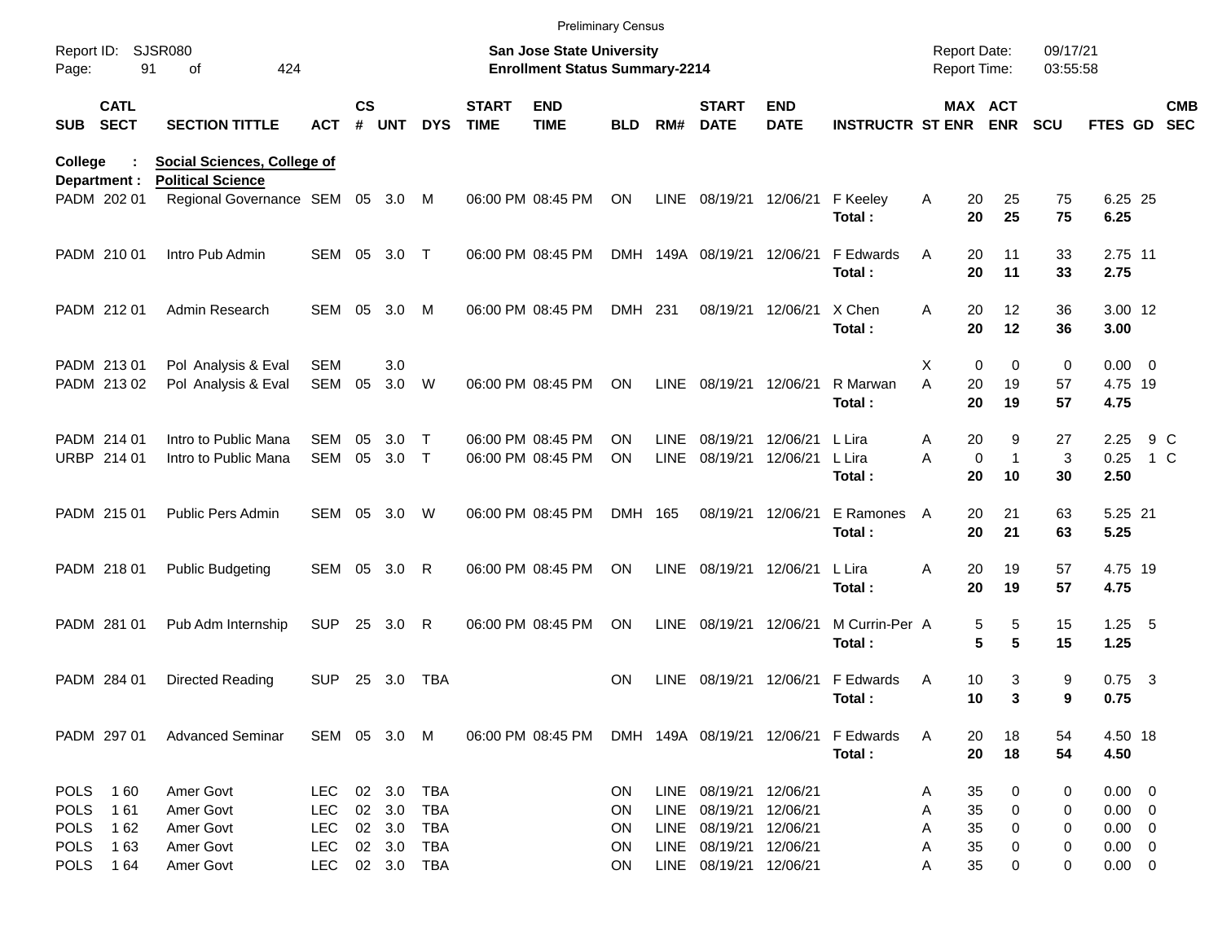Preliminary Census

Report ID: SJSR080
Page: 91 of 424

**San Jose State University**
**Enrollment Status Summary-2214**

Report Date: 09/17/21
Report Time: 03:55:58

**College : Social Sciences, College of**
**Department : Political Science**

| SUB | CATL SECT | SECTION TITTLE | ACT | CS # | UNT | DYS | START TIME | END TIME | BLD | RM# | START DATE | END DATE | INSTRUCTR | ST | MAX ENR | ACT ENR | SCU | FTES | GD | CMB SEC |
|---|---|---|---|---|---|---|---|---|---|---|---|---|---|---|---|---|---|---|---|---|
| PADM | 202 01 | Regional Governance | SEM | 05 | 3.0 | M | 06:00 PM | 08:45 PM | ON | LINE | 08/19/21 | 12/06/21 | F Keeley | A | 20 | 25 | 75 | 6.25 | 25 | |
| | | | | | | | | | | | | | **Total :** | | **20** | **25** | **75** | **6.25** | | |
| PADM | 210 01 | Intro Pub Admin | SEM | 05 | 3.0 | T | 06:00 PM | 08:45 PM | DMH | 149A | 08/19/21 | 12/06/21 | F Edwards | A | 20 | 11 | 33 | 2.75 | 11 | |
| | | | | | | | | | | | | | **Total :** | | **20** | **11** | **33** | **2.75** | | |
| PADM | 212 01 | Admin Research | SEM | 05 | 3.0 | M | 06:00 PM | 08:45 PM | DMH | 231 | 08/19/21 | 12/06/21 | X Chen | A | 20 | 12 | 36 | 3.00 | 12 | |
| | | | | | | | | | | | | | **Total :** | | **20** | **12** | **36** | **3.00** | | |
| PADM | 213 01 | Pol Analysis & Eval | SEM | | 3.0 | | | | | | | | | X | 0 | 0 | 0 | 0.00 | 0 | |
| PADM | 213 02 | Pol Analysis & Eval | SEM | 05 | 3.0 | W | 06:00 PM | 08:45 PM | ON | LINE | 08/19/21 | 12/06/21 | R Marwan | A | 20 | 19 | 57 | 4.75 | 19 | |
| | | | | | | | | | | | | | **Total :** | | **20** | **19** | **57** | **4.75** | | |
| PADM | 214 01 | Intro to Public Mana | SEM | 05 | 3.0 | T | 06:00 PM | 08:45 PM | ON | LINE | 08/19/21 | 12/06/21 | L Lira | A | 20 | 9 | 27 | 2.25 | 9 | C |
| URBP | 214 01 | Intro to Public Mana | SEM | 05 | 3.0 | T | 06:00 PM | 08:45 PM | ON | LINE | 08/19/21 | 12/06/21 | L Lira | A | 0 | 1 | 3 | 0.25 | 1 | C |
| | | | | | | | | | | | | | **Total :** | | **20** | **10** | **30** | **2.50** | | |
| PADM | 215 01 | Public Pers Admin | SEM | 05 | 3.0 | W | 06:00 PM | 08:45 PM | DMH | 165 | 08/19/21 | 12/06/21 | E Ramones | A | 20 | 21 | 63 | 5.25 | 21 | |
| | | | | | | | | | | | | | **Total :** | | **20** | **21** | **63** | **5.25** | | |
| PADM | 218 01 | Public Budgeting | SEM | 05 | 3.0 | R | 06:00 PM | 08:45 PM | ON | LINE | 08/19/21 | 12/06/21 | L Lira | A | 20 | 19 | 57 | 4.75 | 19 | |
| | | | | | | | | | | | | | **Total :** | | **20** | **19** | **57** | **4.75** | | |
| PADM | 281 01 | Pub Adm Internship | SUP | 25 | 3.0 | R | 06:00 PM | 08:45 PM | ON | LINE | 08/19/21 | 12/06/21 | M Currin-Per | A | 5 | 5 | 15 | 1.25 | 5 | |
| | | | | | | | | | | | | | **Total :** | | **5** | **5** | **15** | **1.25** | | |
| PADM | 284 01 | Directed Reading | SUP | 25 | 3.0 | TBA | | | ON | LINE | 08/19/21 | 12/06/21 | F Edwards | A | 10 | 3 | 9 | 0.75 | 3 | |
| | | | | | | | | | | | | | **Total :** | | **10** | **3** | **9** | **0.75** | | |
| PADM | 297 01 | Advanced Seminar | SEM | 05 | 3.0 | M | 06:00 PM | 08:45 PM | DMH | 149A | 08/19/21 | 12/06/21 | F Edwards | A | 20 | 18 | 54 | 4.50 | 18 | |
| | | | | | | | | | | | | | **Total :** | | **20** | **18** | **54** | **4.50** | | |
| POLS | 1 60 | Amer Govt | LEC | 02 | 3.0 | TBA | | | ON | LINE | 08/19/21 | 12/06/21 | | A | 35 | 0 | 0 | 0.00 | 0 | |
| POLS | 1 61 | Amer Govt | LEC | 02 | 3.0 | TBA | | | ON | LINE | 08/19/21 | 12/06/21 | | A | 35 | 0 | 0 | 0.00 | 0 | |
| POLS | 1 62 | Amer Govt | LEC | 02 | 3.0 | TBA | | | ON | LINE | 08/19/21 | 12/06/21 | | A | 35 | 0 | 0 | 0.00 | 0 | |
| POLS | 1 63 | Amer Govt | LEC | 02 | 3.0 | TBA | | | ON | LINE | 08/19/21 | 12/06/21 | | A | 35 | 0 | 0 | 0.00 | 0 | |
| POLS | 1 64 | Amer Govt | LEC | 02 | 3.0 | TBA | | | ON | LINE | 08/19/21 | 12/06/21 | | A | 35 | 0 | 0 | 0.00 | 0 | |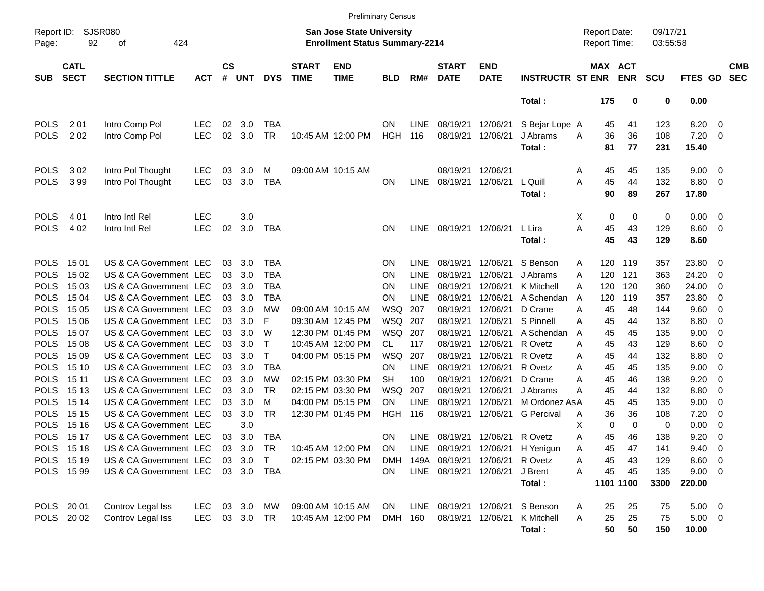Preliminary Census

Report ID: SJSR080
Page: 92 of 424

**San Jose State University**
**Enrollment Status Summary-2214**

Report Date: 09/17/21
Report Time: 03:55:58

| SUB | CATL SECT | SECTION TITTLE | ACT | CS # | UNT | DYS | START TIME | END TIME | BLD | RM# | START DATE | END DATE | INSTRUCTR | ST | MAX ENR | ACT ENR | SCU | FTES | GD | CMB SEC |
|---|---|---|---|---|---|---|---|---|---|---|---|---|---|---|---|---|---|---|---|---|
| | | | | | | | | | | | | | **Total :** | | **175** | **0** | **0** | **0.00** | | |
| POLS | 2 01 | Intro Comp Pol | LEC | 02 | 3.0 | TBA | | | ON | LINE | 08/19/21 | 12/06/21 | S Bejar Lope | A | 45 | 41 | 123 | 8.20 | 0 | |
| POLS | 2 02 | Intro Comp Pol | LEC | 02 | 3.0 | TR | 10:45 AM | 12:00 PM | HGH | 116 | 08/19/21 | 12/06/21 | J Abrams | A | 36 | 36 | 108 | 7.20 | 0 | |
| | | | | | | | | | | | | | **Total :** | | **81** | **77** | **231** | **15.40** | | |
| POLS | 3 02 | Intro Pol Thought | LEC | 03 | 3.0 | M | 09:00 AM | 10:15 AM | | | 08/19/21 | 12/06/21 | | A | 45 | 45 | 135 | 9.00 | 0 | |
| POLS | 3 99 | Intro Pol Thought | LEC | 03 | 3.0 | TBA | | | ON | LINE | 08/19/21 | 12/06/21 | L Quill | A | 45 | 44 | 132 | 8.80 | 0 | |
| | | | | | | | | | | | | | **Total :** | | **90** | **89** | **267** | **17.80** | | |
| POLS | 4 01 | Intro Intl Rel | LEC | | 3.0 | | | | | | | | | X | 0 | 0 | 0 | 0.00 | 0 | |
| POLS | 4 02 | Intro Intl Rel | LEC | 02 | 3.0 | TBA | | | ON | LINE | 08/19/21 | 12/06/21 | L Lira | A | 45 | 43 | 129 | 8.60 | 0 | |
| | | | | | | | | | | | | | **Total :** | | **45** | **43** | **129** | **8.60** | | |
| POLS | 15 01 | US & CA Government | LEC | 03 | 3.0 | TBA | | | ON | LINE | 08/19/21 | 12/06/21 | S Benson | A | 120 | 119 | 357 | 23.80 | 0 | |
| POLS | 15 02 | US & CA Government | LEC | 03 | 3.0 | TBA | | | ON | LINE | 08/19/21 | 12/06/21 | J Abrams | A | 120 | 121 | 363 | 24.20 | 0 | |
| POLS | 15 03 | US & CA Government | LEC | 03 | 3.0 | TBA | | | ON | LINE | 08/19/21 | 12/06/21 | K Mitchell | A | 120 | 120 | 360 | 24.00 | 0 | |
| POLS | 15 04 | US & CA Government | LEC | 03 | 3.0 | TBA | | | ON | LINE | 08/19/21 | 12/06/21 | A Schendan | A | 120 | 119 | 357 | 23.80 | 0 | |
| POLS | 15 05 | US & CA Government | LEC | 03 | 3.0 | MW | 09:00 AM | 10:15 AM | WSQ | 207 | 08/19/21 | 12/06/21 | D Crane | A | 45 | 48 | 144 | 9.60 | 0 | |
| POLS | 15 06 | US & CA Government | LEC | 03 | 3.0 | F | 09:30 AM | 12:45 PM | WSQ | 207 | 08/19/21 | 12/06/21 | S Pinnell | A | 45 | 44 | 132 | 8.80 | 0 | |
| POLS | 15 07 | US & CA Government | LEC | 03 | 3.0 | W | 12:30 PM | 01:45 PM | WSQ | 207 | 08/19/21 | 12/06/21 | A Schendan | A | 45 | 45 | 135 | 9.00 | 0 | |
| POLS | 15 08 | US & CA Government | LEC | 03 | 3.0 | T | 10:45 AM | 12:00 PM | CL | 117 | 08/19/21 | 12/06/21 | R Ovetz | A | 45 | 43 | 129 | 8.60 | 0 | |
| POLS | 15 09 | US & CA Government | LEC | 03 | 3.0 | T | 04:00 PM | 05:15 PM | WSQ | 207 | 08/19/21 | 12/06/21 | R Ovetz | A | 45 | 44 | 132 | 8.80 | 0 | |
| POLS | 15 10 | US & CA Government | LEC | 03 | 3.0 | TBA | | | ON | LINE | 08/19/21 | 12/06/21 | R Ovetz | A | 45 | 45 | 135 | 9.00 | 0 | |
| POLS | 15 11 | US & CA Government | LEC | 03 | 3.0 | MW | 02:15 PM | 03:30 PM | SH | 100 | 08/19/21 | 12/06/21 | D Crane | A | 45 | 46 | 138 | 9.20 | 0 | |
| POLS | 15 13 | US & CA Government | LEC | 03 | 3.0 | TR | 02:15 PM | 03:30 PM | WSQ | 207 | 08/19/21 | 12/06/21 | J Abrams | A | 45 | 44 | 132 | 8.80 | 0 | |
| POLS | 15 14 | US & CA Government | LEC | 03 | 3.0 | M | 04:00 PM | 05:15 PM | ON | LINE | 08/19/21 | 12/06/21 | M Ordonez As | A | 45 | 45 | 135 | 9.00 | 0 | |
| POLS | 15 15 | US & CA Government | LEC | 03 | 3.0 | TR | 12:30 PM | 01:45 PM | HGH | 116 | 08/19/21 | 12/06/21 | G Percival | A | 36 | 36 | 108 | 7.20 | 0 | |
| POLS | 15 16 | US & CA Government | LEC | | 3.0 | | | | | | | | | X | 0 | 0 | 0 | 0.00 | 0 | |
| POLS | 15 17 | US & CA Government | LEC | 03 | 3.0 | TBA | | | ON | LINE | 08/19/21 | 12/06/21 | R Ovetz | A | 45 | 46 | 138 | 9.20 | 0 | |
| POLS | 15 18 | US & CA Government | LEC | 03 | 3.0 | TR | 10:45 AM | 12:00 PM | ON | LINE | 08/19/21 | 12/06/21 | H Yenigun | A | 45 | 47 | 141 | 9.40 | 0 | |
| POLS | 15 19 | US & CA Government | LEC | 03 | 3.0 | T | 02:15 PM | 03:30 PM | DMH | 149A | 08/19/21 | 12/06/21 | R Ovetz | A | 45 | 43 | 129 | 8.60 | 0 | |
| POLS | 15 99 | US & CA Government | LEC | 03 | 3.0 | TBA | | | ON | LINE | 08/19/21 | 12/06/21 | J Brent | A | 45 | 45 | 135 | 9.00 | 0 | |
| | | | | | | | | | | | | | **Total :** | | **1101** | **1100** | **3300** | **220.00** | | |
| POLS | 20 01 | Controv Legal Iss | LEC | 03 | 3.0 | MW | 09:00 AM | 10:15 AM | ON | LINE | 08/19/21 | 12/06/21 | S Benson | A | 25 | 25 | 75 | 5.00 | 0 | |
| POLS | 20 02 | Controv Legal Iss | LEC | 03 | 3.0 | TR | 10:45 AM | 12:00 PM | DMH | 160 | 08/19/21 | 12/06/21 | K Mitchell | A | 25 | 25 | 75 | 5.00 | 0 | |
| | | | | | | | | | | | | | **Total :** | | **50** | **50** | **150** | **10.00** | | |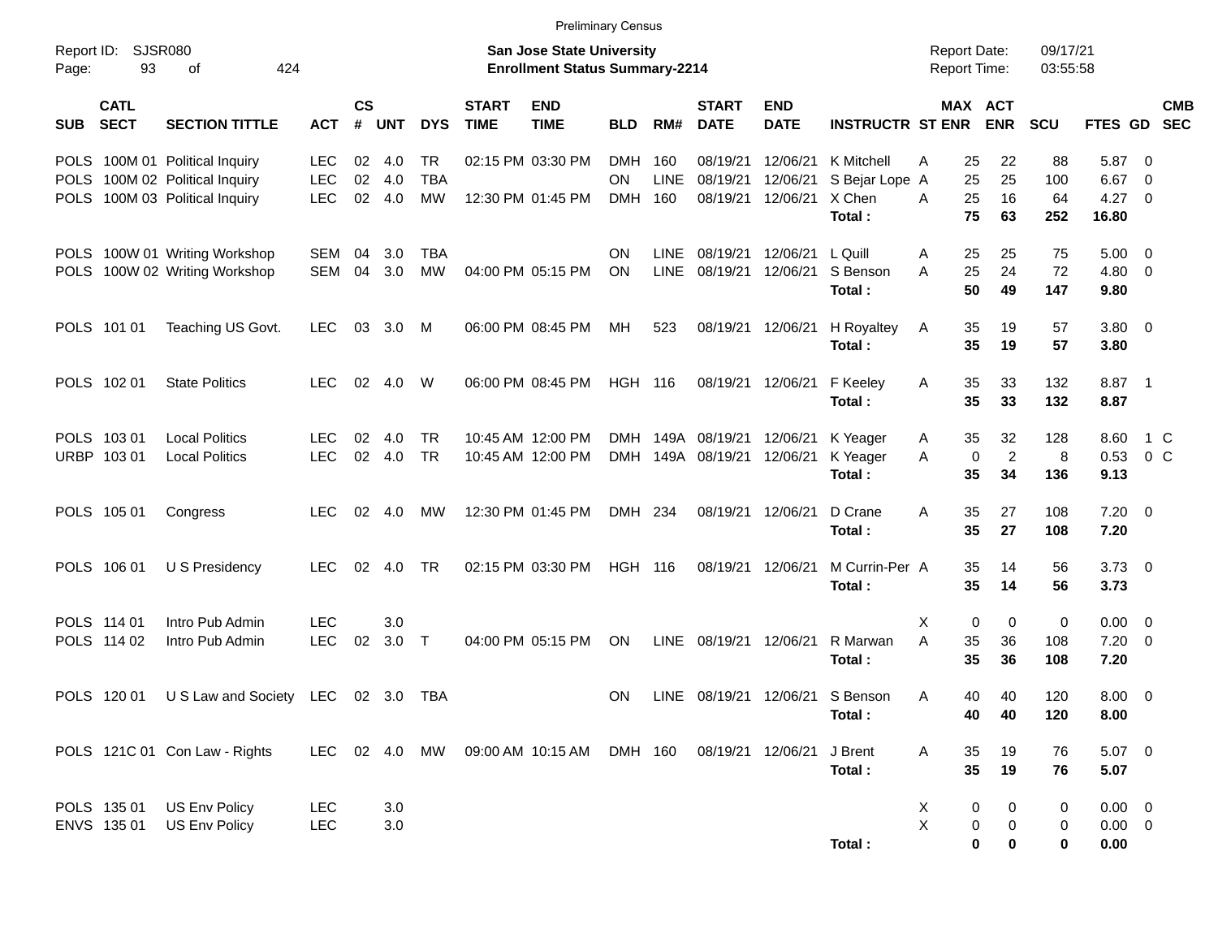Preliminary Census

Report ID: SJSR080
Page: 93 of 424

**San Jose State University**
**Enrollment Status Summary-2214**

Report Date: 09/17/21
Report Time: 03:55:58

| SUB | CATL SECT | SECTION TITTLE | ACT | CS # | UNT | DYS | START TIME | END TIME | BLD | RM# | START DATE | END DATE | INSTRUCTR | ST | MAX ENR | ACT ENR | SCU | FTES | GD | CMB SEC |
|---|---|---|---|---|---|---|---|---|---|---|---|---|---|---|---|---|---|---|---|---|
| POLS | 100M 01 | Political Inquiry | LEC | 02 | 4.0 | TR | 02:15 PM | 03:30 PM | DMH | 160 | 08/19/21 | 12/06/21 | K Mitchell | A | 25 | 22 | 88 | 5.87 | 0 | |
| POLS | 100M 02 | Political Inquiry | LEC | 02 | 4.0 | TBA | | | ON | LINE | 08/19/21 | 12/06/21 | S Bejar Lope | A | 25 | 25 | 100 | 6.67 | 0 | |
| POLS | 100M 03 | Political Inquiry | LEC | 02 | 4.0 | MW | 12:30 PM | 01:45 PM | DMH | 160 | 08/19/21 | 12/06/21 | X Chen | A | 25 | 16 | 64 | 4.27 | 0 | |
| | | | | | | | | | | | | | **Total :** | | **75** | **63** | **252** | **16.80** | | |
| POLS | 100W 01 | Writing Workshop | SEM | 04 | 3.0 | TBA | | | ON | LINE | 08/19/21 | 12/06/21 | L Quill | A | 25 | 25 | 75 | 5.00 | 0 | |
| POLS | 100W 02 | Writing Workshop | SEM | 04 | 3.0 | MW | 04:00 PM | 05:15 PM | ON | LINE | 08/19/21 | 12/06/21 | S Benson | A | 25 | 24 | 72 | 4.80 | 0 | |
| | | | | | | | | | | | | | **Total :** | | **50** | **49** | **147** | **9.80** | | |
| POLS | 101 01 | Teaching US Govt. | LEC | 03 | 3.0 | M | 06:00 PM | 08:45 PM | MH | 523 | 08/19/21 | 12/06/21 | H Royaltey | A | 35 | 19 | 57 | 3.80 | 0 | |
| | | | | | | | | | | | | | **Total :** | | **35** | **19** | **57** | **3.80** | | |
| POLS | 102 01 | State Politics | LEC | 02 | 4.0 | W | 06:00 PM | 08:45 PM | HGH | 116 | 08/19/21 | 12/06/21 | F Keeley | A | 35 | 33 | 132 | 8.87 | 1 | |
| | | | | | | | | | | | | | **Total :** | | **35** | **33** | **132** | **8.87** | | |
| POLS | 103 01 | Local Politics | LEC | 02 | 4.0 | TR | 10:45 AM | 12:00 PM | DMH | 149A | 08/19/21 | 12/06/21 | K Yeager | A | 35 | 32 | 128 | 8.60 | 1 | C |
| URBP | 103 01 | Local Politics | LEC | 02 | 4.0 | TR | 10:45 AM | 12:00 PM | DMH | 149A | 08/19/21 | 12/06/21 | K Yeager | A | 0 | 2 | 8 | 0.53 | 0 | C |
| | | | | | | | | | | | | | **Total :** | | **35** | **34** | **136** | **9.13** | | |
| POLS | 105 01 | Congress | LEC | 02 | 4.0 | MW | 12:30 PM | 01:45 PM | DMH | 234 | 08/19/21 | 12/06/21 | D Crane | A | 35 | 27 | 108 | 7.20 | 0 | |
| | | | | | | | | | | | | | **Total :** | | **35** | **27** | **108** | **7.20** | | |
| POLS | 106 01 | U S Presidency | LEC | 02 | 4.0 | TR | 02:15 PM | 03:30 PM | HGH | 116 | 08/19/21 | 12/06/21 | M Currin-Per | A | 35 | 14 | 56 | 3.73 | 0 | |
| | | | | | | | | | | | | | **Total :** | | **35** | **14** | **56** | **3.73** | | |
| POLS | 114 01 | Intro Pub Admin | LEC | | 3.0 | | | | | | | | | X | 0 | 0 | 0 | 0.00 | 0 | |
| POLS | 114 02 | Intro Pub Admin | LEC | 02 | 3.0 | T | 04:00 PM | 05:15 PM | ON | LINE | 08/19/21 | 12/06/21 | R Marwan | A | 35 | 36 | 108 | 7.20 | 0 | |
| | | | | | | | | | | | | | **Total :** | | **35** | **36** | **108** | **7.20** | | |
| POLS | 120 01 | U S Law and Society | LEC | 02 | 3.0 | TBA | | | ON | LINE | 08/19/21 | 12/06/21 | S Benson | A | 40 | 40 | 120 | 8.00 | 0 | |
| | | | | | | | | | | | | | **Total :** | | **40** | **40** | **120** | **8.00** | | |
| POLS | 121C 01 | Con Law - Rights | LEC | 02 | 4.0 | MW | 09:00 AM | 10:15 AM | DMH | 160 | 08/19/21 | 12/06/21 | J Brent | A | 35 | 19 | 76 | 5.07 | 0 | |
| | | | | | | | | | | | | | **Total :** | | **35** | **19** | **76** | **5.07** | | |
| POLS | 135 01 | US Env Policy | LEC | | 3.0 | | | | | | | | | X | 0 | 0 | 0 | 0.00 | 0 | |
| ENVS | 135 01 | US Env Policy | LEC | | 3.0 | | | | | | | | | X | 0 | 0 | 0 | 0.00 | 0 | |
| | | | | | | | | | | | | | **Total :** | | **0** | **0** | **0** | **0.00** | | |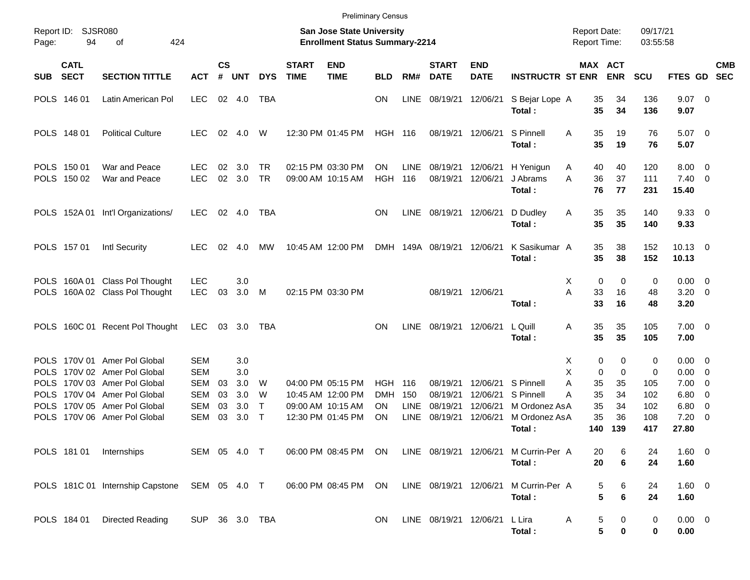Preliminary Census

Report ID: SJSR080
Page: 94 of 424

**San Jose State University**
**Enrollment Status Summary-2214**

Report Date: 09/17/21
Report Time: 03:55:58

| SUB | CATL SECT | SECTION TITTLE | ACT | CS # | UNT | DYS | START TIME | END TIME | BLD | RM# | START DATE | END DATE | INSTRUCTR | ST | MAX ENR | ACT ENR | SCU | FTES | GD | CMB SEC |
|---|---|---|---|---|---|---|---|---|---|---|---|---|---|---|---|---|---|---|---|---|
| POLS | 146 01 | Latin American Pol | LEC | 02 | 4.0 | TBA | | | ON | LINE | 08/19/21 | 12/06/21 | S Bejar Lope | A | 35 | 34 | 136 | 9.07 | 0 | |
| | | | | | | | | | | | | | **Total :** | | **35** | **34** | **136** | **9.07** | | |
| POLS | 148 01 | Political Culture | LEC | 02 | 4.0 | W | 12:30 PM | 01:45 PM | HGH | 116 | 08/19/21 | 12/06/21 | S Pinnell | A | 35 | 19 | 76 | 5.07 | 0 | |
| | | | | | | | | | | | | | **Total :** | | **35** | **19** | **76** | **5.07** | | |
| POLS | 150 01 | War and Peace | LEC | 02 | 3.0 | TR | 02:15 PM | 03:30 PM | ON | LINE | 08/19/21 | 12/06/21 | H Yenigun | A | 40 | 40 | 120 | 8.00 | 0 | |
| POLS | 150 02 | War and Peace | LEC | 02 | 3.0 | TR | 09:00 AM | 10:15 AM | HGH | 116 | 08/19/21 | 12/06/21 | J Abrams | A | 36 | 37 | 111 | 7.40 | 0 | |
| | | | | | | | | | | | | | **Total :** | | **76** | **77** | **231** | **15.40** | | |
| POLS | 152A 01 | Int'l Organizations/ | LEC | 02 | 4.0 | TBA | | | ON | LINE | 08/19/21 | 12/06/21 | D Dudley | A | 35 | 35 | 140 | 9.33 | 0 | |
| | | | | | | | | | | | | | **Total :** | | **35** | **35** | **140** | **9.33** | | |
| POLS | 157 01 | Intl Security | LEC | 02 | 4.0 | MW | 10:45 AM | 12:00 PM | DMH | 149A | 08/19/21 | 12/06/21 | K Sasikumar | A | 35 | 38 | 152 | 10.13 | 0 | |
| | | | | | | | | | | | | | **Total :** | | **35** | **38** | **152** | **10.13** | | |
| POLS | 160A 01 | Class Pol Thought | LEC | | 3.0 | | | | | | | | | X | 0 | 0 | 0 | 0.00 | 0 | |
| POLS | 160A 02 | Class Pol Thought | LEC | 03 | 3.0 | M | 02:15 PM | 03:30 PM | | | 08/19/21 | 12/06/21 | | A | 33 | 16 | 48 | 3.20 | 0 | |
| | | | | | | | | | | | | | **Total :** | | **33** | **16** | **48** | **3.20** | | |
| POLS | 160C 01 | Recent Pol Thought | LEC | 03 | 3.0 | TBA | | | ON | LINE | 08/19/21 | 12/06/21 | L Quill | A | 35 | 35 | 105 | 7.00 | 0 | |
| | | | | | | | | | | | | | **Total :** | | **35** | **35** | **105** | **7.00** | | |
| POLS | 170V 01 | Amer Pol Global | SEM | | 3.0 | | | | | | | | | X | 0 | 0 | 0 | 0.00 | 0 | |
| POLS | 170V 02 | Amer Pol Global | SEM | | 3.0 | | | | | | | | | X | 0 | 0 | 0 | 0.00 | 0 | |
| POLS | 170V 03 | Amer Pol Global | SEM | 03 | 3.0 | W | 04:00 PM | 05:15 PM | HGH | 116 | 08/19/21 | 12/06/21 | S Pinnell | A | 35 | 35 | 105 | 7.00 | 0 | |
| POLS | 170V 04 | Amer Pol Global | SEM | 03 | 3.0 | W | 10:45 AM | 12:00 PM | DMH | 150 | 08/19/21 | 12/06/21 | S Pinnell | A | 35 | 34 | 102 | 6.80 | 0 | |
| POLS | 170V 05 | Amer Pol Global | SEM | 03 | 3.0 | T | 09:00 AM | 10:15 AM | ON | LINE | 08/19/21 | 12/06/21 | M Ordonez As | A | 35 | 34 | 102 | 6.80 | 0 | |
| POLS | 170V 06 | Amer Pol Global | SEM | 03 | 3.0 | T | 12:30 PM | 01:45 PM | ON | LINE | 08/19/21 | 12/06/21 | M Ordonez As | A | 35 | 36 | 108 | 7.20 | 0 | |
| | | | | | | | | | | | | | **Total :** | | **140** | **139** | **417** | **27.80** | | |
| POLS | 181 01 | Internships | SEM | 05 | 4.0 | T | 06:00 PM | 08:45 PM | ON | LINE | 08/19/21 | 12/06/21 | M Currin-Per | A | 20 | 6 | 24 | 1.60 | 0 | |
| | | | | | | | | | | | | | **Total :** | | **20** | **6** | **24** | **1.60** | | |
| POLS | 181C 01 | Internship Capstone | SEM | 05 | 4.0 | T | 06:00 PM | 08:45 PM | ON | LINE | 08/19/21 | 12/06/21 | M Currin-Per | A | 5 | 6 | 24 | 1.60 | 0 | |
| | | | | | | | | | | | | | **Total :** | | **5** | **6** | **24** | **1.60** | | |
| POLS | 184 01 | Directed Reading | SUP | 36 | 3.0 | TBA | | | ON | LINE | 08/19/21 | 12/06/21 | L Lira | A | 5 | 0 | 0 | 0.00 | 0 | |
| | | | | | | | | | | | | | **Total :** | | **5** | **0** | **0** | **0.00** | | |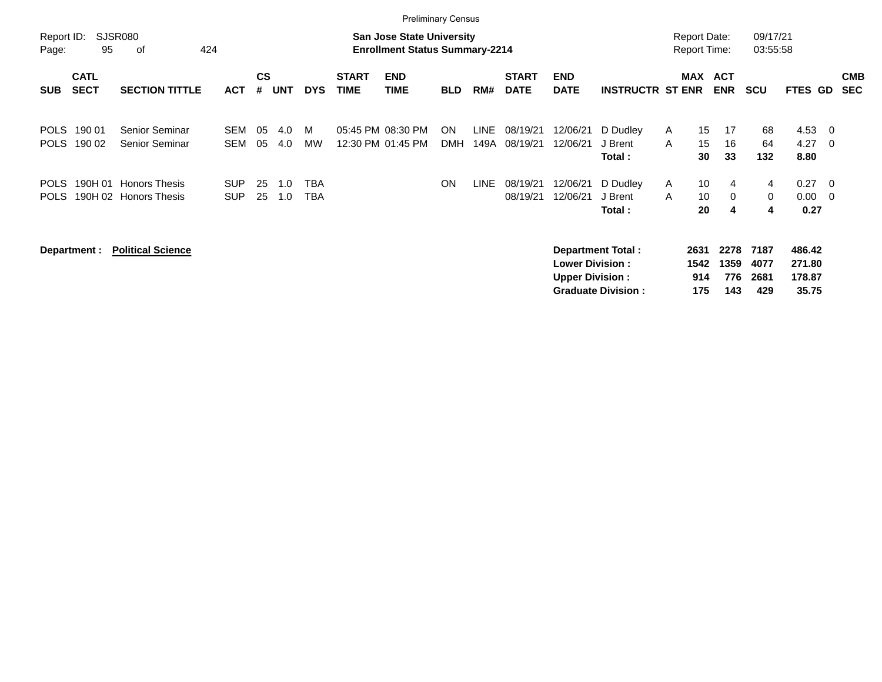Preliminary Census

Report ID: SJSR080

**San Jose State University**
**Enrollment Status Summary-2214**

Report Date: 09/17/21
Report Time: 03:55:58

| SUB | CATL SECT | SECTION TITTLE | ACT | CS # | UNT | DYS | START TIME | END TIME | BLD | RM# | START DATE | END DATE | INSTRUCTR | ST | MAX ENR | ACT ENR | SCU | FTES | GD | CMB SEC |
|---|---|---|---|---|---|---|---|---|---|---|---|---|---|---|---|---|---|---|---|---|
| POLS | 190 01 | Senior Seminar | SEM | 05 | 4.0 | M | 05:45 PM | 08:30 PM | ON | LINE | 08/19/21 | 12/06/21 | D Dudley | A | 15 | 17 | 68 | 4.53 | 0 | |
| POLS | 190 02 | Senior Seminar | SEM | 05 | 4.0 | MW | 12:30 PM | 01:45 PM | DMH | 149A | 08/19/21 | 12/06/21 | J Brent | A | 15 | 16 | 64 | 4.27 | 0 | |
| | | | | | | | | | | | | | **Total :** | | **30** | **33** | **132** | **8.80** | | |
| POLS | 190H 01 | Honors Thesis | SUP | 25 | 1.0 | TBA | | | ON | LINE | 08/19/21 | 12/06/21 | D Dudley | A | 10 | 4 | 4 | 0.27 | 0 | |
| POLS | 190H 02 | Honors Thesis | SUP | 25 | 1.0 | TBA | | | | | 08/19/21 | 12/06/21 | J Brent | A | 10 | 0 | 0 | 0.00 | 0 | |
| | | | | | | | | | | | | | **Total :** | | **20** | **4** | **4** | **0.27** | | |

**Department : Political Science**

| | MAX ENR | ACT ENR | SCU | FTES |
|---|---|---|---|---|
| **Department Total :** | **2631** | **2278** | **7187** | **486.42** |
| **Lower Division :** | **1542** | **1359** | **4077** | **271.80** |
| **Upper Division :** | **914** | **776** | **2681** | **178.87** |
| **Graduate Division :** | **175** | **143** | **429** | **35.75** |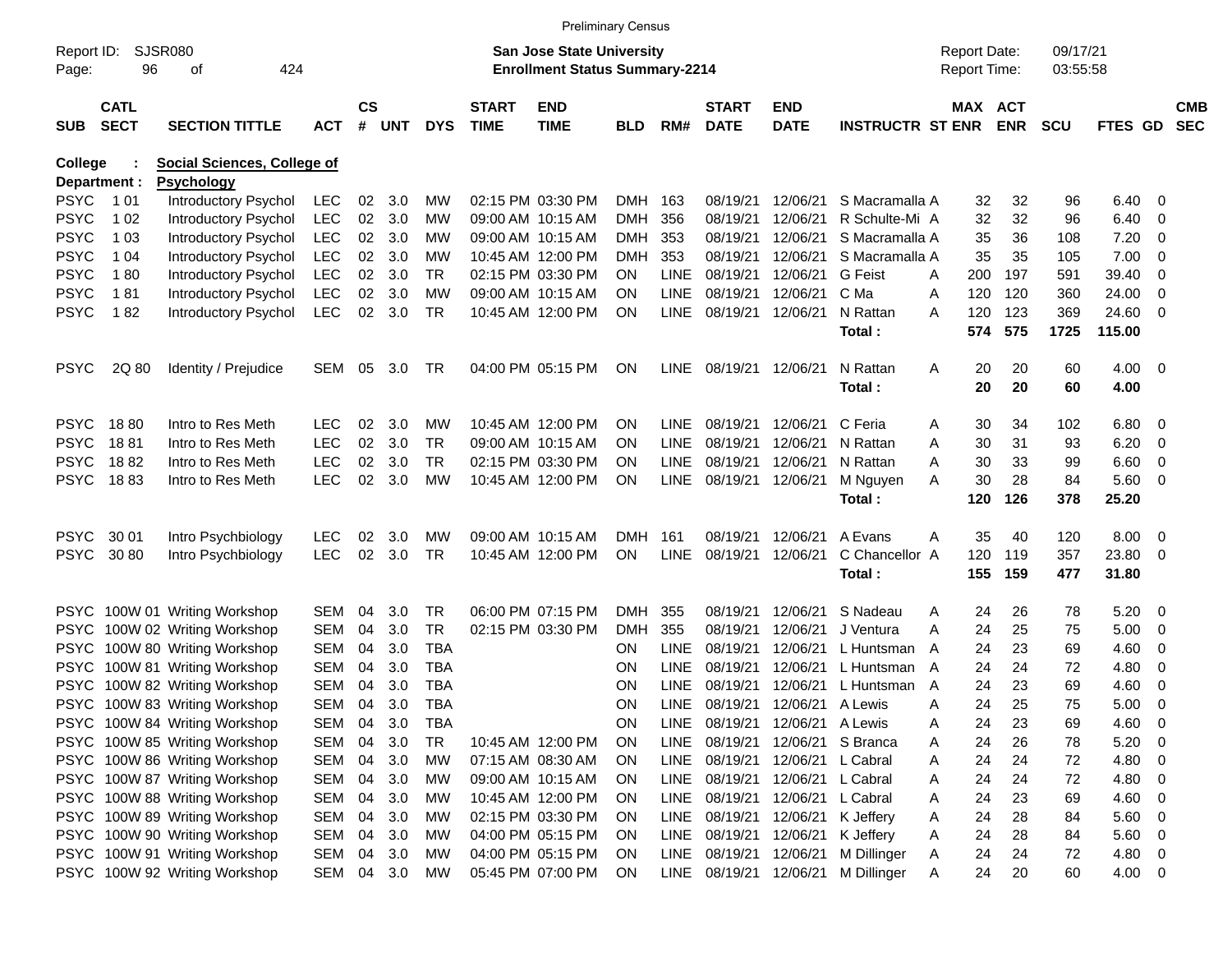Preliminary Census

Report ID: SJSR080

**San Jose State University**
**Enrollment Status Summary-2214**

Report Date: 09/17/21
Report Time: 03:55:58

**College : Social Sciences, College of**
**Department : Psychology**

| SUB | CATL SECT | SECTION TITTLE | ACT | CS # | UNT | DYS | START TIME | END TIME | BLD | RM# | START DATE | END DATE | INSTRUCTR | ST | MAX ENR | ACT ENR | SCU | FTES | GD | CMB SEC |
|---|---|---|---|---|---|---|---|---|---|---|---|---|---|---|---|---|---|---|---|---|
| PSYC | 1 01 | Introductory Psychol | LEC | 02 | 3.0 | MW | 02:15 PM | 03:30 PM | DMH | 163 | 08/19/21 | 12/06/21 | S Macramalla | A | 32 | 32 | 96 | 6.40 | 0 | |
| PSYC | 1 02 | Introductory Psychol | LEC | 02 | 3.0 | MW | 09:00 AM | 10:15 AM | DMH | 356 | 08/19/21 | 12/06/21 | R Schulte-Mi | A | 32 | 32 | 96 | 6.40 | 0 | |
| PSYC | 1 03 | Introductory Psychol | LEC | 02 | 3.0 | MW | 09:00 AM | 10:15 AM | DMH | 353 | 08/19/21 | 12/06/21 | S Macramalla | A | 35 | 36 | 108 | 7.20 | 0 | |
| PSYC | 1 04 | Introductory Psychol | LEC | 02 | 3.0 | MW | 10:45 AM | 12:00 PM | DMH | 353 | 08/19/21 | 12/06/21 | S Macramalla | A | 35 | 35 | 105 | 7.00 | 0 | |
| PSYC | 1 80 | Introductory Psychol | LEC | 02 | 3.0 | TR | 02:15 PM | 03:30 PM | ON | LINE | 08/19/21 | 12/06/21 | G Feist | A | 200 | 197 | 591 | 39.40 | 0 | |
| PSYC | 1 81 | Introductory Psychol | LEC | 02 | 3.0 | MW | 09:00 AM | 10:15 AM | ON | LINE | 08/19/21 | 12/06/21 | C Ma | A | 120 | 120 | 360 | 24.00 | 0 | |
| PSYC | 1 82 | Introductory Psychol | LEC | 02 | 3.0 | TR | 10:45 AM | 12:00 PM | ON | LINE | 08/19/21 | 12/06/21 | N Rattan | A | 120 | 123 | 369 | 24.60 | 0 | |
| | | | | | | | | | | | | | **Total :** | | **574** | **575** | **1725** | **115.00** | | |
| PSYC | 2Q 80 | Identity / Prejudice | SEM | 05 | 3.0 | TR | 04:00 PM | 05:15 PM | ON | LINE | 08/19/21 | 12/06/21 | N Rattan | A | 20 | 20 | 60 | 4.00 | 0 | |
| | | | | | | | | | | | | | **Total :** | | **20** | **20** | **60** | **4.00** | | |
| PSYC | 18 80 | Intro to Res Meth | LEC | 02 | 3.0 | MW | 10:45 AM | 12:00 PM | ON | LINE | 08/19/21 | 12/06/21 | C Feria | A | 30 | 34 | 102 | 6.80 | 0 | |
| PSYC | 18 81 | Intro to Res Meth | LEC | 02 | 3.0 | TR | 09:00 AM | 10:15 AM | ON | LINE | 08/19/21 | 12/06/21 | N Rattan | A | 30 | 31 | 93 | 6.20 | 0 | |
| PSYC | 18 82 | Intro to Res Meth | LEC | 02 | 3.0 | TR | 02:15 PM | 03:30 PM | ON | LINE | 08/19/21 | 12/06/21 | N Rattan | A | 30 | 33 | 99 | 6.60 | 0 | |
| PSYC | 18 83 | Intro to Res Meth | LEC | 02 | 3.0 | MW | 10:45 AM | 12:00 PM | ON | LINE | 08/19/21 | 12/06/21 | M Nguyen | A | 30 | 28 | 84 | 5.60 | 0 | |
| | | | | | | | | | | | | | **Total :** | | **120** | **126** | **378** | **25.20** | | |
| PSYC | 30 01 | Intro Psychbiology | LEC | 02 | 3.0 | MW | 09:00 AM | 10:15 AM | DMH | 161 | 08/19/21 | 12/06/21 | A Evans | A | 35 | 40 | 120 | 8.00 | 0 | |
| PSYC | 30 80 | Intro Psychbiology | LEC | 02 | 3.0 | TR | 10:45 AM | 12:00 PM | ON | LINE | 08/19/21 | 12/06/21 | C Chancellor | A | 120 | 119 | 357 | 23.80 | 0 | |
| | | | | | | | | | | | | | **Total :** | | **155** | **159** | **477** | **31.80** | | |
| PSYC | 100W 01 | Writing Workshop | SEM | 04 | 3.0 | TR | 06:00 PM | 07:15 PM | DMH | 355 | 08/19/21 | 12/06/21 | S Nadeau | A | 24 | 26 | 78 | 5.20 | 0 | |
| PSYC | 100W 02 | Writing Workshop | SEM | 04 | 3.0 | TR | 02:15 PM | 03:30 PM | DMH | 355 | 08/19/21 | 12/06/21 | J Ventura | A | 24 | 25 | 75 | 5.00 | 0 | |
| PSYC | 100W 80 | Writing Workshop | SEM | 04 | 3.0 | TBA | | | ON | LINE | 08/19/21 | 12/06/21 | L Huntsman | A | 24 | 23 | 69 | 4.60 | 0 | |
| PSYC | 100W 81 | Writing Workshop | SEM | 04 | 3.0 | TBA | | | ON | LINE | 08/19/21 | 12/06/21 | L Huntsman | A | 24 | 24 | 72 | 4.80 | 0 | |
| PSYC | 100W 82 | Writing Workshop | SEM | 04 | 3.0 | TBA | | | ON | LINE | 08/19/21 | 12/06/21 | L Huntsman | A | 24 | 23 | 69 | 4.60 | 0 | |
| PSYC | 100W 83 | Writing Workshop | SEM | 04 | 3.0 | TBA | | | ON | LINE | 08/19/21 | 12/06/21 | A Lewis | A | 24 | 25 | 75 | 5.00 | 0 | |
| PSYC | 100W 84 | Writing Workshop | SEM | 04 | 3.0 | TBA | | | ON | LINE | 08/19/21 | 12/06/21 | A Lewis | A | 24 | 23 | 69 | 4.60 | 0 | |
| PSYC | 100W 85 | Writing Workshop | SEM | 04 | 3.0 | TR | 10:45 AM | 12:00 PM | ON | LINE | 08/19/21 | 12/06/21 | S Branca | A | 24 | 26 | 78 | 5.20 | 0 | |
| PSYC | 100W 86 | Writing Workshop | SEM | 04 | 3.0 | MW | 07:15 AM | 08:30 AM | ON | LINE | 08/19/21 | 12/06/21 | L Cabral | A | 24 | 24 | 72 | 4.80 | 0 | |
| PSYC | 100W 87 | Writing Workshop | SEM | 04 | 3.0 | MW | 09:00 AM | 10:15 AM | ON | LINE | 08/19/21 | 12/06/21 | L Cabral | A | 24 | 24 | 72 | 4.80 | 0 | |
| PSYC | 100W 88 | Writing Workshop | SEM | 04 | 3.0 | MW | 10:45 AM | 12:00 PM | ON | LINE | 08/19/21 | 12/06/21 | L Cabral | A | 24 | 23 | 69 | 4.60 | 0 | |
| PSYC | 100W 89 | Writing Workshop | SEM | 04 | 3.0 | MW | 02:15 PM | 03:30 PM | ON | LINE | 08/19/21 | 12/06/21 | K Jeffery | A | 24 | 28 | 84 | 5.60 | 0 | |
| PSYC | 100W 90 | Writing Workshop | SEM | 04 | 3.0 | MW | 04:00 PM | 05:15 PM | ON | LINE | 08/19/21 | 12/06/21 | K Jeffery | A | 24 | 28 | 84 | 5.60 | 0 | |
| PSYC | 100W 91 | Writing Workshop | SEM | 04 | 3.0 | MW | 04:00 PM | 05:15 PM | ON | LINE | 08/19/21 | 12/06/21 | M Dillinger | A | 24 | 24 | 72 | 4.80 | 0 | |
| PSYC | 100W 92 | Writing Workshop | SEM | 04 | 3.0 | MW | 05:45 PM | 07:00 PM | ON | LINE | 08/19/21 | 12/06/21 | M Dillinger | A | 24 | 20 | 60 | 4.00 | 0 | |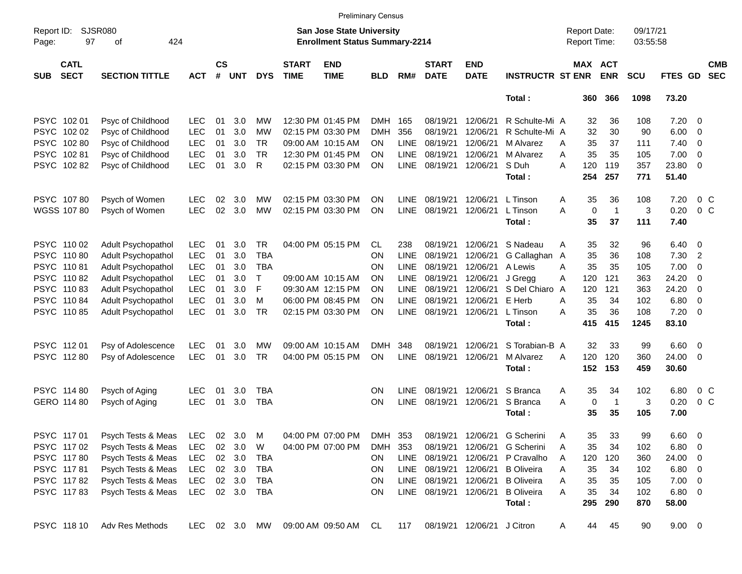Preliminary Census

Report ID: SJSR080

**San Jose State University**
**Enrollment Status Summary-2214**

Report Date: 09/17/21
Report Time: 03:55:58

| SUB | CATL SECT | SECTION TITTLE | ACT | CS # | UNT | DYS | START TIME | END TIME | BLD | RM# | START DATE | END DATE | INSTRUCTR | ST | MAX ENR | ACT ENR | SCU | FTES | GD | CMB SEC |
|---|---|---|---|---|---|---|---|---|---|---|---|---|---|---|---|---|---|---|---|---|
| | | | | | | | | | | | | | **Total :** | | **360** | **366** | **1098** | **73.20** | | |
| PSYC | 102 01 | Psyc of Childhood | LEC | 01 | 3.0 | MW | 12:30 PM | 01:45 PM | DMH | 165 | 08/19/21 | 12/06/21 | R Schulte-Mi | A | 32 | 36 | 108 | 7.20 | 0 | |
| PSYC | 102 02 | Psyc of Childhood | LEC | 01 | 3.0 | MW | 02:15 PM | 03:30 PM | DMH | 356 | 08/19/21 | 12/06/21 | R Schulte-Mi | A | 32 | 30 | 90 | 6.00 | 0 | |
| PSYC | 102 80 | Psyc of Childhood | LEC | 01 | 3.0 | TR | 09:00 AM | 10:15 AM | ON | LINE | 08/19/21 | 12/06/21 | M Alvarez | A | 35 | 37 | 111 | 7.40 | 0 | |
| PSYC | 102 81 | Psyc of Childhood | LEC | 01 | 3.0 | TR | 12:30 PM | 01:45 PM | ON | LINE | 08/19/21 | 12/06/21 | M Alvarez | A | 35 | 35 | 105 | 7.00 | 0 | |
| PSYC | 102 82 | Psyc of Childhood | LEC | 01 | 3.0 | R | 02:15 PM | 03:30 PM | ON | LINE | 08/19/21 | 12/06/21 | S Duh | A | 120 | 119 | 357 | 23.80 | 0 | |
| | | | | | | | | | | | | | **Total :** | | **254** | **257** | **771** | **51.40** | | |
| PSYC | 107 80 | Psych of Women | LEC | 02 | 3.0 | MW | 02:15 PM | 03:30 PM | ON | LINE | 08/19/21 | 12/06/21 | L Tinson | A | 35 | 36 | 108 | 7.20 | 0 | C |
| WGSS | 107 80 | Psych of Women | LEC | 02 | 3.0 | MW | 02:15 PM | 03:30 PM | ON | LINE | 08/19/21 | 12/06/21 | L Tinson | A | 0 | 1 | 3 | 0.20 | 0 | C |
| | | | | | | | | | | | | | **Total :** | | **35** | **37** | **111** | **7.40** | | |
| PSYC | 110 02 | Adult Psychopathol | LEC | 01 | 3.0 | TR | 04:00 PM | 05:15 PM | CL | 238 | 08/19/21 | 12/06/21 | S Nadeau | A | 35 | 32 | 96 | 6.40 | 0 | |
| PSYC | 110 80 | Adult Psychopathol | LEC | 01 | 3.0 | TBA | | | ON | LINE | 08/19/21 | 12/06/21 | G Callaghan | A | 35 | 36 | 108 | 7.30 | 2 | |
| PSYC | 110 81 | Adult Psychopathol | LEC | 01 | 3.0 | TBA | | | ON | LINE | 08/19/21 | 12/06/21 | A Lewis | A | 35 | 35 | 105 | 7.00 | 0 | |
| PSYC | 110 82 | Adult Psychopathol | LEC | 01 | 3.0 | T | 09:00 AM | 10:15 AM | ON | LINE | 08/19/21 | 12/06/21 | J Gregg | A | 120 | 121 | 363 | 24.20 | 0 | |
| PSYC | 110 83 | Adult Psychopathol | LEC | 01 | 3.0 | F | 09:30 AM | 12:15 PM | ON | LINE | 08/19/21 | 12/06/21 | S Del Chiaro | A | 120 | 121 | 363 | 24.20 | 0 | |
| PSYC | 110 84 | Adult Psychopathol | LEC | 01 | 3.0 | M | 06:00 PM | 08:45 PM | ON | LINE | 08/19/21 | 12/06/21 | E Herb | A | 35 | 34 | 102 | 6.80 | 0 | |
| PSYC | 110 85 | Adult Psychopathol | LEC | 01 | 3.0 | TR | 02:15 PM | 03:30 PM | ON | LINE | 08/19/21 | 12/06/21 | L Tinson | A | 35 | 36 | 108 | 7.20 | 0 | |
| | | | | | | | | | | | | | **Total :** | | **415** | **415** | **1245** | **83.10** | | |
| PSYC | 112 01 | Psy of Adolescence | LEC | 01 | 3.0 | MW | 09:00 AM | 10:15 AM | DMH | 348 | 08/19/21 | 12/06/21 | S Torabian-B | A | 32 | 33 | 99 | 6.60 | 0 | |
| PSYC | 112 80 | Psy of Adolescence | LEC | 01 | 3.0 | TR | 04:00 PM | 05:15 PM | ON | LINE | 08/19/21 | 12/06/21 | M Alvarez | A | 120 | 120 | 360 | 24.00 | 0 | |
| | | | | | | | | | | | | | **Total :** | | **152** | **153** | **459** | **30.60** | | |
| PSYC | 114 80 | Psych of Aging | LEC | 01 | 3.0 | TBA | | | ON | LINE | 08/19/21 | 12/06/21 | S Branca | A | 35 | 34 | 102 | 6.80 | 0 | C |
| GERO | 114 80 | Psych of Aging | LEC | 01 | 3.0 | TBA | | | ON | LINE | 08/19/21 | 12/06/21 | S Branca | A | 0 | 1 | 3 | 0.20 | 0 | C |
| | | | | | | | | | | | | | **Total :** | | **35** | **35** | **105** | **7.00** | | |
| PSYC | 117 01 | Psych Tests & Meas | LEC | 02 | 3.0 | M | 04:00 PM | 07:00 PM | DMH | 353 | 08/19/21 | 12/06/21 | G Scherini | A | 35 | 33 | 99 | 6.60 | 0 | |
| PSYC | 117 02 | Psych Tests & Meas | LEC | 02 | 3.0 | W | 04:00 PM | 07:00 PM | DMH | 353 | 08/19/21 | 12/06/21 | G Scherini | A | 35 | 34 | 102 | 6.80 | 0 | |
| PSYC | 117 80 | Psych Tests & Meas | LEC | 02 | 3.0 | TBA | | | ON | LINE | 08/19/21 | 12/06/21 | P Cravalho | A | 120 | 120 | 360 | 24.00 | 0 | |
| PSYC | 117 81 | Psych Tests & Meas | LEC | 02 | 3.0 | TBA | | | ON | LINE | 08/19/21 | 12/06/21 | B Oliveira | A | 35 | 34 | 102 | 6.80 | 0 | |
| PSYC | 117 82 | Psych Tests & Meas | LEC | 02 | 3.0 | TBA | | | ON | LINE | 08/19/21 | 12/06/21 | B Oliveira | A | 35 | 35 | 105 | 7.00 | 0 | |
| PSYC | 117 83 | Psych Tests & Meas | LEC | 02 | 3.0 | TBA | | | ON | LINE | 08/19/21 | 12/06/21 | B Oliveira | A | 35 | 34 | 102 | 6.80 | 0 | |
| | | | | | | | | | | | | | **Total :** | | **295** | **290** | **870** | **58.00** | | |
| PSYC | 118 10 | Adv Res Methods | LEC | 02 | 3.0 | MW | 09:00 AM | 09:50 AM | CL | 117 | 08/19/21 | 12/06/21 | J Citron | A | 44 | 45 | 90 | 9.00 | 0 | |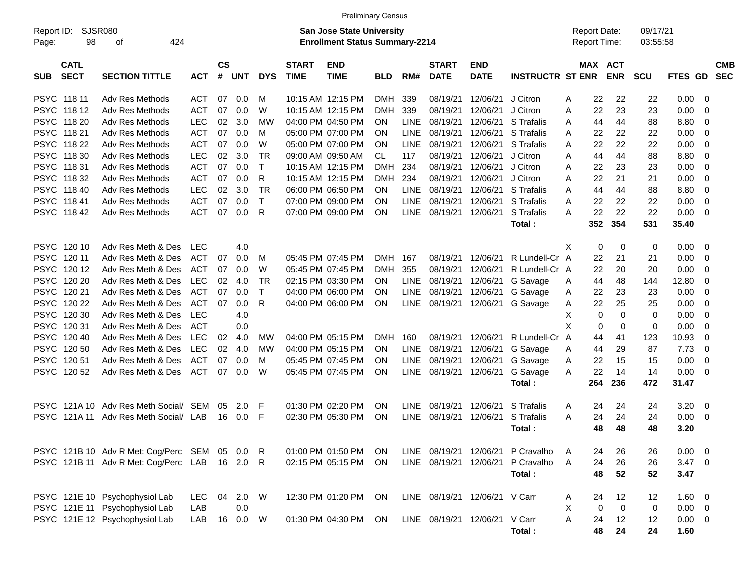Preliminary Census

Report ID: SJSR080
Page: 98 of 424

**San Jose State University**
**Enrollment Status Summary-2214**

Report Date: 09/17/21
Report Time: 03:55:58

| SUB | CATL SECT | SECTION TITTLE | ACT | CS # | UNT | DYS | START TIME | END TIME | BLD | RM# | START DATE | END DATE | INSTRUCTR | ST | MAX ENR | ACT ENR | SCU | FTES | GD | CMB SEC |
|---|---|---|---|---|---|---|---|---|---|---|---|---|---|---|---|---|---|---|---|---|
| PSYC | 118 11 | Adv Res Methods | ACT | 07 | 0.0 | M | 10:15 AM | 12:15 PM | DMH | 339 | 08/19/21 | 12/06/21 | J Citron | A | 22 | 22 | 22 | 0.00 | 0 | |
| PSYC | 118 12 | Adv Res Methods | ACT | 07 | 0.0 | W | 10:15 AM | 12:15 PM | DMH | 339 | 08/19/21 | 12/06/21 | J Citron | A | 22 | 23 | 23 | 0.00 | 0 | |
| PSYC | 118 20 | Adv Res Methods | LEC | 02 | 3.0 | MW | 04:00 PM | 04:50 PM | ON | LINE | 08/19/21 | 12/06/21 | S Trafalis | A | 44 | 44 | 88 | 8.80 | 0 | |
| PSYC | 118 21 | Adv Res Methods | ACT | 07 | 0.0 | M | 05:00 PM | 07:00 PM | ON | LINE | 08/19/21 | 12/06/21 | S Trafalis | A | 22 | 22 | 22 | 0.00 | 0 | |
| PSYC | 118 22 | Adv Res Methods | ACT | 07 | 0.0 | W | 05:00 PM | 07:00 PM | ON | LINE | 08/19/21 | 12/06/21 | S Trafalis | A | 22 | 22 | 22 | 0.00 | 0 | |
| PSYC | 118 30 | Adv Res Methods | LEC | 02 | 3.0 | TR | 09:00 AM | 09:50 AM | CL | 117 | 08/19/21 | 12/06/21 | J Citron | A | 44 | 44 | 88 | 8.80 | 0 | |
| PSYC | 118 31 | Adv Res Methods | ACT | 07 | 0.0 | T | 10:15 AM | 12:15 PM | DMH | 234 | 08/19/21 | 12/06/21 | J Citron | A | 22 | 23 | 23 | 0.00 | 0 | |
| PSYC | 118 32 | Adv Res Methods | ACT | 07 | 0.0 | R | 10:15 AM | 12:15 PM | DMH | 234 | 08/19/21 | 12/06/21 | J Citron | A | 22 | 21 | 21 | 0.00 | 0 | |
| PSYC | 118 40 | Adv Res Methods | LEC | 02 | 3.0 | TR | 06:00 PM | 06:50 PM | ON | LINE | 08/19/21 | 12/06/21 | S Trafalis | A | 44 | 44 | 88 | 8.80 | 0 | |
| PSYC | 118 41 | Adv Res Methods | ACT | 07 | 0.0 | T | 07:00 PM | 09:00 PM | ON | LINE | 08/19/21 | 12/06/21 | S Trafalis | A | 22 | 22 | 22 | 0.00 | 0 | |
| PSYC | 118 42 | Adv Res Methods | ACT | 07 | 0.0 | R | 07:00 PM | 09:00 PM | ON | LINE | 08/19/21 | 12/06/21 | S Trafalis | A | 22 | 22 | 22 | 0.00 | 0 | |
| | | | | | | | | | | | | | **Total :** | | **352** | **354** | **531** | **35.40** | | |
| PSYC | 120 10 | Adv Res Meth & Des | LEC | | 4.0 | | | | | | | | | X | 0 | 0 | 0 | 0.00 | 0 | |
| PSYC | 120 11 | Adv Res Meth & Des | ACT | 07 | 0.0 | M | 05:45 PM | 07:45 PM | DMH | 167 | 08/19/21 | 12/06/21 | R Lundell-Cr | A | 22 | 21 | 21 | 0.00 | 0 | |
| PSYC | 120 12 | Adv Res Meth & Des | ACT | 07 | 0.0 | W | 05:45 PM | 07:45 PM | DMH | 355 | 08/19/21 | 12/06/21 | R Lundell-Cr | A | 22 | 20 | 20 | 0.00 | 0 | |
| PSYC | 120 20 | Adv Res Meth & Des | LEC | 02 | 4.0 | TR | 02:15 PM | 03:30 PM | ON | LINE | 08/19/21 | 12/06/21 | G Savage | A | 44 | 48 | 144 | 12.80 | 0 | |
| PSYC | 120 21 | Adv Res Meth & Des | ACT | 07 | 0.0 | T | 04:00 PM | 06:00 PM | ON | LINE | 08/19/21 | 12/06/21 | G Savage | A | 22 | 23 | 23 | 0.00 | 0 | |
| PSYC | 120 22 | Adv Res Meth & Des | ACT | 07 | 0.0 | R | 04:00 PM | 06:00 PM | ON | LINE | 08/19/21 | 12/06/21 | G Savage | A | 22 | 25 | 25 | 0.00 | 0 | |
| PSYC | 120 30 | Adv Res Meth & Des | LEC | | 4.0 | | | | | | | | | X | 0 | 0 | 0 | 0.00 | 0 | |
| PSYC | 120 31 | Adv Res Meth & Des | ACT | | 0.0 | | | | | | | | | X | 0 | 0 | 0 | 0.00 | 0 | |
| PSYC | 120 40 | Adv Res Meth & Des | LEC | 02 | 4.0 | MW | 04:00 PM | 05:15 PM | DMH | 160 | 08/19/21 | 12/06/21 | R Lundell-Cr | A | 44 | 41 | 123 | 10.93 | 0 | |
| PSYC | 120 50 | Adv Res Meth & Des | LEC | 02 | 4.0 | MW | 04:00 PM | 05:15 PM | ON | LINE | 08/19/21 | 12/06/21 | G Savage | A | 44 | 29 | 87 | 7.73 | 0 | |
| PSYC | 120 51 | Adv Res Meth & Des | ACT | 07 | 0.0 | M | 05:45 PM | 07:45 PM | ON | LINE | 08/19/21 | 12/06/21 | G Savage | A | 22 | 15 | 15 | 0.00 | 0 | |
| PSYC | 120 52 | Adv Res Meth & Des | ACT | 07 | 0.0 | W | 05:45 PM | 07:45 PM | ON | LINE | 08/19/21 | 12/06/21 | G Savage | A | 22 | 14 | 14 | 0.00 | 0 | |
| | | | | | | | | | | | | | **Total :** | | **264** | **236** | **472** | **31.47** | | |
| PSYC | 121A 10 | Adv Res Meth Social/ | SEM | 05 | 2.0 | F | 01:30 PM | 02:20 PM | ON | LINE | 08/19/21 | 12/06/21 | S Trafalis | A | 24 | 24 | 24 | 3.20 | 0 | |
| PSYC | 121A 11 | Adv Res Meth Social/ | LAB | 16 | 0.0 | F | 02:30 PM | 05:30 PM | ON | LINE | 08/19/21 | 12/06/21 | S Trafalis | A | 24 | 24 | 24 | 0.00 | 0 | |
| | | | | | | | | | | | | | **Total :** | | **48** | **48** | **48** | **3.20** | | |
| PSYC | 121B 10 | Adv R Met: Cog/Perc | SEM | 05 | 0.0 | R | 01:00 PM | 01:50 PM | ON | LINE | 08/19/21 | 12/06/21 | P Cravalho | A | 24 | 26 | 26 | 0.00 | 0 | |
| PSYC | 121B 11 | Adv R Met: Cog/Perc | LAB | 16 | 2.0 | R | 02:15 PM | 05:15 PM | ON | LINE | 08/19/21 | 12/06/21 | P Cravalho | A | 24 | 26 | 26 | 3.47 | 0 | |
| | | | | | | | | | | | | | **Total :** | | **48** | **52** | **52** | **3.47** | | |
| PSYC | 121E 10 | Psychophysiol Lab | LEC | 04 | 2.0 | W | 12:30 PM | 01:20 PM | ON | LINE | 08/19/21 | 12/06/21 | V Carr | A | 24 | 12 | 12 | 1.60 | 0 | |
| PSYC | 121E 11 | Psychophysiol Lab | LAB | | 0.0 | | | | | | | | | X | 0 | 0 | 0 | 0.00 | 0 | |
| PSYC | 121E 12 | Psychophysiol Lab | LAB | 16 | 0.0 | W | 01:30 PM | 04:30 PM | ON | LINE | 08/19/21 | 12/06/21 | V Carr | A | 24 | 12 | 12 | 0.00 | 0 | |
| | | | | | | | | | | | | | **Total :** | | **48** | **24** | **24** | **1.60** | | |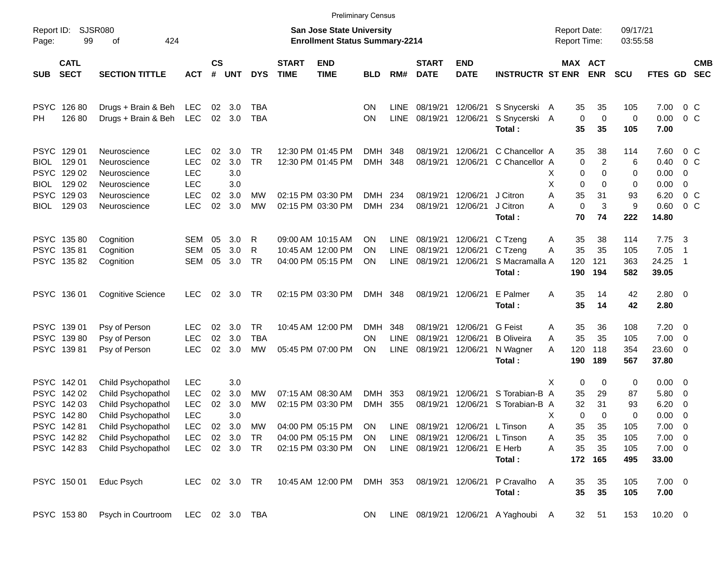Preliminary Census

Report ID: SJSR080
Page: 99 of 424

**San Jose State University**
**Enrollment Status Summary-2214**

Report Date: 09/17/21
Report Time: 03:55:58

| SUB | CATL SECT | SECTION TITTLE | ACT | CS # | UNT | DYS | START TIME | END TIME | BLD | RM# | START DATE | END DATE | INSTRUCTR | ST | MAX ENR | ACT ENR | SCU | FTES | GD | CMB SEC |
|---|---|---|---|---|---|---|---|---|---|---|---|---|---|---|---|---|---|---|---|---|
| PSYC | 126 80 | Drugs + Brain & Beh | LEC | 02 | 3.0 | TBA | | | ON | LINE | 08/19/21 | 12/06/21 | S Snycerski | A | 35 | 35 | 105 | 7.00 | 0 | C |
| PH | 126 80 | Drugs + Brain & Beh | LEC | 02 | 3.0 | TBA | | | ON | LINE | 08/19/21 | 12/06/21 | S Snycerski | A | 0 | 0 | 0 | 0.00 | 0 | C |
| | | | | | | | | | | | | | **Total :** | | **35** | **35** | **105** | **7.00** | | |
| PSYC | 129 01 | Neuroscience | LEC | 02 | 3.0 | TR | 12:30 PM | 01:45 PM | DMH | 348 | 08/19/21 | 12/06/21 | C Chancellor | A | 35 | 38 | 114 | 7.60 | 0 | C |
| BIOL | 129 01 | Neuroscience | LEC | 02 | 3.0 | TR | 12:30 PM | 01:45 PM | DMH | 348 | 08/19/21 | 12/06/21 | C Chancellor | A | 0 | 2 | 6 | 0.40 | 0 | C |
| PSYC | 129 02 | Neuroscience | LEC | | 3.0 | | | | | | | | | X | 0 | 0 | 0 | 0.00 | 0 | |
| BIOL | 129 02 | Neuroscience | LEC | | 3.0 | | | | | | | | | X | 0 | 0 | 0 | 0.00 | 0 | |
| PSYC | 129 03 | Neuroscience | LEC | 02 | 3.0 | MW | 02:15 PM | 03:30 PM | DMH | 234 | 08/19/21 | 12/06/21 | J Citron | A | 35 | 31 | 93 | 6.20 | 0 | C |
| BIOL | 129 03 | Neuroscience | LEC | 02 | 3.0 | MW | 02:15 PM | 03:30 PM | DMH | 234 | 08/19/21 | 12/06/21 | J Citron | A | 0 | 3 | 9 | 0.60 | 0 | C |
| | | | | | | | | | | | | | **Total :** | | **70** | **74** | **222** | **14.80** | | |
| PSYC | 135 80 | Cognition | SEM | 05 | 3.0 | R | 09:00 AM | 10:15 AM | ON | LINE | 08/19/21 | 12/06/21 | C Tzeng | A | 35 | 38 | 114 | 7.75 | 3 | |
| PSYC | 135 81 | Cognition | SEM | 05 | 3.0 | R | 10:45 AM | 12:00 PM | ON | LINE | 08/19/21 | 12/06/21 | C Tzeng | A | 35 | 35 | 105 | 7.05 | 1 | |
| PSYC | 135 82 | Cognition | SEM | 05 | 3.0 | TR | 04:00 PM | 05:15 PM | ON | LINE | 08/19/21 | 12/06/21 | S Macramalla | A | 120 | 121 | 363 | 24.25 | 1 | |
| | | | | | | | | | | | | | **Total :** | | **190** | **194** | **582** | **39.05** | | |
| PSYC | 136 01 | Cognitive Science | LEC | 02 | 3.0 | TR | 02:15 PM | 03:30 PM | DMH | 348 | 08/19/21 | 12/06/21 | E Palmer | A | 35 | 14 | 42 | 2.80 | 0 | |
| | | | | | | | | | | | | | **Total :** | | **35** | **14** | **42** | **2.80** | | |
| PSYC | 139 01 | Psy of Person | LEC | 02 | 3.0 | TR | 10:45 AM | 12:00 PM | DMH | 348 | 08/19/21 | 12/06/21 | G Feist | A | 35 | 36 | 108 | 7.20 | 0 | |
| PSYC | 139 80 | Psy of Person | LEC | 02 | 3.0 | TBA | | | ON | LINE | 08/19/21 | 12/06/21 | B Oliveira | A | 35 | 35 | 105 | 7.00 | 0 | |
| PSYC | 139 81 | Psy of Person | LEC | 02 | 3.0 | MW | 05:45 PM | 07:00 PM | ON | LINE | 08/19/21 | 12/06/21 | N Wagner | A | 120 | 118 | 354 | 23.60 | 0 | |
| | | | | | | | | | | | | | **Total :** | | **190** | **189** | **567** | **37.80** | | |
| PSYC | 142 01 | Child Psychopathol | LEC | | 3.0 | | | | | | | | | X | 0 | 0 | 0 | 0.00 | 0 | |
| PSYC | 142 02 | Child Psychopathol | LEC | 02 | 3.0 | MW | 07:15 AM | 08:30 AM | DMH | 353 | 08/19/21 | 12/06/21 | S Torabian-B | A | 35 | 29 | 87 | 5.80 | 0 | |
| PSYC | 142 03 | Child Psychopathol | LEC | 02 | 3.0 | MW | 02:15 PM | 03:30 PM | DMH | 355 | 08/19/21 | 12/06/21 | S Torabian-B | A | 32 | 31 | 93 | 6.20 | 0 | |
| PSYC | 142 80 | Child Psychopathol | LEC | | 3.0 | | | | | | | | | X | 0 | 0 | 0 | 0.00 | 0 | |
| PSYC | 142 81 | Child Psychopathol | LEC | 02 | 3.0 | MW | 04:00 PM | 05:15 PM | ON | LINE | 08/19/21 | 12/06/21 | L Tinson | A | 35 | 35 | 105 | 7.00 | 0 | |
| PSYC | 142 82 | Child Psychopathol | LEC | 02 | 3.0 | TR | 04:00 PM | 05:15 PM | ON | LINE | 08/19/21 | 12/06/21 | L Tinson | A | 35 | 35 | 105 | 7.00 | 0 | |
| PSYC | 142 83 | Child Psychopathol | LEC | 02 | 3.0 | TR | 02:15 PM | 03:30 PM | ON | LINE | 08/19/21 | 12/06/21 | E Herb | A | 35 | 35 | 105 | 7.00 | 0 | |
| | | | | | | | | | | | | | **Total :** | | **172** | **165** | **495** | **33.00** | | |
| PSYC | 150 01 | Educ Psych | LEC | 02 | 3.0 | TR | 10:45 AM | 12:00 PM | DMH | 353 | 08/19/21 | 12/06/21 | P Cravalho | A | 35 | 35 | 105 | 7.00 | 0 | |
| | | | | | | | | | | | | | **Total :** | | **35** | **35** | **105** | **7.00** | | |
| PSYC | 153 80 | Psych in Courtroom | LEC | 02 | 3.0 | TBA | | | ON | LINE | 08/19/21 | 12/06/21 | A Yaghoubi | A | 32 | 51 | 153 | 10.20 | 0 | |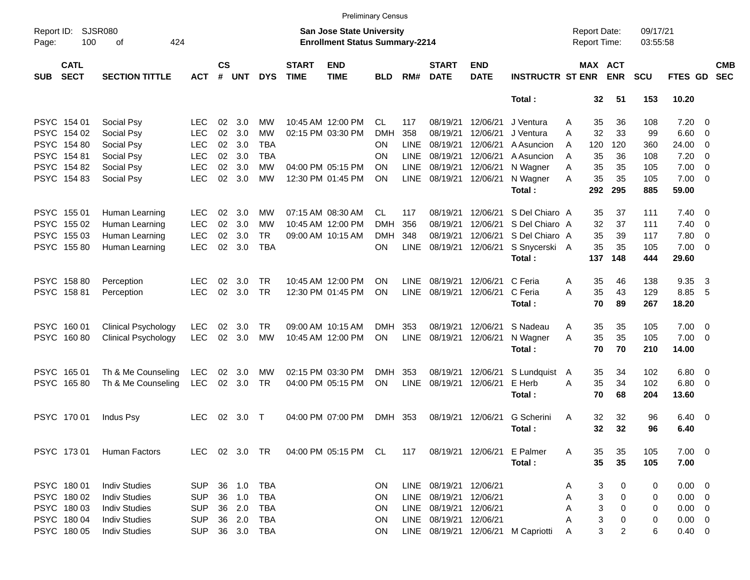Preliminary Census

Report ID: SJSR080

**San Jose State University**
**Enrollment Status Summary-2214**

Report Date: 09/17/21
Report Time: 03:55:58

| SUB | CATL SECT | SECTION TITTLE | ACT | CS # | UNT | DYS | START TIME | END TIME | BLD | RM# | START DATE | END DATE | INSTRUCTR | ST | MAX ENR | ACT ENR | SCU | FTES | GD | CMB SEC |
|---|---|---|---|---|---|---|---|---|---|---|---|---|---|---|---|---|---|---|---|---|
| | | | | | | | | | | | | | **Total :** | | **32** | **51** | **153** | **10.20** | | |
| PSYC | 154 01 | Social Psy | LEC | 02 | 3.0 | MW | 10:45 AM | 12:00 PM | CL | 117 | 08/19/21 | 12/06/21 | J Ventura | A | 35 | 36 | 108 | 7.20 | 0 | |
| PSYC | 154 02 | Social Psy | LEC | 02 | 3.0 | MW | 02:15 PM | 03:30 PM | DMH | 358 | 08/19/21 | 12/06/21 | J Ventura | A | 32 | 33 | 99 | 6.60 | 0 | |
| PSYC | 154 80 | Social Psy | LEC | 02 | 3.0 | TBA | | | ON | LINE | 08/19/21 | 12/06/21 | A Asuncion | A | 120 | 120 | 360 | 24.00 | 0 | |
| PSYC | 154 81 | Social Psy | LEC | 02 | 3.0 | TBA | | | ON | LINE | 08/19/21 | 12/06/21 | A Asuncion | A | 35 | 36 | 108 | 7.20 | 0 | |
| PSYC | 154 82 | Social Psy | LEC | 02 | 3.0 | MW | 04:00 PM | 05:15 PM | ON | LINE | 08/19/21 | 12/06/21 | N Wagner | A | 35 | 35 | 105 | 7.00 | 0 | |
| PSYC | 154 83 | Social Psy | LEC | 02 | 3.0 | MW | 12:30 PM | 01:45 PM | ON | LINE | 08/19/21 | 12/06/21 | N Wagner | A | 35 | 35 | 105 | 7.00 | 0 | |
| | | | | | | | | | | | | | **Total :** | | **292** | **295** | **885** | **59.00** | | |
| PSYC | 155 01 | Human Learning | LEC | 02 | 3.0 | MW | 07:15 AM | 08:30 AM | CL | 117 | 08/19/21 | 12/06/21 | S Del Chiaro | A | 35 | 37 | 111 | 7.40 | 0 | |
| PSYC | 155 02 | Human Learning | LEC | 02 | 3.0 | MW | 10:45 AM | 12:00 PM | DMH | 356 | 08/19/21 | 12/06/21 | S Del Chiaro | A | 32 | 37 | 111 | 7.40 | 0 | |
| PSYC | 155 03 | Human Learning | LEC | 02 | 3.0 | TR | 09:00 AM | 10:15 AM | DMH | 348 | 08/19/21 | 12/06/21 | S Del Chiaro | A | 35 | 39 | 117 | 7.80 | 0 | |
| PSYC | 155 80 | Human Learning | LEC | 02 | 3.0 | TBA | | | ON | LINE | 08/19/21 | 12/06/21 | S Snycerski | A | 35 | 35 | 105 | 7.00 | 0 | |
| | | | | | | | | | | | | | **Total :** | | **137** | **148** | **444** | **29.60** | | |
| PSYC | 158 80 | Perception | LEC | 02 | 3.0 | TR | 10:45 AM | 12:00 PM | ON | LINE | 08/19/21 | 12/06/21 | C Feria | A | 35 | 46 | 138 | 9.35 | 3 | |
| PSYC | 158 81 | Perception | LEC | 02 | 3.0 | TR | 12:30 PM | 01:45 PM | ON | LINE | 08/19/21 | 12/06/21 | C Feria | A | 35 | 43 | 129 | 8.85 | 5 | |
| | | | | | | | | | | | | | **Total :** | | **70** | **89** | **267** | **18.20** | | |
| PSYC | 160 01 | Clinical Psychology | LEC | 02 | 3.0 | TR | 09:00 AM | 10:15 AM | DMH | 353 | 08/19/21 | 12/06/21 | S Nadeau | A | 35 | 35 | 105 | 7.00 | 0 | |
| PSYC | 160 80 | Clinical Psychology | LEC | 02 | 3.0 | MW | 10:45 AM | 12:00 PM | ON | LINE | 08/19/21 | 12/06/21 | N Wagner | A | 35 | 35 | 105 | 7.00 | 0 | |
| | | | | | | | | | | | | | **Total :** | | **70** | **70** | **210** | **14.00** | | |
| PSYC | 165 01 | Th & Me Counseling | LEC | 02 | 3.0 | MW | 02:15 PM | 03:30 PM | DMH | 353 | 08/19/21 | 12/06/21 | S Lundquist | A | 35 | 34 | 102 | 6.80 | 0 | |
| PSYC | 165 80 | Th & Me Counseling | LEC | 02 | 3.0 | TR | 04:00 PM | 05:15 PM | ON | LINE | 08/19/21 | 12/06/21 | E Herb | A | 35 | 34 | 102 | 6.80 | 0 | |
| | | | | | | | | | | | | | **Total :** | | **70** | **68** | **204** | **13.60** | | |
| PSYC | 170 01 | Indus Psy | LEC | 02 | 3.0 | T | 04:00 PM | 07:00 PM | DMH | 353 | 08/19/21 | 12/06/21 | G Scherini | A | 32 | 32 | 96 | 6.40 | 0 | |
| | | | | | | | | | | | | | **Total :** | | **32** | **32** | **96** | **6.40** | | |
| PSYC | 173 01 | Human Factors | LEC | 02 | 3.0 | TR | 04:00 PM | 05:15 PM | CL | 117 | 08/19/21 | 12/06/21 | E Palmer | A | 35 | 35 | 105 | 7.00 | 0 | |
| | | | | | | | | | | | | | **Total :** | | **35** | **35** | **105** | **7.00** | | |
| PSYC | 180 01 | Indiv Studies | SUP | 36 | 1.0 | TBA | | | ON | LINE | 08/19/21 | 12/06/21 | | A | 3 | 0 | 0 | 0.00 | 0 | |
| PSYC | 180 02 | Indiv Studies | SUP | 36 | 1.0 | TBA | | | ON | LINE | 08/19/21 | 12/06/21 | | A | 3 | 0 | 0 | 0.00 | 0 | |
| PSYC | 180 03 | Indiv Studies | SUP | 36 | 2.0 | TBA | | | ON | LINE | 08/19/21 | 12/06/21 | | A | 3 | 0 | 0 | 0.00 | 0 | |
| PSYC | 180 04 | Indiv Studies | SUP | 36 | 2.0 | TBA | | | ON | LINE | 08/19/21 | 12/06/21 | | A | 3 | 0 | 0 | 0.00 | 0 | |
| PSYC | 180 05 | Indiv Studies | SUP | 36 | 3.0 | TBA | | | ON | LINE | 08/19/21 | 12/06/21 | M Capriotti | A | 3 | 2 | 6 | 0.40 | 0 | |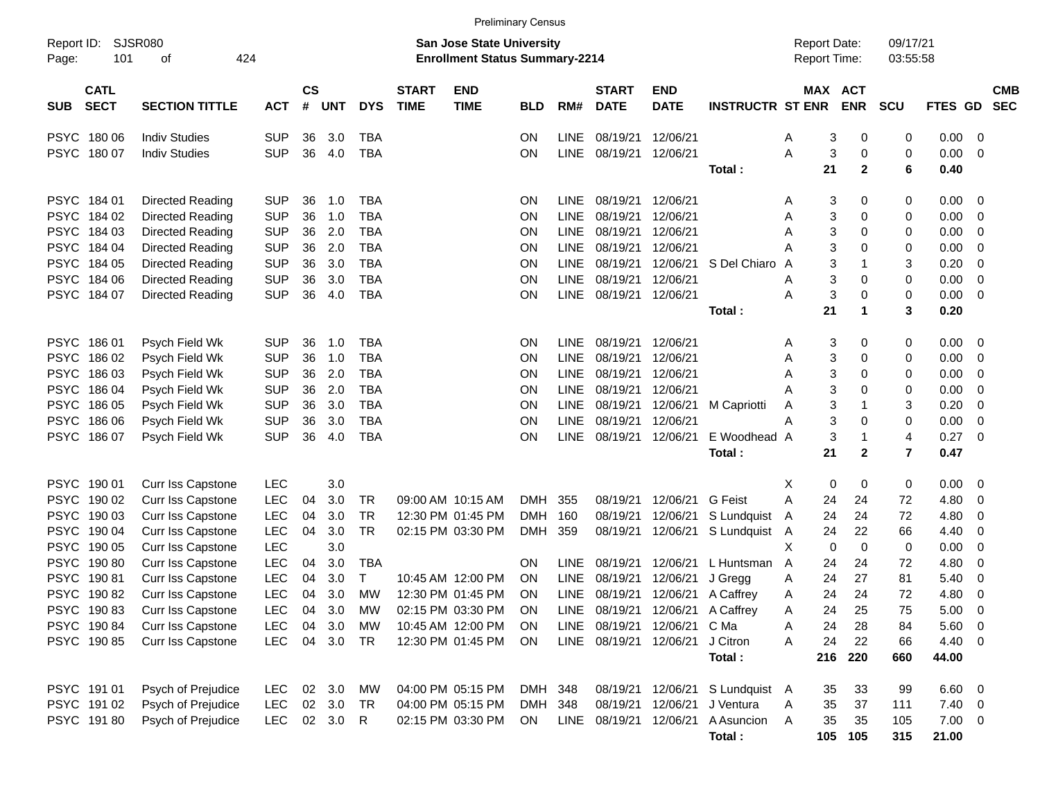Preliminary Census

Report ID: SJSR080
Page: 101 of 424

**San Jose State University**
**Enrollment Status Summary-2214**

Report Date: 09/17/21
Report Time: 03:55:58

| SUB | CATL SECT | SECTION TITTLE | ACT | CS # | UNT | DYS | START TIME | END TIME | BLD | RM# | START DATE | END DATE | INSTRUCTR | ST | MAX ENR | ACT ENR | SCU | FTES | GD | CMB SEC |
|---|---|---|---|---|---|---|---|---|---|---|---|---|---|---|---|---|---|---|---|---|
| PSYC | 180 06 | Indiv Studies | SUP | 36 | 3.0 | TBA | | | ON | LINE | 08/19/21 | 12/06/21 | | A | 3 | 0 | 0 | 0.00 | 0 | |
| PSYC | 180 07 | Indiv Studies | SUP | 36 | 4.0 | TBA | | | ON | LINE | 08/19/21 | 12/06/21 | | A | 3 | 0 | 0 | 0.00 | 0 | |
| | | | | | | | | | | | | | **Total :** | | **21** | **2** | **6** | **0.40** | | |
| PSYC | 184 01 | Directed Reading | SUP | 36 | 1.0 | TBA | | | ON | LINE | 08/19/21 | 12/06/21 | | A | 3 | 0 | 0 | 0.00 | 0 | |
| PSYC | 184 02 | Directed Reading | SUP | 36 | 1.0 | TBA | | | ON | LINE | 08/19/21 | 12/06/21 | | A | 3 | 0 | 0 | 0.00 | 0 | |
| PSYC | 184 03 | Directed Reading | SUP | 36 | 2.0 | TBA | | | ON | LINE | 08/19/21 | 12/06/21 | | A | 3 | 0 | 0 | 0.00 | 0 | |
| PSYC | 184 04 | Directed Reading | SUP | 36 | 2.0 | TBA | | | ON | LINE | 08/19/21 | 12/06/21 | | A | 3 | 0 | 0 | 0.00 | 0 | |
| PSYC | 184 05 | Directed Reading | SUP | 36 | 3.0 | TBA | | | ON | LINE | 08/19/21 | 12/06/21 | S Del Chiaro | A | 3 | 1 | 3 | 0.20 | 0 | |
| PSYC | 184 06 | Directed Reading | SUP | 36 | 3.0 | TBA | | | ON | LINE | 08/19/21 | 12/06/21 | | A | 3 | 0 | 0 | 0.00 | 0 | |
| PSYC | 184 07 | Directed Reading | SUP | 36 | 4.0 | TBA | | | ON | LINE | 08/19/21 | 12/06/21 | | A | 3 | 0 | 0 | 0.00 | 0 | |
| | | | | | | | | | | | | | **Total :** | | **21** | **1** | **3** | **0.20** | | |
| PSYC | 186 01 | Psych Field Wk | SUP | 36 | 1.0 | TBA | | | ON | LINE | 08/19/21 | 12/06/21 | | A | 3 | 0 | 0 | 0.00 | 0 | |
| PSYC | 186 02 | Psych Field Wk | SUP | 36 | 1.0 | TBA | | | ON | LINE | 08/19/21 | 12/06/21 | | A | 3 | 0 | 0 | 0.00 | 0 | |
| PSYC | 186 03 | Psych Field Wk | SUP | 36 | 2.0 | TBA | | | ON | LINE | 08/19/21 | 12/06/21 | | A | 3 | 0 | 0 | 0.00 | 0 | |
| PSYC | 186 04 | Psych Field Wk | SUP | 36 | 2.0 | TBA | | | ON | LINE | 08/19/21 | 12/06/21 | | A | 3 | 0 | 0 | 0.00 | 0 | |
| PSYC | 186 05 | Psych Field Wk | SUP | 36 | 3.0 | TBA | | | ON | LINE | 08/19/21 | 12/06/21 | M Capriotti | A | 3 | 1 | 3 | 0.20 | 0 | |
| PSYC | 186 06 | Psych Field Wk | SUP | 36 | 3.0 | TBA | | | ON | LINE | 08/19/21 | 12/06/21 | | A | 3 | 0 | 0 | 0.00 | 0 | |
| PSYC | 186 07 | Psych Field Wk | SUP | 36 | 4.0 | TBA | | | ON | LINE | 08/19/21 | 12/06/21 | E Woodhead | A | 3 | 1 | 4 | 0.27 | 0 | |
| | | | | | | | | | | | | | **Total :** | | **21** | **2** | **7** | **0.47** | | |
| PSYC | 190 01 | Curr Iss Capstone | LEC | | 3.0 | | | | | | | | | X | 0 | 0 | 0 | 0.00 | 0 | |
| PSYC | 190 02 | Curr Iss Capstone | LEC | 04 | 3.0 | TR | 09:00 AM | 10:15 AM | DMH | 355 | 08/19/21 | 12/06/21 | G Feist | A | 24 | 24 | 72 | 4.80 | 0 | |
| PSYC | 190 03 | Curr Iss Capstone | LEC | 04 | 3.0 | TR | 12:30 PM | 01:45 PM | DMH | 160 | 08/19/21 | 12/06/21 | S Lundquist | A | 24 | 24 | 72 | 4.80 | 0 | |
| PSYC | 190 04 | Curr Iss Capstone | LEC | 04 | 3.0 | TR | 02:15 PM | 03:30 PM | DMH | 359 | 08/19/21 | 12/06/21 | S Lundquist | A | 24 | 22 | 66 | 4.40 | 0 | |
| PSYC | 190 05 | Curr Iss Capstone | LEC | | 3.0 | | | | | | | | | X | 0 | 0 | 0 | 0.00 | 0 | |
| PSYC | 190 80 | Curr Iss Capstone | LEC | 04 | 3.0 | TBA | | | ON | LINE | 08/19/21 | 12/06/21 | L Huntsman | A | 24 | 24 | 72 | 4.80 | 0 | |
| PSYC | 190 81 | Curr Iss Capstone | LEC | 04 | 3.0 | T | 10:45 AM | 12:00 PM | ON | LINE | 08/19/21 | 12/06/21 | J Gregg | A | 24 | 27 | 81 | 5.40 | 0 | |
| PSYC | 190 82 | Curr Iss Capstone | LEC | 04 | 3.0 | MW | 12:30 PM | 01:45 PM | ON | LINE | 08/19/21 | 12/06/21 | A Caffrey | A | 24 | 24 | 72 | 4.80 | 0 | |
| PSYC | 190 83 | Curr Iss Capstone | LEC | 04 | 3.0 | MW | 02:15 PM | 03:30 PM | ON | LINE | 08/19/21 | 12/06/21 | A Caffrey | A | 24 | 25 | 75 | 5.00 | 0 | |
| PSYC | 190 84 | Curr Iss Capstone | LEC | 04 | 3.0 | MW | 10:45 AM | 12:00 PM | ON | LINE | 08/19/21 | 12/06/21 | C Ma | A | 24 | 28 | 84 | 5.60 | 0 | |
| PSYC | 190 85 | Curr Iss Capstone | LEC | 04 | 3.0 | TR | 12:30 PM | 01:45 PM | ON | LINE | 08/19/21 | 12/06/21 | J Citron | A | 24 | 22 | 66 | 4.40 | 0 | |
| | | | | | | | | | | | | | **Total :** | | **216** | **220** | **660** | **44.00** | | |
| PSYC | 191 01 | Psych of Prejudice | LEC | 02 | 3.0 | MW | 04:00 PM | 05:15 PM | DMH | 348 | 08/19/21 | 12/06/21 | S Lundquist | A | 35 | 33 | 99 | 6.60 | 0 | |
| PSYC | 191 02 | Psych of Prejudice | LEC | 02 | 3.0 | TR | 04:00 PM | 05:15 PM | DMH | 348 | 08/19/21 | 12/06/21 | J Ventura | A | 35 | 37 | 111 | 7.40 | 0 | |
| PSYC | 191 80 | Psych of Prejudice | LEC | 02 | 3.0 | R | 02:15 PM | 03:30 PM | ON | LINE | 08/19/21 | 12/06/21 | A Asuncion | A | 35 | 35 | 105 | 7.00 | 0 | |
| | | | | | | | | | | | | | **Total :** | | **105** | **105** | **315** | **21.00** | | |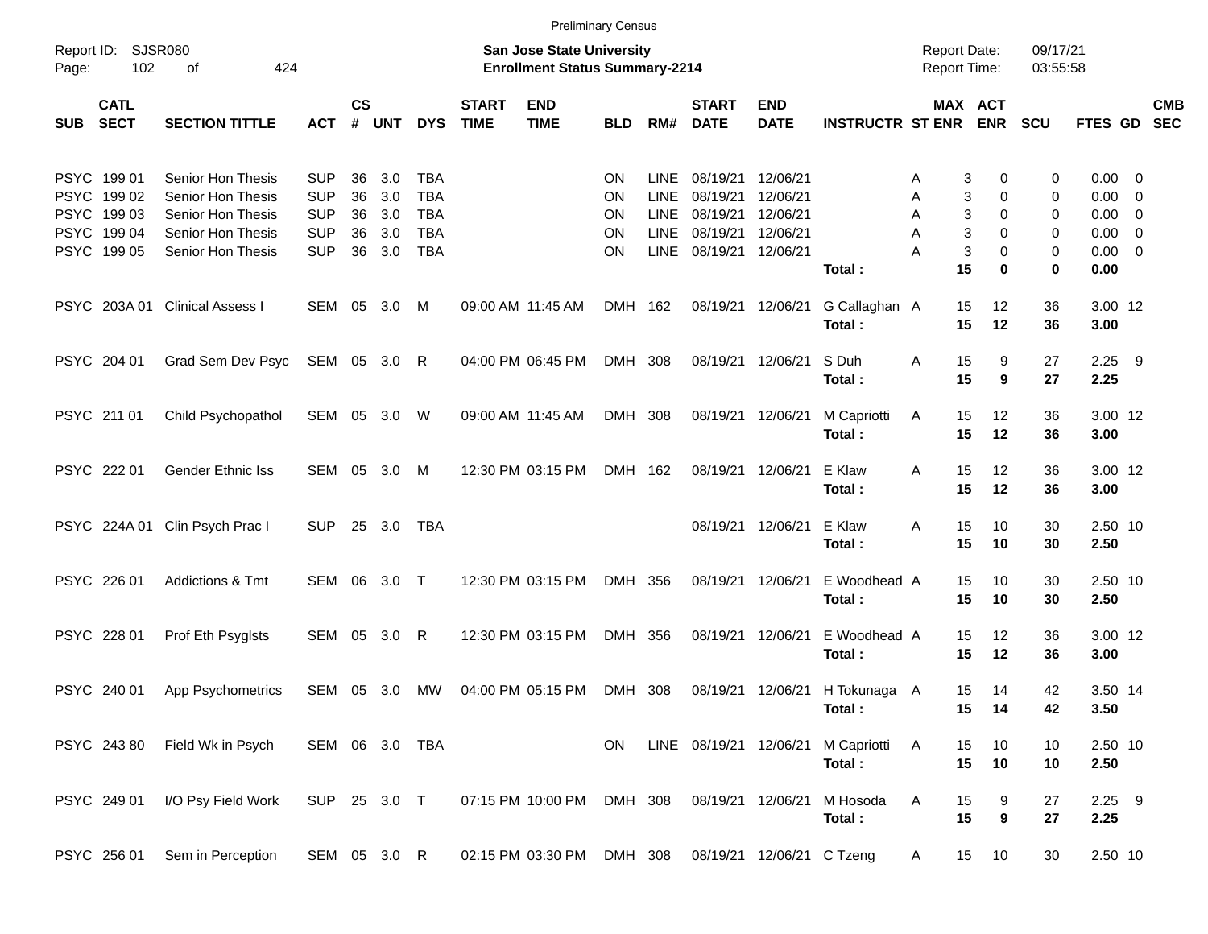Preliminary Census

Report ID: SJSR080

**San Jose State University**
**Enrollment Status Summary-2214**

Report Date: 09/17/21
Report Time: 03:55:58

| SUB | CATL SECT | SECTION TITTLE | ACT | CS # | UNT | DYS | START TIME | END TIME | BLD | RM# | START DATE | END DATE | INSTRUCTR | ST | MAX ENR | ACT ENR | SCU | FTES | GD | CMB SEC |
|---|---|---|---|---|---|---|---|---|---|---|---|---|---|---|---|---|---|---|---|---|
| PSYC | 199 01 | Senior Hon Thesis | SUP | 36 | 3.0 | TBA | | | ON | LINE | 08/19/21 | 12/06/21 | | A | 3 | 0 | 0 | 0.00 | 0 | |
| PSYC | 199 02 | Senior Hon Thesis | SUP | 36 | 3.0 | TBA | | | ON | LINE | 08/19/21 | 12/06/21 | | A | 3 | 0 | 0 | 0.00 | 0 | |
| PSYC | 199 03 | Senior Hon Thesis | SUP | 36 | 3.0 | TBA | | | ON | LINE | 08/19/21 | 12/06/21 | | A | 3 | 0 | 0 | 0.00 | 0 | |
| PSYC | 199 04 | Senior Hon Thesis | SUP | 36 | 3.0 | TBA | | | ON | LINE | 08/19/21 | 12/06/21 | | A | 3 | 0 | 0 | 0.00 | 0 | |
| PSYC | 199 05 | Senior Hon Thesis | SUP | 36 | 3.0 | TBA | | | ON | LINE | 08/19/21 | 12/06/21 | | A | 3 | 0 | 0 | 0.00 | 0 | |
| | | | | | | | | | | | | | **Total :** | | **15** | **0** | **0** | **0.00** | | |
| PSYC | 203A 01 | Clinical Assess I | SEM | 05 | 3.0 | M | 09:00 AM | 11:45 AM | DMH | 162 | 08/19/21 | 12/06/21 | G Callaghan | A | 15 | 12 | 36 | 3.00 | 12 | |
| | | | | | | | | | | | | | **Total :** | | **15** | **12** | **36** | **3.00** | | |
| PSYC | 204 01 | Grad Sem Dev Psyc | SEM | 05 | 3.0 | R | 04:00 PM | 06:45 PM | DMH | 308 | 08/19/21 | 12/06/21 | S Duh | A | 15 | 9 | 27 | 2.25 | 9 | |
| | | | | | | | | | | | | | **Total :** | | **15** | **9** | **27** | **2.25** | | |
| PSYC | 211 01 | Child Psychopathol | SEM | 05 | 3.0 | W | 09:00 AM | 11:45 AM | DMH | 308 | 08/19/21 | 12/06/21 | M Capriotti | A | 15 | 12 | 36 | 3.00 | 12 | |
| | | | | | | | | | | | | | **Total :** | | **15** | **12** | **36** | **3.00** | | |
| PSYC | 222 01 | Gender Ethnic Iss | SEM | 05 | 3.0 | M | 12:30 PM | 03:15 PM | DMH | 162 | 08/19/21 | 12/06/21 | E Klaw | A | 15 | 12 | 36 | 3.00 | 12 | |
| | | | | | | | | | | | | | **Total :** | | **15** | **12** | **36** | **3.00** | | |
| PSYC | 224A 01 | Clin Psych Prac I | SUP | 25 | 3.0 | TBA | | | | | 08/19/21 | 12/06/21 | E Klaw | A | 15 | 10 | 30 | 2.50 | 10 | |
| | | | | | | | | | | | | | **Total :** | | **15** | **10** | **30** | **2.50** | | |
| PSYC | 226 01 | Addictions & Tmt | SEM | 06 | 3.0 | T | 12:30 PM | 03:15 PM | DMH | 356 | 08/19/21 | 12/06/21 | E Woodhead | A | 15 | 10 | 30 | 2.50 | 10 | |
| | | | | | | | | | | | | | **Total :** | | **15** | **10** | **30** | **2.50** | | |
| PSYC | 228 01 | Prof Eth Psyglsts | SEM | 05 | 3.0 | R | 12:30 PM | 03:15 PM | DMH | 356 | 08/19/21 | 12/06/21 | E Woodhead | A | 15 | 12 | 36 | 3.00 | 12 | |
| | | | | | | | | | | | | | **Total :** | | **15** | **12** | **36** | **3.00** | | |
| PSYC | 240 01 | App Psychometrics | SEM | 05 | 3.0 | MW | 04:00 PM | 05:15 PM | DMH | 308 | 08/19/21 | 12/06/21 | H Tokunaga | A | 15 | 14 | 42 | 3.50 | 14 | |
| | | | | | | | | | | | | | **Total :** | | **15** | **14** | **42** | **3.50** | | |
| PSYC | 243 80 | Field Wk in Psych | SEM | 06 | 3.0 | TBA | | | ON | LINE | 08/19/21 | 12/06/21 | M Capriotti | A | 15 | 10 | 10 | 2.50 | 10 | |
| | | | | | | | | | | | | | **Total :** | | **15** | **10** | **10** | **2.50** | | |
| PSYC | 249 01 | I/O Psy Field Work | SUP | 25 | 3.0 | T | 07:15 PM | 10:00 PM | DMH | 308 | 08/19/21 | 12/06/21 | M Hosoda | A | 15 | 9 | 27 | 2.25 | 9 | |
| | | | | | | | | | | | | | **Total :** | | **15** | **9** | **27** | **2.25** | | |
| PSYC | 256 01 | Sem in Perception | SEM | 05 | 3.0 | R | 02:15 PM | 03:30 PM | DMH | 308 | 08/19/21 | 12/06/21 | C Tzeng | A | 15 | 10 | 30 | 2.50 | 10 | |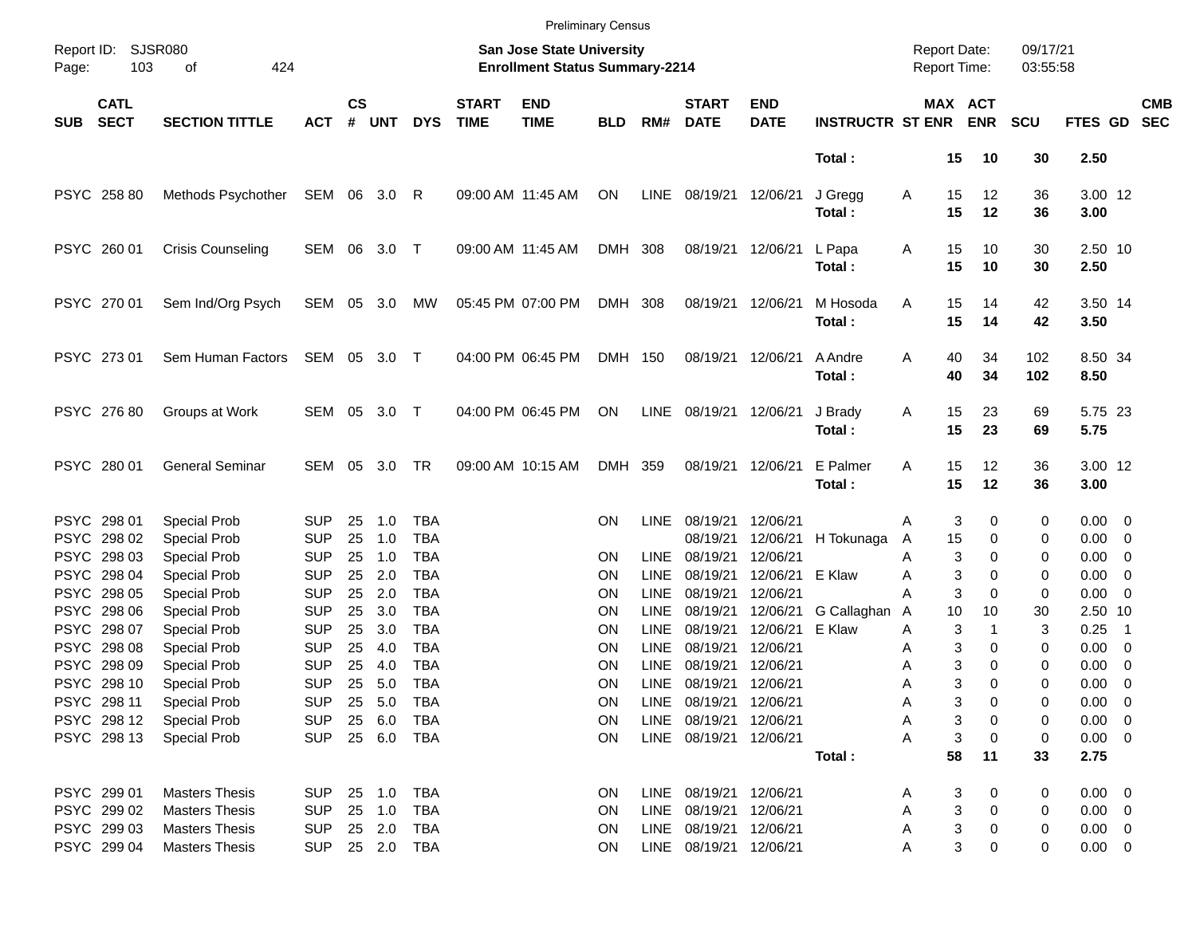Preliminary Census

Report ID: SJSR080
Page: 103 of 424

**San Jose State University**
**Enrollment Status Summary-2214**

Report Date: 09/17/21
Report Time: 03:55:58

| SUB | CATL SECT | SECTION TITTLE | ACT | CS # | UNT | DYS | START TIME | END TIME | BLD | RM# | START DATE | END DATE | INSTRUCTR | ST | MAX ENR | ACT ENR | SCU | FTES | GD | CMB SEC |
|---|---|---|---|---|---|---|---|---|---|---|---|---|---|---|---|---|---|---|---|---|
| | | | | | | | | | | | | | **Total :** | | **15** | **10** | **30** | **2.50** | | |
| PSYC | 258 80 | Methods Psychother | SEM | 06 | 3.0 | R | 09:00 AM | 11:45 AM | ON | LINE | 08/19/21 | 12/06/21 | J Gregg | A | 15 | 12 | 36 | 3.00 | 12 | |
| | | | | | | | | | | | | | **Total :** | | **15** | **12** | **36** | **3.00** | | |
| PSYC | 260 01 | Crisis Counseling | SEM | 06 | 3.0 | T | 09:00 AM | 11:45 AM | DMH | 308 | 08/19/21 | 12/06/21 | L Papa | A | 15 | 10 | 30 | 2.50 | 10 | |
| | | | | | | | | | | | | | **Total :** | | **15** | **10** | **30** | **2.50** | | |
| PSYC | 270 01 | Sem Ind/Org Psych | SEM | 05 | 3.0 | MW | 05:45 PM | 07:00 PM | DMH | 308 | 08/19/21 | 12/06/21 | M Hosoda | A | 15 | 14 | 42 | 3.50 | 14 | |
| | | | | | | | | | | | | | **Total :** | | **15** | **14** | **42** | **3.50** | | |
| PSYC | 273 01 | Sem Human Factors | SEM | 05 | 3.0 | T | 04:00 PM | 06:45 PM | DMH | 150 | 08/19/21 | 12/06/21 | A Andre | A | 40 | 34 | 102 | 8.50 | 34 | |
| | | | | | | | | | | | | | **Total :** | | **40** | **34** | **102** | **8.50** | | |
| PSYC | 276 80 | Groups at Work | SEM | 05 | 3.0 | T | 04:00 PM | 06:45 PM | ON | LINE | 08/19/21 | 12/06/21 | J Brady | A | 15 | 23 | 69 | 5.75 | 23 | |
| | | | | | | | | | | | | | **Total :** | | **15** | **23** | **69** | **5.75** | | |
| PSYC | 280 01 | General Seminar | SEM | 05 | 3.0 | TR | 09:00 AM | 10:15 AM | DMH | 359 | 08/19/21 | 12/06/21 | E Palmer | A | 15 | 12 | 36 | 3.00 | 12 | |
| | | | | | | | | | | | | | **Total :** | | **15** | **12** | **36** | **3.00** | | |
| PSYC | 298 01 | Special Prob | SUP | 25 | 1.0 | TBA | | | ON | LINE | 08/19/21 | 12/06/21 | | A | 3 | 0 | 0 | 0.00 | 0 | |
| PSYC | 298 02 | Special Prob | SUP | 25 | 1.0 | TBA | | | | | 08/19/21 | 12/06/21 | H Tokunaga | A | 15 | 0 | 0 | 0.00 | 0 | |
| PSYC | 298 03 | Special Prob | SUP | 25 | 1.0 | TBA | | | ON | LINE | 08/19/21 | 12/06/21 | | A | 3 | 0 | 0 | 0.00 | 0 | |
| PSYC | 298 04 | Special Prob | SUP | 25 | 2.0 | TBA | | | ON | LINE | 08/19/21 | 12/06/21 | E Klaw | A | 3 | 0 | 0 | 0.00 | 0 | |
| PSYC | 298 05 | Special Prob | SUP | 25 | 2.0 | TBA | | | ON | LINE | 08/19/21 | 12/06/21 | | A | 3 | 0 | 0 | 0.00 | 0 | |
| PSYC | 298 06 | Special Prob | SUP | 25 | 3.0 | TBA | | | ON | LINE | 08/19/21 | 12/06/21 | G Callaghan | A | 10 | 10 | 30 | 2.50 | 10 | |
| PSYC | 298 07 | Special Prob | SUP | 25 | 3.0 | TBA | | | ON | LINE | 08/19/21 | 12/06/21 | E Klaw | A | 3 | 1 | 3 | 0.25 | 1 | |
| PSYC | 298 08 | Special Prob | SUP | 25 | 4.0 | TBA | | | ON | LINE | 08/19/21 | 12/06/21 | | A | 3 | 0 | 0 | 0.00 | 0 | |
| PSYC | 298 09 | Special Prob | SUP | 25 | 4.0 | TBA | | | ON | LINE | 08/19/21 | 12/06/21 | | A | 3 | 0 | 0 | 0.00 | 0 | |
| PSYC | 298 10 | Special Prob | SUP | 25 | 5.0 | TBA | | | ON | LINE | 08/19/21 | 12/06/21 | | A | 3 | 0 | 0 | 0.00 | 0 | |
| PSYC | 298 11 | Special Prob | SUP | 25 | 5.0 | TBA | | | ON | LINE | 08/19/21 | 12/06/21 | | A | 3 | 0 | 0 | 0.00 | 0 | |
| PSYC | 298 12 | Special Prob | SUP | 25 | 6.0 | TBA | | | ON | LINE | 08/19/21 | 12/06/21 | | A | 3 | 0 | 0 | 0.00 | 0 | |
| PSYC | 298 13 | Special Prob | SUP | 25 | 6.0 | TBA | | | ON | LINE | 08/19/21 | 12/06/21 | | A | 3 | 0 | 0 | 0.00 | 0 | |
| | | | | | | | | | | | | | **Total :** | | **58** | **11** | **33** | **2.75** | | |
| PSYC | 299 01 | Masters Thesis | SUP | 25 | 1.0 | TBA | | | ON | LINE | 08/19/21 | 12/06/21 | | A | 3 | 0 | 0 | 0.00 | 0 | |
| PSYC | 299 02 | Masters Thesis | SUP | 25 | 1.0 | TBA | | | ON | LINE | 08/19/21 | 12/06/21 | | A | 3 | 0 | 0 | 0.00 | 0 | |
| PSYC | 299 03 | Masters Thesis | SUP | 25 | 2.0 | TBA | | | ON | LINE | 08/19/21 | 12/06/21 | | A | 3 | 0 | 0 | 0.00 | 0 | |
| PSYC | 299 04 | Masters Thesis | SUP | 25 | 2.0 | TBA | | | ON | LINE | 08/19/21 | 12/06/21 | | A | 3 | 0 | 0 | 0.00 | 0 | |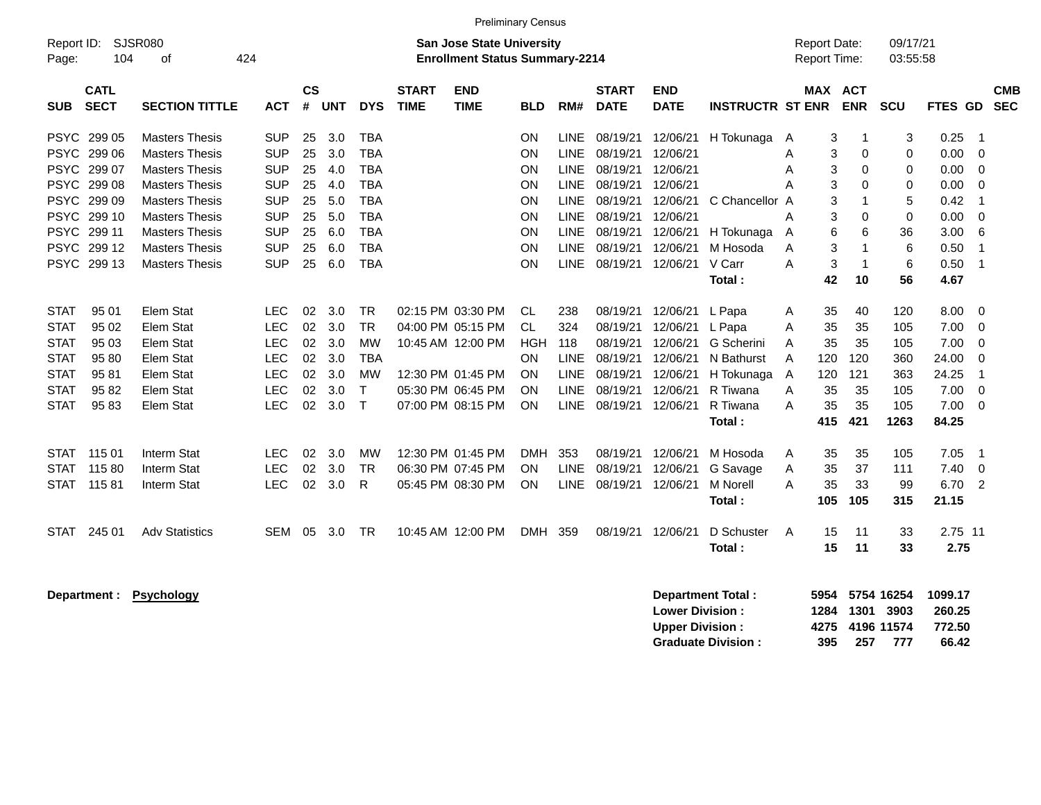Preliminary Census

Report ID: SJSR080

**San Jose State University**
**Enrollment Status Summary-2214**

Report Date: 09/17/21
Report Time: 03:55:58

| SUB | CATL SECT | SECTION TITTLE | ACT | CS # | UNT | DYS | START TIME | END TIME | BLD | RM# | START DATE | END DATE | INSTRUCTR | ST | MAX ENR | ACT ENR | SCU | FTES | GD | CMB SEC |
|---|---|---|---|---|---|---|---|---|---|---|---|---|---|---|---|---|---|---|---|---|
| PSYC | 299 05 | Masters Thesis | SUP | 25 | 3.0 | TBA | | | ON | LINE | 08/19/21 | 12/06/21 | H Tokunaga | A | 3 | 1 | 3 | 0.25 | 1 | |
| PSYC | 299 06 | Masters Thesis | SUP | 25 | 3.0 | TBA | | | ON | LINE | 08/19/21 | 12/06/21 | | A | 3 | 0 | 0 | 0.00 | 0 | |
| PSYC | 299 07 | Masters Thesis | SUP | 25 | 4.0 | TBA | | | ON | LINE | 08/19/21 | 12/06/21 | | A | 3 | 0 | 0 | 0.00 | 0 | |
| PSYC | 299 08 | Masters Thesis | SUP | 25 | 4.0 | TBA | | | ON | LINE | 08/19/21 | 12/06/21 | | A | 3 | 0 | 0 | 0.00 | 0 | |
| PSYC | 299 09 | Masters Thesis | SUP | 25 | 5.0 | TBA | | | ON | LINE | 08/19/21 | 12/06/21 | C Chancellor | A | 3 | 1 | 5 | 0.42 | 1 | |
| PSYC | 299 10 | Masters Thesis | SUP | 25 | 5.0 | TBA | | | ON | LINE | 08/19/21 | 12/06/21 | | A | 3 | 0 | 0 | 0.00 | 0 | |
| PSYC | 299 11 | Masters Thesis | SUP | 25 | 6.0 | TBA | | | ON | LINE | 08/19/21 | 12/06/21 | H Tokunaga | A | 6 | 6 | 36 | 3.00 | 6 | |
| PSYC | 299 12 | Masters Thesis | SUP | 25 | 6.0 | TBA | | | ON | LINE | 08/19/21 | 12/06/21 | M Hosoda | A | 3 | 1 | 6 | 0.50 | 1 | |
| PSYC | 299 13 | Masters Thesis | SUP | 25 | 6.0 | TBA | | | ON | LINE | 08/19/21 | 12/06/21 | V Carr | A | 3 | 1 | 6 | 0.50 | 1 | |
| | | | | | | | | | | | | | **Total :** | | **42** | **10** | **56** | **4.67** | | |
| STAT | 95 01 | Elem Stat | LEC | 02 | 3.0 | TR | 02:15 PM | 03:30 PM | CL | 238 | 08/19/21 | 12/06/21 | L Papa | A | 35 | 40 | 120 | 8.00 | 0 | |
| STAT | 95 02 | Elem Stat | LEC | 02 | 3.0 | TR | 04:00 PM | 05:15 PM | CL | 324 | 08/19/21 | 12/06/21 | L Papa | A | 35 | 35 | 105 | 7.00 | 0 | |
| STAT | 95 03 | Elem Stat | LEC | 02 | 3.0 | MW | 10:45 AM | 12:00 PM | HGH | 118 | 08/19/21 | 12/06/21 | G Scherini | A | 35 | 35 | 105 | 7.00 | 0 | |
| STAT | 95 80 | Elem Stat | LEC | 02 | 3.0 | TBA | | | ON | LINE | 08/19/21 | 12/06/21 | N Bathurst | A | 120 | 120 | 360 | 24.00 | 0 | |
| STAT | 95 81 | Elem Stat | LEC | 02 | 3.0 | MW | 12:30 PM | 01:45 PM | ON | LINE | 08/19/21 | 12/06/21 | H Tokunaga | A | 120 | 121 | 363 | 24.25 | 1 | |
| STAT | 95 82 | Elem Stat | LEC | 02 | 3.0 | T | 05:30 PM | 06:45 PM | ON | LINE | 08/19/21 | 12/06/21 | R Tiwana | A | 35 | 35 | 105 | 7.00 | 0 | |
| STAT | 95 83 | Elem Stat | LEC | 02 | 3.0 | T | 07:00 PM | 08:15 PM | ON | LINE | 08/19/21 | 12/06/21 | R Tiwana | A | 35 | 35 | 105 | 7.00 | 0 | |
| | | | | | | | | | | | | | **Total :** | | **415** | **421** | **1263** | **84.25** | | |
| STAT | 115 01 | Interm Stat | LEC | 02 | 3.0 | MW | 12:30 PM | 01:45 PM | DMH | 353 | 08/19/21 | 12/06/21 | M Hosoda | A | 35 | 35 | 105 | 7.05 | 1 | |
| STAT | 115 80 | Interm Stat | LEC | 02 | 3.0 | TR | 06:30 PM | 07:45 PM | ON | LINE | 08/19/21 | 12/06/21 | G Savage | A | 35 | 37 | 111 | 7.40 | 0 | |
| STAT | 115 81 | Interm Stat | LEC | 02 | 3.0 | R | 05:45 PM | 08:30 PM | ON | LINE | 08/19/21 | 12/06/21 | M Norell | A | 35 | 33 | 99 | 6.70 | 2 | |
| | | | | | | | | | | | | | **Total :** | | **105** | **105** | **315** | **21.15** | | |
| STAT | 245 01 | Adv Statistics | SEM | 05 | 3.0 | TR | 10:45 AM | 12:00 PM | DMH | 359 | 08/19/21 | 12/06/21 | D Schuster | A | 15 | 11 | 33 | 2.75 | 11 | |
| | | | | | | | | | | | | | **Total :** | | **15** | **11** | **33** | **2.75** | | |

**Department :** **Psychology**

| | MAX ENR | ACT ENR | SCU | FTES |
|---|---|---|---|---|
| **Department Total :** | **5954** | **5754** | **16254** | **1099.17** |
| **Lower Division :** | **1284** | **1301** | **3903** | **260.25** |
| **Upper Division :** | **4275** | **4196** | **11574** | **772.50** |
| **Graduate Division :** | **395** | **257** | **777** | **66.42** |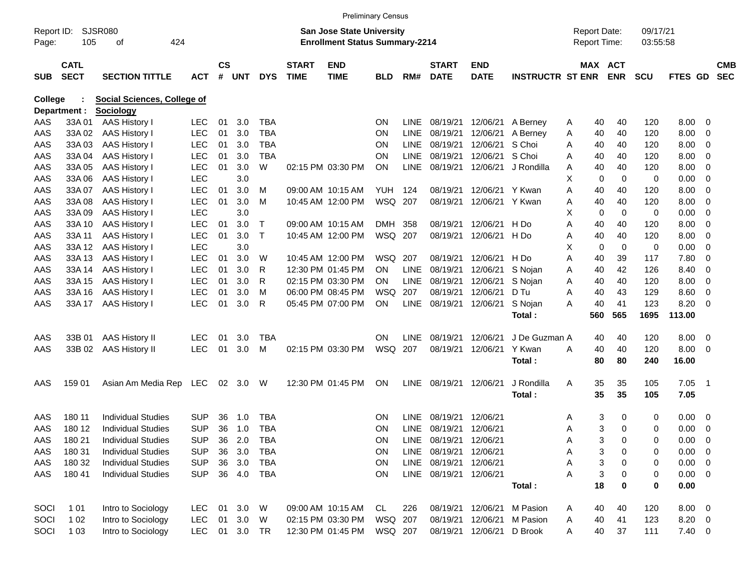Preliminary Census

Report ID: SJSR080
Page: 105 of 424

**San Jose State University**
**Enrollment Status Summary-2214**

Report Date: 09/17/21
Report Time: 03:55:58

**College : Social Sciences, College of**
**Department : Sociology**

| SUB | CATL SECT | SECTION TITTLE | ACT | CS # | UNT | DYS | START TIME | END TIME | BLD | RM# | START DATE | END DATE | INSTRUCTR | ST | MAX ENR | ACT ENR | SCU | FTES | GD | CMB SEC |
|---|---|---|---|---|---|---|---|---|---|---|---|---|---|---|---|---|---|---|---|---|
| AAS | 33A 01 | AAS History I | LEC | 01 | 3.0 | TBA | | | ON | LINE | 08/19/21 | 12/06/21 | A Berney | A | 40 | 40 | 120 | 8.00 | 0 | |
| AAS | 33A 02 | AAS History I | LEC | 01 | 3.0 | TBA | | | ON | LINE | 08/19/21 | 12/06/21 | A Berney | A | 40 | 40 | 120 | 8.00 | 0 | |
| AAS | 33A 03 | AAS History I | LEC | 01 | 3.0 | TBA | | | ON | LINE | 08/19/21 | 12/06/21 | S Choi | A | 40 | 40 | 120 | 8.00 | 0 | |
| AAS | 33A 04 | AAS History I | LEC | 01 | 3.0 | TBA | | | ON | LINE | 08/19/21 | 12/06/21 | S Choi | A | 40 | 40 | 120 | 8.00 | 0 | |
| AAS | 33A 05 | AAS History I | LEC | 01 | 3.0 | W | 02:15 PM | 03:30 PM | ON | LINE | 08/19/21 | 12/06/21 | J Rondilla | A | 40 | 40 | 120 | 8.00 | 0 | |
| AAS | 33A 06 | AAS History I | LEC | | 3.0 | | | | | | | | | X | 0 | 0 | 0 | 0.00 | 0 | |
| AAS | 33A 07 | AAS History I | LEC | 01 | 3.0 | M | 09:00 AM | 10:15 AM | YUH | 124 | 08/19/21 | 12/06/21 | Y Kwan | A | 40 | 40 | 120 | 8.00 | 0 | |
| AAS | 33A 08 | AAS History I | LEC | 01 | 3.0 | M | 10:45 AM | 12:00 PM | WSQ | 207 | 08/19/21 | 12/06/21 | Y Kwan | A | 40 | 40 | 120 | 8.00 | 0 | |
| AAS | 33A 09 | AAS History I | LEC | | 3.0 | | | | | | | | | X | 0 | 0 | 0 | 0.00 | 0 | |
| AAS | 33A 10 | AAS History I | LEC | 01 | 3.0 | T | 09:00 AM | 10:15 AM | DMH | 358 | 08/19/21 | 12/06/21 | H Do | A | 40 | 40 | 120 | 8.00 | 0 | |
| AAS | 33A 11 | AAS History I | LEC | 01 | 3.0 | T | 10:45 AM | 12:00 PM | WSQ | 207 | 08/19/21 | 12/06/21 | H Do | A | 40 | 40 | 120 | 8.00 | 0 | |
| AAS | 33A 12 | AAS History I | LEC | | 3.0 | | | | | | | | | X | 0 | 0 | 0 | 0.00 | 0 | |
| AAS | 33A 13 | AAS History I | LEC | 01 | 3.0 | W | 10:45 AM | 12:00 PM | WSQ | 207 | 08/19/21 | 12/06/21 | H Do | A | 40 | 39 | 117 | 7.80 | 0 | |
| AAS | 33A 14 | AAS History I | LEC | 01 | 3.0 | R | 12:30 PM | 01:45 PM | ON | LINE | 08/19/21 | 12/06/21 | S Nojan | A | 40 | 42 | 126 | 8.40 | 0 | |
| AAS | 33A 15 | AAS History I | LEC | 01 | 3.0 | R | 02:15 PM | 03:30 PM | ON | LINE | 08/19/21 | 12/06/21 | S Nojan | A | 40 | 40 | 120 | 8.00 | 0 | |
| AAS | 33A 16 | AAS History I | LEC | 01 | 3.0 | M | 06:00 PM | 08:45 PM | WSQ | 207 | 08/19/21 | 12/06/21 | D Tu | A | 40 | 43 | 129 | 8.60 | 0 | |
| AAS | 33A 17 | AAS History I | LEC | 01 | 3.0 | R | 05:45 PM | 07:00 PM | ON | LINE | 08/19/21 | 12/06/21 | S Nojan | A | 40 | 41 | 123 | 8.20 | 0 | |
| | | | | | | | | | | | | | **Total :** | | **560** | **565** | **1695** | **113.00** | | |
| AAS | 33B 01 | AAS History II | LEC | 01 | 3.0 | TBA | | | ON | LINE | 08/19/21 | 12/06/21 | J De Guzman | A | 40 | 40 | 120 | 8.00 | 0 | |
| AAS | 33B 02 | AAS History II | LEC | 01 | 3.0 | M | 02:15 PM | 03:30 PM | WSQ | 207 | 08/19/21 | 12/06/21 | Y Kwan | A | 40 | 40 | 120 | 8.00 | 0 | |
| | | | | | | | | | | | | | **Total :** | | **80** | **80** | **240** | **16.00** | | |
| AAS | 159 01 | Asian Am Media Rep | LEC | 02 | 3.0 | W | 12:30 PM | 01:45 PM | ON | LINE | 08/19/21 | 12/06/21 | J Rondilla | A | 35 | 35 | 105 | 7.05 | 1 | |
| | | | | | | | | | | | | | **Total :** | | **35** | **35** | **105** | **7.05** | | |
| AAS | 180 11 | Individual Studies | SUP | 36 | 1.0 | TBA | | | ON | LINE | 08/19/21 | 12/06/21 | | A | 3 | 0 | 0 | 0.00 | 0 | |
| AAS | 180 12 | Individual Studies | SUP | 36 | 1.0 | TBA | | | ON | LINE | 08/19/21 | 12/06/21 | | A | 3 | 0 | 0 | 0.00 | 0 | |
| AAS | 180 21 | Individual Studies | SUP | 36 | 2.0 | TBA | | | ON | LINE | 08/19/21 | 12/06/21 | | A | 3 | 0 | 0 | 0.00 | 0 | |
| AAS | 180 31 | Individual Studies | SUP | 36 | 3.0 | TBA | | | ON | LINE | 08/19/21 | 12/06/21 | | A | 3 | 0 | 0 | 0.00 | 0 | |
| AAS | 180 32 | Individual Studies | SUP | 36 | 3.0 | TBA | | | ON | LINE | 08/19/21 | 12/06/21 | | A | 3 | 0 | 0 | 0.00 | 0 | |
| AAS | 180 41 | Individual Studies | SUP | 36 | 4.0 | TBA | | | ON | LINE | 08/19/21 | 12/06/21 | | A | 3 | 0 | 0 | 0.00 | 0 | |
| | | | | | | | | | | | | | **Total :** | | **18** | **0** | **0** | **0.00** | | |
| SOCI | 1 01 | Intro to Sociology | LEC | 01 | 3.0 | W | 09:00 AM | 10:15 AM | CL | 226 | 08/19/21 | 12/06/21 | M Pasion | A | 40 | 40 | 120 | 8.00 | 0 | |
| SOCI | 1 02 | Intro to Sociology | LEC | 01 | 3.0 | W | 02:15 PM | 03:30 PM | WSQ | 207 | 08/19/21 | 12/06/21 | M Pasion | A | 40 | 41 | 123 | 8.20 | 0 | |
| SOCI | 1 03 | Intro to Sociology | LEC | 01 | 3.0 | TR | 12:30 PM | 01:45 PM | WSQ | 207 | 08/19/21 | 12/06/21 | D Brook | A | 40 | 37 | 111 | 7.40 | 0 | |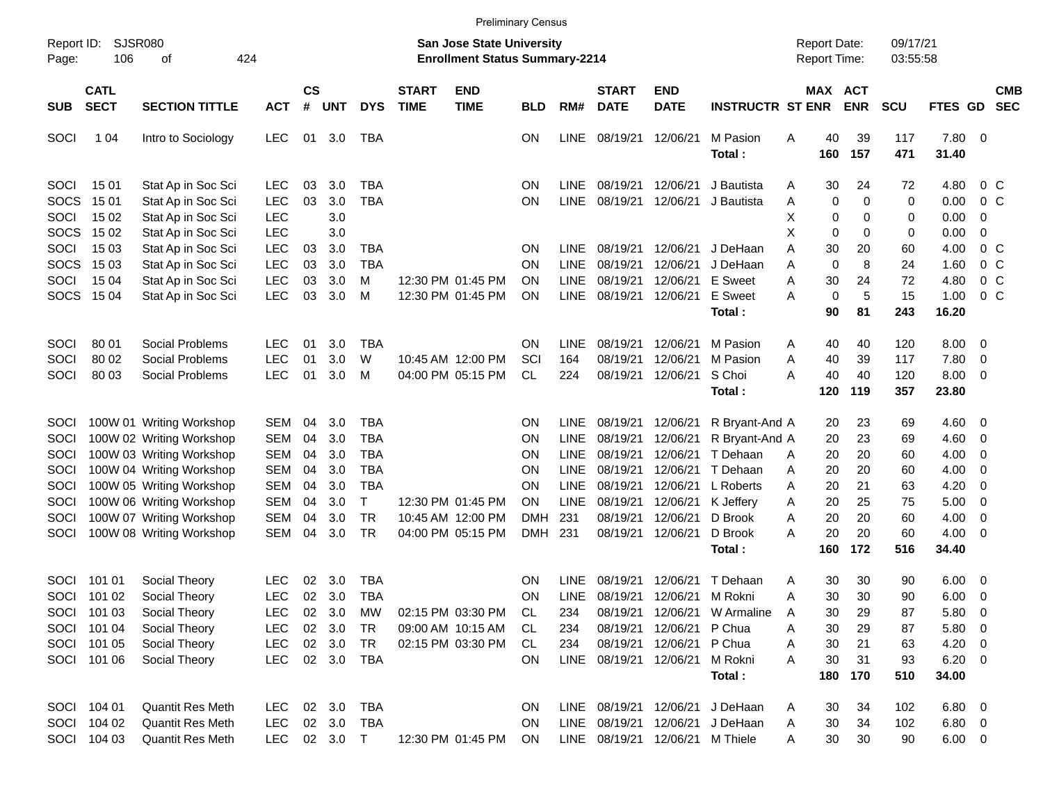Preliminary Census

Report ID: SJSR080

**San Jose State University**
**Enrollment Status Summary-2214**

Report Date: 09/17/21
Report Time: 03:55:58

| SUB | CATL SECT | SECTION TITTLE | ACT | CS # | UNT | DYS | START TIME | END TIME | BLD | RM# | START DATE | END DATE | INSTRUCTR | ST | MAX ENR | ACT ENR | SCU | FTES | GD | CMB SEC |
|---|---|---|---|---|---|---|---|---|---|---|---|---|---|---|---|---|---|---|---|---|
| SOCI | 1 04 | Intro to Sociology | LEC | 01 | 3.0 | TBA | | | ON | LINE | 08/19/21 | 12/06/21 | M Pasion | A | 40 | 39 | 117 | 7.80 | 0 | |
| | | | | | | | | | | | | | **Total :** | | **160** | **157** | **471** | **31.40** | | |
| SOCI | 15 01 | Stat Ap in Soc Sci | LEC | 03 | 3.0 | TBA | | | ON | LINE | 08/19/21 | 12/06/21 | J Bautista | A | 30 | 24 | 72 | 4.80 | 0 | C |
| SOCS | 15 01 | Stat Ap in Soc Sci | LEC | 03 | 3.0 | TBA | | | ON | LINE | 08/19/21 | 12/06/21 | J Bautista | A | 0 | 0 | 0 | 0.00 | 0 | C |
| SOCI | 15 02 | Stat Ap in Soc Sci | LEC | | 3.0 | | | | | | | | | X | 0 | 0 | 0 | 0.00 | 0 | |
| SOCS | 15 02 | Stat Ap in Soc Sci | LEC | | 3.0 | | | | | | | | | X | 0 | 0 | 0 | 0.00 | 0 | |
| SOCI | 15 03 | Stat Ap in Soc Sci | LEC | 03 | 3.0 | TBA | | | ON | LINE | 08/19/21 | 12/06/21 | J DeHaan | A | 30 | 20 | 60 | 4.00 | 0 | C |
| SOCS | 15 03 | Stat Ap in Soc Sci | LEC | 03 | 3.0 | TBA | | | ON | LINE | 08/19/21 | 12/06/21 | J DeHaan | A | 0 | 8 | 24 | 1.60 | 0 | C |
| SOCI | 15 04 | Stat Ap in Soc Sci | LEC | 03 | 3.0 | M | 12:30 PM | 01:45 PM | ON | LINE | 08/19/21 | 12/06/21 | E Sweet | A | 30 | 24 | 72 | 4.80 | 0 | C |
| SOCS | 15 04 | Stat Ap in Soc Sci | LEC | 03 | 3.0 | M | 12:30 PM | 01:45 PM | ON | LINE | 08/19/21 | 12/06/21 | E Sweet | A | 0 | 5 | 15 | 1.00 | 0 | C |
| | | | | | | | | | | | | | **Total :** | | **90** | **81** | **243** | **16.20** | | |
| SOCI | 80 01 | Social Problems | LEC | 01 | 3.0 | TBA | | | ON | LINE | 08/19/21 | 12/06/21 | M Pasion | A | 40 | 40 | 120 | 8.00 | 0 | |
| SOCI | 80 02 | Social Problems | LEC | 01 | 3.0 | W | 10:45 AM | 12:00 PM | SCI | 164 | 08/19/21 | 12/06/21 | M Pasion | A | 40 | 39 | 117 | 7.80 | 0 | |
| SOCI | 80 03 | Social Problems | LEC | 01 | 3.0 | M | 04:00 PM | 05:15 PM | CL | 224 | 08/19/21 | 12/06/21 | S Choi | A | 40 | 40 | 120 | 8.00 | 0 | |
| | | | | | | | | | | | | | **Total :** | | **120** | **119** | **357** | **23.80** | | |
| SOCI | 100W 01 | Writing Workshop | SEM | 04 | 3.0 | TBA | | | ON | LINE | 08/19/21 | 12/06/21 | R Bryant-And | A | 20 | 23 | 69 | 4.60 | 0 | |
| SOCI | 100W 02 | Writing Workshop | SEM | 04 | 3.0 | TBA | | | ON | LINE | 08/19/21 | 12/06/21 | R Bryant-And | A | 20 | 23 | 69 | 4.60 | 0 | |
| SOCI | 100W 03 | Writing Workshop | SEM | 04 | 3.0 | TBA | | | ON | LINE | 08/19/21 | 12/06/21 | T Dehaan | A | 20 | 20 | 60 | 4.00 | 0 | |
| SOCI | 100W 04 | Writing Workshop | SEM | 04 | 3.0 | TBA | | | ON | LINE | 08/19/21 | 12/06/21 | T Dehaan | A | 20 | 20 | 60 | 4.00 | 0 | |
| SOCI | 100W 05 | Writing Workshop | SEM | 04 | 3.0 | TBA | | | ON | LINE | 08/19/21 | 12/06/21 | L Roberts | A | 20 | 21 | 63 | 4.20 | 0 | |
| SOCI | 100W 06 | Writing Workshop | SEM | 04 | 3.0 | T | 12:30 PM | 01:45 PM | ON | LINE | 08/19/21 | 12/06/21 | K Jeffery | A | 20 | 25 | 75 | 5.00 | 0 | |
| SOCI | 100W 07 | Writing Workshop | SEM | 04 | 3.0 | TR | 10:45 AM | 12:00 PM | DMH | 231 | 08/19/21 | 12/06/21 | D Brook | A | 20 | 20 | 60 | 4.00 | 0 | |
| SOCI | 100W 08 | Writing Workshop | SEM | 04 | 3.0 | TR | 04:00 PM | 05:15 PM | DMH | 231 | 08/19/21 | 12/06/21 | D Brook | A | 20 | 20 | 60 | 4.00 | 0 | |
| | | | | | | | | | | | | | **Total :** | | **160** | **172** | **516** | **34.40** | | |
| SOCI | 101 01 | Social Theory | LEC | 02 | 3.0 | TBA | | | ON | LINE | 08/19/21 | 12/06/21 | T Dehaan | A | 30 | 30 | 90 | 6.00 | 0 | |
| SOCI | 101 02 | Social Theory | LEC | 02 | 3.0 | TBA | | | ON | LINE | 08/19/21 | 12/06/21 | M Rokni | A | 30 | 30 | 90 | 6.00 | 0 | |
| SOCI | 101 03 | Social Theory | LEC | 02 | 3.0 | MW | 02:15 PM | 03:30 PM | CL | 234 | 08/19/21 | 12/06/21 | W Armaline | A | 30 | 29 | 87 | 5.80 | 0 | |
| SOCI | 101 04 | Social Theory | LEC | 02 | 3.0 | TR | 09:00 AM | 10:15 AM | CL | 234 | 08/19/21 | 12/06/21 | P Chua | A | 30 | 29 | 87 | 5.80 | 0 | |
| SOCI | 101 05 | Social Theory | LEC | 02 | 3.0 | TR | 02:15 PM | 03:30 PM | CL | 234 | 08/19/21 | 12/06/21 | P Chua | A | 30 | 21 | 63 | 4.20 | 0 | |
| SOCI | 101 06 | Social Theory | LEC | 02 | 3.0 | TBA | | | ON | LINE | 08/19/21 | 12/06/21 | M Rokni | A | 30 | 31 | 93 | 6.20 | 0 | |
| | | | | | | | | | | | | | **Total :** | | **180** | **170** | **510** | **34.00** | | |
| SOCI | 104 01 | Quantit Res Meth | LEC | 02 | 3.0 | TBA | | | ON | LINE | 08/19/21 | 12/06/21 | J DeHaan | A | 30 | 34 | 102 | 6.80 | 0 | |
| SOCI | 104 02 | Quantit Res Meth | LEC | 02 | 3.0 | TBA | | | ON | LINE | 08/19/21 | 12/06/21 | J DeHaan | A | 30 | 34 | 102 | 6.80 | 0 | |
| SOCI | 104 03 | Quantit Res Meth | LEC | 02 | 3.0 | T | 12:30 PM | 01:45 PM | ON | LINE | 08/19/21 | 12/06/21 | M Thiele | A | 30 | 30 | 90 | 6.00 | 0 | |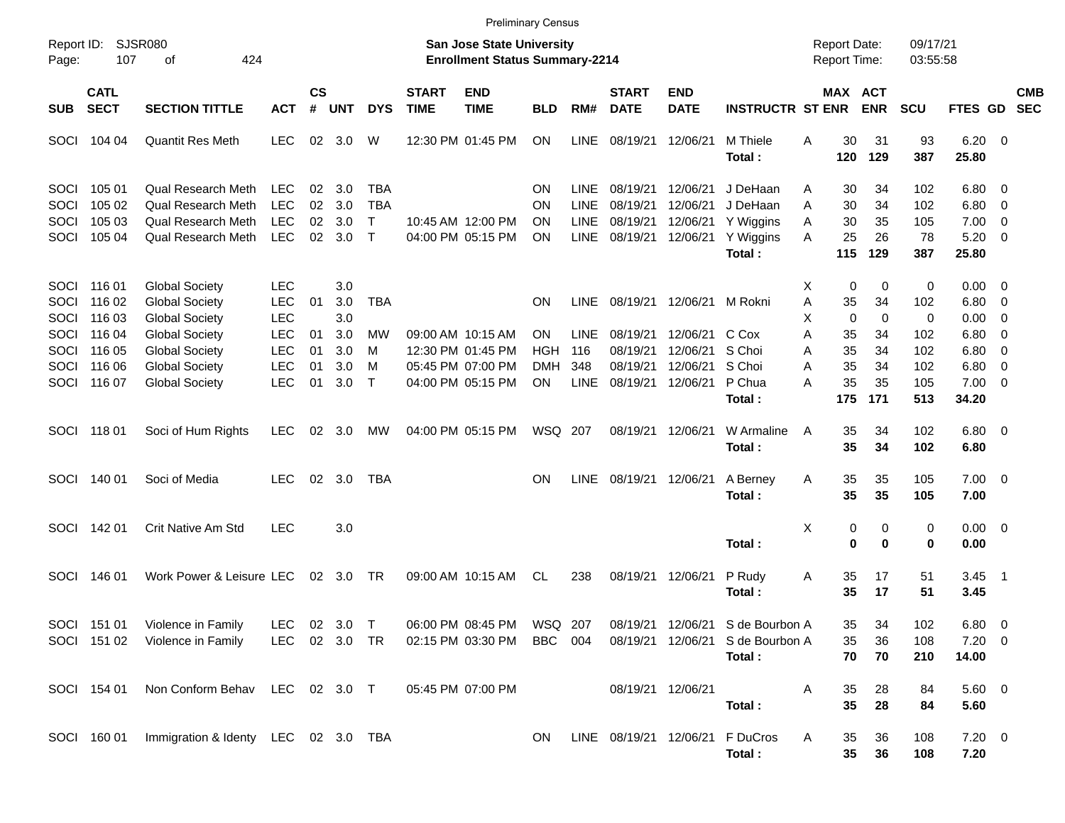Preliminary Census

Report ID: SJSR080
Page: 107 of 424

**San Jose State University**
**Enrollment Status Summary-2214**

Report Date: 09/17/21
Report Time: 03:55:58

| SUB | CATL SECT | SECTION TITTLE | ACT | CS # | UNT | DYS | START TIME | END TIME | BLD | RM# | START DATE | END DATE | INSTRUCTR | ST | MAX ENR | ACT ENR | SCU | FTES | GD | CMB SEC |
|---|---|---|---|---|---|---|---|---|---|---|---|---|---|---|---|---|---|---|---|---|
| SOCI | 104 04 | Quantit Res Meth | LEC | 02 | 3.0 | W | 12:30 PM | 01:45 PM | ON | LINE | 08/19/21 | 12/06/21 | M Thiele | A | 30 | 31 | 93 | 6.20 | 0 | |
| | | | | | | | | | | | | | **Total :** | | **120** | **129** | **387** | **25.80** | | |
| SOCI | 105 01 | Qual Research Meth | LEC | 02 | 3.0 | TBA | | | ON | LINE | 08/19/21 | 12/06/21 | J DeHaan | A | 30 | 34 | 102 | 6.80 | 0 | |
| SOCI | 105 02 | Qual Research Meth | LEC | 02 | 3.0 | TBA | | | ON | LINE | 08/19/21 | 12/06/21 | J DeHaan | A | 30 | 34 | 102 | 6.80 | 0 | |
| SOCI | 105 03 | Qual Research Meth | LEC | 02 | 3.0 | T | 10:45 AM | 12:00 PM | ON | LINE | 08/19/21 | 12/06/21 | Y Wiggins | A | 30 | 35 | 105 | 7.00 | 0 | |
| SOCI | 105 04 | Qual Research Meth | LEC | 02 | 3.0 | T | 04:00 PM | 05:15 PM | ON | LINE | 08/19/21 | 12/06/21 | Y Wiggins | A | 25 | 26 | 78 | 5.20 | 0 | |
| | | | | | | | | | | | | | **Total :** | | **115** | **129** | **387** | **25.80** | | |
| SOCI | 116 01 | Global Society | LEC | | 3.0 | | | | | | | | | X | 0 | 0 | 0 | 0.00 | 0 | |
| SOCI | 116 02 | Global Society | LEC | 01 | 3.0 | TBA | | | ON | LINE | 08/19/21 | 12/06/21 | M Rokni | A | 35 | 34 | 102 | 6.80 | 0 | |
| SOCI | 116 03 | Global Society | LEC | | 3.0 | | | | | | | | | X | 0 | 0 | 0 | 0.00 | 0 | |
| SOCI | 116 04 | Global Society | LEC | 01 | 3.0 | MW | 09:00 AM | 10:15 AM | ON | LINE | 08/19/21 | 12/06/21 | C Cox | A | 35 | 34 | 102 | 6.80 | 0 | |
| SOCI | 116 05 | Global Society | LEC | 01 | 3.0 | M | 12:30 PM | 01:45 PM | HGH | 116 | 08/19/21 | 12/06/21 | S Choi | A | 35 | 34 | 102 | 6.80 | 0 | |
| SOCI | 116 06 | Global Society | LEC | 01 | 3.0 | M | 05:45 PM | 07:00 PM | DMH | 348 | 08/19/21 | 12/06/21 | S Choi | A | 35 | 34 | 102 | 6.80 | 0 | |
| SOCI | 116 07 | Global Society | LEC | 01 | 3.0 | T | 04:00 PM | 05:15 PM | ON | LINE | 08/19/21 | 12/06/21 | P Chua | A | 35 | 35 | 105 | 7.00 | 0 | |
| | | | | | | | | | | | | | **Total :** | | **175** | **171** | **513** | **34.20** | | |
| SOCI | 118 01 | Soci of Hum Rights | LEC | 02 | 3.0 | MW | 04:00 PM | 05:15 PM | WSQ | 207 | 08/19/21 | 12/06/21 | W Armaline | A | 35 | 34 | 102 | 6.80 | 0 | |
| | | | | | | | | | | | | | **Total :** | | **35** | **34** | **102** | **6.80** | | |
| SOCI | 140 01 | Soci of Media | LEC | 02 | 3.0 | TBA | | | ON | LINE | 08/19/21 | 12/06/21 | A Berney | A | 35 | 35 | 105 | 7.00 | 0 | |
| | | | | | | | | | | | | | **Total :** | | **35** | **35** | **105** | **7.00** | | |
| SOCI | 142 01 | Crit Native Am Std | LEC | | 3.0 | | | | | | | | | X | 0 | 0 | 0 | 0.00 | 0 | |
| | | | | | | | | | | | | | **Total :** | | **0** | **0** | **0** | **0.00** | | |
| SOCI | 146 01 | Work Power & Leisure | LEC | 02 | 3.0 | TR | 09:00 AM | 10:15 AM | CL | 238 | 08/19/21 | 12/06/21 | P Rudy | A | 35 | 17 | 51 | 3.45 | 1 | |
| | | | | | | | | | | | | | **Total :** | | **35** | **17** | **51** | **3.45** | | |
| SOCI | 151 01 | Violence in Family | LEC | 02 | 3.0 | T | 06:00 PM | 08:45 PM | WSQ | 207 | 08/19/21 | 12/06/21 | S de Bourbon | A | 35 | 34 | 102 | 6.80 | 0 | |
| SOCI | 151 02 | Violence in Family | LEC | 02 | 3.0 | TR | 02:15 PM | 03:30 PM | BBC | 004 | 08/19/21 | 12/06/21 | S de Bourbon | A | 35 | 36 | 108 | 7.20 | 0 | |
| | | | | | | | | | | | | | **Total :** | | **70** | **70** | **210** | **14.00** | | |
| SOCI | 154 01 | Non Conform Behav | LEC | 02 | 3.0 | T | 05:45 PM | 07:00 PM | | | 08/19/21 | 12/06/21 | | A | 35 | 28 | 84 | 5.60 | 0 | |
| | | | | | | | | | | | | | **Total :** | | **35** | **28** | **84** | **5.60** | | |
| SOCI | 160 01 | Immigration & Identy | LEC | 02 | 3.0 | TBA | | | ON | LINE | 08/19/21 | 12/06/21 | F DuCros | A | 35 | 36 | 108 | 7.20 | 0 | |
| | | | | | | | | | | | | | **Total :** | | **35** | **36** | **108** | **7.20** | | |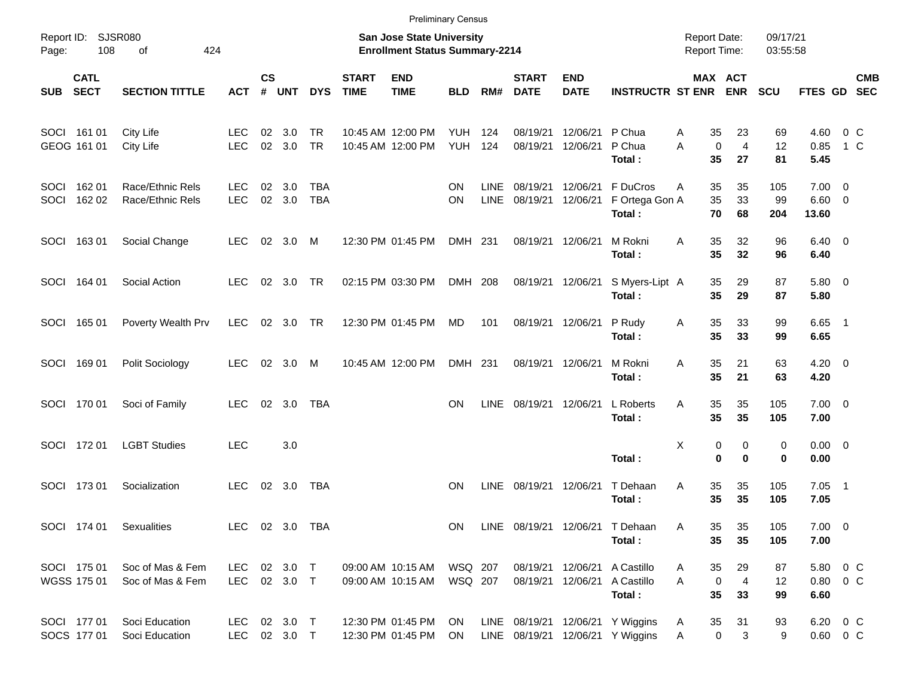Preliminary Census

Report ID: SJSR080
Page: 108 of 424

**San Jose State University**
**Enrollment Status Summary-2214**

Report Date: 09/17/21
Report Time: 03:55:58

| SUB | CATL SECT | SECTION TITTLE | ACT | CS # | UNT | DYS | START TIME | END TIME | BLD | RM# | START DATE | END DATE | INSTRUCTR | ST | MAX ENR | ACT ENR | SCU | FTES | GD | CMB SEC |
|---|---|---|---|---|---|---|---|---|---|---|---|---|---|---|---|---|---|---|---|---|
| SOCI | 161 01 | City Life | LEC | 02 | 3.0 | TR | 10:45 AM | 12:00 PM | YUH | 124 | 08/19/21 | 12/06/21 | P Chua | A | 35 | 23 | 69 | 4.60 | 0 | C |
| GEOG | 161 01 | City Life | LEC | 02 | 3.0 | TR | 10:45 AM | 12:00 PM | YUH | 124 | 08/19/21 | 12/06/21 | P Chua | A | 0 | 4 | 12 | 0.85 | 1 | C |
| | | | | | | | | | | | | | **Total :** | | **35** | **27** | **81** | **5.45** | | |
| SOCI | 162 01 | Race/Ethnic Rels | LEC | 02 | 3.0 | TBA | | | ON | LINE | 08/19/21 | 12/06/21 | F DuCros | A | 35 | 35 | 105 | 7.00 | 0 | |
| SOCI | 162 02 | Race/Ethnic Rels | LEC | 02 | 3.0 | TBA | | | ON | LINE | 08/19/21 | 12/06/21 | F Ortega Gon | A | 35 | 33 | 99 | 6.60 | 0 | |
| | | | | | | | | | | | | | **Total :** | | **70** | **68** | **204** | **13.60** | | |
| SOCI | 163 01 | Social Change | LEC | 02 | 3.0 | M | 12:30 PM | 01:45 PM | DMH | 231 | 08/19/21 | 12/06/21 | M Rokni | A | 35 | 32 | 96 | 6.40 | 0 | |
| | | | | | | | | | | | | | **Total :** | | **35** | **32** | **96** | **6.40** | | |
| SOCI | 164 01 | Social Action | LEC | 02 | 3.0 | TR | 02:15 PM | 03:30 PM | DMH | 208 | 08/19/21 | 12/06/21 | S Myers-Lipt | A | 35 | 29 | 87 | 5.80 | 0 | |
| | | | | | | | | | | | | | **Total :** | | **35** | **29** | **87** | **5.80** | | |
| SOCI | 165 01 | Poverty Wealth Prv | LEC | 02 | 3.0 | TR | 12:30 PM | 01:45 PM | MD | 101 | 08/19/21 | 12/06/21 | P Rudy | A | 35 | 33 | 99 | 6.65 | 1 | |
| | | | | | | | | | | | | | **Total :** | | **35** | **33** | **99** | **6.65** | | |
| SOCI | 169 01 | Polit Sociology | LEC | 02 | 3.0 | M | 10:45 AM | 12:00 PM | DMH | 231 | 08/19/21 | 12/06/21 | M Rokni | A | 35 | 21 | 63 | 4.20 | 0 | |
| | | | | | | | | | | | | | **Total :** | | **35** | **21** | **63** | **4.20** | | |
| SOCI | 170 01 | Soci of Family | LEC | 02 | 3.0 | TBA | | | ON | LINE | 08/19/21 | 12/06/21 | L Roberts | A | 35 | 35 | 105 | 7.00 | 0 | |
| | | | | | | | | | | | | | **Total :** | | **35** | **35** | **105** | **7.00** | | |
| SOCI | 172 01 | LGBT Studies | LEC | | 3.0 | | | | | | | | | X | 0 | 0 | 0 | 0.00 | 0 | |
| | | | | | | | | | | | | | **Total :** | | **0** | **0** | **0** | **0.00** | | |
| SOCI | 173 01 | Socialization | LEC | 02 | 3.0 | TBA | | | ON | LINE | 08/19/21 | 12/06/21 | T Dehaan | A | 35 | 35 | 105 | 7.05 | 1 | |
| | | | | | | | | | | | | | **Total :** | | **35** | **35** | **105** | **7.05** | | |
| SOCI | 174 01 | Sexualities | LEC | 02 | 3.0 | TBA | | | ON | LINE | 08/19/21 | 12/06/21 | T Dehaan | A | 35 | 35 | 105 | 7.00 | 0 | |
| | | | | | | | | | | | | | **Total :** | | **35** | **35** | **105** | **7.00** | | |
| SOCI | 175 01 | Soc of Mas & Fem | LEC | 02 | 3.0 | T | 09:00 AM | 10:15 AM | WSQ | 207 | 08/19/21 | 12/06/21 | A Castillo | A | 35 | 29 | 87 | 5.80 | 0 | C |
| WGSS | 175 01 | Soc of Mas & Fem | LEC | 02 | 3.0 | T | 09:00 AM | 10:15 AM | WSQ | 207 | 08/19/21 | 12/06/21 | A Castillo | A | 0 | 4 | 12 | 0.80 | 0 | C |
| | | | | | | | | | | | | | **Total :** | | **35** | **33** | **99** | **6.60** | | |
| SOCI | 177 01 | Soci Education | LEC | 02 | 3.0 | T | 12:30 PM | 01:45 PM | ON | LINE | 08/19/21 | 12/06/21 | Y Wiggins | A | 35 | 31 | 93 | 6.20 | 0 | C |
| SOCS | 177 01 | Soci Education | LEC | 02 | 3.0 | T | 12:30 PM | 01:45 PM | ON | LINE | 08/19/21 | 12/06/21 | Y Wiggins | A | 0 | 3 | 9 | 0.60 | 0 | C |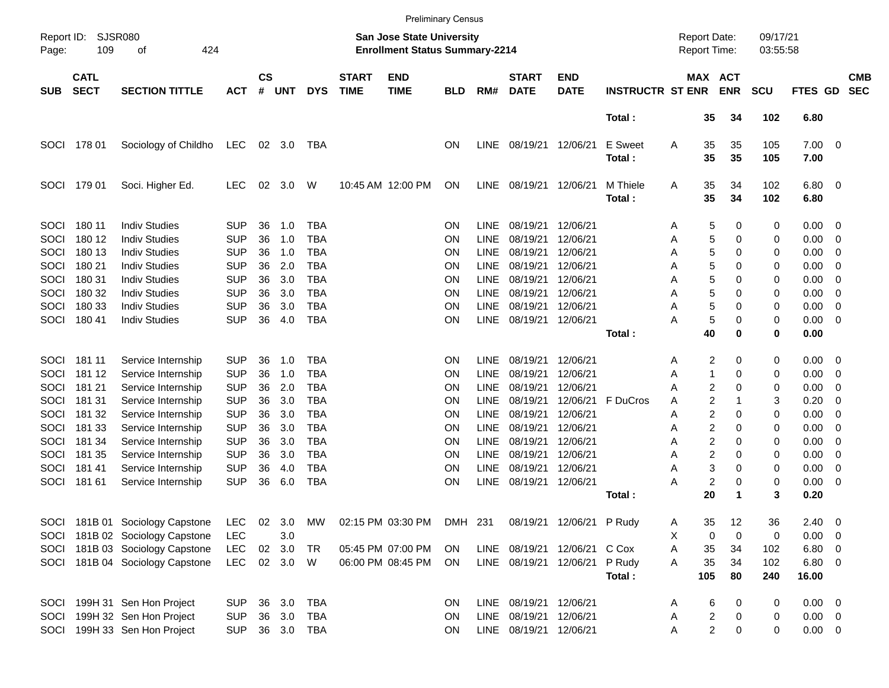Preliminary Census

Report ID: SJSR080

**San Jose State University**
**Enrollment Status Summary-2214**

Report Date: 09/17/21
Report Time: 03:55:58

| SUB | CATL SECT | SECTION TITTLE | ACT | CS # | UNT | DYS | START TIME | END TIME | BLD | RM# | START DATE | END DATE | INSTRUCTR | ST | MAX ENR | ACT ENR | SCU | FTES | GD | CMB SEC |
|---|---|---|---|---|---|---|---|---|---|---|---|---|---|---|---|---|---|---|---|---|
| | | | | | | | | | | | | | **Total :** | | **35** | **34** | **102** | **6.80** | | |
| SOCI | 178 01 | Sociology of Childho | LEC | 02 | 3.0 | TBA | | | ON | LINE | 08/19/21 | 12/06/21 | E Sweet | A | 35 | 35 | 105 | 7.00 | 0 | |
| | | | | | | | | | | | | | **Total :** | | **35** | **35** | **105** | **7.00** | | |
| SOCI | 179 01 | Soci. Higher Ed. | LEC | 02 | 3.0 | W | 10:45 AM | 12:00 PM | ON | LINE | 08/19/21 | 12/06/21 | M Thiele | A | 35 | 34 | 102 | 6.80 | 0 | |
| | | | | | | | | | | | | | **Total :** | | **35** | **34** | **102** | **6.80** | | |
| SOCI | 180 11 | Indiv Studies | SUP | 36 | 1.0 | TBA | | | ON | LINE | 08/19/21 | 12/06/21 | | A | 5 | 0 | 0 | 0.00 | 0 | |
| SOCI | 180 12 | Indiv Studies | SUP | 36 | 1.0 | TBA | | | ON | LINE | 08/19/21 | 12/06/21 | | A | 5 | 0 | 0 | 0.00 | 0 | |
| SOCI | 180 13 | Indiv Studies | SUP | 36 | 1.0 | TBA | | | ON | LINE | 08/19/21 | 12/06/21 | | A | 5 | 0 | 0 | 0.00 | 0 | |
| SOCI | 180 21 | Indiv Studies | SUP | 36 | 2.0 | TBA | | | ON | LINE | 08/19/21 | 12/06/21 | | A | 5 | 0 | 0 | 0.00 | 0 | |
| SOCI | 180 31 | Indiv Studies | SUP | 36 | 3.0 | TBA | | | ON | LINE | 08/19/21 | 12/06/21 | | A | 5 | 0 | 0 | 0.00 | 0 | |
| SOCI | 180 32 | Indiv Studies | SUP | 36 | 3.0 | TBA | | | ON | LINE | 08/19/21 | 12/06/21 | | A | 5 | 0 | 0 | 0.00 | 0 | |
| SOCI | 180 33 | Indiv Studies | SUP | 36 | 3.0 | TBA | | | ON | LINE | 08/19/21 | 12/06/21 | | A | 5 | 0 | 0 | 0.00 | 0 | |
| SOCI | 180 41 | Indiv Studies | SUP | 36 | 4.0 | TBA | | | ON | LINE | 08/19/21 | 12/06/21 | | A | 5 | 0 | 0 | 0.00 | 0 | |
| | | | | | | | | | | | | | **Total :** | | **40** | **0** | **0** | **0.00** | | |
| SOCI | 181 11 | Service Internship | SUP | 36 | 1.0 | TBA | | | ON | LINE | 08/19/21 | 12/06/21 | | A | 2 | 0 | 0 | 0.00 | 0 | |
| SOCI | 181 12 | Service Internship | SUP | 36 | 1.0 | TBA | | | ON | LINE | 08/19/21 | 12/06/21 | | A | 1 | 0 | 0 | 0.00 | 0 | |
| SOCI | 181 21 | Service Internship | SUP | 36 | 2.0 | TBA | | | ON | LINE | 08/19/21 | 12/06/21 | | A | 2 | 0 | 0 | 0.00 | 0 | |
| SOCI | 181 31 | Service Internship | SUP | 36 | 3.0 | TBA | | | ON | LINE | 08/19/21 | 12/06/21 | F DuCros | A | 2 | 1 | 3 | 0.20 | 0 | |
| SOCI | 181 32 | Service Internship | SUP | 36 | 3.0 | TBA | | | ON | LINE | 08/19/21 | 12/06/21 | | A | 2 | 0 | 0 | 0.00 | 0 | |
| SOCI | 181 33 | Service Internship | SUP | 36 | 3.0 | TBA | | | ON | LINE | 08/19/21 | 12/06/21 | | A | 2 | 0 | 0 | 0.00 | 0 | |
| SOCI | 181 34 | Service Internship | SUP | 36 | 3.0 | TBA | | | ON | LINE | 08/19/21 | 12/06/21 | | A | 2 | 0 | 0 | 0.00 | 0 | |
| SOCI | 181 35 | Service Internship | SUP | 36 | 3.0 | TBA | | | ON | LINE | 08/19/21 | 12/06/21 | | A | 2 | 0 | 0 | 0.00 | 0 | |
| SOCI | 181 41 | Service Internship | SUP | 36 | 4.0 | TBA | | | ON | LINE | 08/19/21 | 12/06/21 | | A | 3 | 0 | 0 | 0.00 | 0 | |
| SOCI | 181 61 | Service Internship | SUP | 36 | 6.0 | TBA | | | ON | LINE | 08/19/21 | 12/06/21 | | A | 2 | 0 | 0 | 0.00 | 0 | |
| | | | | | | | | | | | | | **Total :** | | **20** | **1** | **3** | **0.20** | | |
| SOCI | 181B 01 | Sociology Capstone | LEC | 02 | 3.0 | MW | 02:15 PM | 03:30 PM | DMH | 231 | 08/19/21 | 12/06/21 | P Rudy | A | 35 | 12 | 36 | 2.40 | 0 | |
| SOCI | 181B 02 | Sociology Capstone | LEC | | 3.0 | | | | | | | | | X | 0 | 0 | 0 | 0.00 | 0 | |
| SOCI | 181B 03 | Sociology Capstone | LEC | 02 | 3.0 | TR | 05:45 PM | 07:00 PM | ON | LINE | 08/19/21 | 12/06/21 | C Cox | A | 35 | 34 | 102 | 6.80 | 0 | |
| SOCI | 181B 04 | Sociology Capstone | LEC | 02 | 3.0 | W | 06:00 PM | 08:45 PM | ON | LINE | 08/19/21 | 12/06/21 | P Rudy | A | 35 | 34 | 102 | 6.80 | 0 | |
| | | | | | | | | | | | | | **Total :** | | **105** | **80** | **240** | **16.00** | | |
| SOCI | 199H 31 | Sen Hon Project | SUP | 36 | 3.0 | TBA | | | ON | LINE | 08/19/21 | 12/06/21 | | A | 6 | 0 | 0 | 0.00 | 0 | |
| SOCI | 199H 32 | Sen Hon Project | SUP | 36 | 3.0 | TBA | | | ON | LINE | 08/19/21 | 12/06/21 | | A | 2 | 0 | 0 | 0.00 | 0 | |
| SOCI | 199H 33 | Sen Hon Project | SUP | 36 | 3.0 | TBA | | | ON | LINE | 08/19/21 | 12/06/21 | | A | 2 | 0 | 0 | 0.00 | 0 | |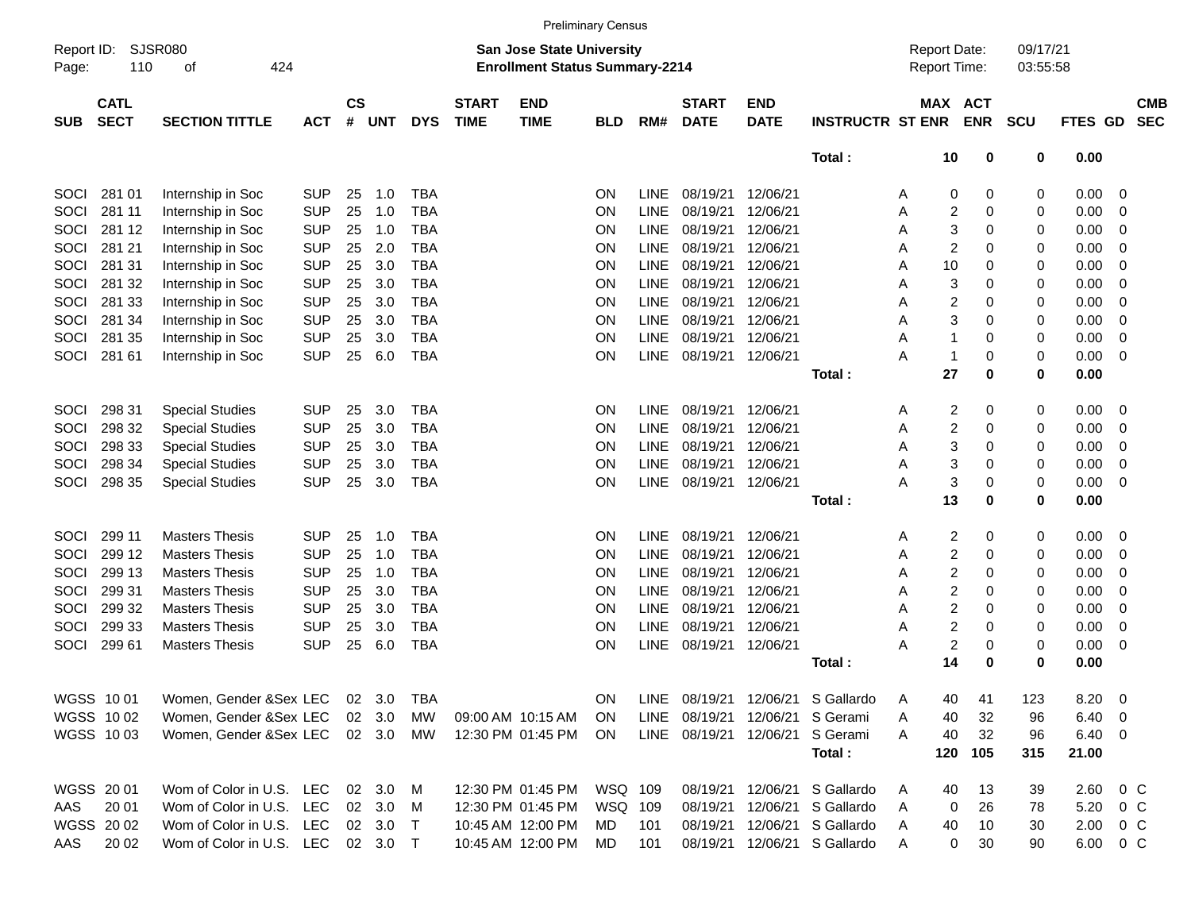Preliminary Census

Report ID: SJSR080

**San Jose State University**
**Enrollment Status Summary-2214**

Report Date: 09/17/21
Report Time: 03:55:58

| SUB | CATL SECT | SECTION TITTLE | ACT | CS # | UNT | DYS | START TIME | END TIME | BLD | RM# | START DATE | END DATE | INSTRUCTR | ST | MAX ENR | ACT ENR | SCU | FTES | GD | CMB SEC |
|---|---|---|---|---|---|---|---|---|---|---|---|---|---|---|---|---|---|---|---|---|
| | | | | | | | | | | | | | **Total :** | | **10** | **0** | **0** | **0.00** | | |
| SOCI | 281 01 | Internship in Soc | SUP | 25 | 1.0 | TBA | | | ON | LINE | 08/19/21 | 12/06/21 | | A | 0 | 0 | 0 | 0.00 | 0 | |
| SOCI | 281 11 | Internship in Soc | SUP | 25 | 1.0 | TBA | | | ON | LINE | 08/19/21 | 12/06/21 | | A | 2 | 0 | 0 | 0.00 | 0 | |
| SOCI | 281 12 | Internship in Soc | SUP | 25 | 1.0 | TBA | | | ON | LINE | 08/19/21 | 12/06/21 | | A | 3 | 0 | 0 | 0.00 | 0 | |
| SOCI | 281 21 | Internship in Soc | SUP | 25 | 2.0 | TBA | | | ON | LINE | 08/19/21 | 12/06/21 | | A | 2 | 0 | 0 | 0.00 | 0 | |
| SOCI | 281 31 | Internship in Soc | SUP | 25 | 3.0 | TBA | | | ON | LINE | 08/19/21 | 12/06/21 | | A | 10 | 0 | 0 | 0.00 | 0 | |
| SOCI | 281 32 | Internship in Soc | SUP | 25 | 3.0 | TBA | | | ON | LINE | 08/19/21 | 12/06/21 | | A | 3 | 0 | 0 | 0.00 | 0 | |
| SOCI | 281 33 | Internship in Soc | SUP | 25 | 3.0 | TBA | | | ON | LINE | 08/19/21 | 12/06/21 | | A | 2 | 0 | 0 | 0.00 | 0 | |
| SOCI | 281 34 | Internship in Soc | SUP | 25 | 3.0 | TBA | | | ON | LINE | 08/19/21 | 12/06/21 | | A | 3 | 0 | 0 | 0.00 | 0 | |
| SOCI | 281 35 | Internship in Soc | SUP | 25 | 3.0 | TBA | | | ON | LINE | 08/19/21 | 12/06/21 | | A | 1 | 0 | 0 | 0.00 | 0 | |
| SOCI | 281 61 | Internship in Soc | SUP | 25 | 6.0 | TBA | | | ON | LINE | 08/19/21 | 12/06/21 | | A | 1 | 0 | 0 | 0.00 | 0 | |
| | | | | | | | | | | | | | **Total :** | | **27** | **0** | **0** | **0.00** | | |
| SOCI | 298 31 | Special Studies | SUP | 25 | 3.0 | TBA | | | ON | LINE | 08/19/21 | 12/06/21 | | A | 2 | 0 | 0 | 0.00 | 0 | |
| SOCI | 298 32 | Special Studies | SUP | 25 | 3.0 | TBA | | | ON | LINE | 08/19/21 | 12/06/21 | | A | 2 | 0 | 0 | 0.00 | 0 | |
| SOCI | 298 33 | Special Studies | SUP | 25 | 3.0 | TBA | | | ON | LINE | 08/19/21 | 12/06/21 | | A | 3 | 0 | 0 | 0.00 | 0 | |
| SOCI | 298 34 | Special Studies | SUP | 25 | 3.0 | TBA | | | ON | LINE | 08/19/21 | 12/06/21 | | A | 3 | 0 | 0 | 0.00 | 0 | |
| SOCI | 298 35 | Special Studies | SUP | 25 | 3.0 | TBA | | | ON | LINE | 08/19/21 | 12/06/21 | | A | 3 | 0 | 0 | 0.00 | 0 | |
| | | | | | | | | | | | | | **Total :** | | **13** | **0** | **0** | **0.00** | | |
| SOCI | 299 11 | Masters Thesis | SUP | 25 | 1.0 | TBA | | | ON | LINE | 08/19/21 | 12/06/21 | | A | 2 | 0 | 0 | 0.00 | 0 | |
| SOCI | 299 12 | Masters Thesis | SUP | 25 | 1.0 | TBA | | | ON | LINE | 08/19/21 | 12/06/21 | | A | 2 | 0 | 0 | 0.00 | 0 | |
| SOCI | 299 13 | Masters Thesis | SUP | 25 | 1.0 | TBA | | | ON | LINE | 08/19/21 | 12/06/21 | | A | 2 | 0 | 0 | 0.00 | 0 | |
| SOCI | 299 31 | Masters Thesis | SUP | 25 | 3.0 | TBA | | | ON | LINE | 08/19/21 | 12/06/21 | | A | 2 | 0 | 0 | 0.00 | 0 | |
| SOCI | 299 32 | Masters Thesis | SUP | 25 | 3.0 | TBA | | | ON | LINE | 08/19/21 | 12/06/21 | | A | 2 | 0 | 0 | 0.00 | 0 | |
| SOCI | 299 33 | Masters Thesis | SUP | 25 | 3.0 | TBA | | | ON | LINE | 08/19/21 | 12/06/21 | | A | 2 | 0 | 0 | 0.00 | 0 | |
| SOCI | 299 61 | Masters Thesis | SUP | 25 | 6.0 | TBA | | | ON | LINE | 08/19/21 | 12/06/21 | | A | 2 | 0 | 0 | 0.00 | 0 | |
| | | | | | | | | | | | | | **Total :** | | **14** | **0** | **0** | **0.00** | | |
| WGSS | 10 01 | Women, Gender &Sex | LEC | 02 | 3.0 | TBA | | | ON | LINE | 08/19/21 | 12/06/21 | S Gallardo | A | 40 | 41 | 123 | 8.20 | 0 | |
| WGSS | 10 02 | Women, Gender &Sex | LEC | 02 | 3.0 | MW | 09:00 AM | 10:15 AM | ON | LINE | 08/19/21 | 12/06/21 | S Gerami | A | 40 | 32 | 96 | 6.40 | 0 | |
| WGSS | 10 03 | Women, Gender &Sex | LEC | 02 | 3.0 | MW | 12:30 PM | 01:45 PM | ON | LINE | 08/19/21 | 12/06/21 | S Gerami | A | 40 | 32 | 96 | 6.40 | 0 | |
| | | | | | | | | | | | | | **Total :** | | **120** | **105** | **315** | **21.00** | | |
| WGSS | 20 01 | Wom of Color in U.S. | LEC | 02 | 3.0 | M | 12:30 PM | 01:45 PM | WSQ | 109 | 08/19/21 | 12/06/21 | S Gallardo | A | 40 | 13 | 39 | 2.60 | 0 | C |
| AAS | 20 01 | Wom of Color in U.S. | LEC | 02 | 3.0 | M | 12:30 PM | 01:45 PM | WSQ | 109 | 08/19/21 | 12/06/21 | S Gallardo | A | 0 | 26 | 78 | 5.20 | 0 | C |
| WGSS | 20 02 | Wom of Color in U.S. | LEC | 02 | 3.0 | T | 10:45 AM | 12:00 PM | MD | 101 | 08/19/21 | 12/06/21 | S Gallardo | A | 40 | 10 | 30 | 2.00 | 0 | C |
| AAS | 20 02 | Wom of Color in U.S. | LEC | 02 | 3.0 | T | 10:45 AM | 12:00 PM | MD | 101 | 08/19/21 | 12/06/21 | S Gallardo | A | 0 | 30 | 90 | 6.00 | 0 | C |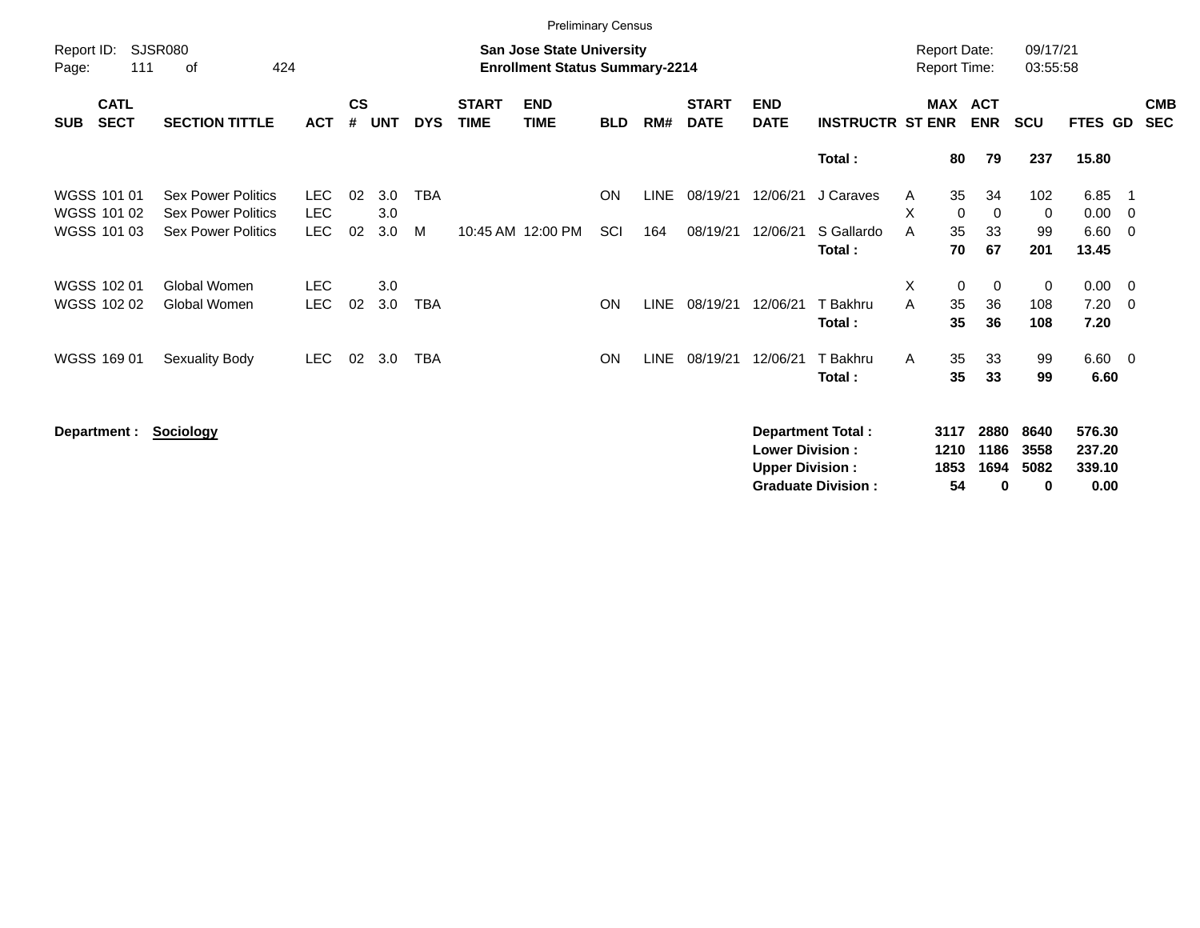Preliminary Census

Report ID: SJSR080

**San Jose State University**
**Enrollment Status Summary-2214**

Report Date: 09/17/21
Report Time: 03:55:58

| SUB | CATL SECT | SECTION TITTLE | ACT | CS # | UNT | DYS | START TIME | END TIME | BLD | RM# | START DATE | END DATE | INSTRUCTR | ST | MAX ENR | ACT ENR | SCU | FTES | GD | CMB SEC |
|---|---|---|---|---|---|---|---|---|---|---|---|---|---|---|---|---|---|---|---|---|
| | | | | | | | | | | | | | **Total :** | | **80** | **79** | **237** | **15.80** | | |
| WGSS | 101 01 | Sex Power Politics | LEC | 02 | 3.0 | TBA | | | ON | LINE | 08/19/21 | 12/06/21 | J Caraves | A | 35 | 34 | 102 | 6.85 | 1 | |
| WGSS | 101 02 | Sex Power Politics | LEC | | 3.0 | | | | | | | | | X | 0 | 0 | 0 | 0.00 | 0 | |
| WGSS | 101 03 | Sex Power Politics | LEC | 02 | 3.0 | M | 10:45 AM | 12:00 PM | SCI | 164 | 08/19/21 | 12/06/21 | S Gallardo | A | 35 | 33 | 99 | 6.60 | 0 | |
| | | | | | | | | | | | | | **Total :** | | **70** | **67** | **201** | **13.45** | | |
| WGSS | 102 01 | Global Women | LEC | | 3.0 | | | | | | | | | X | 0 | 0 | 0 | 0.00 | 0 | |
| WGSS | 102 02 | Global Women | LEC | 02 | 3.0 | TBA | | | ON | LINE | 08/19/21 | 12/06/21 | T Bakhru | A | 35 | 36 | 108 | 7.20 | 0 | |
| | | | | | | | | | | | | | **Total :** | | **35** | **36** | **108** | **7.20** | | |
| WGSS | 169 01 | Sexuality Body | LEC | 02 | 3.0 | TBA | | | ON | LINE | 08/19/21 | 12/06/21 | T Bakhru | A | 35 | 33 | 99 | 6.60 | 0 | |
| | | | | | | | | | | | | | **Total :** | | **35** | **33** | **99** | **6.60** | | |

**Department :** **Sociology**

| | MAX ENR | ACT ENR | SCU | FTES |
|---|---|---|---|---|
| **Department Total :** | **3117** | **2880** | **8640** | **576.30** |
| **Lower Division :** | **1210** | **1186** | **3558** | **237.20** |
| **Upper Division :** | **1853** | **1694** | **5082** | **339.10** |
| **Graduate Division :** | **54** | **0** | **0** | **0.00** |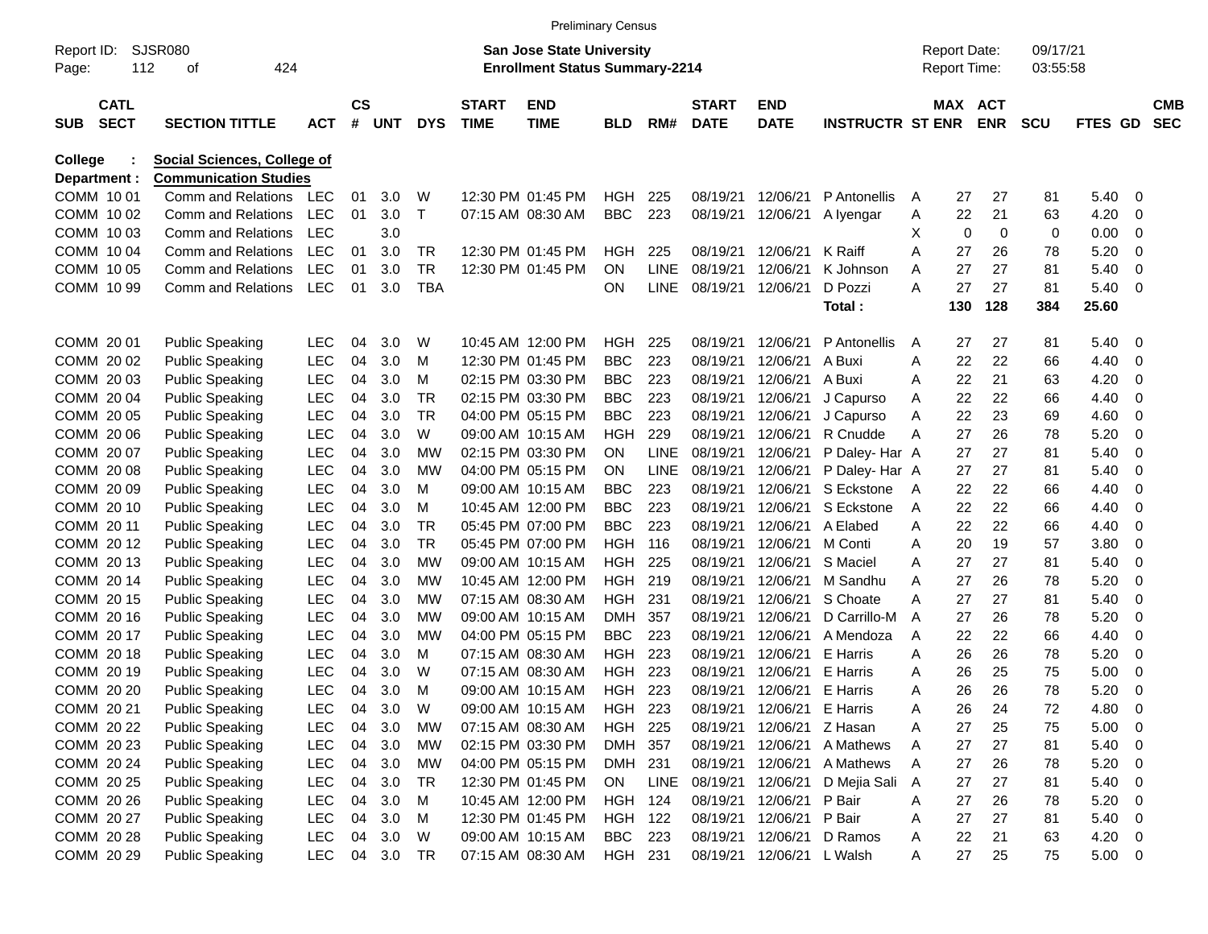Preliminary Census

Report ID: SJSR080
Page: 112 of 424

**San Jose State University**
**Enrollment Status Summary-2214**

Report Date: 09/17/21
Report Time: 03:55:58

| SUB | CATL SECT | SECTION TITTLE | ACT | CS # | UNT | DYS | START TIME | END TIME | BLD | RM# | START DATE | END DATE | INSTRUCTR | ST | MAX ENR | ACT ENR | SCU | FTES | GD | CMB SEC |
|---|---|---|---|---|---|---|---|---|---|---|---|---|---|---|---|---|---|---|---|---|
| **College :** | | **Social Sciences, College of** | | | | | | | | | | | | | | | | | | |
| **Department :** | | **Communication Studies** | | | | | | | | | | | | | | | | | | |
| COMM | 10 01 | Comm and Relations | LEC | 01 | 3.0 | W | 12:30 PM | 01:45 PM | HGH | 225 | 08/19/21 | 12/06/21 | P Antonellis | A | 27 | 27 | 81 | 5.40 | 0 | |
| COMM | 10 02 | Comm and Relations | LEC | 01 | 3.0 | T | 07:15 AM | 08:30 AM | BBC | 223 | 08/19/21 | 12/06/21 | A Iyengar | A | 22 | 21 | 63 | 4.20 | 0 | |
| COMM | 10 03 | Comm and Relations | LEC | | 3.0 | | | | | | | | | X | 0 | 0 | 0 | 0.00 | 0 | |
| COMM | 10 04 | Comm and Relations | LEC | 01 | 3.0 | TR | 12:30 PM | 01:45 PM | HGH | 225 | 08/19/21 | 12/06/21 | K Raiff | A | 27 | 26 | 78 | 5.20 | 0 | |
| COMM | 10 05 | Comm and Relations | LEC | 01 | 3.0 | TR | 12:30 PM | 01:45 PM | ON | LINE | 08/19/21 | 12/06/21 | K Johnson | A | 27 | 27 | 81 | 5.40 | 0 | |
| COMM | 10 99 | Comm and Relations | LEC | 01 | 3.0 | TBA | | | ON | LINE | 08/19/21 | 12/06/21 | D Pozzi | A | 27 | 27 | 81 | 5.40 | 0 | |
| | | | | | | | | | | | | | **Total :** | | **130** | **128** | **384** | **25.60** | | |
| COMM | 20 01 | Public Speaking | LEC | 04 | 3.0 | W | 10:45 AM | 12:00 PM | HGH | 225 | 08/19/21 | 12/06/21 | P Antonellis | A | 27 | 27 | 81 | 5.40 | 0 | |
| COMM | 20 02 | Public Speaking | LEC | 04 | 3.0 | M | 12:30 PM | 01:45 PM | BBC | 223 | 08/19/21 | 12/06/21 | A Buxi | A | 22 | 22 | 66 | 4.40 | 0 | |
| COMM | 20 03 | Public Speaking | LEC | 04 | 3.0 | M | 02:15 PM | 03:30 PM | BBC | 223 | 08/19/21 | 12/06/21 | A Buxi | A | 22 | 21 | 63 | 4.20 | 0 | |
| COMM | 20 04 | Public Speaking | LEC | 04 | 3.0 | TR | 02:15 PM | 03:30 PM | BBC | 223 | 08/19/21 | 12/06/21 | J Capurso | A | 22 | 22 | 66 | 4.40 | 0 | |
| COMM | 20 05 | Public Speaking | LEC | 04 | 3.0 | TR | 04:00 PM | 05:15 PM | BBC | 223 | 08/19/21 | 12/06/21 | J Capurso | A | 22 | 23 | 69 | 4.60 | 0 | |
| COMM | 20 06 | Public Speaking | LEC | 04 | 3.0 | W | 09:00 AM | 10:15 AM | HGH | 229 | 08/19/21 | 12/06/21 | R Cnudde | A | 27 | 26 | 78 | 5.20 | 0 | |
| COMM | 20 07 | Public Speaking | LEC | 04 | 3.0 | MW | 02:15 PM | 03:30 PM | ON | LINE | 08/19/21 | 12/06/21 | P Daley- Har | A | 27 | 27 | 81 | 5.40 | 0 | |
| COMM | 20 08 | Public Speaking | LEC | 04 | 3.0 | MW | 04:00 PM | 05:15 PM | ON | LINE | 08/19/21 | 12/06/21 | P Daley- Har | A | 27 | 27 | 81 | 5.40 | 0 | |
| COMM | 20 09 | Public Speaking | LEC | 04 | 3.0 | M | 09:00 AM | 10:15 AM | BBC | 223 | 08/19/21 | 12/06/21 | S Eckstone | A | 22 | 22 | 66 | 4.40 | 0 | |
| COMM | 20 10 | Public Speaking | LEC | 04 | 3.0 | M | 10:45 AM | 12:00 PM | BBC | 223 | 08/19/21 | 12/06/21 | S Eckstone | A | 22 | 22 | 66 | 4.40 | 0 | |
| COMM | 20 11 | Public Speaking | LEC | 04 | 3.0 | TR | 05:45 PM | 07:00 PM | BBC | 223 | 08/19/21 | 12/06/21 | A Elabed | A | 22 | 22 | 66 | 4.40 | 0 | |
| COMM | 20 12 | Public Speaking | LEC | 04 | 3.0 | TR | 05:45 PM | 07:00 PM | HGH | 116 | 08/19/21 | 12/06/21 | M Conti | A | 20 | 19 | 57 | 3.80 | 0 | |
| COMM | 20 13 | Public Speaking | LEC | 04 | 3.0 | MW | 09:00 AM | 10:15 AM | HGH | 225 | 08/19/21 | 12/06/21 | S Maciel | A | 27 | 27 | 81 | 5.40 | 0 | |
| COMM | 20 14 | Public Speaking | LEC | 04 | 3.0 | MW | 10:45 AM | 12:00 PM | HGH | 219 | 08/19/21 | 12/06/21 | M Sandhu | A | 27 | 26 | 78 | 5.20 | 0 | |
| COMM | 20 15 | Public Speaking | LEC | 04 | 3.0 | MW | 07:15 AM | 08:30 AM | HGH | 231 | 08/19/21 | 12/06/21 | S Choate | A | 27 | 27 | 81 | 5.40 | 0 | |
| COMM | 20 16 | Public Speaking | LEC | 04 | 3.0 | MW | 09:00 AM | 10:15 AM | DMH | 357 | 08/19/21 | 12/06/21 | D Carrillo-M | A | 27 | 26 | 78 | 5.20 | 0 | |
| COMM | 20 17 | Public Speaking | LEC | 04 | 3.0 | MW | 04:00 PM | 05:15 PM | BBC | 223 | 08/19/21 | 12/06/21 | A Mendoza | A | 22 | 22 | 66 | 4.40 | 0 | |
| COMM | 20 18 | Public Speaking | LEC | 04 | 3.0 | M | 07:15 AM | 08:30 AM | HGH | 223 | 08/19/21 | 12/06/21 | E Harris | A | 26 | 26 | 78 | 5.20 | 0 | |
| COMM | 20 19 | Public Speaking | LEC | 04 | 3.0 | W | 07:15 AM | 08:30 AM | HGH | 223 | 08/19/21 | 12/06/21 | E Harris | A | 26 | 25 | 75 | 5.00 | 0 | |
| COMM | 20 20 | Public Speaking | LEC | 04 | 3.0 | M | 09:00 AM | 10:15 AM | HGH | 223 | 08/19/21 | 12/06/21 | E Harris | A | 26 | 26 | 78 | 5.20 | 0 | |
| COMM | 20 21 | Public Speaking | LEC | 04 | 3.0 | W | 09:00 AM | 10:15 AM | HGH | 223 | 08/19/21 | 12/06/21 | E Harris | A | 26 | 24 | 72 | 4.80 | 0 | |
| COMM | 20 22 | Public Speaking | LEC | 04 | 3.0 | MW | 07:15 AM | 08:30 AM | HGH | 225 | 08/19/21 | 12/06/21 | Z Hasan | A | 27 | 25 | 75 | 5.00 | 0 | |
| COMM | 20 23 | Public Speaking | LEC | 04 | 3.0 | MW | 02:15 PM | 03:30 PM | DMH | 357 | 08/19/21 | 12/06/21 | A Mathews | A | 27 | 27 | 81 | 5.40 | 0 | |
| COMM | 20 24 | Public Speaking | LEC | 04 | 3.0 | MW | 04:00 PM | 05:15 PM | DMH | 231 | 08/19/21 | 12/06/21 | A Mathews | A | 27 | 26 | 78 | 5.20 | 0 | |
| COMM | 20 25 | Public Speaking | LEC | 04 | 3.0 | TR | 12:30 PM | 01:45 PM | ON | LINE | 08/19/21 | 12/06/21 | D Mejia Sali | A | 27 | 27 | 81 | 5.40 | 0 | |
| COMM | 20 26 | Public Speaking | LEC | 04 | 3.0 | M | 10:45 AM | 12:00 PM | HGH | 124 | 08/19/21 | 12/06/21 | P Bair | A | 27 | 26 | 78 | 5.20 | 0 | |
| COMM | 20 27 | Public Speaking | LEC | 04 | 3.0 | M | 12:30 PM | 01:45 PM | HGH | 122 | 08/19/21 | 12/06/21 | P Bair | A | 27 | 27 | 81 | 5.40 | 0 | |
| COMM | 20 28 | Public Speaking | LEC | 04 | 3.0 | W | 09:00 AM | 10:15 AM | BBC | 223 | 08/19/21 | 12/06/21 | D Ramos | A | 22 | 21 | 63 | 4.20 | 0 | |
| COMM | 20 29 | Public Speaking | LEC | 04 | 3.0 | TR | 07:15 AM | 08:30 AM | HGH | 231 | 08/19/21 | 12/06/21 | L Walsh | A | 27 | 25 | 75 | 5.00 | 0 | |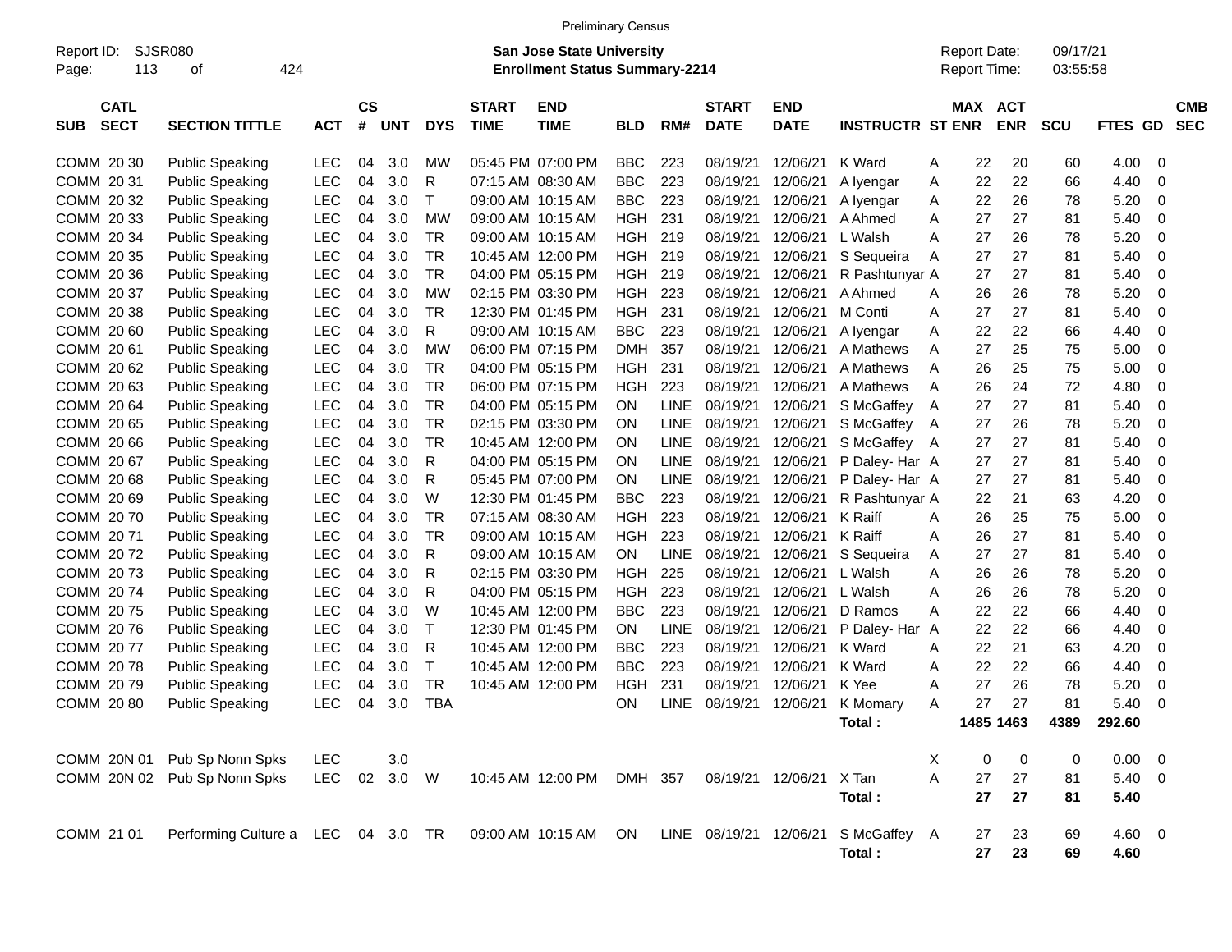Preliminary Census

Report ID: SJSR080
Page: 113 of 424

**San Jose State University**
**Enrollment Status Summary-2214**

Report Date: 09/17/21
Report Time: 03:55:58

| SUB | CATL SECT | SECTION TITTLE | ACT | CS # | UNT | DYS | START TIME | END TIME | BLD | RM# | START DATE | END DATE | INSTRUCTR | ST | MAX ENR | ACT ENR | SCU | FTES | GD | CMB SEC |
|---|---|---|---|---|---|---|---|---|---|---|---|---|---|---|---|---|---|---|---|---|
| COMM | 20 30 | Public Speaking | LEC | 04 | 3.0 | MW | 05:45 PM | 07:00 PM | BBC | 223 | 08/19/21 | 12/06/21 | K Ward | A | 22 | 20 | 60 | 4.00 | 0 | |
| COMM | 20 31 | Public Speaking | LEC | 04 | 3.0 | R | 07:15 AM | 08:30 AM | BBC | 223 | 08/19/21 | 12/06/21 | A Iyengar | A | 22 | 22 | 66 | 4.40 | 0 | |
| COMM | 20 32 | Public Speaking | LEC | 04 | 3.0 | T | 09:00 AM | 10:15 AM | BBC | 223 | 08/19/21 | 12/06/21 | A Iyengar | A | 22 | 26 | 78 | 5.20 | 0 | |
| COMM | 20 33 | Public Speaking | LEC | 04 | 3.0 | MW | 09:00 AM | 10:15 AM | HGH | 231 | 08/19/21 | 12/06/21 | A Ahmed | A | 27 | 27 | 81 | 5.40 | 0 | |
| COMM | 20 34 | Public Speaking | LEC | 04 | 3.0 | TR | 09:00 AM | 10:15 AM | HGH | 219 | 08/19/21 | 12/06/21 | L Walsh | A | 27 | 26 | 78 | 5.20 | 0 | |
| COMM | 20 35 | Public Speaking | LEC | 04 | 3.0 | TR | 10:45 AM | 12:00 PM | HGH | 219 | 08/19/21 | 12/06/21 | S Sequeira | A | 27 | 27 | 81 | 5.40 | 0 | |
| COMM | 20 36 | Public Speaking | LEC | 04 | 3.0 | TR | 04:00 PM | 05:15 PM | HGH | 219 | 08/19/21 | 12/06/21 | R Pashtunyar | A | 27 | 27 | 81 | 5.40 | 0 | |
| COMM | 20 37 | Public Speaking | LEC | 04 | 3.0 | MW | 02:15 PM | 03:30 PM | HGH | 223 | 08/19/21 | 12/06/21 | A Ahmed | A | 26 | 26 | 78 | 5.20 | 0 | |
| COMM | 20 38 | Public Speaking | LEC | 04 | 3.0 | TR | 12:30 PM | 01:45 PM | HGH | 231 | 08/19/21 | 12/06/21 | M Conti | A | 27 | 27 | 81 | 5.40 | 0 | |
| COMM | 20 60 | Public Speaking | LEC | 04 | 3.0 | R | 09:00 AM | 10:15 AM | BBC | 223 | 08/19/21 | 12/06/21 | A Iyengar | A | 22 | 22 | 66 | 4.40 | 0 | |
| COMM | 20 61 | Public Speaking | LEC | 04 | 3.0 | MW | 06:00 PM | 07:15 PM | DMH | 357 | 08/19/21 | 12/06/21 | A Mathews | A | 27 | 25 | 75 | 5.00 | 0 | |
| COMM | 20 62 | Public Speaking | LEC | 04 | 3.0 | TR | 04:00 PM | 05:15 PM | HGH | 231 | 08/19/21 | 12/06/21 | A Mathews | A | 26 | 25 | 75 | 5.00 | 0 | |
| COMM | 20 63 | Public Speaking | LEC | 04 | 3.0 | TR | 06:00 PM | 07:15 PM | HGH | 223 | 08/19/21 | 12/06/21 | A Mathews | A | 26 | 24 | 72 | 4.80 | 0 | |
| COMM | 20 64 | Public Speaking | LEC | 04 | 3.0 | TR | 04:00 PM | 05:15 PM | ON | LINE | 08/19/21 | 12/06/21 | S McGaffey | A | 27 | 27 | 81 | 5.40 | 0 | |
| COMM | 20 65 | Public Speaking | LEC | 04 | 3.0 | TR | 02:15 PM | 03:30 PM | ON | LINE | 08/19/21 | 12/06/21 | S McGaffey | A | 27 | 26 | 78 | 5.20 | 0 | |
| COMM | 20 66 | Public Speaking | LEC | 04 | 3.0 | TR | 10:45 AM | 12:00 PM | ON | LINE | 08/19/21 | 12/06/21 | S McGaffey | A | 27 | 27 | 81 | 5.40 | 0 | |
| COMM | 20 67 | Public Speaking | LEC | 04 | 3.0 | R | 04:00 PM | 05:15 PM | ON | LINE | 08/19/21 | 12/06/21 | P Daley- Har | A | 27 | 27 | 81 | 5.40 | 0 | |
| COMM | 20 68 | Public Speaking | LEC | 04 | 3.0 | R | 05:45 PM | 07:00 PM | ON | LINE | 08/19/21 | 12/06/21 | P Daley- Har | A | 27 | 27 | 81 | 5.40 | 0 | |
| COMM | 20 69 | Public Speaking | LEC | 04 | 3.0 | W | 12:30 PM | 01:45 PM | BBC | 223 | 08/19/21 | 12/06/21 | R Pashtunyar | A | 22 | 21 | 63 | 4.20 | 0 | |
| COMM | 20 70 | Public Speaking | LEC | 04 | 3.0 | TR | 07:15 AM | 08:30 AM | HGH | 223 | 08/19/21 | 12/06/21 | K Raiff | A | 26 | 25 | 75 | 5.00 | 0 | |
| COMM | 20 71 | Public Speaking | LEC | 04 | 3.0 | TR | 09:00 AM | 10:15 AM | HGH | 223 | 08/19/21 | 12/06/21 | K Raiff | A | 26 | 27 | 81 | 5.40 | 0 | |
| COMM | 20 72 | Public Speaking | LEC | 04 | 3.0 | R | 09:00 AM | 10:15 AM | ON | LINE | 08/19/21 | 12/06/21 | S Sequeira | A | 27 | 27 | 81 | 5.40 | 0 | |
| COMM | 20 73 | Public Speaking | LEC | 04 | 3.0 | R | 02:15 PM | 03:30 PM | HGH | 225 | 08/19/21 | 12/06/21 | L Walsh | A | 26 | 26 | 78 | 5.20 | 0 | |
| COMM | 20 74 | Public Speaking | LEC | 04 | 3.0 | R | 04:00 PM | 05:15 PM | HGH | 223 | 08/19/21 | 12/06/21 | L Walsh | A | 26 | 26 | 78 | 5.20 | 0 | |
| COMM | 20 75 | Public Speaking | LEC | 04 | 3.0 | W | 10:45 AM | 12:00 PM | BBC | 223 | 08/19/21 | 12/06/21 | D Ramos | A | 22 | 22 | 66 | 4.40 | 0 | |
| COMM | 20 76 | Public Speaking | LEC | 04 | 3.0 | T | 12:30 PM | 01:45 PM | ON | LINE | 08/19/21 | 12/06/21 | P Daley- Har | A | 22 | 22 | 66 | 4.40 | 0 | |
| COMM | 20 77 | Public Speaking | LEC | 04 | 3.0 | R | 10:45 AM | 12:00 PM | BBC | 223 | 08/19/21 | 12/06/21 | K Ward | A | 22 | 21 | 63 | 4.20 | 0 | |
| COMM | 20 78 | Public Speaking | LEC | 04 | 3.0 | T | 10:45 AM | 12:00 PM | BBC | 223 | 08/19/21 | 12/06/21 | K Ward | A | 22 | 22 | 66 | 4.40 | 0 | |
| COMM | 20 79 | Public Speaking | LEC | 04 | 3.0 | TR | 10:45 AM | 12:00 PM | HGH | 231 | 08/19/21 | 12/06/21 | K Yee | A | 27 | 26 | 78 | 5.20 | 0 | |
| COMM | 20 80 | Public Speaking | LEC | 04 | 3.0 | TBA | | | ON | LINE | 08/19/21 | 12/06/21 | K Momary | A | 27 | 27 | 81 | 5.40 | 0 | |
| | | | | | | | | | | | | | **Total :** | | **1485** | **1463** | **4389** | **292.60** | | |
| COMM | 20N 01 | Pub Sp Nonn Spks | LEC | | 3.0 | | | | | | | | | X | 0 | 0 | 0 | 0.00 | 0 | |
| COMM | 20N 02 | Pub Sp Nonn Spks | LEC | 02 | 3.0 | W | 10:45 AM | 12:00 PM | DMH | 357 | 08/19/21 | 12/06/21 | X Tan | A | 27 | 27 | 81 | 5.40 | 0 | |
| | | | | | | | | | | | | | **Total :** | | **27** | **27** | **81** | **5.40** | | |
| COMM | 21 01 | Performing Culture a | LEC | 04 | 3.0 | TR | 09:00 AM | 10:15 AM | ON | LINE | 08/19/21 | 12/06/21 | S McGaffey | A | 27 | 23 | 69 | 4.60 | 0 | |
| | | | | | | | | | | | | | **Total :** | | **27** | **23** | **69** | **4.60** | | |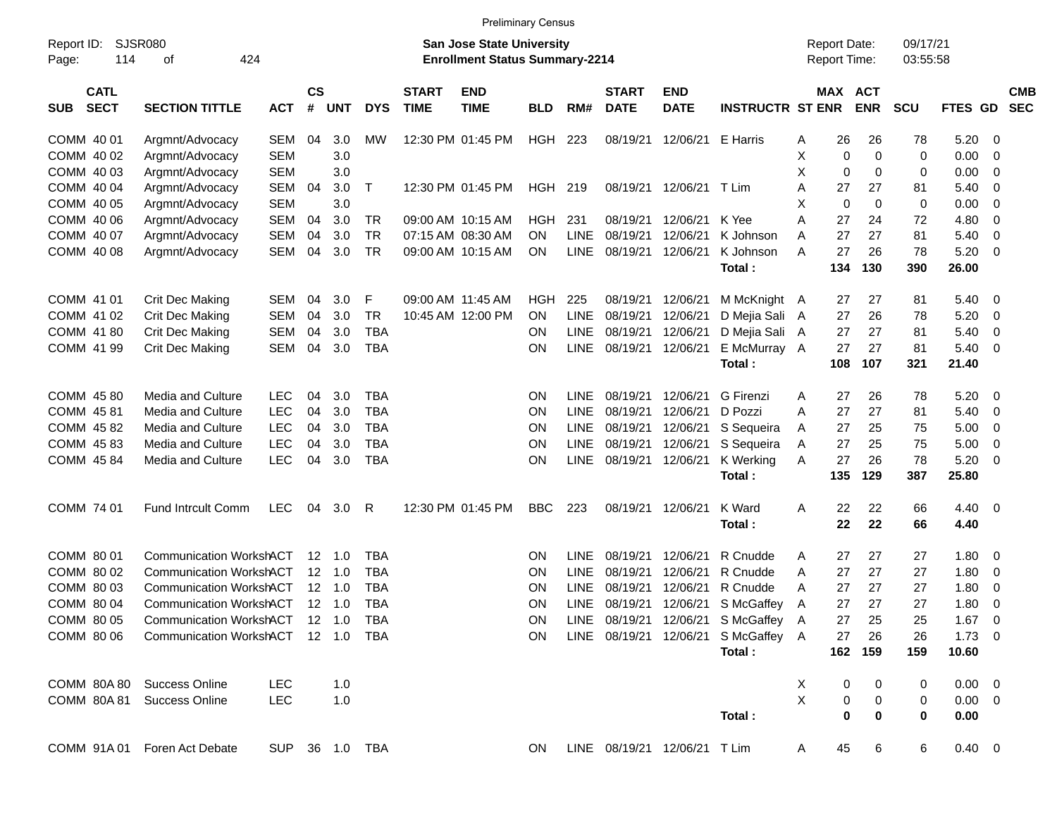Preliminary Census

Report ID: SJSR080
Page: 114 of 424

**San Jose State University**
**Enrollment Status Summary-2214**

Report Date: 09/17/21
Report Time: 03:55:58

| SUB | CATL SECT | SECTION TITTLE | ACT | CS # | UNT | DYS | START TIME | END TIME | BLD | RM# | START DATE | END DATE | INSTRUCTR | ST | MAX ENR | ACT ENR | SCU | FTES | GD | CMB SEC |
|---|---|---|---|---|---|---|---|---|---|---|---|---|---|---|---|---|---|---|---|---|
| COMM | 40 01 | Argmnt/Advocacy | SEM | 04 | 3.0 | MW | 12:30 PM | 01:45 PM | HGH | 223 | 08/19/21 | 12/06/21 | E Harris | A | 26 | 26 | 78 | 5.20 | 0 | |
| COMM | 40 02 | Argmnt/Advocacy | SEM | | 3.0 | | | | | | | | | X | 0 | 0 | 0 | 0.00 | 0 | |
| COMM | 40 03 | Argmnt/Advocacy | SEM | | 3.0 | | | | | | | | | X | 0 | 0 | 0 | 0.00 | 0 | |
| COMM | 40 04 | Argmnt/Advocacy | SEM | 04 | 3.0 | T | 12:30 PM | 01:45 PM | HGH | 219 | 08/19/21 | 12/06/21 | T Lim | A | 27 | 27 | 81 | 5.40 | 0 | |
| COMM | 40 05 | Argmnt/Advocacy | SEM | | 3.0 | | | | | | | | | X | 0 | 0 | 0 | 0.00 | 0 | |
| COMM | 40 06 | Argmnt/Advocacy | SEM | 04 | 3.0 | TR | 09:00 AM | 10:15 AM | HGH | 231 | 08/19/21 | 12/06/21 | K Yee | A | 27 | 24 | 72 | 4.80 | 0 | |
| COMM | 40 07 | Argmnt/Advocacy | SEM | 04 | 3.0 | TR | 07:15 AM | 08:30 AM | ON | LINE | 08/19/21 | 12/06/21 | K Johnson | A | 27 | 27 | 81 | 5.40 | 0 | |
| COMM | 40 08 | Argmnt/Advocacy | SEM | 04 | 3.0 | TR | 09:00 AM | 10:15 AM | ON | LINE | 08/19/21 | 12/06/21 | K Johnson | A | 27 | 26 | 78 | 5.20 | 0 | |
| | | | | | | | | | | | | | **Total :** | | **134** | **130** | **390** | **26.00** | | |
| COMM | 41 01 | Crit Dec Making | SEM | 04 | 3.0 | F | 09:00 AM | 11:45 AM | HGH | 225 | 08/19/21 | 12/06/21 | M McKnight | A | 27 | 27 | 81 | 5.40 | 0 | |
| COMM | 41 02 | Crit Dec Making | SEM | 04 | 3.0 | TR | 10:45 AM | 12:00 PM | ON | LINE | 08/19/21 | 12/06/21 | D Mejia Sali | A | 27 | 26 | 78 | 5.20 | 0 | |
| COMM | 41 80 | Crit Dec Making | SEM | 04 | 3.0 | TBA | | | ON | LINE | 08/19/21 | 12/06/21 | D Mejia Sali | A | 27 | 27 | 81 | 5.40 | 0 | |
| COMM | 41 99 | Crit Dec Making | SEM | 04 | 3.0 | TBA | | | ON | LINE | 08/19/21 | 12/06/21 | E McMurray | A | 27 | 27 | 81 | 5.40 | 0 | |
| | | | | | | | | | | | | | **Total :** | | **108** | **107** | **321** | **21.40** | | |
| COMM | 45 80 | Media and Culture | LEC | 04 | 3.0 | TBA | | | ON | LINE | 08/19/21 | 12/06/21 | G Firenzi | A | 27 | 26 | 78 | 5.20 | 0 | |
| COMM | 45 81 | Media and Culture | LEC | 04 | 3.0 | TBA | | | ON | LINE | 08/19/21 | 12/06/21 | D Pozzi | A | 27 | 27 | 81 | 5.40 | 0 | |
| COMM | 45 82 | Media and Culture | LEC | 04 | 3.0 | TBA | | | ON | LINE | 08/19/21 | 12/06/21 | S Sequeira | A | 27 | 25 | 75 | 5.00 | 0 | |
| COMM | 45 83 | Media and Culture | LEC | 04 | 3.0 | TBA | | | ON | LINE | 08/19/21 | 12/06/21 | S Sequeira | A | 27 | 25 | 75 | 5.00 | 0 | |
| COMM | 45 84 | Media and Culture | LEC | 04 | 3.0 | TBA | | | ON | LINE | 08/19/21 | 12/06/21 | K Werking | A | 27 | 26 | 78 | 5.20 | 0 | |
| | | | | | | | | | | | | | **Total :** | | **135** | **129** | **387** | **25.80** | | |
| COMM | 74 01 | Fund Intrcult Comm | LEC | 04 | 3.0 | R | 12:30 PM | 01:45 PM | BBC | 223 | 08/19/21 | 12/06/21 | K Ward | A | 22 | 22 | 66 | 4.40 | 0 | |
| | | | | | | | | | | | | | **Total :** | | **22** | **22** | **66** | **4.40** | | |
| COMM | 80 01 | Communication Worksh | ACT | 12 | 1.0 | TBA | | | ON | LINE | 08/19/21 | 12/06/21 | R Cnudde | A | 27 | 27 | 27 | 1.80 | 0 | |
| COMM | 80 02 | Communication Worksh | ACT | 12 | 1.0 | TBA | | | ON | LINE | 08/19/21 | 12/06/21 | R Cnudde | A | 27 | 27 | 27 | 1.80 | 0 | |
| COMM | 80 03 | Communication Worksh | ACT | 12 | 1.0 | TBA | | | ON | LINE | 08/19/21 | 12/06/21 | R Cnudde | A | 27 | 27 | 27 | 1.80 | 0 | |
| COMM | 80 04 | Communication Worksh | ACT | 12 | 1.0 | TBA | | | ON | LINE | 08/19/21 | 12/06/21 | S McGaffey | A | 27 | 27 | 27 | 1.80 | 0 | |
| COMM | 80 05 | Communication Worksh | ACT | 12 | 1.0 | TBA | | | ON | LINE | 08/19/21 | 12/06/21 | S McGaffey | A | 27 | 25 | 25 | 1.67 | 0 | |
| COMM | 80 06 | Communication Worksh | ACT | 12 | 1.0 | TBA | | | ON | LINE | 08/19/21 | 12/06/21 | S McGaffey | A | 27 | 26 | 26 | 1.73 | 0 | |
| | | | | | | | | | | | | | **Total :** | | **162** | **159** | **159** | **10.60** | | |
| COMM | 80A 80 | Success Online | LEC | | 1.0 | | | | | | | | | X | 0 | 0 | 0 | 0.00 | 0 | |
| COMM | 80A 81 | Success Online | LEC | | 1.0 | | | | | | | | | X | 0 | 0 | 0 | 0.00 | 0 | |
| | | | | | | | | | | | | | **Total :** | | **0** | **0** | **0** | **0.00** | | |
| COMM | 91A 01 | Foren Act Debate | SUP | 36 | 1.0 | TBA | | | ON | LINE | 08/19/21 | 12/06/21 | T Lim | A | 45 | 6 | 6 | 0.40 | 0 | |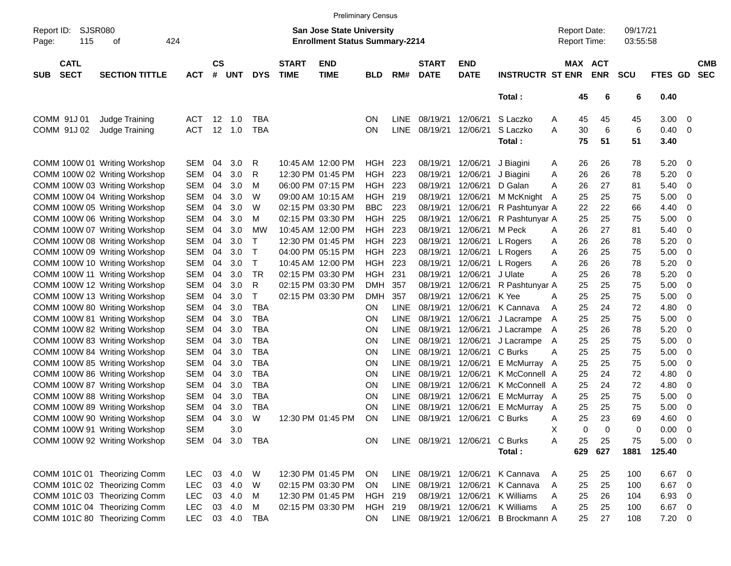Preliminary Census

Report ID: SJSR080
Page: 115 of 424

**San Jose State University**
**Enrollment Status Summary-2214**

Report Date: 09/17/21
Report Time: 03:55:58

| SUB | CATL SECT | SECTION TITTLE | ACT | CS # | UNT | DYS | START TIME | END TIME | BLD | RM# | START DATE | END DATE | INSTRUCTR | ST | MAX ENR | ACT ENR | SCU | FTES | GD | CMB SEC |
|---|---|---|---|---|---|---|---|---|---|---|---|---|---|---|---|---|---|---|---|---|
| | | | | | | | | | | | | | Total : | | 45 | 6 | 6 | 0.40 | | |
| COMM | 91J 01 | Judge Training | ACT | 12 | 1.0 | TBA | | | ON | LINE | 08/19/21 | 12/06/21 | S Laczko | A | 45 | 45 | 45 | 3.00 | 0 | |
| COMM | 91J 02 | Judge Training | ACT | 12 | 1.0 | TBA | | | ON | LINE | 08/19/21 | 12/06/21 | S Laczko | A | 30 | 6 | 6 | 0.40 | 0 | |
| | | | | | | | | | | | | | Total : | | 75 | 51 | 51 | 3.40 | | |
| COMM | 100W 01 | Writing Workshop | SEM | 04 | 3.0 | R | 10:45 AM | 12:00 PM | HGH | 223 | 08/19/21 | 12/06/21 | J Biagini | A | 26 | 26 | 78 | 5.20 | 0 | |
| COMM | 100W 02 | Writing Workshop | SEM | 04 | 3.0 | R | 12:30 PM | 01:45 PM | HGH | 223 | 08/19/21 | 12/06/21 | J Biagini | A | 26 | 26 | 78 | 5.20 | 0 | |
| COMM | 100W 03 | Writing Workshop | SEM | 04 | 3.0 | M | 06:00 PM | 07:15 PM | HGH | 223 | 08/19/21 | 12/06/21 | D Galan | A | 26 | 27 | 81 | 5.40 | 0 | |
| COMM | 100W 04 | Writing Workshop | SEM | 04 | 3.0 | W | 09:00 AM | 10:15 AM | HGH | 219 | 08/19/21 | 12/06/21 | M McKnight | A | 25 | 25 | 75 | 5.00 | 0 | |
| COMM | 100W 05 | Writing Workshop | SEM | 04 | 3.0 | W | 02:15 PM | 03:30 PM | BBC | 223 | 08/19/21 | 12/06/21 | R Pashtunyar | A | 22 | 22 | 66 | 4.40 | 0 | |
| COMM | 100W 06 | Writing Workshop | SEM | 04 | 3.0 | M | 02:15 PM | 03:30 PM | HGH | 225 | 08/19/21 | 12/06/21 | R Pashtunyar | A | 25 | 25 | 75 | 5.00 | 0 | |
| COMM | 100W 07 | Writing Workshop | SEM | 04 | 3.0 | MW | 10:45 AM | 12:00 PM | HGH | 223 | 08/19/21 | 12/06/21 | M Peck | A | 26 | 27 | 81 | 5.40 | 0 | |
| COMM | 100W 08 | Writing Workshop | SEM | 04 | 3.0 | T | 12:30 PM | 01:45 PM | HGH | 223 | 08/19/21 | 12/06/21 | L Rogers | A | 26 | 26 | 78 | 5.20 | 0 | |
| COMM | 100W 09 | Writing Workshop | SEM | 04 | 3.0 | T | 04:00 PM | 05:15 PM | HGH | 223 | 08/19/21 | 12/06/21 | L Rogers | A | 26 | 25 | 75 | 5.00 | 0 | |
| COMM | 100W 10 | Writing Workshop | SEM | 04 | 3.0 | T | 10:45 AM | 12:00 PM | HGH | 223 | 08/19/21 | 12/06/21 | L Rogers | A | 26 | 26 | 78 | 5.20 | 0 | |
| COMM | 100W 11 | Writing Workshop | SEM | 04 | 3.0 | TR | 02:15 PM | 03:30 PM | HGH | 231 | 08/19/21 | 12/06/21 | J Ulate | A | 25 | 26 | 78 | 5.20 | 0 | |
| COMM | 100W 12 | Writing Workshop | SEM | 04 | 3.0 | R | 02:15 PM | 03:30 PM | DMH | 357 | 08/19/21 | 12/06/21 | R Pashtunyar | A | 25 | 25 | 75 | 5.00 | 0 | |
| COMM | 100W 13 | Writing Workshop | SEM | 04 | 3.0 | T | 02:15 PM | 03:30 PM | DMH | 357 | 08/19/21 | 12/06/21 | K Yee | A | 25 | 25 | 75 | 5.00 | 0 | |
| COMM | 100W 80 | Writing Workshop | SEM | 04 | 3.0 | TBA | | | ON | LINE | 08/19/21 | 12/06/21 | K Cannava | A | 25 | 24 | 72 | 4.80 | 0 | |
| COMM | 100W 81 | Writing Workshop | SEM | 04 | 3.0 | TBA | | | ON | LINE | 08/19/21 | 12/06/21 | J Lacrampe | A | 25 | 25 | 75 | 5.00 | 0 | |
| COMM | 100W 82 | Writing Workshop | SEM | 04 | 3.0 | TBA | | | ON | LINE | 08/19/21 | 12/06/21 | J Lacrampe | A | 25 | 26 | 78 | 5.20 | 0 | |
| COMM | 100W 83 | Writing Workshop | SEM | 04 | 3.0 | TBA | | | ON | LINE | 08/19/21 | 12/06/21 | J Lacrampe | A | 25 | 25 | 75 | 5.00 | 0 | |
| COMM | 100W 84 | Writing Workshop | SEM | 04 | 3.0 | TBA | | | ON | LINE | 08/19/21 | 12/06/21 | C Burks | A | 25 | 25 | 75 | 5.00 | 0 | |
| COMM | 100W 85 | Writing Workshop | SEM | 04 | 3.0 | TBA | | | ON | LINE | 08/19/21 | 12/06/21 | E McMurray | A | 25 | 25 | 75 | 5.00 | 0 | |
| COMM | 100W 86 | Writing Workshop | SEM | 04 | 3.0 | TBA | | | ON | LINE | 08/19/21 | 12/06/21 | K McConnell | A | 25 | 24 | 72 | 4.80 | 0 | |
| COMM | 100W 87 | Writing Workshop | SEM | 04 | 3.0 | TBA | | | ON | LINE | 08/19/21 | 12/06/21 | K McConnell | A | 25 | 24 | 72 | 4.80 | 0 | |
| COMM | 100W 88 | Writing Workshop | SEM | 04 | 3.0 | TBA | | | ON | LINE | 08/19/21 | 12/06/21 | E McMurray | A | 25 | 25 | 75 | 5.00 | 0 | |
| COMM | 100W 89 | Writing Workshop | SEM | 04 | 3.0 | TBA | | | ON | LINE | 08/19/21 | 12/06/21 | E McMurray | A | 25 | 25 | 75 | 5.00 | 0 | |
| COMM | 100W 90 | Writing Workshop | SEM | 04 | 3.0 | W | 12:30 PM | 01:45 PM | ON | LINE | 08/19/21 | 12/06/21 | C Burks | A | 25 | 23 | 69 | 4.60 | 0 | |
| COMM | 100W 91 | Writing Workshop | SEM | | 3.0 | | | | | | | | | X | 0 | 0 | 0 | 0.00 | 0 | |
| COMM | 100W 92 | Writing Workshop | SEM | 04 | 3.0 | TBA | | | ON | LINE | 08/19/21 | 12/06/21 | C Burks | A | 25 | 25 | 75 | 5.00 | 0 | |
| | | | | | | | | | | | | | Total : | | 629 | 627 | 1881 | 125.40 | | |
| COMM | 101C 01 | Theorizing Comm | LEC | 03 | 4.0 | W | 12:30 PM | 01:45 PM | ON | LINE | 08/19/21 | 12/06/21 | K Cannava | A | 25 | 25 | 100 | 6.67 | 0 | |
| COMM | 101C 02 | Theorizing Comm | LEC | 03 | 4.0 | W | 02:15 PM | 03:30 PM | ON | LINE | 08/19/21 | 12/06/21 | K Cannava | A | 25 | 25 | 100 | 6.67 | 0 | |
| COMM | 101C 03 | Theorizing Comm | LEC | 03 | 4.0 | M | 12:30 PM | 01:45 PM | HGH | 219 | 08/19/21 | 12/06/21 | K Williams | A | 25 | 26 | 104 | 6.93 | 0 | |
| COMM | 101C 04 | Theorizing Comm | LEC | 03 | 4.0 | M | 02:15 PM | 03:30 PM | HGH | 219 | 08/19/21 | 12/06/21 | K Williams | A | 25 | 25 | 100 | 6.67 | 0 | |
| COMM | 101C 80 | Theorizing Comm | LEC | 03 | 4.0 | TBA | | | ON | LINE | 08/19/21 | 12/06/21 | B Brockmann | A | 25 | 27 | 108 | 7.20 | 0 | |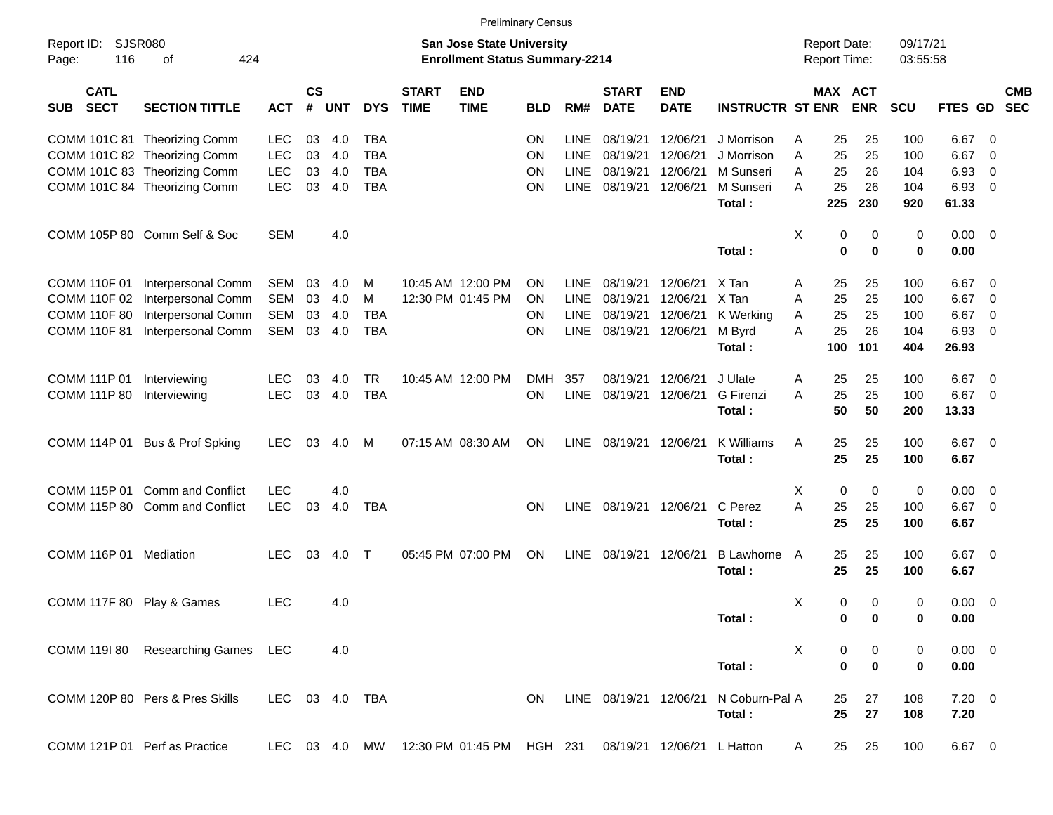Preliminary Census

Report ID: SJSR080
Page: 116 of 424

**San Jose State University**
**Enrollment Status Summary-2214**

Report Date: 09/17/21
Report Time: 03:55:58

| SUB | CATL SECT | SECTION TITTLE | ACT | CS # | UNT | DYS | START TIME | END TIME | BLD | RM# | START DATE | END DATE | INSTRUCTR | ST | MAX ENR | ACT ENR | SCU | FTES | GD | CMB SEC |
|---|---|---|---|---|---|---|---|---|---|---|---|---|---|---|---|---|---|---|---|---|
| COMM | 101C 81 | Theorizing Comm | LEC | 03 | 4.0 | TBA | | | ON | LINE | 08/19/21 | 12/06/21 | J Morrison | A | 25 | 25 | 100 | 6.67 | 0 | |
| COMM | 101C 82 | Theorizing Comm | LEC | 03 | 4.0 | TBA | | | ON | LINE | 08/19/21 | 12/06/21 | J Morrison | A | 25 | 25 | 100 | 6.67 | 0 | |
| COMM | 101C 83 | Theorizing Comm | LEC | 03 | 4.0 | TBA | | | ON | LINE | 08/19/21 | 12/06/21 | M Sunseri | A | 25 | 26 | 104 | 6.93 | 0 | |
| COMM | 101C 84 | Theorizing Comm | LEC | 03 | 4.0 | TBA | | | ON | LINE | 08/19/21 | 12/06/21 | M Sunseri | A | 25 | 26 | 104 | 6.93 | 0 | |
| | | | | | | | | | | | | | **Total :** | | **225** | **230** | **920** | **61.33** | | |
| COMM | 105P 80 | Comm Self & Soc | SEM | | 4.0 | | | | | | | | | X | 0 | 0 | 0 | 0.00 | 0 | |
| | | | | | | | | | | | | | **Total :** | | **0** | **0** | **0** | **0.00** | | |
| COMM | 110F 01 | Interpersonal Comm | SEM | 03 | 4.0 | M | 10:45 AM | 12:00 PM | ON | LINE | 08/19/21 | 12/06/21 | X Tan | A | 25 | 25 | 100 | 6.67 | 0 | |
| COMM | 110F 02 | Interpersonal Comm | SEM | 03 | 4.0 | M | 12:30 PM | 01:45 PM | ON | LINE | 08/19/21 | 12/06/21 | X Tan | A | 25 | 25 | 100 | 6.67 | 0 | |
| COMM | 110F 80 | Interpersonal Comm | SEM | 03 | 4.0 | TBA | | | ON | LINE | 08/19/21 | 12/06/21 | K Werking | A | 25 | 25 | 100 | 6.67 | 0 | |
| COMM | 110F 81 | Interpersonal Comm | SEM | 03 | 4.0 | TBA | | | ON | LINE | 08/19/21 | 12/06/21 | M Byrd | A | 25 | 26 | 104 | 6.93 | 0 | |
| | | | | | | | | | | | | | **Total :** | | **100** | **101** | **404** | **26.93** | | |
| COMM | 111P 01 | Interviewing | LEC | 03 | 4.0 | TR | 10:45 AM | 12:00 PM | DMH | 357 | 08/19/21 | 12/06/21 | J Ulate | A | 25 | 25 | 100 | 6.67 | 0 | |
| COMM | 111P 80 | Interviewing | LEC | 03 | 4.0 | TBA | | | ON | LINE | 08/19/21 | 12/06/21 | G Firenzi | A | 25 | 25 | 100 | 6.67 | 0 | |
| | | | | | | | | | | | | | **Total :** | | **50** | **50** | **200** | **13.33** | | |
| COMM | 114P 01 | Bus & Prof Spking | LEC | 03 | 4.0 | M | 07:15 AM | 08:30 AM | ON | LINE | 08/19/21 | 12/06/21 | K Williams | A | 25 | 25 | 100 | 6.67 | 0 | |
| | | | | | | | | | | | | | **Total :** | | **25** | **25** | **100** | **6.67** | | |
| COMM | 115P 01 | Comm and Conflict | LEC | | 4.0 | | | | | | | | | X | 0 | 0 | 0 | 0.00 | 0 | |
| COMM | 115P 80 | Comm and Conflict | LEC | 03 | 4.0 | TBA | | | ON | LINE | 08/19/21 | 12/06/21 | C Perez | A | 25 | 25 | 100 | 6.67 | 0 | |
| | | | | | | | | | | | | | **Total :** | | **25** | **25** | **100** | **6.67** | | |
| COMM | 116P 01 | Mediation | LEC | 03 | 4.0 | T | 05:45 PM | 07:00 PM | ON | LINE | 08/19/21 | 12/06/21 | B Lawhorne | A | 25 | 25 | 100 | 6.67 | 0 | |
| | | | | | | | | | | | | | **Total :** | | **25** | **25** | **100** | **6.67** | | |
| COMM | 117F 80 | Play & Games | LEC | | 4.0 | | | | | | | | | X | 0 | 0 | 0 | 0.00 | 0 | |
| | | | | | | | | | | | | | **Total :** | | **0** | **0** | **0** | **0.00** | | |
| COMM | 119I 80 | Researching Games | LEC | | 4.0 | | | | | | | | | X | 0 | 0 | 0 | 0.00 | 0 | |
| | | | | | | | | | | | | | **Total :** | | **0** | **0** | **0** | **0.00** | | |
| COMM | 120P 80 | Pers & Pres Skills | LEC | 03 | 4.0 | TBA | | | ON | LINE | 08/19/21 | 12/06/21 | N Coburn-Pal | A | 25 | 27 | 108 | 7.20 | 0 | |
| | | | | | | | | | | | | | **Total :** | | **25** | **27** | **108** | **7.20** | | |
| COMM | 121P 01 | Perf as Practice | LEC | 03 | 4.0 | MW | 12:30 PM | 01:45 PM | HGH | 231 | 08/19/21 | 12/06/21 | L Hatton | A | 25 | 25 | 100 | 6.67 | 0 | |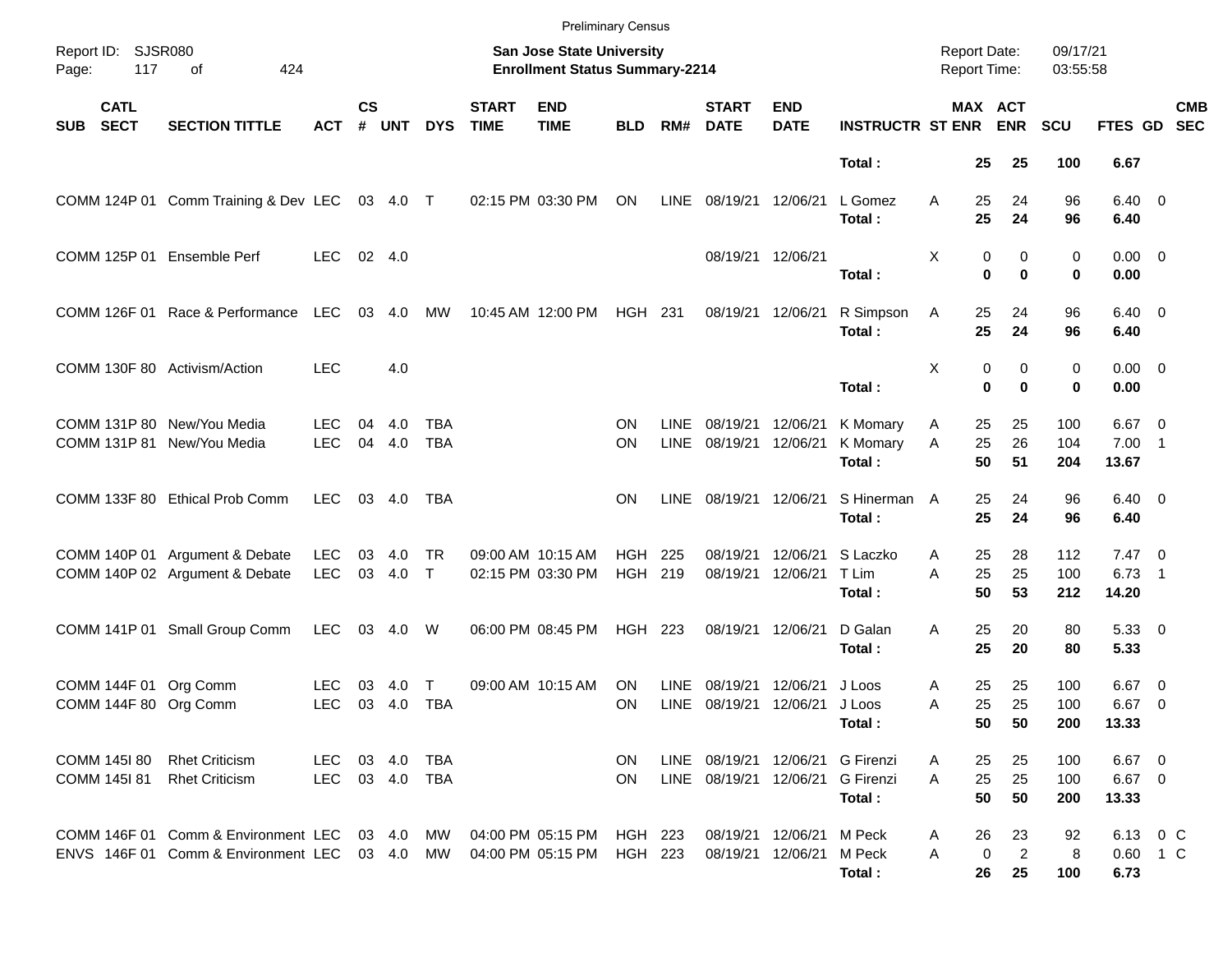Preliminary Census

Report ID: SJSR080

**San Jose State University**
**Enrollment Status Summary-2214**

Report Date: 09/17/21
Report Time: 03:55:58

| SUB | CATL SECT | SECTION TITTLE | ACT | CS # | UNT | DYS | START TIME | END TIME | BLD | RM# | START DATE | END DATE | INSTRUCTR | ST | MAX ENR | ACT ENR | SCU | FTES | GD | CMB SEC |
|---|---|---|---|---|---|---|---|---|---|---|---|---|---|---|---|---|---|---|---|---|
| | | | | | | | | | | | | | **Total :** | | **25** | **25** | **100** | **6.67** | | |
| COMM | 124P 01 | Comm Training & Dev | LEC | 03 | 4.0 | T | 02:15 PM | 03:30 PM | ON | LINE | 08/19/21 | 12/06/21 | L Gomez | A | 25 | 24 | 96 | 6.40 | 0 | |
| | | | | | | | | | | | | | **Total :** | | **25** | **24** | **96** | **6.40** | | |
| COMM | 125P 01 | Ensemble Perf | LEC | 02 | 4.0 | | | | | | 08/19/21 | 12/06/21 | | X | 0 | 0 | 0 | 0.00 | 0 | |
| | | | | | | | | | | | | | **Total :** | | **0** | **0** | **0** | **0.00** | | |
| COMM | 126F 01 | Race & Performance | LEC | 03 | 4.0 | MW | 10:45 AM | 12:00 PM | HGH | 231 | 08/19/21 | 12/06/21 | R Simpson | A | 25 | 24 | 96 | 6.40 | 0 | |
| | | | | | | | | | | | | | **Total :** | | **25** | **24** | **96** | **6.40** | | |
| COMM | 130F 80 | Activism/Action | LEC | | 4.0 | | | | | | | | | X | 0 | 0 | 0 | 0.00 | 0 | |
| | | | | | | | | | | | | | **Total :** | | **0** | **0** | **0** | **0.00** | | |
| COMM | 131P 80 | New/You Media | LEC | 04 | 4.0 | TBA | | | ON | LINE | 08/19/21 | 12/06/21 | K Momary | A | 25 | 25 | 100 | 6.67 | 0 | |
| COMM | 131P 81 | New/You Media | LEC | 04 | 4.0 | TBA | | | ON | LINE | 08/19/21 | 12/06/21 | K Momary | A | 25 | 26 | 104 | 7.00 | 1 | |
| | | | | | | | | | | | | | **Total :** | | **50** | **51** | **204** | **13.67** | | |
| COMM | 133F 80 | Ethical Prob Comm | LEC | 03 | 4.0 | TBA | | | ON | LINE | 08/19/21 | 12/06/21 | S Hinerman | A | 25 | 24 | 96 | 6.40 | 0 | |
| | | | | | | | | | | | | | **Total :** | | **25** | **24** | **96** | **6.40** | | |
| COMM | 140P 01 | Argument & Debate | LEC | 03 | 4.0 | TR | 09:00 AM | 10:15 AM | HGH | 225 | 08/19/21 | 12/06/21 | S Laczko | A | 25 | 28 | 112 | 7.47 | 0 | |
| COMM | 140P 02 | Argument & Debate | LEC | 03 | 4.0 | T | 02:15 PM | 03:30 PM | HGH | 219 | 08/19/21 | 12/06/21 | T Lim | A | 25 | 25 | 100 | 6.73 | 1 | |
| | | | | | | | | | | | | | **Total :** | | **50** | **53** | **212** | **14.20** | | |
| COMM | 141P 01 | Small Group Comm | LEC | 03 | 4.0 | W | 06:00 PM | 08:45 PM | HGH | 223 | 08/19/21 | 12/06/21 | D Galan | A | 25 | 20 | 80 | 5.33 | 0 | |
| | | | | | | | | | | | | | **Total :** | | **25** | **20** | **80** | **5.33** | | |
| COMM | 144F 01 | Org Comm | LEC | 03 | 4.0 | T | 09:00 AM | 10:15 AM | ON | LINE | 08/19/21 | 12/06/21 | J Loos | A | 25 | 25 | 100 | 6.67 | 0 | |
| COMM | 144F 80 | Org Comm | LEC | 03 | 4.0 | TBA | | | ON | LINE | 08/19/21 | 12/06/21 | J Loos | A | 25 | 25 | 100 | 6.67 | 0 | |
| | | | | | | | | | | | | | **Total :** | | **50** | **50** | **200** | **13.33** | | |
| COMM | 145I 80 | Rhet Criticism | LEC | 03 | 4.0 | TBA | | | ON | LINE | 08/19/21 | 12/06/21 | G Firenzi | A | 25 | 25 | 100 | 6.67 | 0 | |
| COMM | 145I 81 | Rhet Criticism | LEC | 03 | 4.0 | TBA | | | ON | LINE | 08/19/21 | 12/06/21 | G Firenzi | A | 25 | 25 | 100 | 6.67 | 0 | |
| | | | | | | | | | | | | | **Total :** | | **50** | **50** | **200** | **13.33** | | |
| COMM | 146F 01 | Comm & Environment | LEC | 03 | 4.0 | MW | 04:00 PM | 05:15 PM | HGH | 223 | 08/19/21 | 12/06/21 | M Peck | A | 26 | 23 | 92 | 6.13 | 0 | C |
| ENVS | 146F 01 | Comm & Environment | LEC | 03 | 4.0 | MW | 04:00 PM | 05:15 PM | HGH | 223 | 08/19/21 | 12/06/21 | M Peck | A | 0 | 2 | 8 | 0.60 | 1 | C |
| | | | | | | | | | | | | | **Total :** | | **26** | **25** | **100** | **6.73** | | |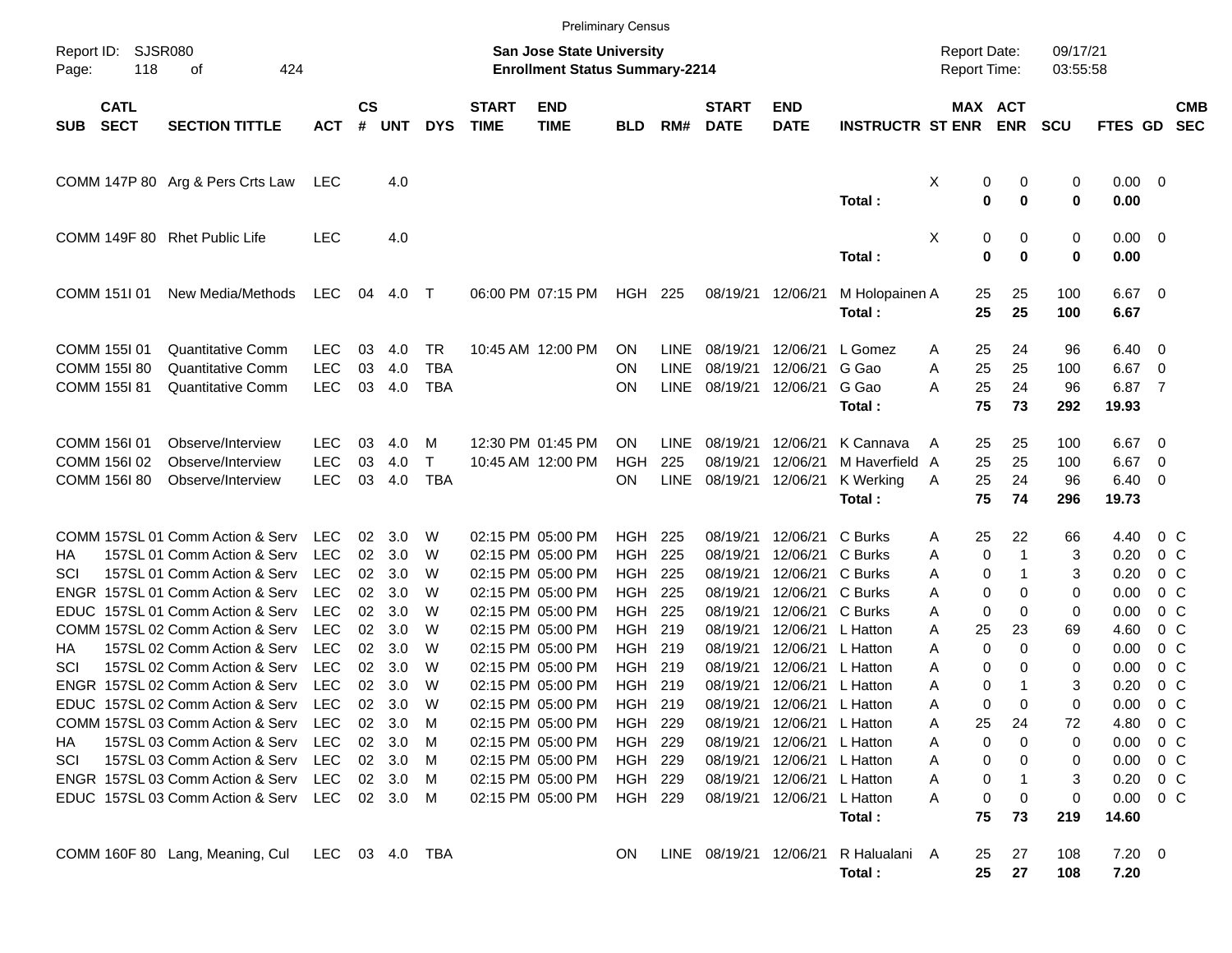Preliminary Census

Report ID: SJSR080 Page: 118 of 424

**San Jose State University**
**Enrollment Status Summary-2214**

Report Date: 09/17/21 Report Time: 03:55:58

| SUB | CATL SECT | SECTION TITTLE | ACT | CS # | UNT | DYS | START TIME | END TIME | BLD | RM# | START DATE | END DATE | INSTRUCTR | ST | MAX ENR | ACT ENR | SCU | FTES | GD | CMB SEC |
|---|---|---|---|---|---|---|---|---|---|---|---|---|---|---|---|---|---|---|---|---|
| COMM | 147P 80 | Arg & Pers Crts Law | LEC | | 4.0 | | | | | | | | | X | 0 | 0 | 0 | 0.00 | 0 | |
| | | | | | | | | | | | | | **Total :** | | **0** | **0** | **0** | **0.00** | | |
| COMM | 149F 80 | Rhet Public Life | LEC | | 4.0 | | | | | | | | | X | 0 | 0 | 0 | 0.00 | 0 | |
| | | | | | | | | | | | | | **Total :** | | **0** | **0** | **0** | **0.00** | | |
| COMM | 151I 01 | New Media/Methods | LEC | 04 | 4.0 | T | 06:00 PM | 07:15 PM | HGH | 225 | 08/19/21 | 12/06/21 | M Holopainen | A | 25 | 25 | 100 | 6.67 | 0 | |
| | | | | | | | | | | | | | **Total :** | | **25** | **25** | **100** | **6.67** | | |
| COMM | 155I 01 | Quantitative Comm | LEC | 03 | 4.0 | TR | 10:45 AM | 12:00 PM | ON | LINE | 08/19/21 | 12/06/21 | L Gomez | A | 25 | 24 | 96 | 6.40 | 0 | |
| COMM | 155I 80 | Quantitative Comm | LEC | 03 | 4.0 | TBA | | | ON | LINE | 08/19/21 | 12/06/21 | G Gao | A | 25 | 25 | 100 | 6.67 | 0 | |
| COMM | 155I 81 | Quantitative Comm | LEC | 03 | 4.0 | TBA | | | ON | LINE | 08/19/21 | 12/06/21 | G Gao | A | 25 | 24 | 96 | 6.87 | 7 | |
| | | | | | | | | | | | | | **Total :** | | **75** | **73** | **292** | **19.93** | | |
| COMM | 156I 01 | Observe/Interview | LEC | 03 | 4.0 | M | 12:30 PM | 01:45 PM | ON | LINE | 08/19/21 | 12/06/21 | K Cannava | A | 25 | 25 | 100 | 6.67 | 0 | |
| COMM | 156I 02 | Observe/Interview | LEC | 03 | 4.0 | T | 10:45 AM | 12:00 PM | HGH | 225 | 08/19/21 | 12/06/21 | M Haverfield | A | 25 | 25 | 100 | 6.67 | 0 | |
| COMM | 156I 80 | Observe/Interview | LEC | 03 | 4.0 | TBA | | | ON | LINE | 08/19/21 | 12/06/21 | K Werking | A | 25 | 24 | 96 | 6.40 | 0 | |
| | | | | | | | | | | | | | **Total :** | | **75** | **74** | **296** | **19.73** | | |
| COMM | 157SL 01 | Comm Action & Serv | LEC | 02 | 3.0 | W | 02:15 PM | 05:00 PM | HGH | 225 | 08/19/21 | 12/06/21 | C Burks | A | 25 | 22 | 66 | 4.40 | 0 | C |
| HA | 157SL 01 | Comm Action & Serv | LEC | 02 | 3.0 | W | 02:15 PM | 05:00 PM | HGH | 225 | 08/19/21 | 12/06/21 | C Burks | A | 0 | 1 | 3 | 0.20 | 0 | C |
| SCI | 157SL 01 | Comm Action & Serv | LEC | 02 | 3.0 | W | 02:15 PM | 05:00 PM | HGH | 225 | 08/19/21 | 12/06/21 | C Burks | A | 0 | 1 | 3 | 0.20 | 0 | C |
| ENGR | 157SL 01 | Comm Action & Serv | LEC | 02 | 3.0 | W | 02:15 PM | 05:00 PM | HGH | 225 | 08/19/21 | 12/06/21 | C Burks | A | 0 | 0 | 0 | 0.00 | 0 | C |
| EDUC | 157SL 01 | Comm Action & Serv | LEC | 02 | 3.0 | W | 02:15 PM | 05:00 PM | HGH | 225 | 08/19/21 | 12/06/21 | C Burks | A | 0 | 0 | 0 | 0.00 | 0 | C |
| COMM | 157SL 02 | Comm Action & Serv | LEC | 02 | 3.0 | W | 02:15 PM | 05:00 PM | HGH | 219 | 08/19/21 | 12/06/21 | L Hatton | A | 25 | 23 | 69 | 4.60 | 0 | C |
| HA | 157SL 02 | Comm Action & Serv | LEC | 02 | 3.0 | W | 02:15 PM | 05:00 PM | HGH | 219 | 08/19/21 | 12/06/21 | L Hatton | A | 0 | 0 | 0 | 0.00 | 0 | C |
| SCI | 157SL 02 | Comm Action & Serv | LEC | 02 | 3.0 | W | 02:15 PM | 05:00 PM | HGH | 219 | 08/19/21 | 12/06/21 | L Hatton | A | 0 | 0 | 0 | 0.00 | 0 | C |
| ENGR | 157SL 02 | Comm Action & Serv | LEC | 02 | 3.0 | W | 02:15 PM | 05:00 PM | HGH | 219 | 08/19/21 | 12/06/21 | L Hatton | A | 0 | 1 | 3 | 0.20 | 0 | C |
| EDUC | 157SL 02 | Comm Action & Serv | LEC | 02 | 3.0 | W | 02:15 PM | 05:00 PM | HGH | 219 | 08/19/21 | 12/06/21 | L Hatton | A | 0 | 0 | 0 | 0.00 | 0 | C |
| COMM | 157SL 03 | Comm Action & Serv | LEC | 02 | 3.0 | M | 02:15 PM | 05:00 PM | HGH | 229 | 08/19/21 | 12/06/21 | L Hatton | A | 25 | 24 | 72 | 4.80 | 0 | C |
| HA | 157SL 03 | Comm Action & Serv | LEC | 02 | 3.0 | M | 02:15 PM | 05:00 PM | HGH | 229 | 08/19/21 | 12/06/21 | L Hatton | A | 0 | 0 | 0 | 0.00 | 0 | C |
| SCI | 157SL 03 | Comm Action & Serv | LEC | 02 | 3.0 | M | 02:15 PM | 05:00 PM | HGH | 229 | 08/19/21 | 12/06/21 | L Hatton | A | 0 | 0 | 0 | 0.00 | 0 | C |
| ENGR | 157SL 03 | Comm Action & Serv | LEC | 02 | 3.0 | M | 02:15 PM | 05:00 PM | HGH | 229 | 08/19/21 | 12/06/21 | L Hatton | A | 0 | 1 | 3 | 0.20 | 0 | C |
| EDUC | 157SL 03 | Comm Action & Serv | LEC | 02 | 3.0 | M | 02:15 PM | 05:00 PM | HGH | 229 | 08/19/21 | 12/06/21 | L Hatton | A | 0 | 0 | 0 | 0.00 | 0 | C |
| | | | | | | | | | | | | | **Total :** | | **75** | **73** | **219** | **14.60** | | |
| COMM | 160F 80 | Lang, Meaning, Cul | LEC | 03 | 4.0 | TBA | | | ON | LINE | 08/19/21 | 12/06/21 | R Halualani | A | 25 | 27 | 108 | 7.20 | 0 | |
| | | | | | | | | | | | | | **Total :** | | **25** | **27** | **108** | **7.20** | | |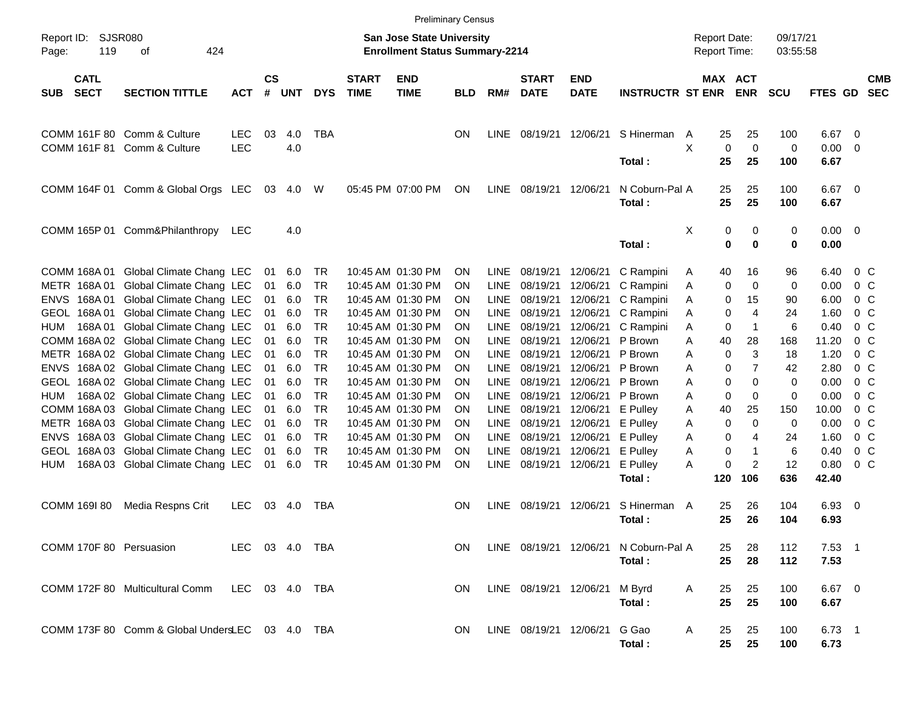Preliminary Census

Report ID: SJSR080

**San Jose State University**
**Enrollment Status Summary-2214**

Report Date: 09/17/21
Report Time: 03:55:58

| SUB | CATL SECT | SECTION TITTLE | ACT | CS # | UNT | DYS | START TIME | END TIME | BLD | RM# | START DATE | END DATE | INSTRUCTR | ST | MAX ENR | ACT ENR | SCU | FTES | GD | CMB SEC |
|---|---|---|---|---|---|---|---|---|---|---|---|---|---|---|---|---|---|---|---|---|
| COMM | 161F 80 | Comm & Culture | LEC | 03 | 4.0 | TBA | | | ON | LINE | 08/19/21 | 12/06/21 | S Hinerman | A | 25 | 25 | 100 | 6.67 | 0 | |
| COMM | 161F 81 | Comm & Culture | LEC | | 4.0 | | | | | | | | | X | 0 | 0 | 0 | 0.00 | 0 | |
| | | | | | | | | | | | | | **Total :** | | **25** | **25** | **100** | **6.67** | | |
| COMM | 164F 01 | Comm & Global Orgs | LEC | 03 | 4.0 | W | 05:45 PM | 07:00 PM | ON | LINE | 08/19/21 | 12/06/21 | N Coburn-Pal | A | 25 | 25 | 100 | 6.67 | 0 | |
| | | | | | | | | | | | | | **Total :** | | **25** | **25** | **100** | **6.67** | | |
| COMM | 165P 01 | Comm&Philanthropy | LEC | | 4.0 | | | | | | | | | X | 0 | 0 | 0 | 0.00 | 0 | |
| | | | | | | | | | | | | | **Total :** | | **0** | **0** | **0** | **0.00** | | |
| COMM | 168A 01 | Global Climate Chang | LEC | 01 | 6.0 | TR | 10:45 AM | 01:30 PM | ON | LINE | 08/19/21 | 12/06/21 | C Rampini | A | 40 | 16 | 96 | 6.40 | 0 | C |
| METR | 168A 01 | Global Climate Chang | LEC | 01 | 6.0 | TR | 10:45 AM | 01:30 PM | ON | LINE | 08/19/21 | 12/06/21 | C Rampini | A | 0 | 0 | 0 | 0.00 | 0 | C |
| ENVS | 168A 01 | Global Climate Chang | LEC | 01 | 6.0 | TR | 10:45 AM | 01:30 PM | ON | LINE | 08/19/21 | 12/06/21 | C Rampini | A | 0 | 15 | 90 | 6.00 | 0 | C |
| GEOL | 168A 01 | Global Climate Chang | LEC | 01 | 6.0 | TR | 10:45 AM | 01:30 PM | ON | LINE | 08/19/21 | 12/06/21 | C Rampini | A | 0 | 4 | 24 | 1.60 | 0 | C |
| HUM | 168A 01 | Global Climate Chang | LEC | 01 | 6.0 | TR | 10:45 AM | 01:30 PM | ON | LINE | 08/19/21 | 12/06/21 | C Rampini | A | 0 | 1 | 6 | 0.40 | 0 | C |
| COMM | 168A 02 | Global Climate Chang | LEC | 01 | 6.0 | TR | 10:45 AM | 01:30 PM | ON | LINE | 08/19/21 | 12/06/21 | P Brown | A | 40 | 28 | 168 | 11.20 | 0 | C |
| METR | 168A 02 | Global Climate Chang | LEC | 01 | 6.0 | TR | 10:45 AM | 01:30 PM | ON | LINE | 08/19/21 | 12/06/21 | P Brown | A | 0 | 3 | 18 | 1.20 | 0 | C |
| ENVS | 168A 02 | Global Climate Chang | LEC | 01 | 6.0 | TR | 10:45 AM | 01:30 PM | ON | LINE | 08/19/21 | 12/06/21 | P Brown | A | 0 | 7 | 42 | 2.80 | 0 | C |
| GEOL | 168A 02 | Global Climate Chang | LEC | 01 | 6.0 | TR | 10:45 AM | 01:30 PM | ON | LINE | 08/19/21 | 12/06/21 | P Brown | A | 0 | 0 | 0 | 0.00 | 0 | C |
| HUM | 168A 02 | Global Climate Chang | LEC | 01 | 6.0 | TR | 10:45 AM | 01:30 PM | ON | LINE | 08/19/21 | 12/06/21 | P Brown | A | 0 | 0 | 0 | 0.00 | 0 | C |
| COMM | 168A 03 | Global Climate Chang | LEC | 01 | 6.0 | TR | 10:45 AM | 01:30 PM | ON | LINE | 08/19/21 | 12/06/21 | E Pulley | A | 40 | 25 | 150 | 10.00 | 0 | C |
| METR | 168A 03 | Global Climate Chang | LEC | 01 | 6.0 | TR | 10:45 AM | 01:30 PM | ON | LINE | 08/19/21 | 12/06/21 | E Pulley | A | 0 | 0 | 0 | 0.00 | 0 | C |
| ENVS | 168A 03 | Global Climate Chang | LEC | 01 | 6.0 | TR | 10:45 AM | 01:30 PM | ON | LINE | 08/19/21 | 12/06/21 | E Pulley | A | 0 | 4 | 24 | 1.60 | 0 | C |
| GEOL | 168A 03 | Global Climate Chang | LEC | 01 | 6.0 | TR | 10:45 AM | 01:30 PM | ON | LINE | 08/19/21 | 12/06/21 | E Pulley | A | 0 | 1 | 6 | 0.40 | 0 | C |
| HUM | 168A 03 | Global Climate Chang | LEC | 01 | 6.0 | TR | 10:45 AM | 01:30 PM | ON | LINE | 08/19/21 | 12/06/21 | E Pulley | A | 0 | 2 | 12 | 0.80 | 0 | C |
| | | | | | | | | | | | | | **Total :** | | **120** | **106** | **636** | **42.40** | | |
| COMM | 169I 80 | Media Respns Crit | LEC | 03 | 4.0 | TBA | | | ON | LINE | 08/19/21 | 12/06/21 | S Hinerman | A | 25 | 26 | 104 | 6.93 | 0 | |
| | | | | | | | | | | | | | **Total :** | | **25** | **26** | **104** | **6.93** | | |
| COMM | 170F 80 | Persuasion | LEC | 03 | 4.0 | TBA | | | ON | LINE | 08/19/21 | 12/06/21 | N Coburn-Pal | A | 25 | 28 | 112 | 7.53 | 1 | |
| | | | | | | | | | | | | | **Total :** | | **25** | **28** | **112** | **7.53** | | |
| COMM | 172F 80 | Multicultural Comm | LEC | 03 | 4.0 | TBA | | | ON | LINE | 08/19/21 | 12/06/21 | M Byrd | A | 25 | 25 | 100 | 6.67 | 0 | |
| | | | | | | | | | | | | | **Total :** | | **25** | **25** | **100** | **6.67** | | |
| COMM | 173F 80 | Comm & Global Unders | LEC | 03 | 4.0 | TBA | | | ON | LINE | 08/19/21 | 12/06/21 | G Gao | A | 25 | 25 | 100 | 6.73 | 1 | |
| | | | | | | | | | | | | | **Total :** | | **25** | **25** | **100** | **6.73** | | |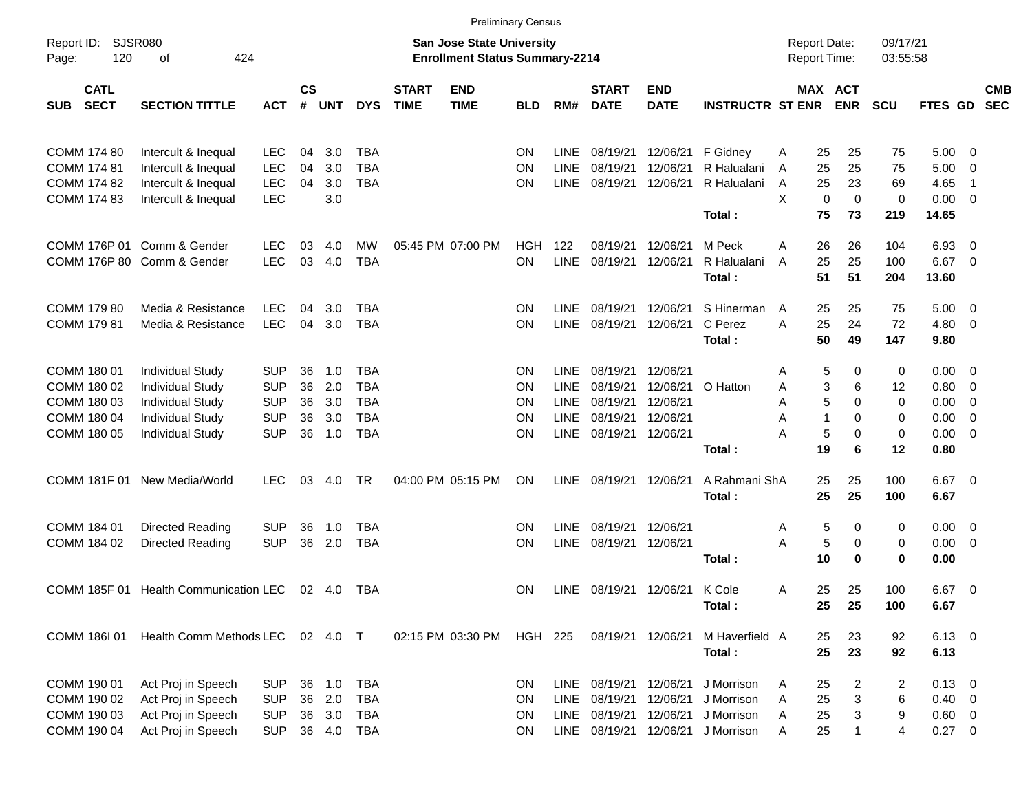Preliminary Census

Report ID: SJSR080 | Page: 120 of 424

**San Jose State University**
**Enrollment Status Summary-2214**

Report Date: 09/17/21 | Report Time: 03:55:58

| SUB | CATL SECT | SECTION TITTLE | ACT | CS # | UNT | DYS | START TIME | END TIME | BLD | RM# | START DATE | END DATE | INSTRUCTR | ST | MAX ENR | ACT ENR | SCU | FTES | GD | CMB SEC |
|---|---|---|---|---|---|---|---|---|---|---|---|---|---|---|---|---|---|---|---|---|
| COMM | 174 80 | Intercult & Inequal | LEC | 04 | 3.0 | TBA | | | ON | LINE | 08/19/21 | 12/06/21 | F Gidney | A | 25 | 25 | 75 | 5.00 | 0 | |
| COMM | 174 81 | Intercult & Inequal | LEC | 04 | 3.0 | TBA | | | ON | LINE | 08/19/21 | 12/06/21 | R Halualani | A | 25 | 25 | 75 | 5.00 | 0 | |
| COMM | 174 82 | Intercult & Inequal | LEC | 04 | 3.0 | TBA | | | ON | LINE | 08/19/21 | 12/06/21 | R Halualani | A | 25 | 23 | 69 | 4.65 | 1 | |
| COMM | 174 83 | Intercult & Inequal | LEC | | 3.0 | | | | | | | | | X | 0 | 0 | 0 | 0.00 | 0 | |
| | | | | | | | | | | | | | Total : | | 75 | 73 | 219 | 14.65 | | |
| COMM | 176P 01 | Comm & Gender | LEC | 03 | 4.0 | MW | 05:45 PM | 07:00 PM | HGH | 122 | 08/19/21 | 12/06/21 | M Peck | A | 26 | 26 | 104 | 6.93 | 0 | |
| COMM | 176P 80 | Comm & Gender | LEC | 03 | 4.0 | TBA | | | ON | LINE | 08/19/21 | 12/06/21 | R Halualani | A | 25 | 25 | 100 | 6.67 | 0 | |
| | | | | | | | | | | | | | Total : | | 51 | 51 | 204 | 13.60 | | |
| COMM | 179 80 | Media & Resistance | LEC | 04 | 3.0 | TBA | | | ON | LINE | 08/19/21 | 12/06/21 | S Hinerman | A | 25 | 25 | 75 | 5.00 | 0 | |
| COMM | 179 81 | Media & Resistance | LEC | 04 | 3.0 | TBA | | | ON | LINE | 08/19/21 | 12/06/21 | C Perez | A | 25 | 24 | 72 | 4.80 | 0 | |
| | | | | | | | | | | | | | Total : | | 50 | 49 | 147 | 9.80 | | |
| COMM | 180 01 | Individual Study | SUP | 36 | 1.0 | TBA | | | ON | LINE | 08/19/21 | 12/06/21 | | A | 5 | 0 | 0 | 0.00 | 0 | |
| COMM | 180 02 | Individual Study | SUP | 36 | 2.0 | TBA | | | ON | LINE | 08/19/21 | 12/06/21 | O Hatton | A | 3 | 6 | 12 | 0.80 | 0 | |
| COMM | 180 03 | Individual Study | SUP | 36 | 3.0 | TBA | | | ON | LINE | 08/19/21 | 12/06/21 | | A | 5 | 0 | 0 | 0.00 | 0 | |
| COMM | 180 04 | Individual Study | SUP | 36 | 3.0 | TBA | | | ON | LINE | 08/19/21 | 12/06/21 | | A | 1 | 0 | 0 | 0.00 | 0 | |
| COMM | 180 05 | Individual Study | SUP | 36 | 1.0 | TBA | | | ON | LINE | 08/19/21 | 12/06/21 | | A | 5 | 0 | 0 | 0.00 | 0 | |
| | | | | | | | | | | | | | Total : | | 19 | 6 | 12 | 0.80 | | |
| COMM | 181F 01 | New Media/World | LEC | 03 | 4.0 | TR | 04:00 PM | 05:15 PM | ON | LINE | 08/19/21 | 12/06/21 | A Rahmani Sh | A | 25 | 25 | 100 | 6.67 | 0 | |
| | | | | | | | | | | | | | Total : | | 25 | 25 | 100 | 6.67 | | |
| COMM | 184 01 | Directed Reading | SUP | 36 | 1.0 | TBA | | | ON | LINE | 08/19/21 | 12/06/21 | | A | 5 | 0 | 0 | 0.00 | 0 | |
| COMM | 184 02 | Directed Reading | SUP | 36 | 2.0 | TBA | | | ON | LINE | 08/19/21 | 12/06/21 | | A | 5 | 0 | 0 | 0.00 | 0 | |
| | | | | | | | | | | | | | Total : | | 10 | 0 | 0 | 0.00 | | |
| COMM | 185F 01 | Health Communication | LEC | 02 | 4.0 | TBA | | | ON | LINE | 08/19/21 | 12/06/21 | K Cole | A | 25 | 25 | 100 | 6.67 | 0 | |
| | | | | | | | | | | | | | Total : | | 25 | 25 | 100 | 6.67 | | |
| COMM | 186I 01 | Health Comm Methods | LEC | 02 | 4.0 | T | 02:15 PM | 03:30 PM | HGH | 225 | 08/19/21 | 12/06/21 | M Haverfield | A | 25 | 23 | 92 | 6.13 | 0 | |
| | | | | | | | | | | | | | Total : | | 25 | 23 | 92 | 6.13 | | |
| COMM | 190 01 | Act Proj in Speech | SUP | 36 | 1.0 | TBA | | | ON | LINE | 08/19/21 | 12/06/21 | J Morrison | A | 25 | 2 | 2 | 0.13 | 0 | |
| COMM | 190 02 | Act Proj in Speech | SUP | 36 | 2.0 | TBA | | | ON | LINE | 08/19/21 | 12/06/21 | J Morrison | A | 25 | 3 | 6 | 0.40 | 0 | |
| COMM | 190 03 | Act Proj in Speech | SUP | 36 | 3.0 | TBA | | | ON | LINE | 08/19/21 | 12/06/21 | J Morrison | A | 25 | 3 | 9 | 0.60 | 0 | |
| COMM | 190 04 | Act Proj in Speech | SUP | 36 | 4.0 | TBA | | | ON | LINE | 08/19/21 | 12/06/21 | J Morrison | A | 25 | 1 | 4 | 0.27 | 0 | |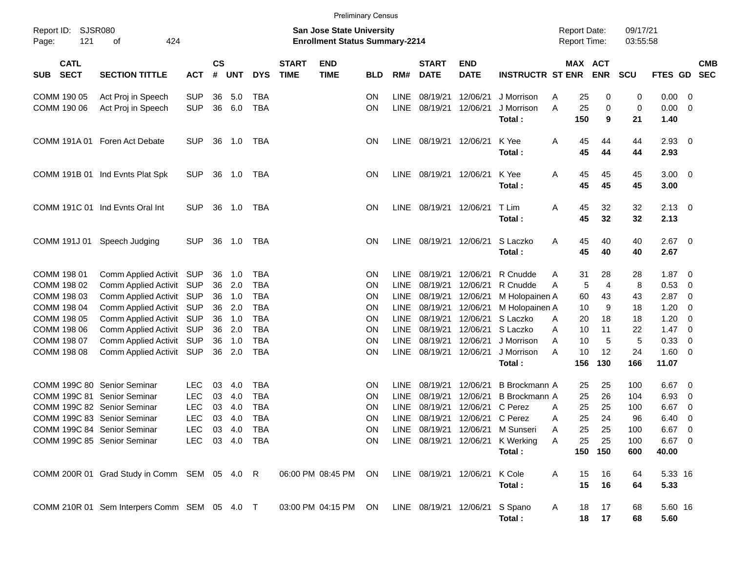Preliminary Census

Report ID: SJSR080

**San Jose State University**
**Enrollment Status Summary-2214**

Report Date: 09/17/21
Report Time: 03:55:58

| SUB | CATL SECT | SECTION TITTLE | ACT | CS # | UNT | DYS | START TIME | END TIME | BLD | RM# | START DATE | END DATE | INSTRUCTR | ST | MAX ENR | ACT ENR | SCU | FTES | GD | CMB SEC |
|---|---|---|---|---|---|---|---|---|---|---|---|---|---|---|---|---|---|---|---|---|
| COMM | 190 05 | Act Proj in Speech | SUP | 36 | 5.0 | TBA | | | ON | LINE | 08/19/21 | 12/06/21 | J Morrison | A | 25 | 0 | 0 | 0.00 | 0 | |
| COMM | 190 06 | Act Proj in Speech | SUP | 36 | 6.0 | TBA | | | ON | LINE | 08/19/21 | 12/06/21 | J Morrison | A | 25 | 0 | 0 | 0.00 | 0 | |
| | | | | | | | | | | | | | **Total :** | | **150** | **9** | **21** | **1.40** | | |
| COMM | 191A 01 | Foren Act Debate | SUP | 36 | 1.0 | TBA | | | ON | LINE | 08/19/21 | 12/06/21 | K Yee | A | 45 | 44 | 44 | 2.93 | 0 | |
| | | | | | | | | | | | | | **Total :** | | **45** | **44** | **44** | **2.93** | | |
| COMM | 191B 01 | Ind Evnts Plat Spk | SUP | 36 | 1.0 | TBA | | | ON | LINE | 08/19/21 | 12/06/21 | K Yee | A | 45 | 45 | 45 | 3.00 | 0 | |
| | | | | | | | | | | | | | **Total :** | | **45** | **45** | **45** | **3.00** | | |
| COMM | 191C 01 | Ind Evnts Oral Int | SUP | 36 | 1.0 | TBA | | | ON | LINE | 08/19/21 | 12/06/21 | T Lim | A | 45 | 32 | 32 | 2.13 | 0 | |
| | | | | | | | | | | | | | **Total :** | | **45** | **32** | **32** | **2.13** | | |
| COMM | 191J 01 | Speech Judging | SUP | 36 | 1.0 | TBA | | | ON | LINE | 08/19/21 | 12/06/21 | S Laczko | A | 45 | 40 | 40 | 2.67 | 0 | |
| | | | | | | | | | | | | | **Total :** | | **45** | **40** | **40** | **2.67** | | |
| COMM | 198 01 | Comm Applied Activit | SUP | 36 | 1.0 | TBA | | | ON | LINE | 08/19/21 | 12/06/21 | R Cnudde | A | 31 | 28 | 28 | 1.87 | 0 | |
| COMM | 198 02 | Comm Applied Activit | SUP | 36 | 2.0 | TBA | | | ON | LINE | 08/19/21 | 12/06/21 | R Cnudde | A | 5 | 4 | 8 | 0.53 | 0 | |
| COMM | 198 03 | Comm Applied Activit | SUP | 36 | 1.0 | TBA | | | ON | LINE | 08/19/21 | 12/06/21 | M Holopainen | A | 60 | 43 | 43 | 2.87 | 0 | |
| COMM | 198 04 | Comm Applied Activit | SUP | 36 | 2.0 | TBA | | | ON | LINE | 08/19/21 | 12/06/21 | M Holopainen | A | 10 | 9 | 18 | 1.20 | 0 | |
| COMM | 198 05 | Comm Applied Activit | SUP | 36 | 1.0 | TBA | | | ON | LINE | 08/19/21 | 12/06/21 | S Laczko | A | 20 | 18 | 18 | 1.20 | 0 | |
| COMM | 198 06 | Comm Applied Activit | SUP | 36 | 2.0 | TBA | | | ON | LINE | 08/19/21 | 12/06/21 | S Laczko | A | 10 | 11 | 22 | 1.47 | 0 | |
| COMM | 198 07 | Comm Applied Activit | SUP | 36 | 1.0 | TBA | | | ON | LINE | 08/19/21 | 12/06/21 | J Morrison | A | 10 | 5 | 5 | 0.33 | 0 | |
| COMM | 198 08 | Comm Applied Activit | SUP | 36 | 2.0 | TBA | | | ON | LINE | 08/19/21 | 12/06/21 | J Morrison | A | 10 | 12 | 24 | 1.60 | 0 | |
| | | | | | | | | | | | | | **Total :** | | **156** | **130** | **166** | **11.07** | | |
| COMM | 199C 80 | Senior Seminar | LEC | 03 | 4.0 | TBA | | | ON | LINE | 08/19/21 | 12/06/21 | B Brockmann | A | 25 | 25 | 100 | 6.67 | 0 | |
| COMM | 199C 81 | Senior Seminar | LEC | 03 | 4.0 | TBA | | | ON | LINE | 08/19/21 | 12/06/21 | B Brockmann | A | 25 | 26 | 104 | 6.93 | 0 | |
| COMM | 199C 82 | Senior Seminar | LEC | 03 | 4.0 | TBA | | | ON | LINE | 08/19/21 | 12/06/21 | C Perez | A | 25 | 25 | 100 | 6.67 | 0 | |
| COMM | 199C 83 | Senior Seminar | LEC | 03 | 4.0 | TBA | | | ON | LINE | 08/19/21 | 12/06/21 | C Perez | A | 25 | 24 | 96 | 6.40 | 0 | |
| COMM | 199C 84 | Senior Seminar | LEC | 03 | 4.0 | TBA | | | ON | LINE | 08/19/21 | 12/06/21 | M Sunseri | A | 25 | 25 | 100 | 6.67 | 0 | |
| COMM | 199C 85 | Senior Seminar | LEC | 03 | 4.0 | TBA | | | ON | LINE | 08/19/21 | 12/06/21 | K Werking | A | 25 | 25 | 100 | 6.67 | 0 | |
| | | | | | | | | | | | | | **Total :** | | **150** | **150** | **600** | **40.00** | | |
| COMM | 200R 01 | Grad Study in Comm | SEM | 05 | 4.0 | R | 06:00 PM | 08:45 PM | ON | LINE | 08/19/21 | 12/06/21 | K Cole | A | 15 | 16 | 64 | 5.33 | 16 | |
| | | | | | | | | | | | | | **Total :** | | **15** | **16** | **64** | **5.33** | | |
| COMM | 210R 01 | Sem Interpers Comm | SEM | 05 | 4.0 | T | 03:00 PM | 04:15 PM | ON | LINE | 08/19/21 | 12/06/21 | S Spano | A | 18 | 17 | 68 | 5.60 | 16 | |
| | | | | | | | | | | | | | **Total :** | | **18** | **17** | **68** | **5.60** | | |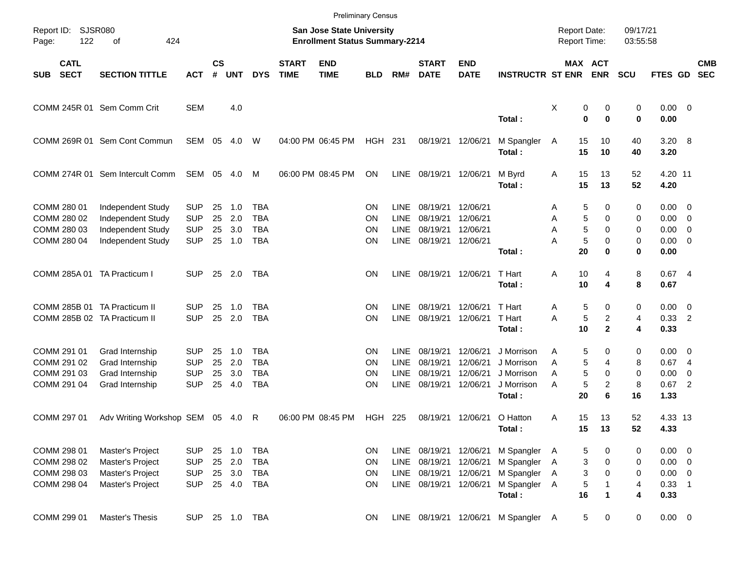Preliminary Census

Report ID: SJSR080

**San Jose State University**
**Enrollment Status Summary-2214**

Report Date: 09/17/21
Report Time: 03:55:58

| SUB | CATL SECT | SECTION TITTLE | ACT | CS # | UNT | DYS | START TIME | END TIME | BLD | RM# | START DATE | END DATE | INSTRUCTR | ST | MAX ENR | ACT ENR | SCU | FTES | GD | CMB SEC |
|---|---|---|---|---|---|---|---|---|---|---|---|---|---|---|---|---|---|---|---|---|
| COMM | 245R 01 | Sem Comm Crit | SEM | | 4.0 | | | | | | | | | X | 0 | 0 | 0 | 0.00 | 0 | |
| | | | | | | | | | | | | | **Total :** | | **0** | **0** | **0** | **0.00** | | |
| COMM | 269R 01 | Sem Cont Commun | SEM | 05 | 4.0 | W | 04:00 PM | 06:45 PM | HGH | 231 | 08/19/21 | 12/06/21 | M Spangler | A | 15 | 10 | 40 | 3.20 | 8 | |
| | | | | | | | | | | | | | **Total :** | | **15** | **10** | **40** | **3.20** | | |
| COMM | 274R 01 | Sem Intercult Comm | SEM | 05 | 4.0 | M | 06:00 PM | 08:45 PM | ON | LINE | 08/19/21 | 12/06/21 | M Byrd | A | 15 | 13 | 52 | 4.20 | 11 | |
| | | | | | | | | | | | | | **Total :** | | **15** | **13** | **52** | **4.20** | | |
| COMM | 280 01 | Independent Study | SUP | 25 | 1.0 | TBA | | | ON | LINE | 08/19/21 | 12/06/21 | | A | 5 | 0 | 0 | 0.00 | 0 | |
| COMM | 280 02 | Independent Study | SUP | 25 | 2.0 | TBA | | | ON | LINE | 08/19/21 | 12/06/21 | | A | 5 | 0 | 0 | 0.00 | 0 | |
| COMM | 280 03 | Independent Study | SUP | 25 | 3.0 | TBA | | | ON | LINE | 08/19/21 | 12/06/21 | | A | 5 | 0 | 0 | 0.00 | 0 | |
| COMM | 280 04 | Independent Study | SUP | 25 | 1.0 | TBA | | | ON | LINE | 08/19/21 | 12/06/21 | | A | 5 | 0 | 0 | 0.00 | 0 | |
| | | | | | | | | | | | | | **Total :** | | **20** | **0** | **0** | **0.00** | | |
| COMM | 285A 01 | TA Practicum I | SUP | 25 | 2.0 | TBA | | | ON | LINE | 08/19/21 | 12/06/21 | T Hart | A | 10 | 4 | 8 | 0.67 | 4 | |
| | | | | | | | | | | | | | **Total :** | | **10** | **4** | **8** | **0.67** | | |
| COMM | 285B 01 | TA Practicum II | SUP | 25 | 1.0 | TBA | | | ON | LINE | 08/19/21 | 12/06/21 | T Hart | A | 5 | 0 | 0 | 0.00 | 0 | |
| COMM | 285B 02 | TA Practicum II | SUP | 25 | 2.0 | TBA | | | ON | LINE | 08/19/21 | 12/06/21 | T Hart | A | 5 | 2 | 4 | 0.33 | 2 | |
| | | | | | | | | | | | | | **Total :** | | **10** | **2** | **4** | **0.33** | | |
| COMM | 291 01 | Grad Internship | SUP | 25 | 1.0 | TBA | | | ON | LINE | 08/19/21 | 12/06/21 | J Morrison | A | 5 | 0 | 0 | 0.00 | 0 | |
| COMM | 291 02 | Grad Internship | SUP | 25 | 2.0 | TBA | | | ON | LINE | 08/19/21 | 12/06/21 | J Morrison | A | 5 | 4 | 8 | 0.67 | 4 | |
| COMM | 291 03 | Grad Internship | SUP | 25 | 3.0 | TBA | | | ON | LINE | 08/19/21 | 12/06/21 | J Morrison | A | 5 | 0 | 0 | 0.00 | 0 | |
| COMM | 291 04 | Grad Internship | SUP | 25 | 4.0 | TBA | | | ON | LINE | 08/19/21 | 12/06/21 | J Morrison | A | 5 | 2 | 8 | 0.67 | 2 | |
| | | | | | | | | | | | | | **Total :** | | **20** | **6** | **16** | **1.33** | | |
| COMM | 297 01 | Adv Writing Workshop | SEM | 05 | 4.0 | R | 06:00 PM | 08:45 PM | HGH | 225 | 08/19/21 | 12/06/21 | O Hatton | A | 15 | 13 | 52 | 4.33 | 13 | |
| | | | | | | | | | | | | | **Total :** | | **15** | **13** | **52** | **4.33** | | |
| COMM | 298 01 | Master's Project | SUP | 25 | 1.0 | TBA | | | ON | LINE | 08/19/21 | 12/06/21 | M Spangler | A | 5 | 0 | 0 | 0.00 | 0 | |
| COMM | 298 02 | Master's Project | SUP | 25 | 2.0 | TBA | | | ON | LINE | 08/19/21 | 12/06/21 | M Spangler | A | 3 | 0 | 0 | 0.00 | 0 | |
| COMM | 298 03 | Master's Project | SUP | 25 | 3.0 | TBA | | | ON | LINE | 08/19/21 | 12/06/21 | M Spangler | A | 3 | 0 | 0 | 0.00 | 0 | |
| COMM | 298 04 | Master's Project | SUP | 25 | 4.0 | TBA | | | ON | LINE | 08/19/21 | 12/06/21 | M Spangler | A | 5 | 1 | 4 | 0.33 | 1 | |
| | | | | | | | | | | | | | **Total :** | | **16** | **1** | **4** | **0.33** | | |
| COMM | 299 01 | Master's Thesis | SUP | 25 | 1.0 | TBA | | | ON | LINE | 08/19/21 | 12/06/21 | M Spangler | A | 5 | 0 | 0 | 0.00 | 0 | |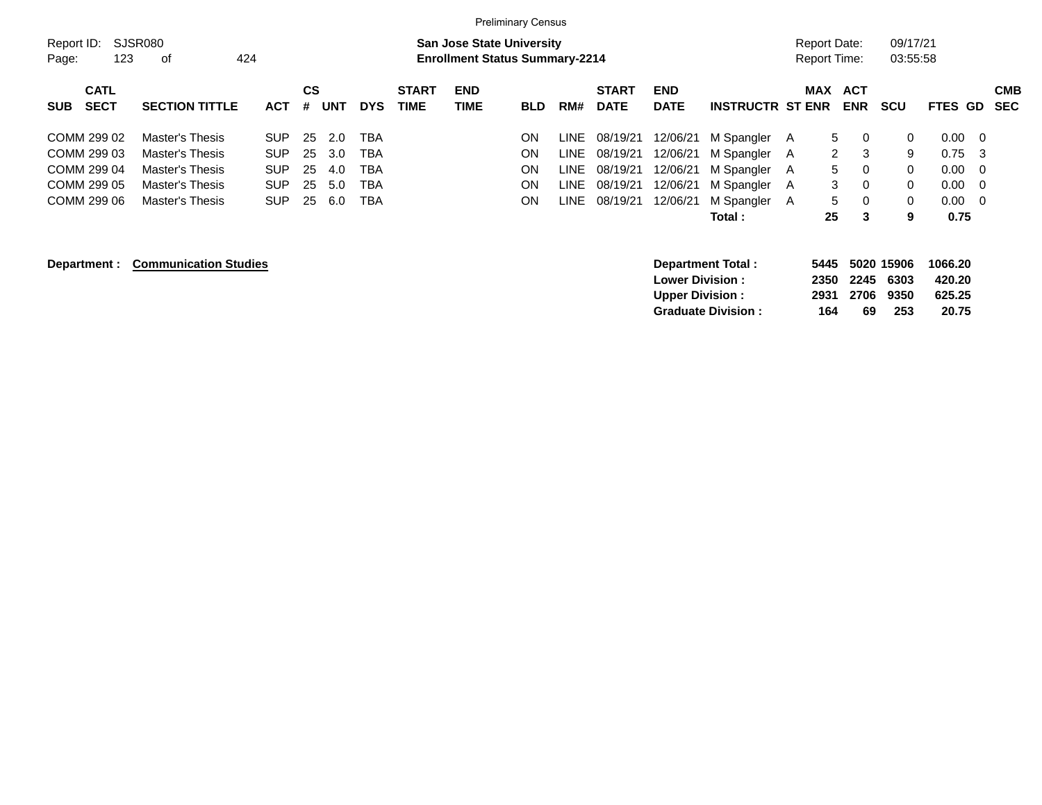Preliminary Census

Report ID: SJSR080

**San Jose State University**
**Enrollment Status Summary-2214**

Report Date: 09/17/21
Report Time: 03:55:58

| SUB | CATL SECT | SECTION TITTLE | ACT | CS # | UNT | DYS | START TIME | END TIME | BLD | RM# | START DATE | END DATE | INSTRUCTR | ST | MAX ENR | ACT ENR | SCU | FTES | GD | CMB SEC |
|---|---|---|---|---|---|---|---|---|---|---|---|---|---|---|---|---|---|---|---|---|
| COMM | 299 02 | Master's Thesis | SUP | 25 | 2.0 | TBA | | | ON | LINE | 08/19/21 | 12/06/21 | M Spangler | A | 5 | 0 | 0 | 0.00 | 0 | |
| COMM | 299 03 | Master's Thesis | SUP | 25 | 3.0 | TBA | | | ON | LINE | 08/19/21 | 12/06/21 | M Spangler | A | 2 | 3 | 9 | 0.75 | 3 | |
| COMM | 299 04 | Master's Thesis | SUP | 25 | 4.0 | TBA | | | ON | LINE | 08/19/21 | 12/06/21 | M Spangler | A | 5 | 0 | 0 | 0.00 | 0 | |
| COMM | 299 05 | Master's Thesis | SUP | 25 | 5.0 | TBA | | | ON | LINE | 08/19/21 | 12/06/21 | M Spangler | A | 3 | 0 | 0 | 0.00 | 0 | |
| COMM | 299 06 | Master's Thesis | SUP | 25 | 6.0 | TBA | | | ON | LINE | 08/19/21 | 12/06/21 | M Spangler | A | 5 | 0 | 0 | 0.00 | 0 | |
| | | | | | | | | | | | | | **Total :** | | **25** | **3** | **9** | **0.75** | | |

**Department :** **Communication Studies**

| | MAX ENR | ACT ENR | SCU | FTES |
|---|---|---|---|---|
| **Department Total :** | **5445** | **5020** | **15906** | **1066.20** |
| **Lower Division :** | **2350** | **2245** | **6303** | **420.20** |
| **Upper Division :** | **2931** | **2706** | **9350** | **625.25** |
| **Graduate Division :** | **164** | **69** | **253** | **20.75** |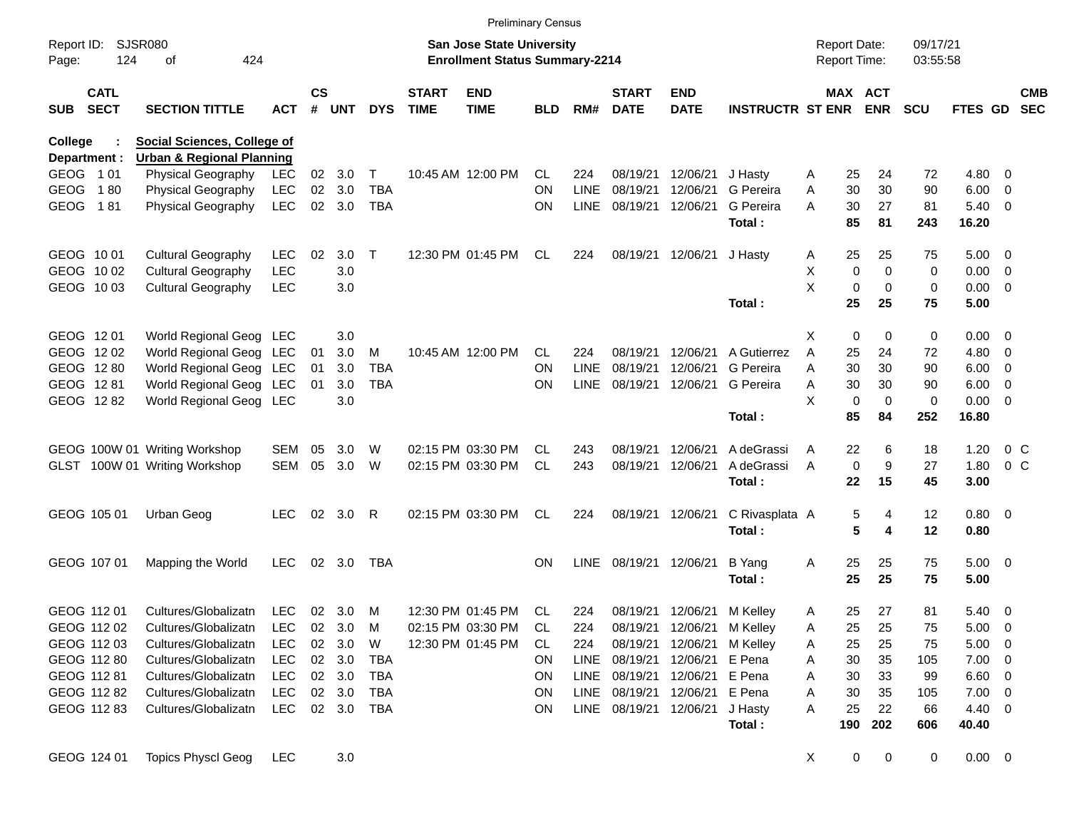Preliminary Census

Report ID: SJSR080
Page: 124 of 424

**San Jose State University**
**Enrollment Status Summary-2214**

Report Date: 09/17/21
Report Time: 03:55:58

| SUB | CATL SECT | SECTION TITTLE | ACT | CS # | UNT | DYS | START TIME | END TIME | BLD | RM# | START DATE | END DATE | INSTRUCTR | ST | MAX ENR | ACT ENR | SCU | FTES | GD | CMB SEC |
|---|---|---|---|---|---|---|---|---|---|---|---|---|---|---|---|---|---|---|---|---|
| **College :** | | **Social Sciences, College of** | | | | | | | | | | | | | | | | | | |
| **Department :** | | **Urban & Regional Planning** | | | | | | | | | | | | | | | | | | |
| GEOG | 1 01 | Physical Geography | LEC | 02 | 3.0 | T | 10:45 AM | 12:00 PM | CL | 224 | 08/19/21 | 12/06/21 | J Hasty | A | 25 | 24 | 72 | 4.80 | 0 | |
| GEOG | 1 80 | Physical Geography | LEC | 02 | 3.0 | TBA | | | ON | LINE | 08/19/21 | 12/06/21 | G Pereira | A | 30 | 30 | 90 | 6.00 | 0 | |
| GEOG | 1 81 | Physical Geography | LEC | 02 | 3.0 | TBA | | | ON | LINE | 08/19/21 | 12/06/21 | G Pereira | A | 30 | 27 | 81 | 5.40 | 0 | |
| | | | | | | | | | | | | | **Total :** | | **85** | **81** | **243** | **16.20** | | |
| GEOG | 10 01 | Cultural Geography | LEC | 02 | 3.0 | T | 12:30 PM | 01:45 PM | CL | 224 | 08/19/21 | 12/06/21 | J Hasty | A | 25 | 25 | 75 | 5.00 | 0 | |
| GEOG | 10 02 | Cultural Geography | LEC | | 3.0 | | | | | | | | | X | 0 | 0 | 0 | 0.00 | 0 | |
| GEOG | 10 03 | Cultural Geography | LEC | | 3.0 | | | | | | | | | X | 0 | 0 | 0 | 0.00 | 0 | |
| | | | | | | | | | | | | | **Total :** | | **25** | **25** | **75** | **5.00** | | |
| GEOG | 12 01 | World Regional Geog | LEC | | 3.0 | | | | | | | | | X | 0 | 0 | 0 | 0.00 | 0 | |
| GEOG | 12 02 | World Regional Geog | LEC | 01 | 3.0 | M | 10:45 AM | 12:00 PM | CL | 224 | 08/19/21 | 12/06/21 | A Gutierrez | A | 25 | 24 | 72 | 4.80 | 0 | |
| GEOG | 12 80 | World Regional Geog | LEC | 01 | 3.0 | TBA | | | ON | LINE | 08/19/21 | 12/06/21 | G Pereira | A | 30 | 30 | 90 | 6.00 | 0 | |
| GEOG | 12 81 | World Regional Geog | LEC | 01 | 3.0 | TBA | | | ON | LINE | 08/19/21 | 12/06/21 | G Pereira | A | 30 | 30 | 90 | 6.00 | 0 | |
| GEOG | 12 82 | World Regional Geog | LEC | | 3.0 | | | | | | | | | X | 0 | 0 | 0 | 0.00 | 0 | |
| | | | | | | | | | | | | | **Total :** | | **85** | **84** | **252** | **16.80** | | |
| GEOG | 100W 01 | Writing Workshop | SEM | 05 | 3.0 | W | 02:15 PM | 03:30 PM | CL | 243 | 08/19/21 | 12/06/21 | A deGrassi | A | 22 | 6 | 18 | 1.20 | 0 | C |
| GLST | 100W 01 | Writing Workshop | SEM | 05 | 3.0 | W | 02:15 PM | 03:30 PM | CL | 243 | 08/19/21 | 12/06/21 | A deGrassi | A | 0 | 9 | 27 | 1.80 | 0 | C |
| | | | | | | | | | | | | | **Total :** | | **22** | **15** | **45** | **3.00** | | |
| GEOG | 105 01 | Urban Geog | LEC | 02 | 3.0 | R | 02:15 PM | 03:30 PM | CL | 224 | 08/19/21 | 12/06/21 | C Rivasplata | A | 5 | 4 | 12 | 0.80 | 0 | |
| | | | | | | | | | | | | | **Total :** | | **5** | **4** | **12** | **0.80** | | |
| GEOG | 107 01 | Mapping the World | LEC | 02 | 3.0 | TBA | | | ON | LINE | 08/19/21 | 12/06/21 | B Yang | A | 25 | 25 | 75 | 5.00 | 0 | |
| | | | | | | | | | | | | | **Total :** | | **25** | **25** | **75** | **5.00** | | |
| GEOG | 112 01 | Cultures/Globalizatn | LEC | 02 | 3.0 | M | 12:30 PM | 01:45 PM | CL | 224 | 08/19/21 | 12/06/21 | M Kelley | A | 25 | 27 | 81 | 5.40 | 0 | |
| GEOG | 112 02 | Cultures/Globalizatn | LEC | 02 | 3.0 | M | 02:15 PM | 03:30 PM | CL | 224 | 08/19/21 | 12/06/21 | M Kelley | A | 25 | 25 | 75 | 5.00 | 0 | |
| GEOG | 112 03 | Cultures/Globalizatn | LEC | 02 | 3.0 | W | 12:30 PM | 01:45 PM | CL | 224 | 08/19/21 | 12/06/21 | M Kelley | A | 25 | 25 | 75 | 5.00 | 0 | |
| GEOG | 112 80 | Cultures/Globalizatn | LEC | 02 | 3.0 | TBA | | | ON | LINE | 08/19/21 | 12/06/21 | E Pena | A | 30 | 35 | 105 | 7.00 | 0 | |
| GEOG | 112 81 | Cultures/Globalizatn | LEC | 02 | 3.0 | TBA | | | ON | LINE | 08/19/21 | 12/06/21 | E Pena | A | 30 | 33 | 99 | 6.60 | 0 | |
| GEOG | 112 82 | Cultures/Globalizatn | LEC | 02 | 3.0 | TBA | | | ON | LINE | 08/19/21 | 12/06/21 | E Pena | A | 30 | 35 | 105 | 7.00 | 0 | |
| GEOG | 112 83 | Cultures/Globalizatn | LEC | 02 | 3.0 | TBA | | | ON | LINE | 08/19/21 | 12/06/21 | J Hasty | A | 25 | 22 | 66 | 4.40 | 0 | |
| | | | | | | | | | | | | | **Total :** | | **190** | **202** | **606** | **40.40** | | |
| GEOG | 124 01 | Topics Physcl Geog | LEC | | 3.0 | | | | | | | | | X | 0 | 0 | 0 | 0.00 | 0 | |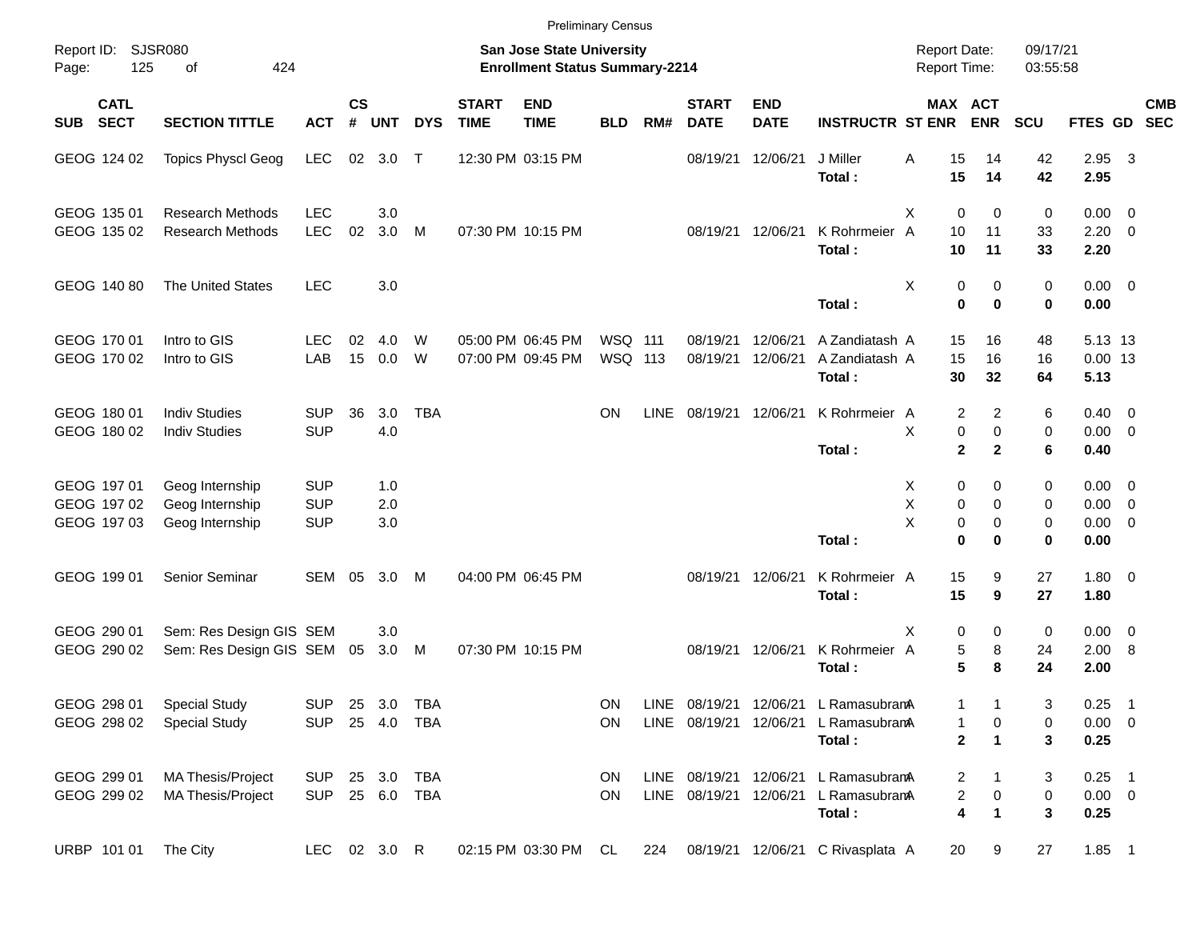Preliminary Census

Report ID: SJSR080
Page: 125 of 424

**San Jose State University**
**Enrollment Status Summary-2214**

Report Date: 09/17/21
Report Time: 03:55:58

| SUB | CATL SECT | SECTION TITTLE | ACT | CS # | UNT | DYS | START TIME | END TIME | BLD | RM# | START DATE | END DATE | INSTRUCTR | ST | MAX ENR | ACT ENR | SCU | FTES | GD | CMB SEC |
|---|---|---|---|---|---|---|---|---|---|---|---|---|---|---|---|---|---|---|---|---|
| GEOG | 124 02 | Topics Physcl Geog | LEC | 02 | 3.0 | T | 12:30 PM | 03:15 PM | | | 08/19/21 | 12/06/21 | J Miller | A | 15 | 14 | 42 | 2.95 | 3 | |
| | | | | | | | | | | | | | **Total :** | | **15** | **14** | **42** | **2.95** | | |
| GEOG | 135 01 | Research Methods | LEC | | 3.0 | | | | | | | | | X | 0 | 0 | 0 | 0.00 | 0 | |
| GEOG | 135 02 | Research Methods | LEC | 02 | 3.0 | M | 07:30 PM | 10:15 PM | | | 08/19/21 | 12/06/21 | K Rohrmeier | A | 10 | 11 | 33 | 2.20 | 0 | |
| | | | | | | | | | | | | | **Total :** | | **10** | **11** | **33** | **2.20** | | |
| GEOG | 140 80 | The United States | LEC | | 3.0 | | | | | | | | | X | 0 | 0 | 0 | 0.00 | 0 | |
| | | | | | | | | | | | | | **Total :** | | **0** | **0** | **0** | **0.00** | | |
| GEOG | 170 01 | Intro to GIS | LEC | 02 | 4.0 | W | 05:00 PM | 06:45 PM | WSQ | 111 | 08/19/21 | 12/06/21 | A Zandiatash | A | 15 | 16 | 48 | 5.13 | 13 | |
| GEOG | 170 02 | Intro to GIS | LAB | 15 | 0.0 | W | 07:00 PM | 09:45 PM | WSQ | 113 | 08/19/21 | 12/06/21 | A Zandiatash | A | 15 | 16 | 16 | 0.00 | 13 | |
| | | | | | | | | | | | | | **Total :** | | **30** | **32** | **64** | **5.13** | | |
| GEOG | 180 01 | Indiv Studies | SUP | 36 | 3.0 | TBA | | | ON | LINE | 08/19/21 | 12/06/21 | K Rohrmeier | A | 2 | 2 | 6 | 0.40 | 0 | |
| GEOG | 180 02 | Indiv Studies | SUP | | 4.0 | | | | | | | | | X | 0 | 0 | 0 | 0.00 | 0 | |
| | | | | | | | | | | | | | **Total :** | | **2** | **2** | **6** | **0.40** | | |
| GEOG | 197 01 | Geog Internship | SUP | | 1.0 | | | | | | | | | X | 0 | 0 | 0 | 0.00 | 0 | |
| GEOG | 197 02 | Geog Internship | SUP | | 2.0 | | | | | | | | | X | 0 | 0 | 0 | 0.00 | 0 | |
| GEOG | 197 03 | Geog Internship | SUP | | 3.0 | | | | | | | | | X | 0 | 0 | 0 | 0.00 | 0 | |
| | | | | | | | | | | | | | **Total :** | | **0** | **0** | **0** | **0.00** | | |
| GEOG | 199 01 | Senior Seminar | SEM | 05 | 3.0 | M | 04:00 PM | 06:45 PM | | | 08/19/21 | 12/06/21 | K Rohrmeier | A | 15 | 9 | 27 | 1.80 | 0 | |
| | | | | | | | | | | | | | **Total :** | | **15** | **9** | **27** | **1.80** | | |
| GEOG | 290 01 | Sem: Res Design GIS | SEM | | 3.0 | | | | | | | | | X | 0 | 0 | 0 | 0.00 | 0 | |
| GEOG | 290 02 | Sem: Res Design GIS | SEM | 05 | 3.0 | M | 07:30 PM | 10:15 PM | | | 08/19/21 | 12/06/21 | K Rohrmeier | A | 5 | 8 | 24 | 2.00 | 8 | |
| | | | | | | | | | | | | | **Total :** | | **5** | **8** | **24** | **2.00** | | |
| GEOG | 298 01 | Special Study | SUP | 25 | 3.0 | TBA | | | ON | LINE | 08/19/21 | 12/06/21 | L Ramasubram | A | 1 | 1 | 3 | 0.25 | 1 | |
| GEOG | 298 02 | Special Study | SUP | 25 | 4.0 | TBA | | | ON | LINE | 08/19/21 | 12/06/21 | L Ramasubram | A | 1 | 0 | 0 | 0.00 | 0 | |
| | | | | | | | | | | | | | **Total :** | | **2** | **1** | **3** | **0.25** | | |
| GEOG | 299 01 | MA Thesis/Project | SUP | 25 | 3.0 | TBA | | | ON | LINE | 08/19/21 | 12/06/21 | L Ramasubram | A | 2 | 1 | 3 | 0.25 | 1 | |
| GEOG | 299 02 | MA Thesis/Project | SUP | 25 | 6.0 | TBA | | | ON | LINE | 08/19/21 | 12/06/21 | L Ramasubram | A | 2 | 0 | 0 | 0.00 | 0 | |
| | | | | | | | | | | | | | **Total :** | | **4** | **1** | **3** | **0.25** | | |
| URBP | 101 01 | The City | LEC | 02 | 3.0 | R | 02:15 PM | 03:30 PM | CL | 224 | 08/19/21 | 12/06/21 | C Rivasplata | A | 20 | 9 | 27 | 1.85 | 1 | |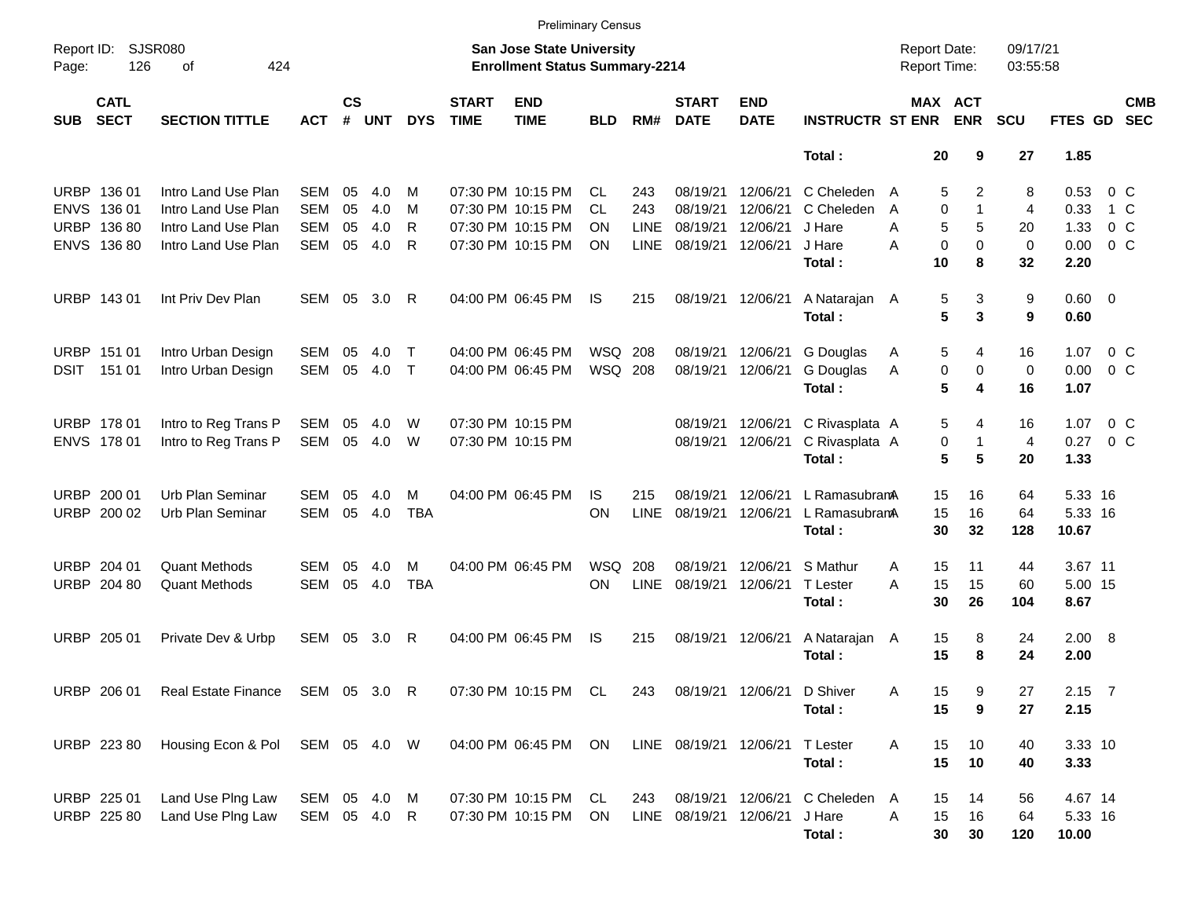Preliminary Census

Report ID: SJSR080

**San Jose State University**
**Enrollment Status Summary-2214**

Report Date: 09/17/21
Report Time: 03:55:58

| SUB | CATL SECT | SECTION TITTLE | ACT | CS # | UNT | DYS | START TIME | END TIME | BLD | RM# | START DATE | END DATE | INSTRUCTR | ST | MAX ENR | ACT ENR | SCU | FTES | GD | CMB SEC |
|---|---|---|---|---|---|---|---|---|---|---|---|---|---|---|---|---|---|---|---|---|
| | | | | | | | | | | | | | **Total :** | | **20** | **9** | **27** | **1.85** | | |
| URBP | 136 01 | Intro Land Use Plan | SEM | 05 | 4.0 | M | 07:30 PM | 10:15 PM | CL | 243 | 08/19/21 | 12/06/21 | C Cheleden | A | 5 | 2 | 8 | 0.53 | 0 | C |
| ENVS | 136 01 | Intro Land Use Plan | SEM | 05 | 4.0 | M | 07:30 PM | 10:15 PM | CL | 243 | 08/19/21 | 12/06/21 | C Cheleden | A | 0 | 1 | 4 | 0.33 | 1 | C |
| URBP | 136 80 | Intro Land Use Plan | SEM | 05 | 4.0 | R | 07:30 PM | 10:15 PM | ON | LINE | 08/19/21 | 12/06/21 | J Hare | A | 5 | 5 | 20 | 1.33 | 0 | C |
| ENVS | 136 80 | Intro Land Use Plan | SEM | 05 | 4.0 | R | 07:30 PM | 10:15 PM | ON | LINE | 08/19/21 | 12/06/21 | J Hare | A | 0 | 0 | 0 | 0.00 | 0 | C |
| | | | | | | | | | | | | | **Total :** | | **10** | **8** | **32** | **2.20** | | |
| URBP | 143 01 | Int Priv Dev Plan | SEM | 05 | 3.0 | R | 04:00 PM | 06:45 PM | IS | 215 | 08/19/21 | 12/06/21 | A Natarajan | A | 5 | 3 | 9 | 0.60 | 0 | |
| | | | | | | | | | | | | | **Total :** | | **5** | **3** | **9** | **0.60** | | |
| URBP | 151 01 | Intro Urban Design | SEM | 05 | 4.0 | T | 04:00 PM | 06:45 PM | WSQ | 208 | 08/19/21 | 12/06/21 | G Douglas | A | 5 | 4 | 16 | 1.07 | 0 | C |
| DSIT | 151 01 | Intro Urban Design | SEM | 05 | 4.0 | T | 04:00 PM | 06:45 PM | WSQ | 208 | 08/19/21 | 12/06/21 | G Douglas | A | 0 | 0 | 0 | 0.00 | 0 | C |
| | | | | | | | | | | | | | **Total :** | | **5** | **4** | **16** | **1.07** | | |
| URBP | 178 01 | Intro to Reg Trans P | SEM | 05 | 4.0 | W | 07:30 PM | 10:15 PM | | | 08/19/21 | 12/06/21 | C Rivasplata | A | 5 | 4 | 16 | 1.07 | 0 | C |
| ENVS | 178 01 | Intro to Reg Trans P | SEM | 05 | 4.0 | W | 07:30 PM | 10:15 PM | | | 08/19/21 | 12/06/21 | C Rivasplata | A | 0 | 1 | 4 | 0.27 | 0 | C |
| | | | | | | | | | | | | | **Total :** | | **5** | **5** | **20** | **1.33** | | |
| URBP | 200 01 | Urb Plan Seminar | SEM | 05 | 4.0 | M | 04:00 PM | 06:45 PM | IS | 215 | 08/19/21 | 12/06/21 | L Ramasubram | A | 15 | 16 | 64 | 5.33 | 16 | |
| URBP | 200 02 | Urb Plan Seminar | SEM | 05 | 4.0 | TBA | | | ON | LINE | 08/19/21 | 12/06/21 | L Ramasubram | A | 15 | 16 | 64 | 5.33 | 16 | |
| | | | | | | | | | | | | | **Total :** | | **30** | **32** | **128** | **10.67** | | |
| URBP | 204 01 | Quant Methods | SEM | 05 | 4.0 | M | 04:00 PM | 06:45 PM | WSQ | 208 | 08/19/21 | 12/06/21 | S Mathur | A | 15 | 11 | 44 | 3.67 | 11 | |
| URBP | 204 80 | Quant Methods | SEM | 05 | 4.0 | TBA | | | ON | LINE | 08/19/21 | 12/06/21 | T Lester | A | 15 | 15 | 60 | 5.00 | 15 | |
| | | | | | | | | | | | | | **Total :** | | **30** | **26** | **104** | **8.67** | | |
| URBP | 205 01 | Private Dev & Urbp | SEM | 05 | 3.0 | R | 04:00 PM | 06:45 PM | IS | 215 | 08/19/21 | 12/06/21 | A Natarajan | A | 15 | 8 | 24 | 2.00 | 8 | |
| | | | | | | | | | | | | | **Total :** | | **15** | **8** | **24** | **2.00** | | |
| URBP | 206 01 | Real Estate Finance | SEM | 05 | 3.0 | R | 07:30 PM | 10:15 PM | CL | 243 | 08/19/21 | 12/06/21 | D Shiver | A | 15 | 9 | 27 | 2.15 | 7 | |
| | | | | | | | | | | | | | **Total :** | | **15** | **9** | **27** | **2.15** | | |
| URBP | 223 80 | Housing Econ & Pol | SEM | 05 | 4.0 | W | 04:00 PM | 06:45 PM | ON | LINE | 08/19/21 | 12/06/21 | T Lester | A | 15 | 10 | 40 | 3.33 | 10 | |
| | | | | | | | | | | | | | **Total :** | | **15** | **10** | **40** | **3.33** | | |
| URBP | 225 01 | Land Use Plng Law | SEM | 05 | 4.0 | M | 07:30 PM | 10:15 PM | CL | 243 | 08/19/21 | 12/06/21 | C Cheleden | A | 15 | 14 | 56 | 4.67 | 14 | |
| URBP | 225 80 | Land Use Plng Law | SEM | 05 | 4.0 | R | 07:30 PM | 10:15 PM | ON | LINE | 08/19/21 | 12/06/21 | J Hare | A | 15 | 16 | 64 | 5.33 | 16 | |
| | | | | | | | | | | | | | **Total :** | | **30** | **30** | **120** | **10.00** | | |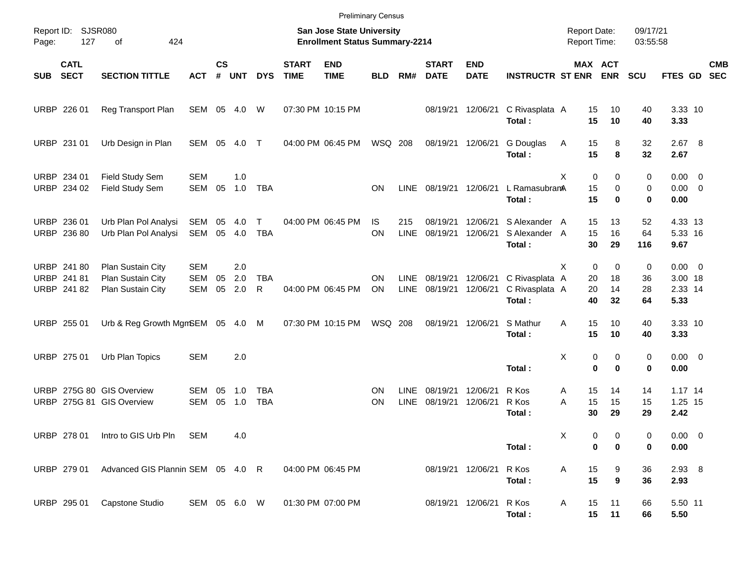Preliminary Census

Report ID: SJSR080

**San Jose State University**
**Enrollment Status Summary-2214**

Report Date: 09/17/21
Report Time: 03:55:58

| SUB | CATL SECT | SECTION TITTLE | ACT | CS # | UNT | DYS | START TIME | END TIME | BLD | RM# | START DATE | END DATE | INSTRUCTR | ST | MAX ENR | ACT ENR | SCU | FTES | GD | CMB SEC |
|---|---|---|---|---|---|---|---|---|---|---|---|---|---|---|---|---|---|---|---|---|
| URBP | 226 01 | Reg Transport Plan | SEM | 05 | 4.0 | W | 07:30 PM | 10:15 PM | | | 08/19/21 | 12/06/21 | C Rivasplata | A | 15 | 10 | 40 | 3.33 | 10 | |
| | | | | | | | | | | | | | **Total :** | | **15** | **10** | **40** | **3.33** | | |
| URBP | 231 01 | Urb Design in Plan | SEM | 05 | 4.0 | T | 04:00 PM | 06:45 PM | WSQ | 208 | 08/19/21 | 12/06/21 | G Douglas | A | 15 | 8 | 32 | 2.67 | 8 | |
| | | | | | | | | | | | | | **Total :** | | **15** | **8** | **32** | **2.67** | | |
| URBP | 234 01 | Field Study Sem | SEM | | 1.0 | | | | | | | | | X | 0 | 0 | 0 | 0.00 | 0 | |
| URBP | 234 02 | Field Study Sem | SEM | 05 | 1.0 | TBA | | | ON | LINE | 08/19/21 | 12/06/21 | L Ramasubram | A | 15 | 0 | 0 | 0.00 | 0 | |
| | | | | | | | | | | | | | **Total :** | | **15** | **0** | **0** | **0.00** | | |
| URBP | 236 01 | Urb Plan Pol Analysi | SEM | 05 | 4.0 | T | 04:00 PM | 06:45 PM | IS | 215 | 08/19/21 | 12/06/21 | S Alexander | A | 15 | 13 | 52 | 4.33 | 13 | |
| URBP | 236 80 | Urb Plan Pol Analysi | SEM | 05 | 4.0 | TBA | | | ON | LINE | 08/19/21 | 12/06/21 | S Alexander | A | 15 | 16 | 64 | 5.33 | 16 | |
| | | | | | | | | | | | | | **Total :** | | **30** | **29** | **116** | **9.67** | | |
| URBP | 241 80 | Plan Sustain City | SEM | | 2.0 | | | | | | | | | X | 0 | 0 | 0 | 0.00 | 0 | |
| URBP | 241 81 | Plan Sustain City | SEM | 05 | 2.0 | TBA | | | ON | LINE | 08/19/21 | 12/06/21 | C Rivasplata | A | 20 | 18 | 36 | 3.00 | 18 | |
| URBP | 241 82 | Plan Sustain City | SEM | 05 | 2.0 | R | 04:00 PM | 06:45 PM | ON | LINE | 08/19/21 | 12/06/21 | C Rivasplata | A | 20 | 14 | 28 | 2.33 | 14 | |
| | | | | | | | | | | | | | **Total :** | | **40** | **32** | **64** | **5.33** | | |
| URBP | 255 01 | Urb & Reg Growth Mgm | SEM | 05 | 4.0 | M | 07:30 PM | 10:15 PM | WSQ | 208 | 08/19/21 | 12/06/21 | S Mathur | A | 15 | 10 | 40 | 3.33 | 10 | |
| | | | | | | | | | | | | | **Total :** | | **15** | **10** | **40** | **3.33** | | |
| URBP | 275 01 | Urb Plan Topics | SEM | | 2.0 | | | | | | | | | X | 0 | 0 | 0 | 0.00 | 0 | |
| | | | | | | | | | | | | | **Total :** | | **0** | **0** | **0** | **0.00** | | |
| URBP | 275G 80 | GIS Overview | SEM | 05 | 1.0 | TBA | | | ON | LINE | 08/19/21 | 12/06/21 | R Kos | A | 15 | 14 | 14 | 1.17 | 14 | |
| URBP | 275G 81 | GIS Overview | SEM | 05 | 1.0 | TBA | | | ON | LINE | 08/19/21 | 12/06/21 | R Kos | A | 15 | 15 | 15 | 1.25 | 15 | |
| | | | | | | | | | | | | | **Total :** | | **30** | **29** | **29** | **2.42** | | |
| URBP | 278 01 | Intro to GIS Urb Pln | SEM | | 4.0 | | | | | | | | | X | 0 | 0 | 0 | 0.00 | 0 | |
| | | | | | | | | | | | | | **Total :** | | **0** | **0** | **0** | **0.00** | | |
| URBP | 279 01 | Advanced GIS Plannin | SEM | 05 | 4.0 | R | 04:00 PM | 06:45 PM | | | 08/19/21 | 12/06/21 | R Kos | A | 15 | 9 | 36 | 2.93 | 8 | |
| | | | | | | | | | | | | | **Total :** | | **15** | **9** | **36** | **2.93** | | |
| URBP | 295 01 | Capstone Studio | SEM | 05 | 6.0 | W | 01:30 PM | 07:00 PM | | | 08/19/21 | 12/06/21 | R Kos | A | 15 | 11 | 66 | 5.50 | 11 | |
| | | | | | | | | | | | | | **Total :** | | **15** | **11** | **66** | **5.50** | | |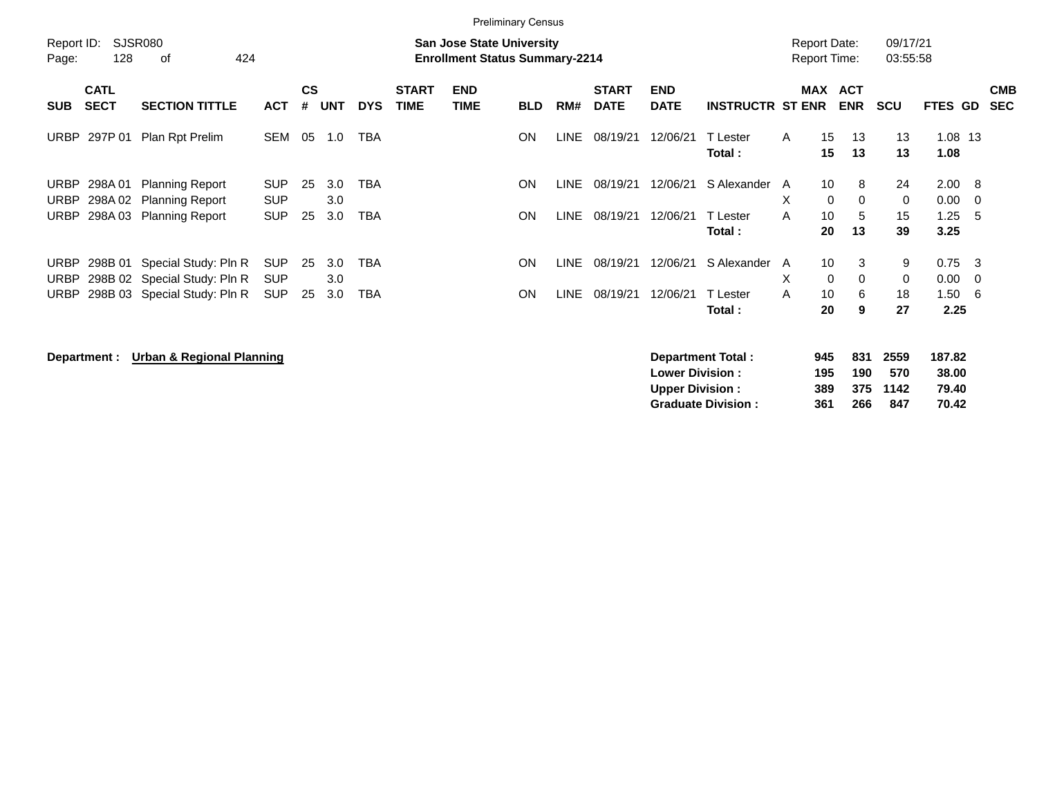Preliminary Census

Report ID: SJSR080

**San Jose State University**
**Enrollment Status Summary-2214**

Report Date: 09/17/21
Report Time: 03:55:58

| SUB | CATL SECT | SECTION TITTLE | ACT | CS # | UNT | DYS | START TIME | END TIME | BLD | RM# | START DATE | END DATE | INSTRUCTR | ST | MAX ENR | ACT ENR | SCU | FTES | GD | CMB SEC |
|---|---|---|---|---|---|---|---|---|---|---|---|---|---|---|---|---|---|---|---|---|
| URBP | 297P 01 | Plan Rpt Prelim | SEM | 05 | 1.0 | TBA | | | ON | LINE | 08/19/21 | 12/06/21 | T Lester | A | 15 | 13 | 13 | 1.08 | 13 | |
| | | | | | | | | | | | | | **Total :** | | **15** | **13** | **13** | **1.08** | | |
| URBP | 298A 01 | Planning Report | SUP | 25 | 3.0 | TBA | | | ON | LINE | 08/19/21 | 12/06/21 | S Alexander | A | 10 | 8 | 24 | 2.00 | 8 | |
| URBP | 298A 02 | Planning Report | SUP | | 3.0 | | | | | | | | | X | 0 | 0 | 0 | 0.00 | 0 | |
| URBP | 298A 03 | Planning Report | SUP | 25 | 3.0 | TBA | | | ON | LINE | 08/19/21 | 12/06/21 | T Lester | A | 10 | 5 | 15 | 1.25 | 5 | |
| | | | | | | | | | | | | | **Total :** | | **20** | **13** | **39** | **3.25** | | |
| URBP | 298B 01 | Special Study: Pln R | SUP | 25 | 3.0 | TBA | | | ON | LINE | 08/19/21 | 12/06/21 | S Alexander | A | 10 | 3 | 9 | 0.75 | 3 | |
| URBP | 298B 02 | Special Study: Pln R | SUP | | 3.0 | | | | | | | | | X | 0 | 0 | 0 | 0.00 | 0 | |
| URBP | 298B 03 | Special Study: Pln R | SUP | 25 | 3.0 | TBA | | | ON | LINE | 08/19/21 | 12/06/21 | T Lester | A | 10 | 6 | 18 | 1.50 | 6 | |
| | | | | | | | | | | | | | **Total :** | | **20** | **9** | **27** | **2.25** | | |

**Department : Urban & Regional Planning**

| | MAX ENR | ACT ENR | SCU | FTES |
|---|---|---|---|---|
| **Department Total :** | **945** | **831** | **2559** | **187.82** |
| **Lower Division :** | **195** | **190** | **570** | **38.00** |
| **Upper Division :** | **389** | **375** | **1142** | **79.40** |
| **Graduate Division :** | **361** | **266** | **847** | **70.42** |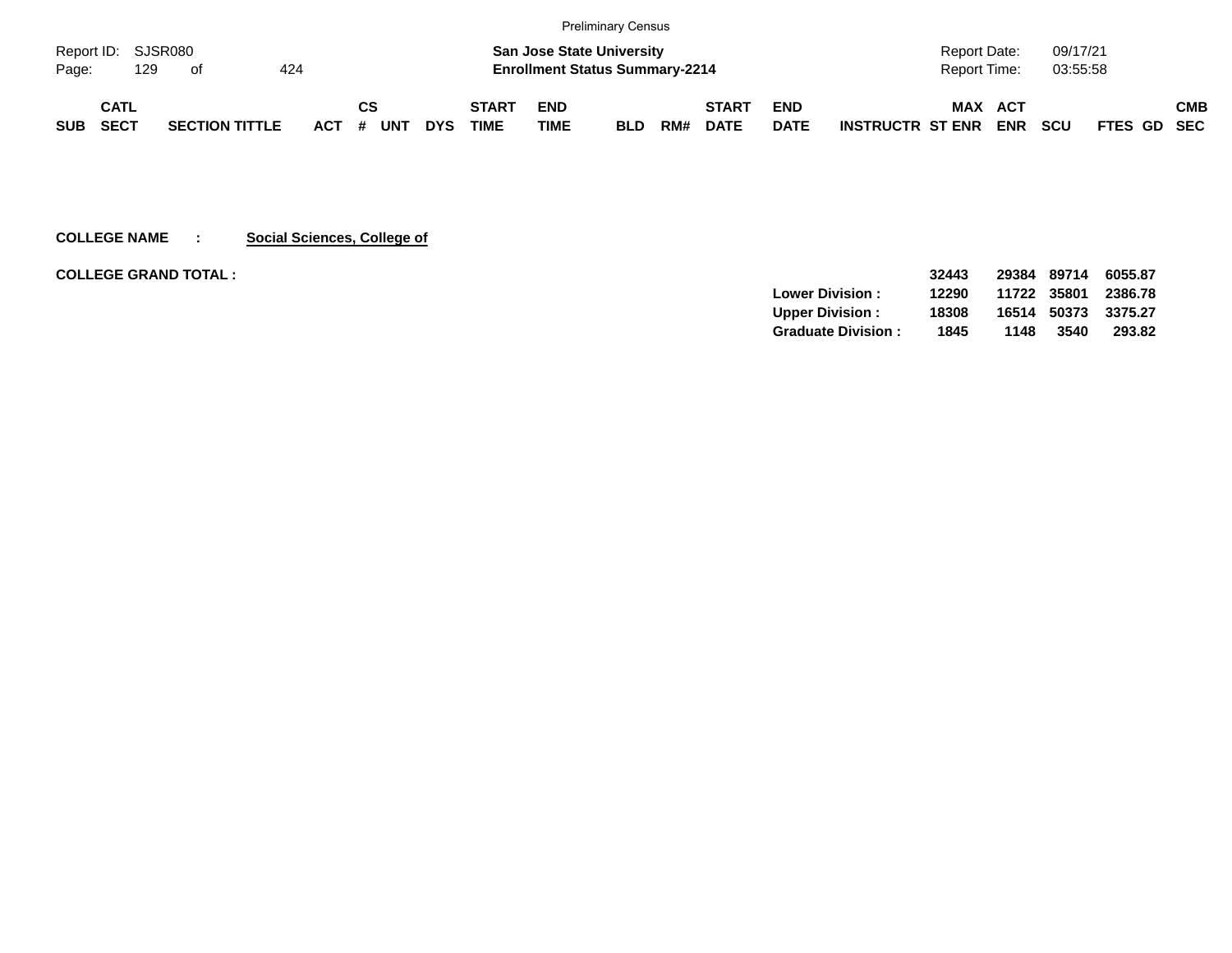| SUB | CATL SECT | SECTION TITTLE | ACT | CS # | UNT | DYS | START TIME | END TIME | BLD | RM# | START DATE | END DATE | INSTRUCTR | MAX ST ENR | ACT ENR | SCU | FTES | GD | CMB SEC |
|---|---|---|---|---|---|---|---|---|---|---|---|---|---|---|---|---|---|---|---|

**COLLEGE NAME : Social Sciences, College of**

**COLLEGE GRAND TOTAL :**

| | MAX ST ENR | ACT ENR | SCU | FTES |
|---|---|---|---|---|
| | **32443** | **29384** | **89714** | **6055.87** |
| **Lower Division :** | **12290** | **11722** | **35801** | **2386.78** |
| **Upper Division :** | **18308** | **16514** | **50373** | **3375.27** |
| **Graduate Division :** | **1845** | **1148** | **3540** | **293.82** |